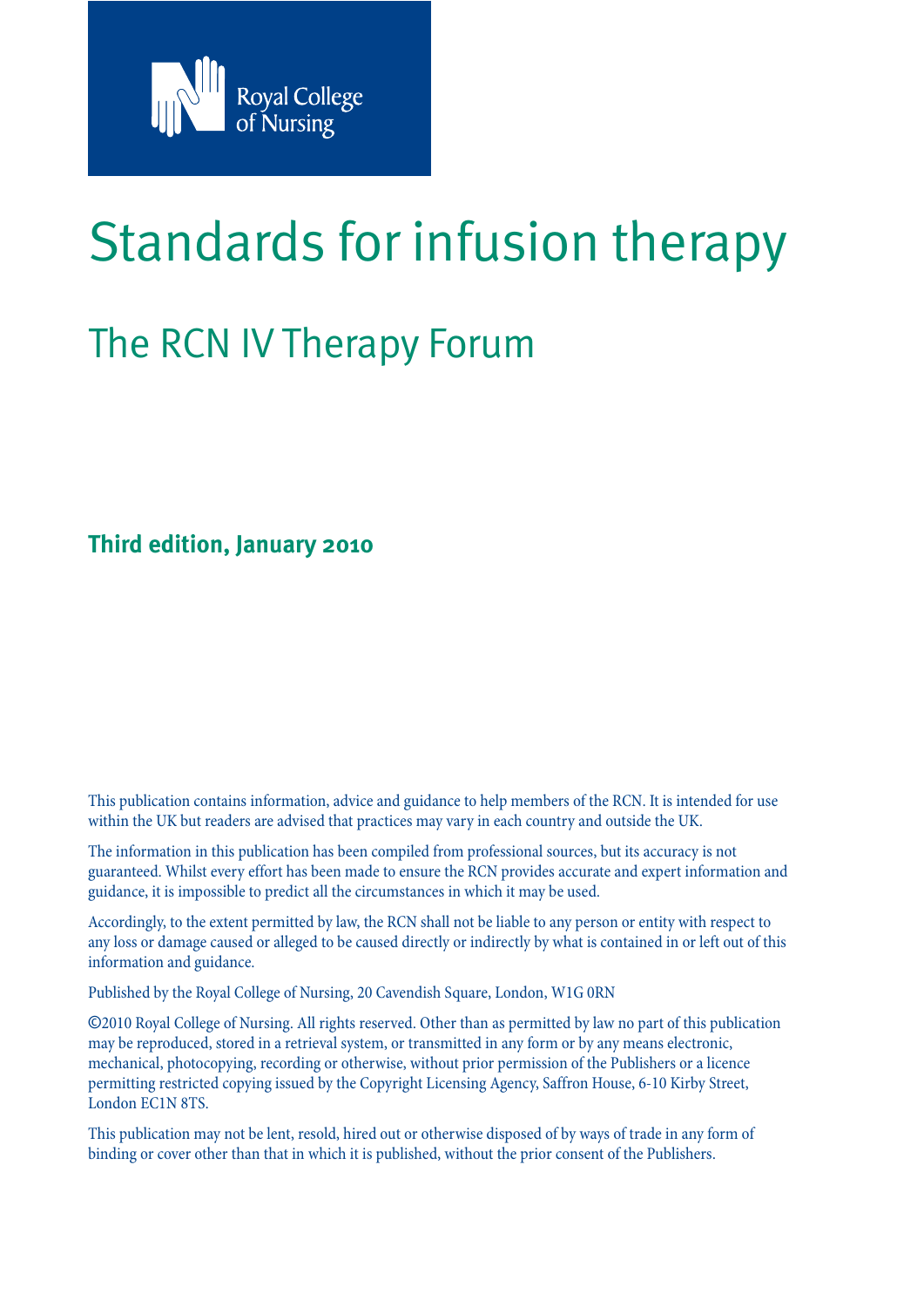Royal College of Nursing

# Standards for infusion therapy

## The RCN IV Therapy Forum

**Third edition, January 2010**

This publication contains information, advice and guidance to help members of the RCN. It is intended for use within the UK but readers are advised that practices may vary in each country and outside the UK.

The information in this publication has been compiled from professional sources, but its accuracy is not guaranteed. Whilst every effort has been made to ensure the RCN provides accurate and expert information and guidance, it is impossible to predict all the circumstances in which it may be used.

Accordingly, to the extent permitted by law, the RCN shall not be liable to any person or entity with respect to any loss or damage caused or alleged to be caused directly or indirectly by what is contained in or left out of this information and guidance.

Published by the Royal College of Nursing, 20 Cavendish Square, London, W1G 0RN

©2010 Royal College of Nursing. All rights reserved. Other than as permitted by law no part of this publication may be reproduced, stored in a retrieval system, or transmitted in any form or by any means electronic, mechanical, photocopying, recording or otherwise, without prior permission of the Publishers or a licence permitting restricted copying issued by the Copyright Licensing Agency, Saffron House, 6-10 Kirby Street, London EC1N 8TS.

This publication may not be lent, resold, hired out or otherwise disposed of by ways of trade in any form of binding or cover other than that in which it is published, without the prior consent of the Publishers.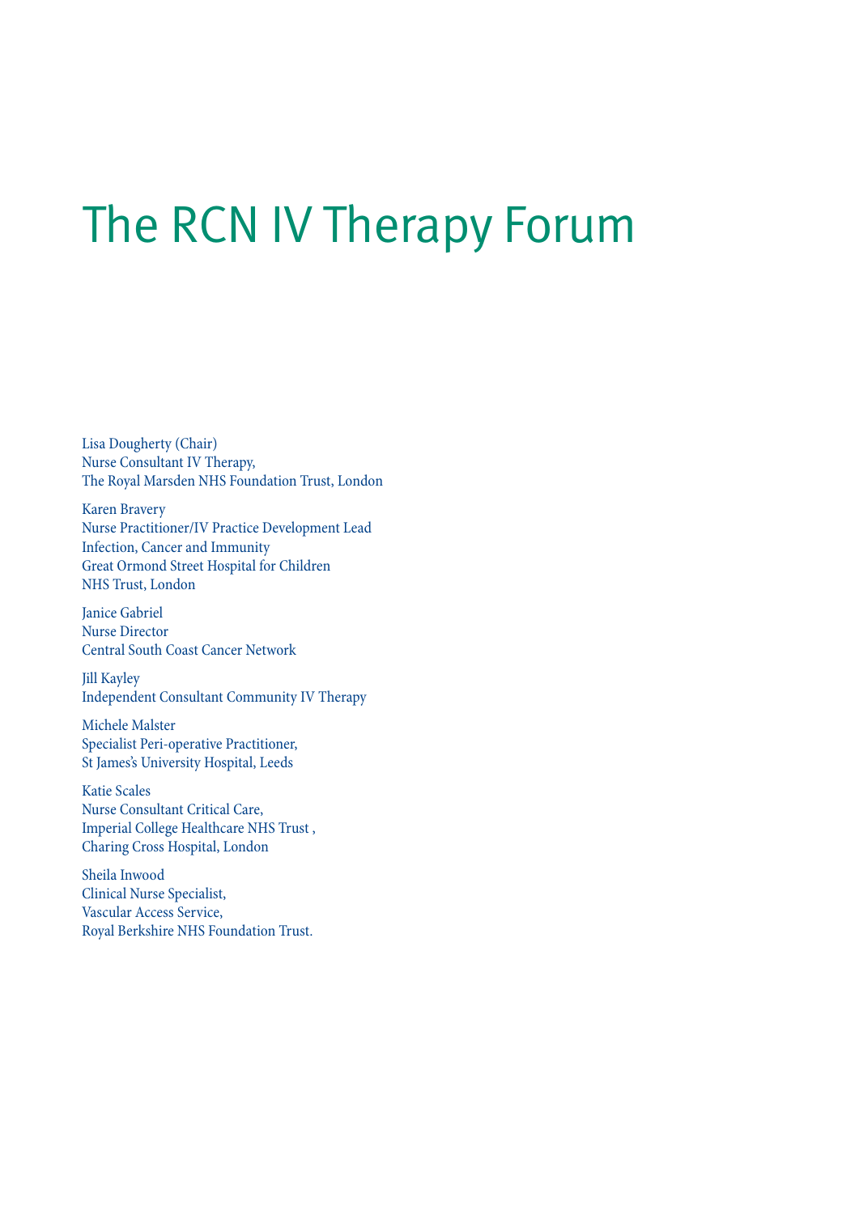# The RCN IV Therapy Forum

Lisa Dougherty (Chair)
Nurse Consultant IV Therapy,
The Royal Marsden NHS Foundation Trust, London

Karen Bravery
Nurse Practitioner/IV Practice Development Lead
Infection, Cancer and Immunity
Great Ormond Street Hospital for Children
NHS Trust, London

Janice Gabriel
Nurse Director
Central South Coast Cancer Network

Jill Kayley
Independent Consultant Community IV Therapy

Michele Malster
Specialist Peri-operative Practitioner,
St James's University Hospital, Leeds

Katie Scales
Nurse Consultant Critical Care,
Imperial College Healthcare NHS Trust ,
Charing Cross Hospital, London

Sheila Inwood
Clinical Nurse Specialist,
Vascular Access Service,
Royal Berkshire NHS Foundation Trust.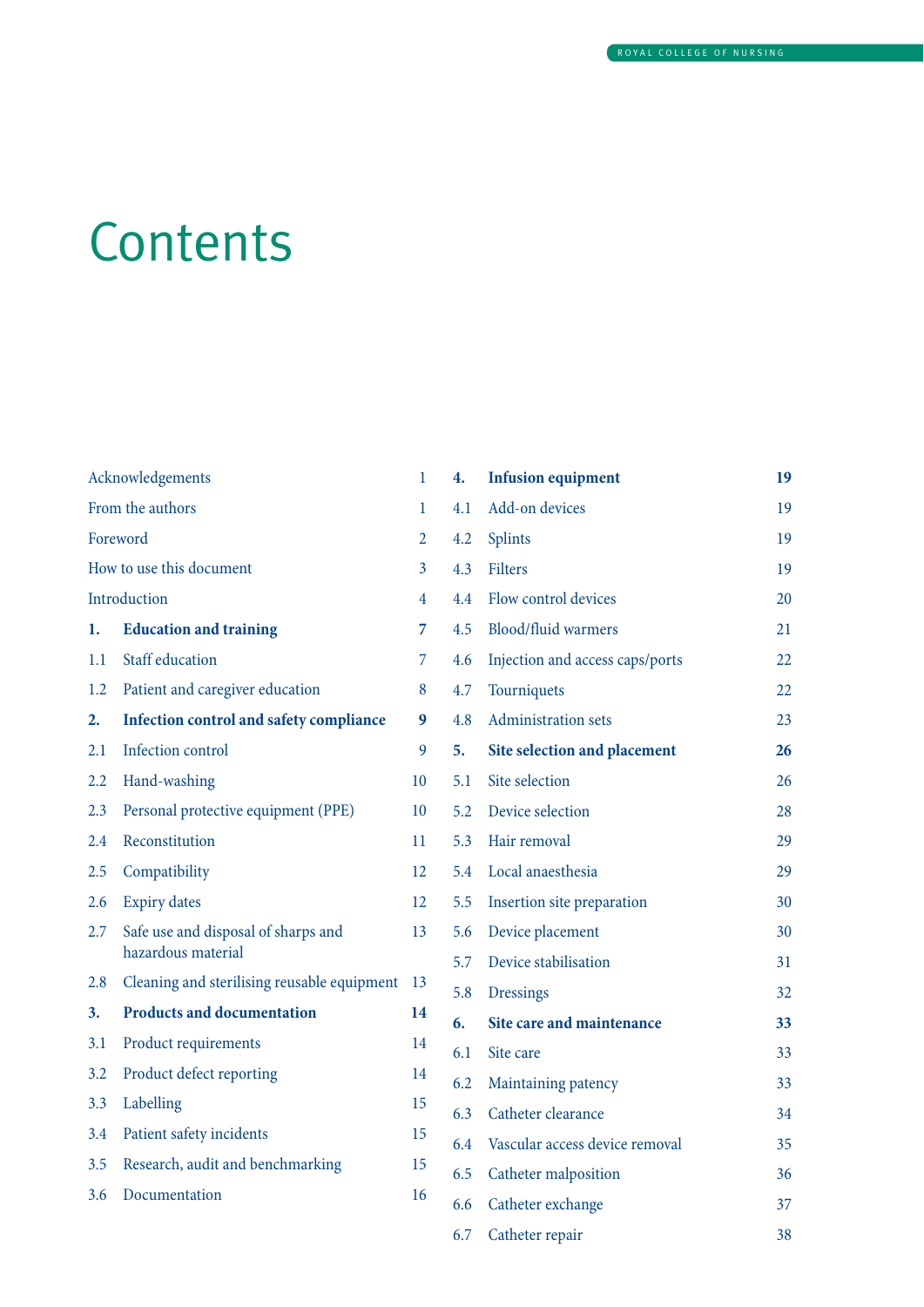# Contents

| | | |
|---|---|---|
| Acknowledgements | | 1 |
| From the authors | | 1 |
| Foreword | | 2 |
| How to use this document | | 3 |
| Introduction | | 4 |
| **1.** | **Education and training** | **7** |
| 1.1 | Staff education | 7 |
| 1.2 | Patient and caregiver education | 8 |
| **2.** | **Infection control and safety compliance** | **9** |
| 2.1 | Infection control | 9 |
| 2.2 | Hand-washing | 10 |
| 2.3 | Personal protective equipment (PPE) | 10 |
| 2.4 | Reconstitution | 11 |
| 2.5 | Compatibility | 12 |
| 2.6 | Expiry dates | 12 |
| 2.7 | Safe use and disposal of sharps and hazardous material | 13 |
| 2.8 | Cleaning and sterilising reusable equipment | 13 |
| **3.** | **Products and documentation** | **14** |
| 3.1 | Product requirements | 14 |
| 3.2 | Product defect reporting | 14 |
| 3.3 | Labelling | 15 |
| 3.4 | Patient safety incidents | 15 |
| 3.5 | Research, audit and benchmarking | 15 |
| 3.6 | Documentation | 16 |
| **4.** | **Infusion equipment** | **19** |
| 4.1 | Add-on devices | 19 |
| 4.2 | Splints | 19 |
| 4.3 | Filters | 19 |
| 4.4 | Flow control devices | 20 |
| 4.5 | Blood/fluid warmers | 21 |
| 4.6 | Injection and access caps/ports | 22 |
| 4.7 | Tourniquets | 22 |
| 4.8 | Administration sets | 23 |
| **5.** | **Site selection and placement** | **26** |
| 5.1 | Site selection | 26 |
| 5.2 | Device selection | 28 |
| 5.3 | Hair removal | 29 |
| 5.4 | Local anaesthesia | 29 |
| 5.5 | Insertion site preparation | 30 |
| 5.6 | Device placement | 30 |
| 5.7 | Device stabilisation | 31 |
| 5.8 | Dressings | 32 |
| **6.** | **Site care and maintenance** | **33** |
| 6.1 | Site care | 33 |
| 6.2 | Maintaining patency | 33 |
| 6.3 | Catheter clearance | 34 |
| 6.4 | Vascular access device removal | 35 |
| 6.5 | Catheter malposition | 36 |
| 6.6 | Catheter exchange | 37 |
| 6.7 | Catheter repair | 38 |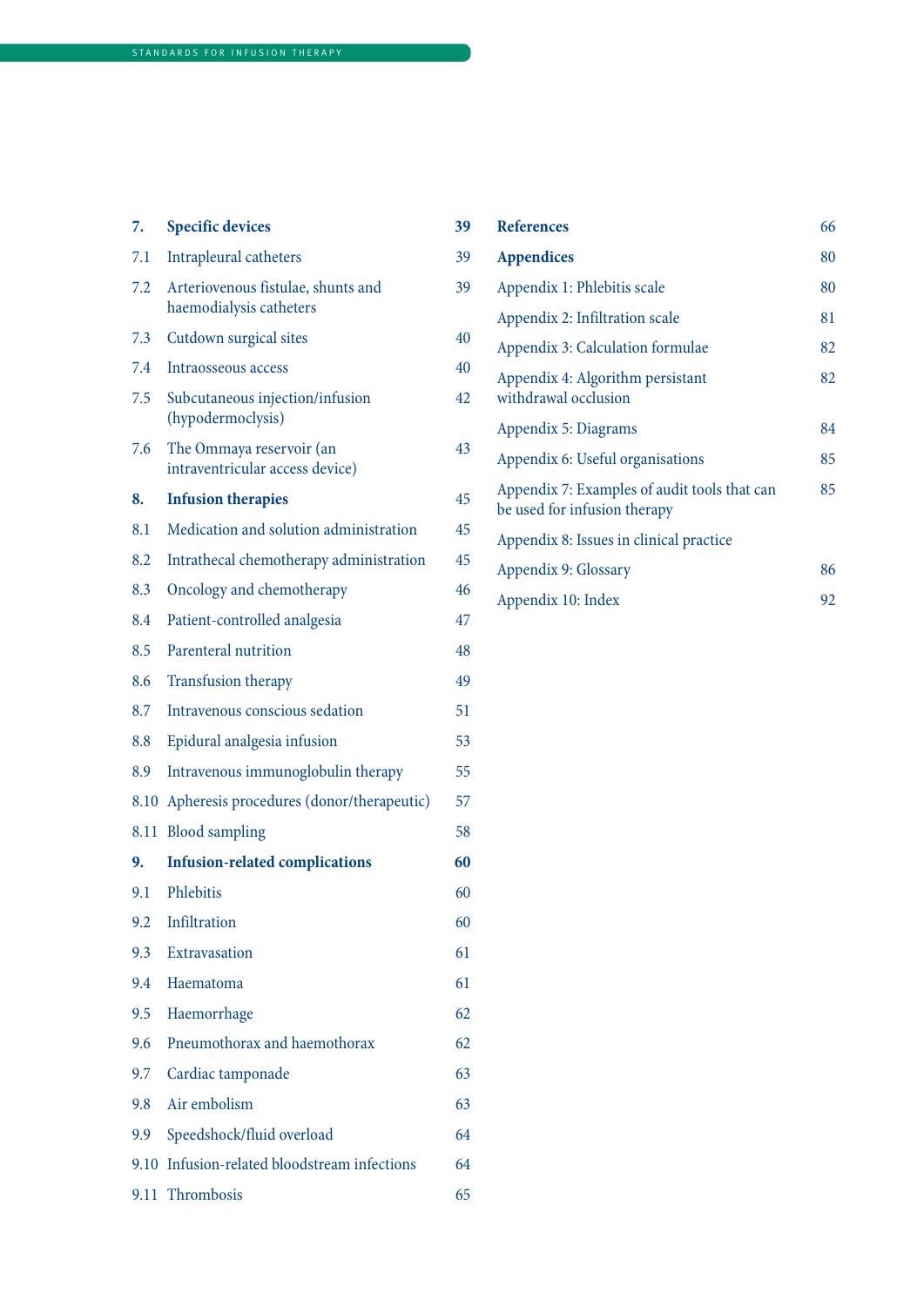| | | |
|---|---|---|
| **7.** | **Specific devices** | **39** |
| 7.1 | Intrapleural catheters | 39 |
| 7.2 | Arteriovenous fistulae, shunts and haemodialysis catheters | 39 |
| 7.3 | Cutdown surgical sites | 40 |
| 7.4 | Intraosseous access | 40 |
| 7.5 | Subcutaneous injection/infusion (hypodermoclysis) | 42 |
| 7.6 | The Ommaya reservoir (an intraventricular access device) | 43 |
| **8.** | **Infusion therapies** | 45 |
| 8.1 | Medication and solution administration | 45 |
| 8.2 | Intrathecal chemotherapy administration | 45 |
| 8.3 | Oncology and chemotherapy | 46 |
| 8.4 | Patient-controlled analgesia | 47 |
| 8.5 | Parenteral nutrition | 48 |
| 8.6 | Transfusion therapy | 49 |
| 8.7 | Intravenous conscious sedation | 51 |
| 8.8 | Epidural analgesia infusion | 53 |
| 8.9 | Intravenous immunoglobulin therapy | 55 |
| 8.10 | Apheresis procedures (donor/therapeutic) | 57 |
| 8.11 | Blood sampling | 58 |
| **9.** | **Infusion-related complications** | **60** |
| 9.1 | Phlebitis | 60 |
| 9.2 | Infiltration | 60 |
| 9.3 | Extravasation | 61 |
| 9.4 | Haematoma | 61 |
| 9.5 | Haemorrhage | 62 |
| 9.6 | Pneumothorax and haemothorax | 62 |
| 9.7 | Cardiac tamponade | 63 |
| 9.8 | Air embolism | 63 |
| 9.9 | Speedshock/fluid overload | 64 |
| 9.10 | Infusion-related bloodstream infections | 64 |
| 9.11 | Thrombosis | 65 |

| | |
|---|---|
| **References** | 66 |
| **Appendices** | 80 |
| Appendix 1: Phlebitis scale | 80 |
| Appendix 2: Infiltration scale | 81 |
| Appendix 3: Calculation formulae | 82 |
| Appendix 4: Algorithm persistant withdrawal occlusion | 82 |
| Appendix 5: Diagrams | 84 |
| Appendix 6: Useful organisations | 85 |
| Appendix 7: Examples of audit tools that can be used for infusion therapy | 85 |
| Appendix 8: Issues in clinical practice | |
| Appendix 9: Glossary | 86 |
| Appendix 10: Index | 92 |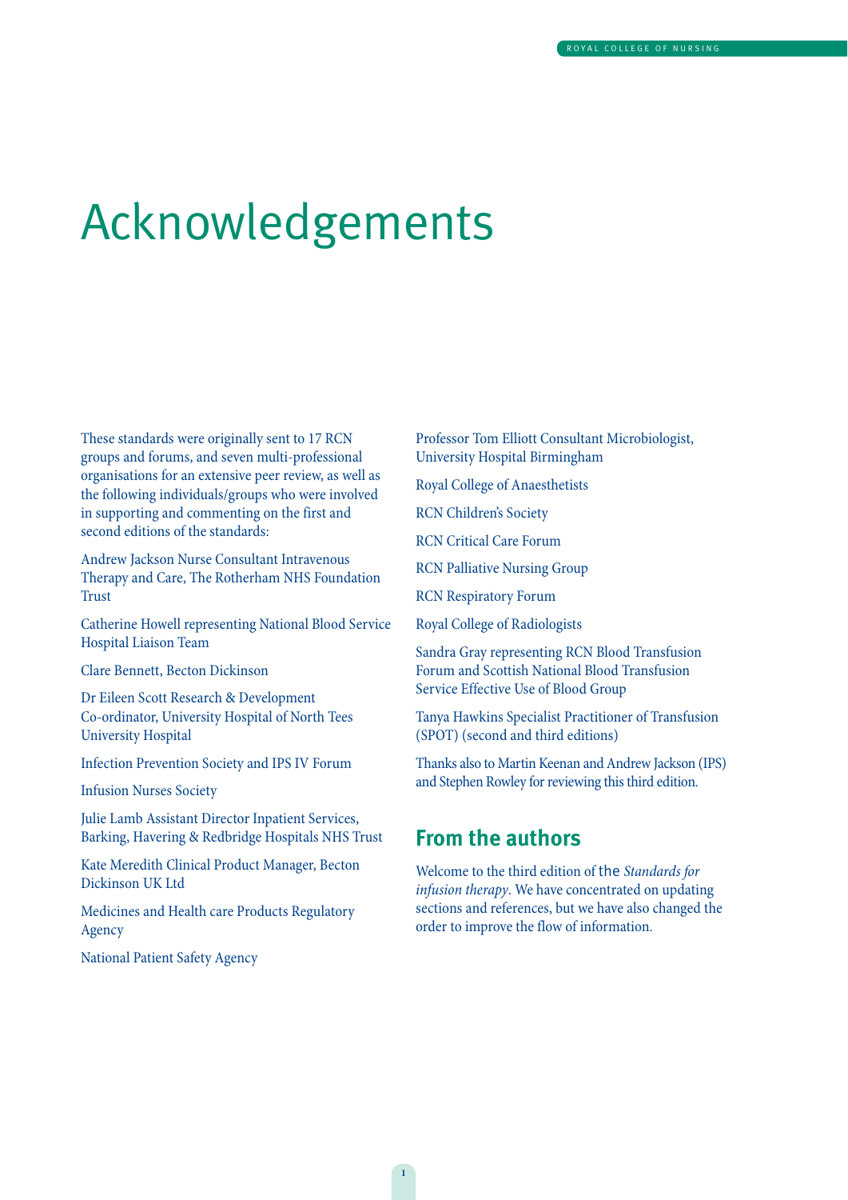# Acknowledgements

These standards were originally sent to 17 RCN groups and forums, and seven multi-professional organisations for an extensive peer review, as well as the following individuals/groups who were involved in supporting and commenting on the first and second editions of the standards:

Andrew Jackson Nurse Consultant Intravenous Therapy and Care, The Rotherham NHS Foundation Trust

Catherine Howell representing National Blood Service Hospital Liaison Team

Clare Bennett, Becton Dickinson

Dr Eileen Scott Research & Development Co-ordinator, University Hospital of North Tees University Hospital

Infection Prevention Society and IPS IV Forum

Infusion Nurses Society

Julie Lamb Assistant Director Inpatient Services, Barking, Havering & Redbridge Hospitals NHS Trust

Kate Meredith Clinical Product Manager, Becton Dickinson UK Ltd

Medicines and Health care Products Regulatory Agency

National Patient Safety Agency

Professor Tom Elliott Consultant Microbiologist, University Hospital Birmingham

Royal College of Anaesthetists

RCN Children's Society

RCN Critical Care Forum

RCN Palliative Nursing Group

RCN Respiratory Forum

Royal College of Radiologists

Sandra Gray representing RCN Blood Transfusion Forum and Scottish National Blood Transfusion Service Effective Use of Blood Group

Tanya Hawkins Specialist Practitioner of Transfusion (SPOT) (second and third editions)

Thanks also to Martin Keenan and Andrew Jackson (IPS) and Stephen Rowley for reviewing this third edition.

## From the authors

Welcome to the third edition of the *Standards for infusion therapy*. We have concentrated on updating sections and references, but we have also changed the order to improve the flow of information.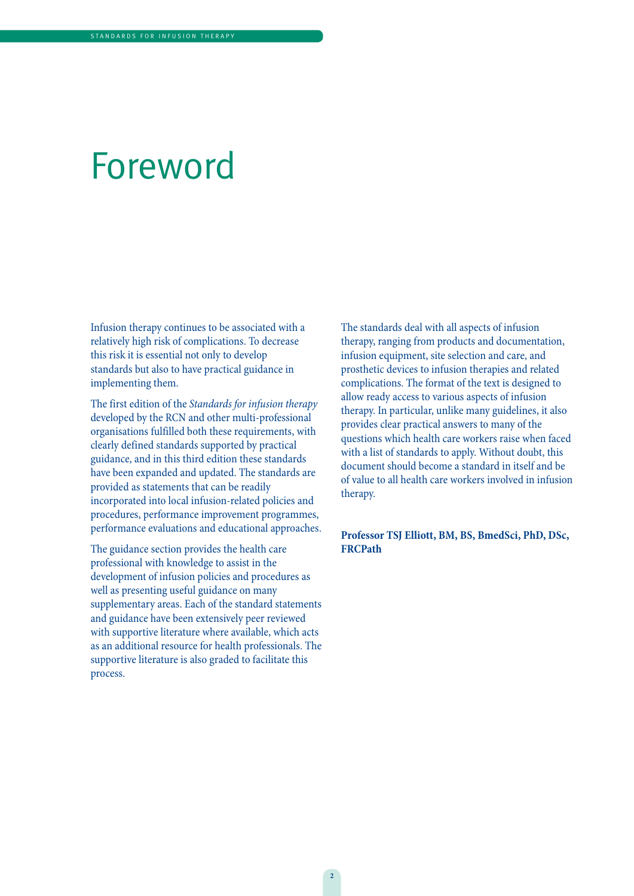# Foreword

Infusion therapy continues to be associated with a relatively high risk of complications. To decrease this risk it is essential not only to develop standards but also to have practical guidance in implementing them.

The first edition of the *Standards for infusion therapy* developed by the RCN and other multi-professional organisations fulfilled both these requirements, with clearly defined standards supported by practical guidance, and in this third edition these standards have been expanded and updated. The standards are provided as statements that can be readily incorporated into local infusion-related policies and procedures, performance improvement programmes, performance evaluations and educational approaches.

The guidance section provides the health care professional with knowledge to assist in the development of infusion policies and procedures as well as presenting useful guidance on many supplementary areas. Each of the standard statements and guidance have been extensively peer reviewed with supportive literature where available, which acts as an additional resource for health professionals. The supportive literature is also graded to facilitate this process.

The standards deal with all aspects of infusion therapy, ranging from products and documentation, infusion equipment, site selection and care, and prosthetic devices to infusion therapies and related complications. The format of the text is designed to allow ready access to various aspects of infusion therapy. In particular, unlike many guidelines, it also provides clear practical answers to many of the questions which health care workers raise when faced with a list of standards to apply. Without doubt, this document should become a standard in itself and be of value to all health care workers involved in infusion therapy.

**Professor TSJ Elliott, BM, BS, BmedSci, PhD, DSc, FRCPath**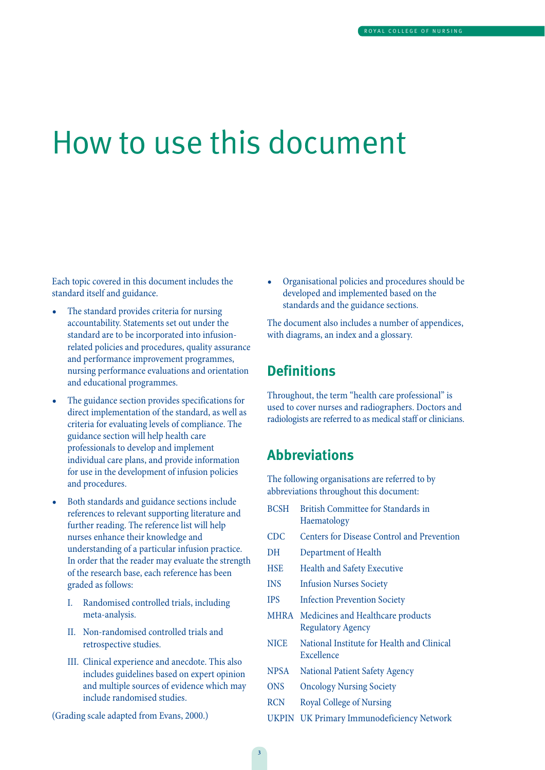# How to use this document

Each topic covered in this document includes the standard itself and guidance.

- The standard provides criteria for nursing accountability. Statements set out under the standard are to be incorporated into infusion-related policies and procedures, quality assurance and performance improvement programmes, nursing performance evaluations and orientation and educational programmes.
- The guidance section provides specifications for direct implementation of the standard, as well as criteria for evaluating levels of compliance. The guidance section will help health care professionals to develop and implement individual care plans, and provide information for use in the development of infusion policies and procedures.
- Both standards and guidance sections include references to relevant supporting literature and further reading. The reference list will help nurses enhance their knowledge and understanding of a particular infusion practice. In order that the reader may evaluate the strength of the research base, each reference has been graded as follows:

    I. Randomised controlled trials, including meta-analysis.

    II. Non-randomised controlled trials and retrospective studies.

    III. Clinical experience and anecdote. This also includes guidelines based on expert opinion and multiple sources of evidence which may include randomised studies.

(Grading scale adapted from Evans, 2000.)

- Organisational policies and procedures should be developed and implemented based on the standards and the guidance sections.

The document also includes a number of appendices, with diagrams, an index and a glossary.

## Definitions

Throughout, the term "health care professional" is used to cover nurses and radiographers. Doctors and radiologists are referred to as medical staff or clinicians.

## Abbreviations

The following organisations are referred to by abbreviations throughout this document:

| | |
|---|---|
| BCSH | British Committee for Standards in Haematology |
| CDC | Centers for Disease Control and Prevention |
| DH | Department of Health |
| HSE | Health and Safety Executive |
| INS | Infusion Nurses Society |
| IPS | Infection Prevention Society |
| MHRA | Medicines and Healthcare products Regulatory Agency |
| NICE | National Institute for Health and Clinical Excellence |
| NPSA | National Patient Safety Agency |
| ONS | Oncology Nursing Society |
| RCN | Royal College of Nursing |
| UKPIN | UK Primary Immunodeficiency Network |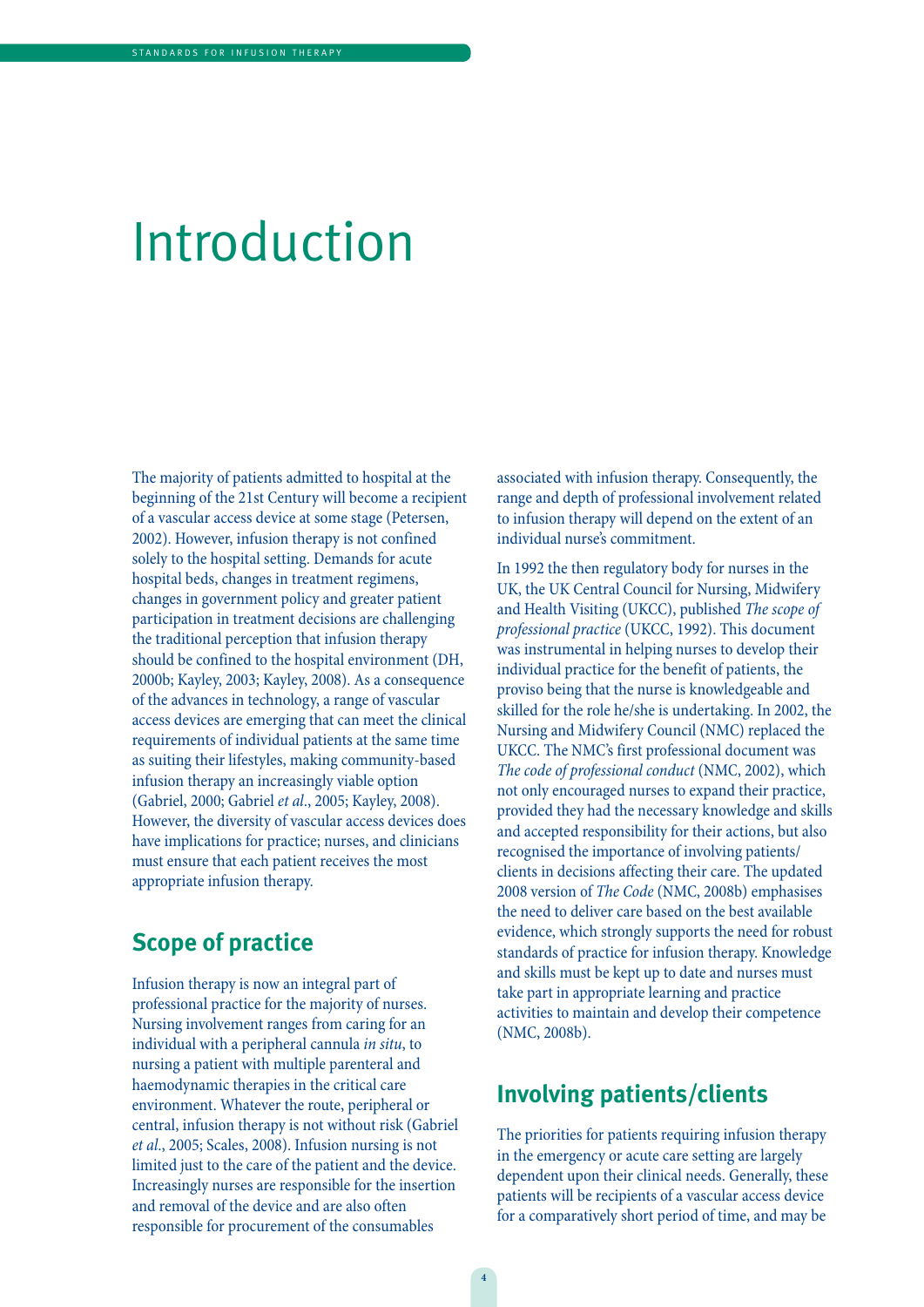# Introduction

The majority of patients admitted to hospital at the beginning of the 21st Century will become a recipient of a vascular access device at some stage (Petersen, 2002). However, infusion therapy is not confined solely to the hospital setting. Demands for acute hospital beds, changes in treatment regimens, changes in government policy and greater patient participation in treatment decisions are challenging the traditional perception that infusion therapy should be confined to the hospital environment (DH, 2000b; Kayley, 2003; Kayley, 2008). As a consequence of the advances in technology, a range of vascular access devices are emerging that can meet the clinical requirements of individual patients at the same time as suiting their lifestyles, making community-based infusion therapy an increasingly viable option (Gabriel, 2000; Gabriel *et al*., 2005; Kayley, 2008). However, the diversity of vascular access devices does have implications for practice; nurses, and clinicians must ensure that each patient receives the most appropriate infusion therapy.

## Scope of practice

Infusion therapy is now an integral part of professional practice for the majority of nurses. Nursing involvement ranges from caring for an individual with a peripheral cannula *in situ*, to nursing a patient with multiple parenteral and haemodynamic therapies in the critical care environment. Whatever the route, peripheral or central, infusion therapy is not without risk (Gabriel *et al*., 2005; Scales, 2008). Infusion nursing is not limited just to the care of the patient and the device. Increasingly nurses are responsible for the insertion and removal of the device and are also often responsible for procurement of the consumables associated with infusion therapy. Consequently, the range and depth of professional involvement related to infusion therapy will depend on the extent of an individual nurse's commitment.

In 1992 the then regulatory body for nurses in the UK, the UK Central Council for Nursing, Midwifery and Health Visiting (UKCC), published *The scope of professional practice* (UKCC, 1992). This document was instrumental in helping nurses to develop their individual practice for the benefit of patients, the proviso being that the nurse is knowledgeable and skilled for the role he/she is undertaking. In 2002, the Nursing and Midwifery Council (NMC) replaced the UKCC. The NMC's first professional document was *The code of professional conduct* (NMC, 2002), which not only encouraged nurses to expand their practice, provided they had the necessary knowledge and skills and accepted responsibility for their actions, but also recognised the importance of involving patients/clients in decisions affecting their care. The updated 2008 version of *The Code* (NMC, 2008b) emphasises the need to deliver care based on the best available evidence, which strongly supports the need for robust standards of practice for infusion therapy. Knowledge and skills must be kept up to date and nurses must take part in appropriate learning and practice activities to maintain and develop their competence (NMC, 2008b).

## Involving patients/clients

The priorities for patients requiring infusion therapy in the emergency or acute care setting are largely dependent upon their clinical needs. Generally, these patients will be recipients of a vascular access device for a comparatively short period of time, and may be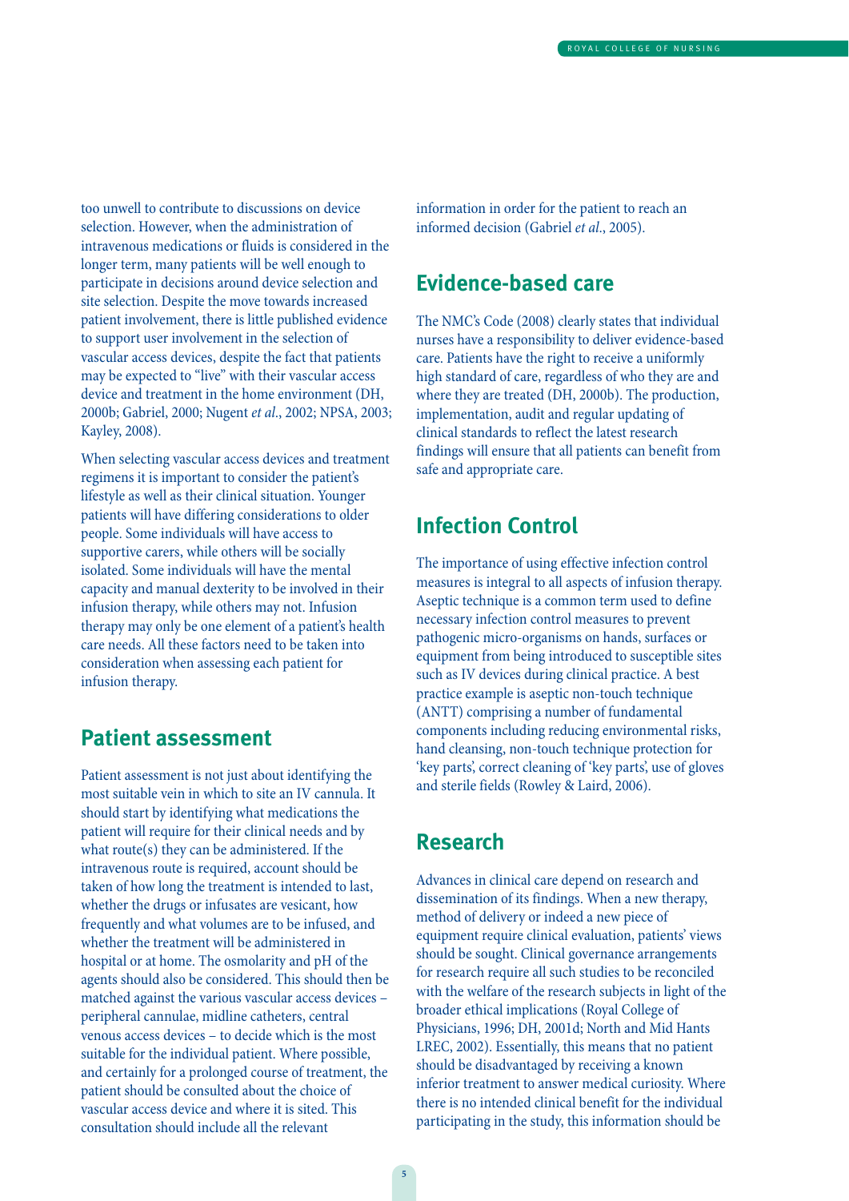too unwell to contribute to discussions on device selection. However, when the administration of intravenous medications or fluids is considered in the longer term, many patients will be well enough to participate in decisions around device selection and site selection. Despite the move towards increased patient involvement, there is little published evidence to support user involvement in the selection of vascular access devices, despite the fact that patients may be expected to "live" with their vascular access device and treatment in the home environment (DH, 2000b; Gabriel, 2000; Nugent *et al*., 2002; NPSA, 2003; Kayley, 2008).

When selecting vascular access devices and treatment regimens it is important to consider the patient's lifestyle as well as their clinical situation. Younger patients will have differing considerations to older people. Some individuals will have access to supportive carers, while others will be socially isolated. Some individuals will have the mental capacity and manual dexterity to be involved in their infusion therapy, while others may not. Infusion therapy may only be one element of a patient's health care needs. All these factors need to be taken into consideration when assessing each patient for infusion therapy.

## Patient assessment

Patient assessment is not just about identifying the most suitable vein in which to site an IV cannula. It should start by identifying what medications the patient will require for their clinical needs and by what route(s) they can be administered. If the intravenous route is required, account should be taken of how long the treatment is intended to last, whether the drugs or infusates are vesicant, how frequently and what volumes are to be infused, and whether the treatment will be administered in hospital or at home. The osmolarity and pH of the agents should also be considered. This should then be matched against the various vascular access devices – peripheral cannulae, midline catheters, central venous access devices – to decide which is the most suitable for the individual patient. Where possible, and certainly for a prolonged course of treatment, the patient should be consulted about the choice of vascular access device and where it is sited. This consultation should include all the relevant information in order for the patient to reach an informed decision (Gabriel *et al*., 2005).

## Evidence-based care

The NMC's Code (2008) clearly states that individual nurses have a responsibility to deliver evidence-based care. Patients have the right to receive a uniformly high standard of care, regardless of who they are and where they are treated (DH, 2000b). The production, implementation, audit and regular updating of clinical standards to reflect the latest research findings will ensure that all patients can benefit from safe and appropriate care.

## Infection Control

The importance of using effective infection control measures is integral to all aspects of infusion therapy. Aseptic technique is a common term used to define necessary infection control measures to prevent pathogenic micro-organisms on hands, surfaces or equipment from being introduced to susceptible sites such as IV devices during clinical practice. A best practice example is aseptic non-touch technique (ANTT) comprising a number of fundamental components including reducing environmental risks, hand cleansing, non-touch technique protection for 'key parts', correct cleaning of 'key parts', use of gloves and sterile fields (Rowley & Laird, 2006).

## Research

Advances in clinical care depend on research and dissemination of its findings. When a new therapy, method of delivery or indeed a new piece of equipment require clinical evaluation, patients' views should be sought. Clinical governance arrangements for research require all such studies to be reconciled with the welfare of the research subjects in light of the broader ethical implications (Royal College of Physicians, 1996; DH, 2001d; North and Mid Hants LREC, 2002). Essentially, this means that no patient should be disadvantaged by receiving a known inferior treatment to answer medical curiosity. Where there is no intended clinical benefit for the individual participating in the study, this information should be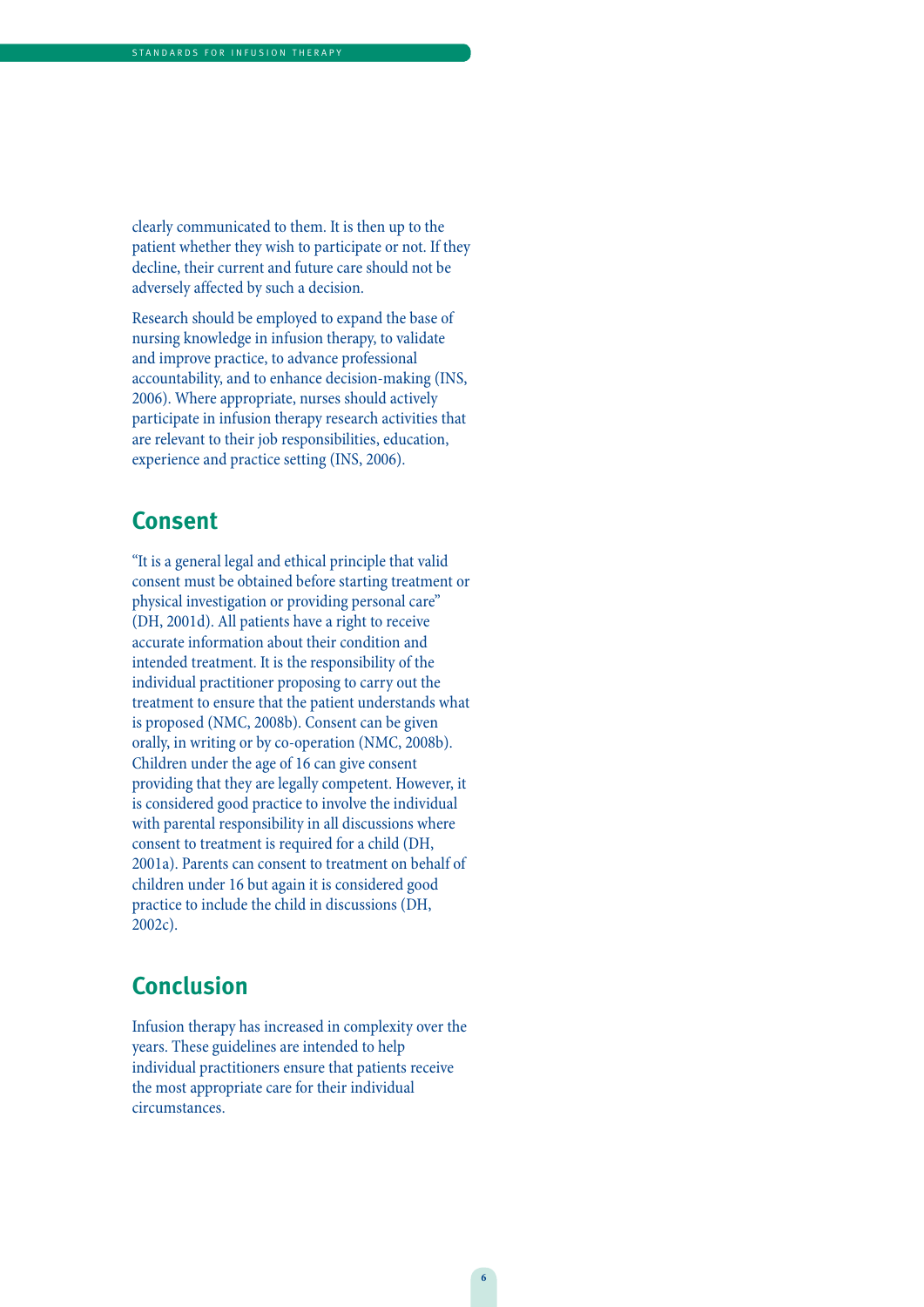clearly communicated to them. It is then up to the patient whether they wish to participate or not. If they decline, their current and future care should not be adversely affected by such a decision.

Research should be employed to expand the base of nursing knowledge in infusion therapy, to validate and improve practice, to advance professional accountability, and to enhance decision-making (INS, 2006). Where appropriate, nurses should actively participate in infusion therapy research activities that are relevant to their job responsibilities, education, experience and practice setting (INS, 2006).

## Consent

"It is a general legal and ethical principle that valid consent must be obtained before starting treatment or physical investigation or providing personal care" (DH, 2001d). All patients have a right to receive accurate information about their condition and intended treatment. It is the responsibility of the individual practitioner proposing to carry out the treatment to ensure that the patient understands what is proposed (NMC, 2008b). Consent can be given orally, in writing or by co-operation (NMC, 2008b). Children under the age of 16 can give consent providing that they are legally competent. However, it is considered good practice to involve the individual with parental responsibility in all discussions where consent to treatment is required for a child (DH, 2001a). Parents can consent to treatment on behalf of children under 16 but again it is considered good practice to include the child in discussions (DH, 2002c).

## Conclusion

Infusion therapy has increased in complexity over the years. These guidelines are intended to help individual practitioners ensure that patients receive the most appropriate care for their individual circumstances.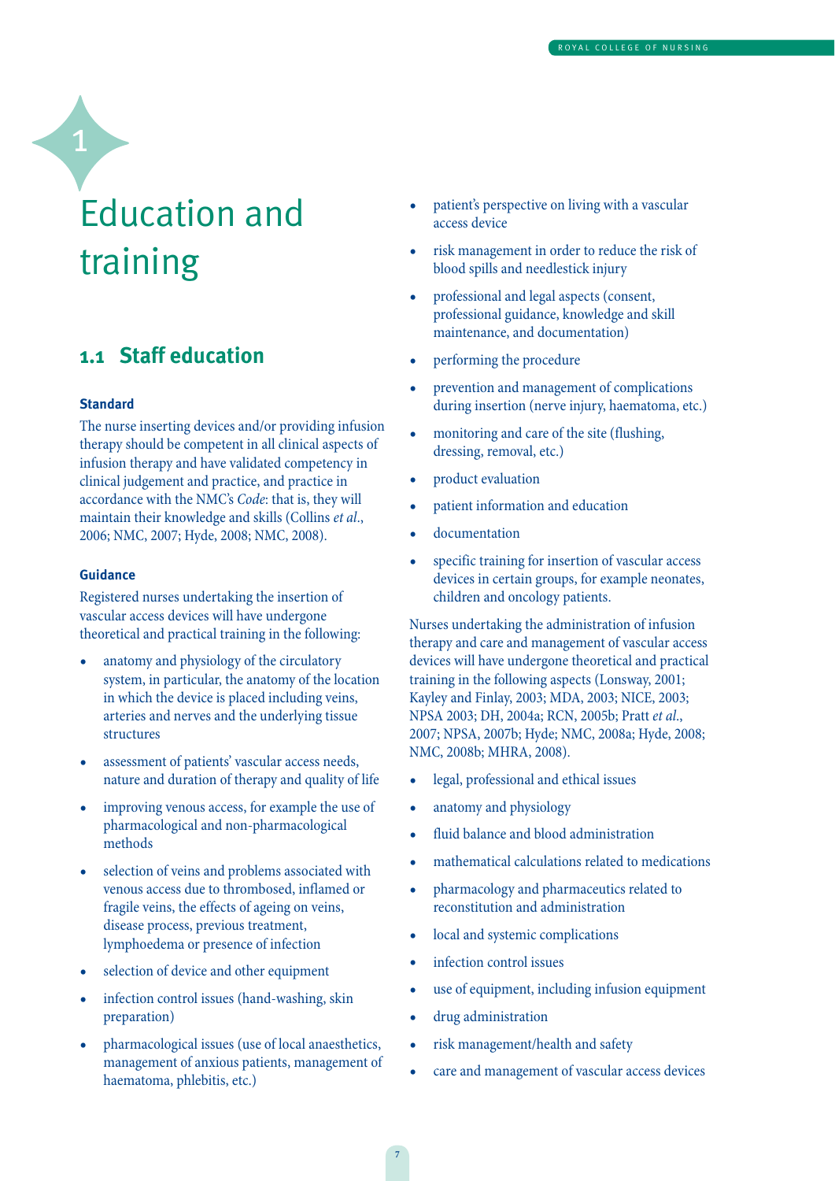# 1 Education and training

## 1.1 Staff education

### Standard

The nurse inserting devices and/or providing infusion therapy should be competent in all clinical aspects of infusion therapy and have validated competency in clinical judgement and practice, and practice in accordance with the NMC's *Code*: that is, they will maintain their knowledge and skills (Collins *et al.*, 2006; NMC, 2007; Hyde, 2008; NMC, 2008).

### Guidance

Registered nurses undertaking the insertion of vascular access devices will have undergone theoretical and practical training in the following:

- anatomy and physiology of the circulatory system, in particular, the anatomy of the location in which the device is placed including veins, arteries and nerves and the underlying tissue structures
- assessment of patients' vascular access needs, nature and duration of therapy and quality of life
- improving venous access, for example the use of pharmacological and non-pharmacological methods
- selection of veins and problems associated with venous access due to thrombosed, inflamed or fragile veins, the effects of ageing on veins, disease process, previous treatment, lymphoedema or presence of infection
- selection of device and other equipment
- infection control issues (hand-washing, skin preparation)
- pharmacological issues (use of local anaesthetics, management of anxious patients, management of haematoma, phlebitis, etc.)
- patient's perspective on living with a vascular access device
- risk management in order to reduce the risk of blood spills and needlestick injury
- professional and legal aspects (consent, professional guidance, knowledge and skill maintenance, and documentation)
- performing the procedure
- prevention and management of complications during insertion (nerve injury, haematoma, etc.)
- monitoring and care of the site (flushing, dressing, removal, etc.)
- product evaluation
- patient information and education
- documentation
- specific training for insertion of vascular access devices in certain groups, for example neonates, children and oncology patients.

Nurses undertaking the administration of infusion therapy and care and management of vascular access devices will have undergone theoretical and practical training in the following aspects (Lonsway, 2001; Kayley and Finlay, 2003; MDA, 2003; NICE, 2003; NPSA 2003; DH, 2004a; RCN, 2005b; Pratt *et al.*, 2007; NPSA, 2007b; Hyde; NMC, 2008a; Hyde, 2008; NMC, 2008b; MHRA, 2008).

- legal, professional and ethical issues
- anatomy and physiology
- fluid balance and blood administration
- mathematical calculations related to medications
- pharmacology and pharmaceutics related to reconstitution and administration
- local and systemic complications
- infection control issues
- use of equipment, including infusion equipment
- drug administration
- risk management/health and safety
- care and management of vascular access devices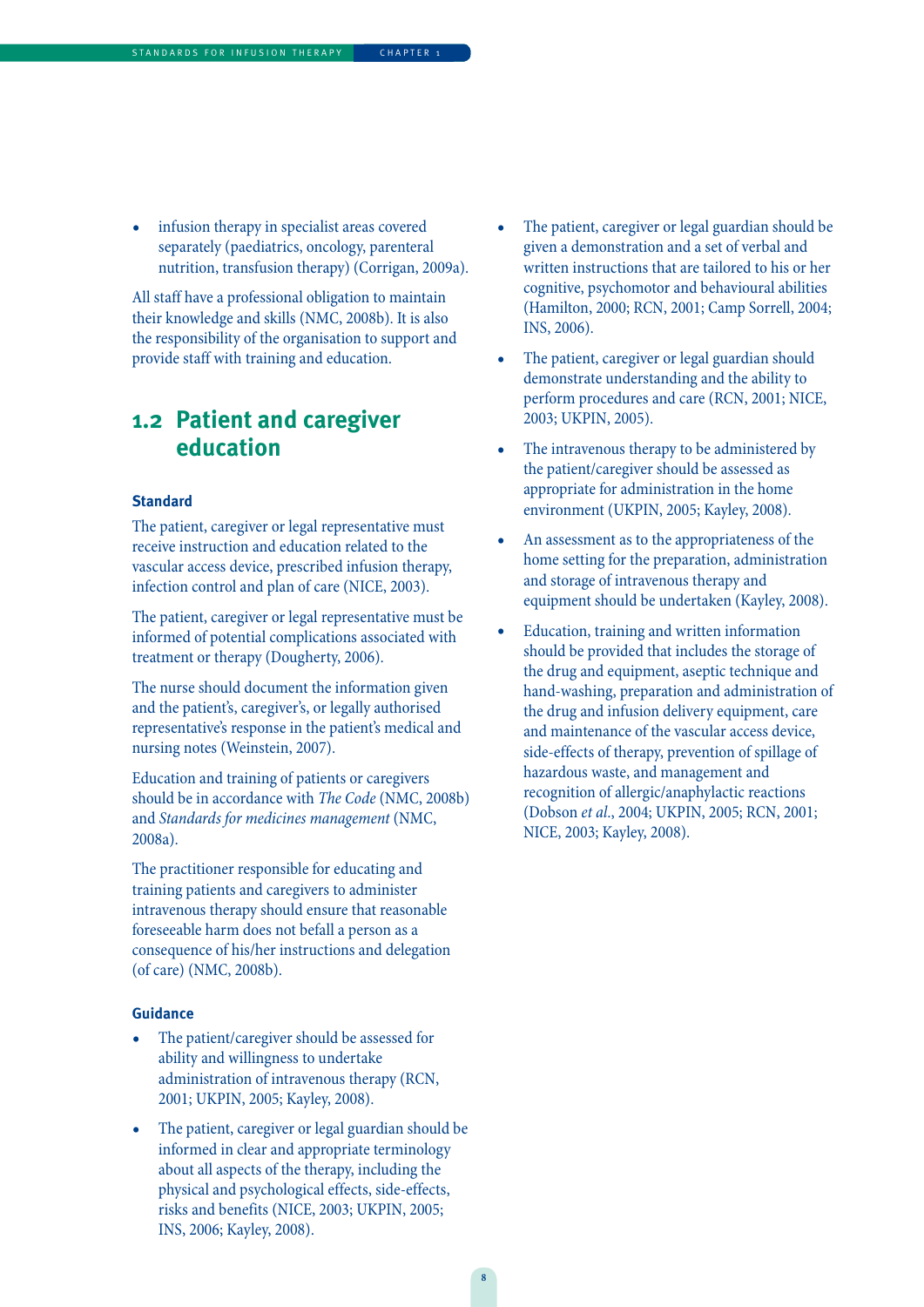- infusion therapy in specialist areas covered separately (paediatrics, oncology, parenteral nutrition, transfusion therapy) (Corrigan, 2009a).

All staff have a professional obligation to maintain their knowledge and skills (NMC, 2008b). It is also the responsibility of the organisation to support and provide staff with training and education.

## 1.2 Patient and caregiver education

### Standard

The patient, caregiver or legal representative must receive instruction and education related to the vascular access device, prescribed infusion therapy, infection control and plan of care (NICE, 2003).

The patient, caregiver or legal representative must be informed of potential complications associated with treatment or therapy (Dougherty, 2006).

The nurse should document the information given and the patient's, caregiver's, or legally authorised representative's response in the patient's medical and nursing notes (Weinstein, 2007).

Education and training of patients or caregivers should be in accordance with *The Code* (NMC, 2008b) and *Standards for medicines management* (NMC, 2008a).

The practitioner responsible for educating and training patients and caregivers to administer intravenous therapy should ensure that reasonable foreseeable harm does not befall a person as a consequence of his/her instructions and delegation (of care) (NMC, 2008b).

### Guidance

- The patient/caregiver should be assessed for ability and willingness to undertake administration of intravenous therapy (RCN, 2001; UKPIN, 2005; Kayley, 2008).
- The patient, caregiver or legal guardian should be informed in clear and appropriate terminology about all aspects of the therapy, including the physical and psychological effects, side-effects, risks and benefits (NICE, 2003; UKPIN, 2005; INS, 2006; Kayley, 2008).
- The patient, caregiver or legal guardian should be given a demonstration and a set of verbal and written instructions that are tailored to his or her cognitive, psychomotor and behavioural abilities (Hamilton, 2000; RCN, 2001; Camp Sorrell, 2004; INS, 2006).
- The patient, caregiver or legal guardian should demonstrate understanding and the ability to perform procedures and care (RCN, 2001; NICE, 2003; UKPIN, 2005).
- The intravenous therapy to be administered by the patient/caregiver should be assessed as appropriate for administration in the home environment (UKPIN, 2005; Kayley, 2008).
- An assessment as to the appropriateness of the home setting for the preparation, administration and storage of intravenous therapy and equipment should be undertaken (Kayley, 2008).
- Education, training and written information should be provided that includes the storage of the drug and equipment, aseptic technique and hand-washing, preparation and administration of the drug and infusion delivery equipment, care and maintenance of the vascular access device, side-effects of therapy, prevention of spillage of hazardous waste, and management and recognition of allergic/anaphylactic reactions (Dobson *et al*., 2004; UKPIN, 2005; RCN, 2001; NICE, 2003; Kayley, 2008).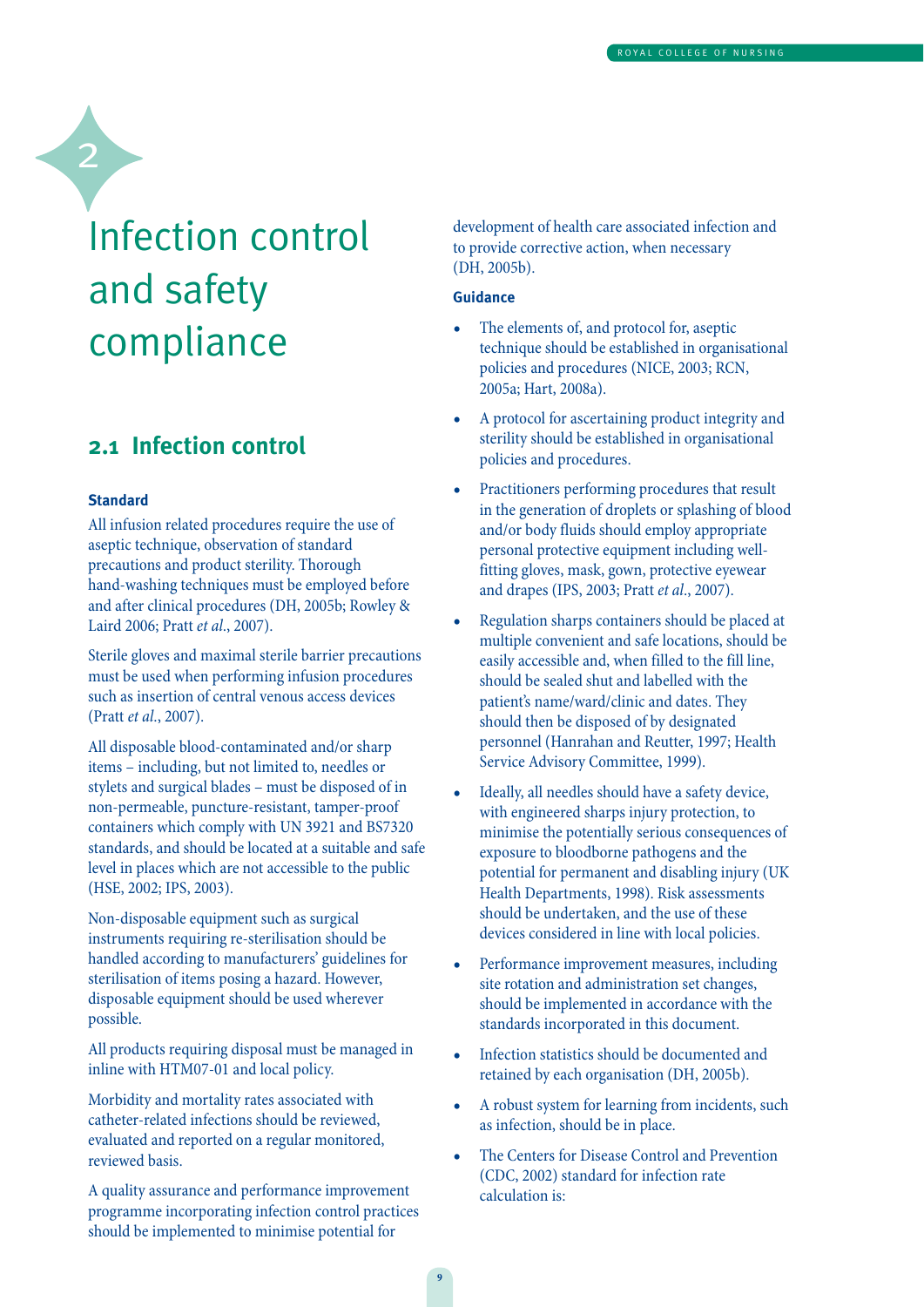# 2 Infection control and safety compliance

## 2.1 Infection control

### Standard

All infusion related procedures require the use of aseptic technique, observation of standard precautions and product sterility. Thorough hand-washing techniques must be employed before and after clinical procedures (DH, 2005b; Rowley & Laird 2006; Pratt *et al.*, 2007).

Sterile gloves and maximal sterile barrier precautions must be used when performing infusion procedures such as insertion of central venous access devices (Pratt *et al.*, 2007).

All disposable blood-contaminated and/or sharp items – including, but not limited to, needles or stylets and surgical blades – must be disposed of in non-permeable, puncture-resistant, tamper-proof containers which comply with UN 3921 and BS7320 standards, and should be located at a suitable and safe level in places which are not accessible to the public (HSE, 2002; IPS, 2003).

Non-disposable equipment such as surgical instruments requiring re-sterilisation should be handled according to manufacturers' guidelines for sterilisation of items posing a hazard. However, disposable equipment should be used wherever possible.

All products requiring disposal must be managed in inline with HTM07-01 and local policy.

Morbidity and mortality rates associated with catheter-related infections should be reviewed, evaluated and reported on a regular monitored, reviewed basis.

A quality assurance and performance improvement programme incorporating infection control practices should be implemented to minimise potential for development of health care associated infection and to provide corrective action, when necessary (DH, 2005b).

### Guidance

- The elements of, and protocol for, aseptic technique should be established in organisational policies and procedures (NICE, 2003; RCN, 2005a; Hart, 2008a).
- A protocol for ascertaining product integrity and sterility should be established in organisational policies and procedures.
- Practitioners performing procedures that result in the generation of droplets or splashing of blood and/or body fluids should employ appropriate personal protective equipment including well-fitting gloves, mask, gown, protective eyewear and drapes (IPS, 2003; Pratt *et al.*, 2007).
- Regulation sharps containers should be placed at multiple convenient and safe locations, should be easily accessible and, when filled to the fill line, should be sealed shut and labelled with the patient's name/ward/clinic and dates. They should then be disposed of by designated personnel (Hanrahan and Reutter, 1997; Health Service Advisory Committee, 1999).
- Ideally, all needles should have a safety device, with engineered sharps injury protection, to minimise the potentially serious consequences of exposure to bloodborne pathogens and the potential for permanent and disabling injury (UK Health Departments, 1998). Risk assessments should be undertaken, and the use of these devices considered in line with local policies.
- Performance improvement measures, including site rotation and administration set changes, should be implemented in accordance with the standards incorporated in this document.
- Infection statistics should be documented and retained by each organisation (DH, 2005b).
- A robust system for learning from incidents, such as infection, should be in place.
- The Centers for Disease Control and Prevention (CDC, 2002) standard for infection rate calculation is: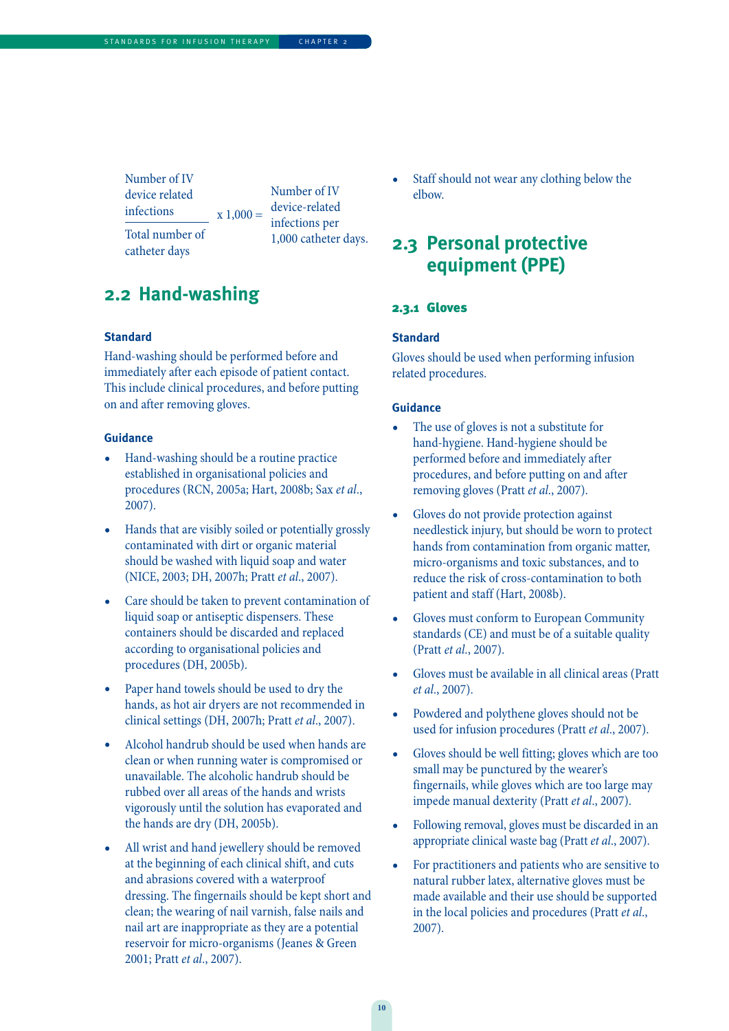$$\frac{\text{Number of IV device related infections}}{\text{Total number of catheter days}} \times 1{,}000 = \text{Number of IV device-related infections per 1,000 catheter days.}$$

## 2.2 Hand-washing

**Standard**

Hand-washing should be performed before and immediately after each episode of patient contact. This include clinical procedures, and before putting on and after removing gloves.

**Guidance**

- Hand-washing should be a routine practice established in organisational policies and procedures (RCN, 2005a; Hart, 2008b; Sax *et al.*, 2007).
- Hands that are visibly soiled or potentially grossly contaminated with dirt or organic material should be washed with liquid soap and water (NICE, 2003; DH, 2007h; Pratt *et al.*, 2007).
- Care should be taken to prevent contamination of liquid soap or antiseptic dispensers. These containers should be discarded and replaced according to organisational policies and procedures (DH, 2005b).
- Paper hand towels should be used to dry the hands, as hot air dryers are not recommended in clinical settings (DH, 2007h; Pratt *et al.*, 2007).
- Alcohol handrub should be used when hands are clean or when running water is compromised or unavailable. The alcoholic handrub should be rubbed over all areas of the hands and wrists vigorously until the solution has evaporated and the hands are dry (DH, 2005b).
- All wrist and hand jewellery should be removed at the beginning of each clinical shift, and cuts and abrasions covered with a waterproof dressing. The fingernails should be kept short and clean; the wearing of nail varnish, false nails and nail art are inappropriate as they are a potential reservoir for micro-organisms (Jeanes & Green 2001; Pratt *et al.*, 2007).
- Staff should not wear any clothing below the elbow.

## 2.3 Personal protective equipment (PPE)

### 2.3.1 Gloves

**Standard**

Gloves should be used when performing infusion related procedures.

**Guidance**

- The use of gloves is not a substitute for hand-hygiene. Hand-hygiene should be performed before and immediately after procedures, and before putting on and after removing gloves (Pratt *et al.*, 2007).
- Gloves do not provide protection against needlestick injury, but should be worn to protect hands from contamination from organic matter, micro-organisms and toxic substances, and to reduce the risk of cross-contamination to both patient and staff (Hart, 2008b).
- Gloves must conform to European Community standards (CE) and must be of a suitable quality (Pratt *et al.*, 2007).
- Gloves must be available in all clinical areas (Pratt *et al.*, 2007).
- Powdered and polythene gloves should not be used for infusion procedures (Pratt *et al.*, 2007).
- Gloves should be well fitting; gloves which are too small may be punctured by the wearer's fingernails, while gloves which are too large may impede manual dexterity (Pratt *et al.*, 2007).
- Following removal, gloves must be discarded in an appropriate clinical waste bag (Pratt *et al.*, 2007).
- For practitioners and patients who are sensitive to natural rubber latex, alternative gloves must be made available and their use should be supported in the local policies and procedures (Pratt *et al.*, 2007).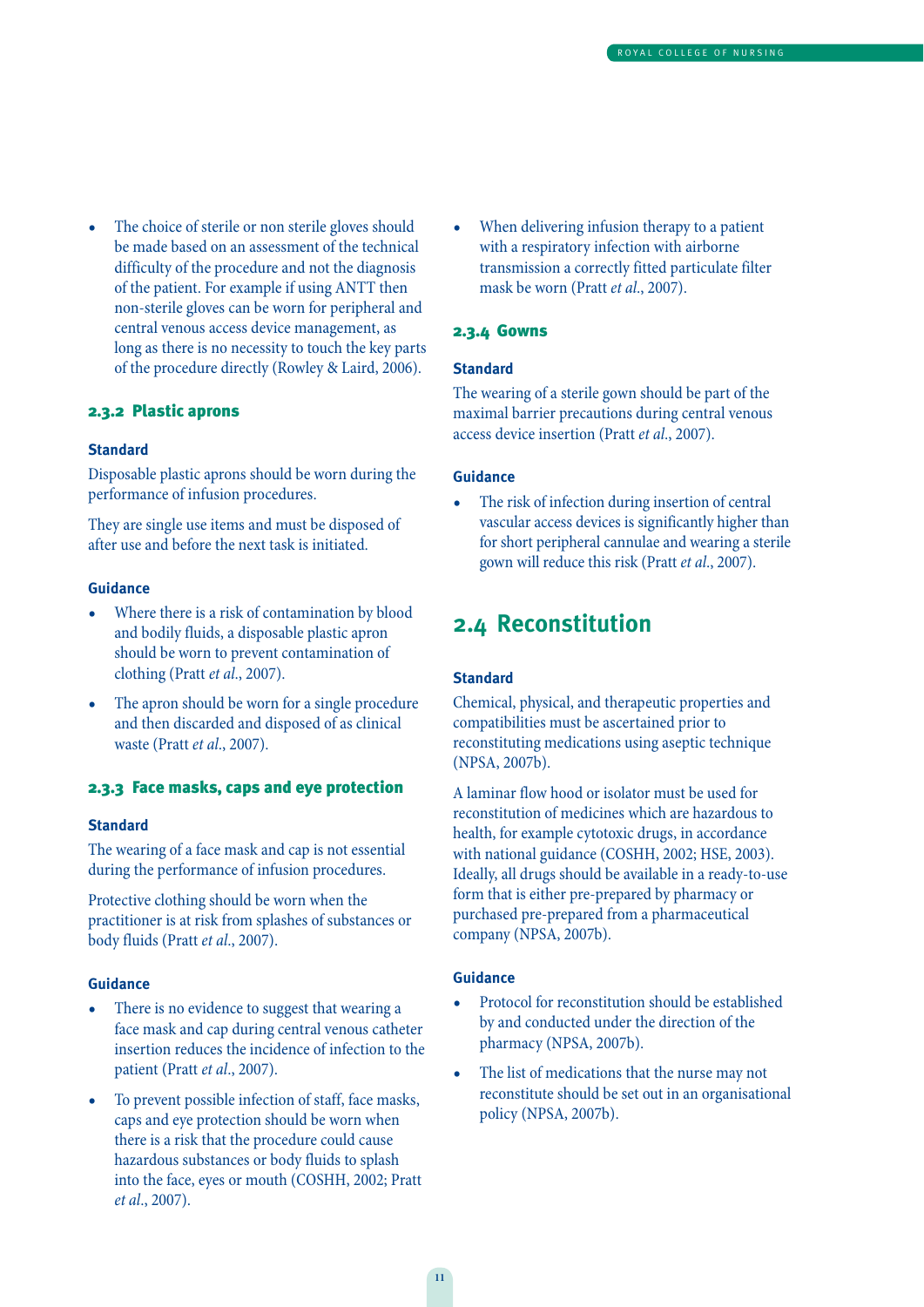- The choice of sterile or non sterile gloves should be made based on an assessment of the technical difficulty of the procedure and not the diagnosis of the patient. For example if using ANTT then non-sterile gloves can be worn for peripheral and central venous access device management, as long as there is no necessity to touch the key parts of the procedure directly (Rowley & Laird, 2006).

### 2.3.2 Plastic aprons

**Standard**

Disposable plastic aprons should be worn during the performance of infusion procedures.

They are single use items and must be disposed of after use and before the next task is initiated.

**Guidance**

- Where there is a risk of contamination by blood and bodily fluids, a disposable plastic apron should be worn to prevent contamination of clothing (Pratt *et al*., 2007).
- The apron should be worn for a single procedure and then discarded and disposed of as clinical waste (Pratt *et al*., 2007).

### 2.3.3 Face masks, caps and eye protection

**Standard**

The wearing of a face mask and cap is not essential during the performance of infusion procedures.

Protective clothing should be worn when the practitioner is at risk from splashes of substances or body fluids (Pratt *et al*., 2007).

**Guidance**

- There is no evidence to suggest that wearing a face mask and cap during central venous catheter insertion reduces the incidence of infection to the patient (Pratt *et al*., 2007).
- To prevent possible infection of staff, face masks, caps and eye protection should be worn when there is a risk that the procedure could cause hazardous substances or body fluids to splash into the face, eyes or mouth (COSHH, 2002; Pratt *et al*., 2007).
- When delivering infusion therapy to a patient with a respiratory infection with airborne transmission a correctly fitted particulate filter mask be worn (Pratt *et al*., 2007).

### 2.3.4 Gowns

**Standard**

The wearing of a sterile gown should be part of the maximal barrier precautions during central venous access device insertion (Pratt *et al*., 2007).

**Guidance**

- The risk of infection during insertion of central vascular access devices is significantly higher than for short peripheral cannulae and wearing a sterile gown will reduce this risk (Pratt *et al*., 2007).

## 2.4 Reconstitution

**Standard**

Chemical, physical, and therapeutic properties and compatibilities must be ascertained prior to reconstituting medications using aseptic technique (NPSA, 2007b).

A laminar flow hood or isolator must be used for reconstitution of medicines which are hazardous to health, for example cytotoxic drugs, in accordance with national guidance (COSHH, 2002; HSE, 2003). Ideally, all drugs should be available in a ready-to-use form that is either pre-prepared by pharmacy or purchased pre-prepared from a pharmaceutical company (NPSA, 2007b).

**Guidance**

- Protocol for reconstitution should be established by and conducted under the direction of the pharmacy (NPSA, 2007b).
- The list of medications that the nurse may not reconstitute should be set out in an organisational policy (NPSA, 2007b).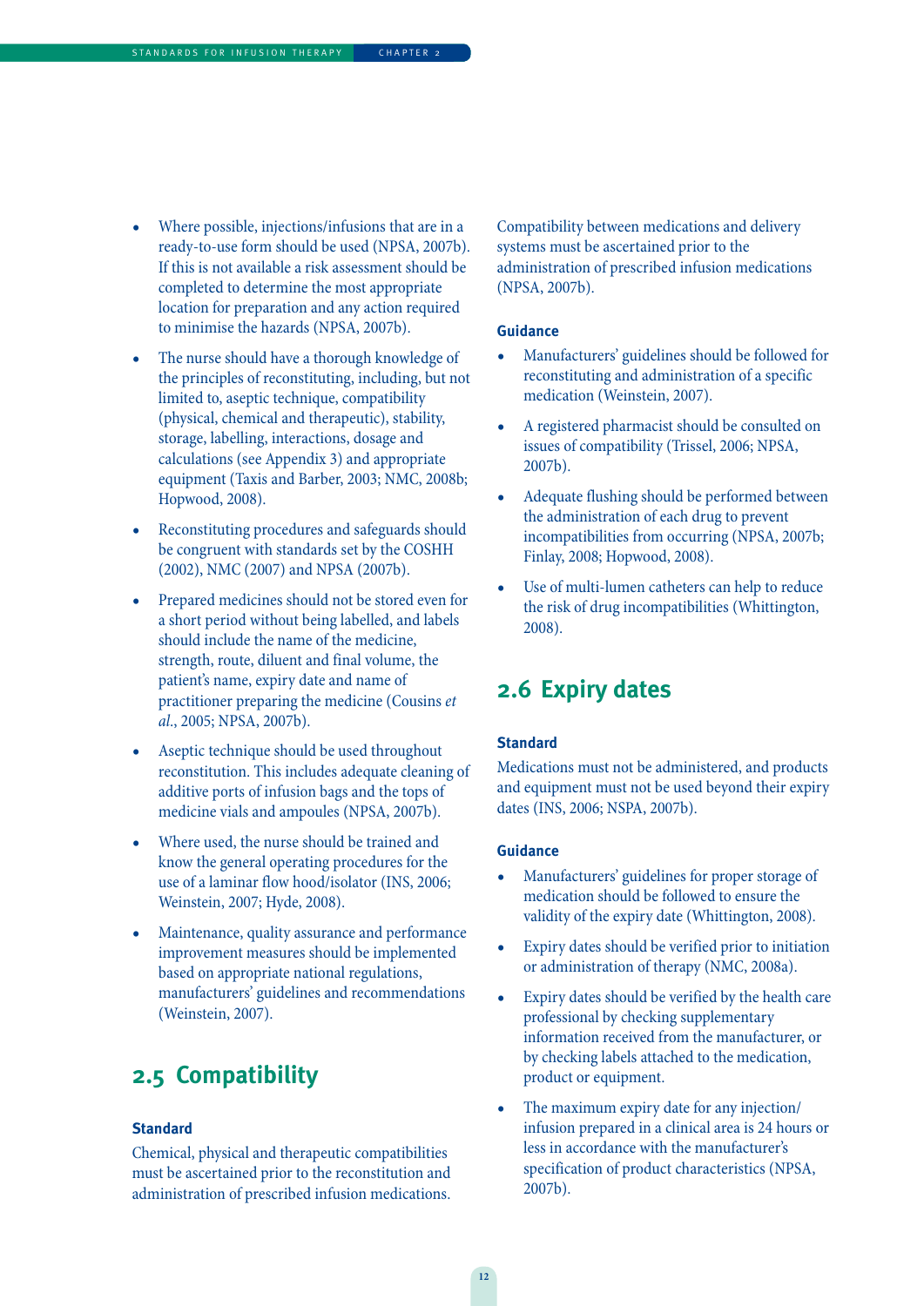- Where possible, injections/infusions that are in a ready-to-use form should be used (NPSA, 2007b). If this is not available a risk assessment should be completed to determine the most appropriate location for preparation and any action required to minimise the hazards (NPSA, 2007b).
- The nurse should have a thorough knowledge of the principles of reconstituting, including, but not limited to, aseptic technique, compatibility (physical, chemical and therapeutic), stability, storage, labelling, interactions, dosage and calculations (see Appendix 3) and appropriate equipment (Taxis and Barber, 2003; NMC, 2008b; Hopwood, 2008).
- Reconstituting procedures and safeguards should be congruent with standards set by the COSHH (2002), NMC (2007) and NPSA (2007b).
- Prepared medicines should not be stored even for a short period without being labelled, and labels should include the name of the medicine, strength, route, diluent and final volume, the patient's name, expiry date and name of practitioner preparing the medicine (Cousins *et al*., 2005; NPSA, 2007b).
- Aseptic technique should be used throughout reconstitution. This includes adequate cleaning of additive ports of infusion bags and the tops of medicine vials and ampoules (NPSA, 2007b).
- Where used, the nurse should be trained and know the general operating procedures for the use of a laminar flow hood/isolator (INS, 2006; Weinstein, 2007; Hyde, 2008).
- Maintenance, quality assurance and performance improvement measures should be implemented based on appropriate national regulations, manufacturers' guidelines and recommendations (Weinstein, 2007).

## 2.5 Compatibility

### Standard

Chemical, physical and therapeutic compatibilities must be ascertained prior to the reconstitution and administration of prescribed infusion medications.

Compatibility between medications and delivery systems must be ascertained prior to the administration of prescribed infusion medications (NPSA, 2007b).

### Guidance

- Manufacturers' guidelines should be followed for reconstituting and administration of a specific medication (Weinstein, 2007).
- A registered pharmacist should be consulted on issues of compatibility (Trissel, 2006; NPSA, 2007b).
- Adequate flushing should be performed between the administration of each drug to prevent incompatibilities from occurring (NPSA, 2007b; Finlay, 2008; Hopwood, 2008).
- Use of multi-lumen catheters can help to reduce the risk of drug incompatibilities (Whittington, 2008).

## 2.6 Expiry dates

### Standard

Medications must not be administered, and products and equipment must not be used beyond their expiry dates (INS, 2006; NSPA, 2007b).

### Guidance

- Manufacturers' guidelines for proper storage of medication should be followed to ensure the validity of the expiry date (Whittington, 2008).
- Expiry dates should be verified prior to initiation or administration of therapy (NMC, 2008a).
- Expiry dates should be verified by the health care professional by checking supplementary information received from the manufacturer, or by checking labels attached to the medication, product or equipment.
- The maximum expiry date for any injection/infusion prepared in a clinical area is 24 hours or less in accordance with the manufacturer's specification of product characteristics (NPSA, 2007b).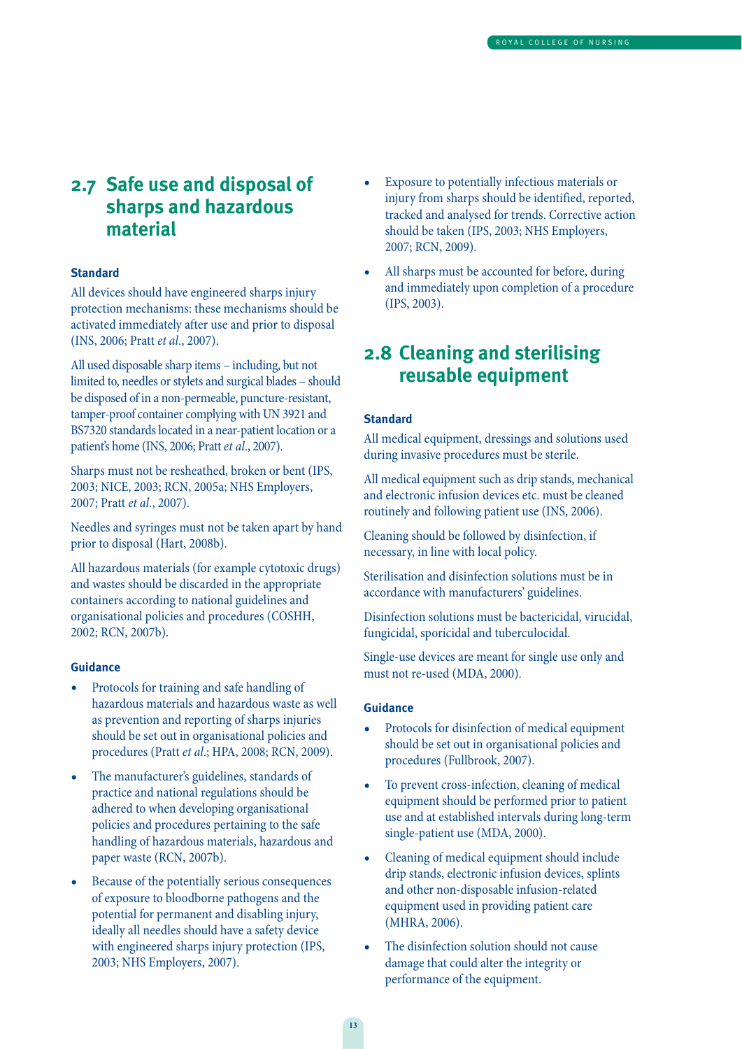## 2.7 Safe use and disposal of sharps and hazardous material

### Standard

All devices should have engineered sharps injury protection mechanisms: these mechanisms should be activated immediately after use and prior to disposal (INS, 2006; Pratt *et al*., 2007).

All used disposable sharp items – including, but not limited to, needles or stylets and surgical blades – should be disposed of in a non-permeable, puncture-resistant, tamper-proof container complying with UN 3921 and BS7320 standards located in a near-patient location or a patient's home (INS, 2006; Pratt *et al*., 2007).

Sharps must not be resheathed, broken or bent (IPS, 2003; NICE, 2003; RCN, 2005a; NHS Employers, 2007; Pratt *et al*., 2007).

Needles and syringes must not be taken apart by hand prior to disposal (Hart, 2008b).

All hazardous materials (for example cytotoxic drugs) and wastes should be discarded in the appropriate containers according to national guidelines and organisational policies and procedures (COSHH, 2002; RCN, 2007b).

### Guidance

- Protocols for training and safe handling of hazardous materials and hazardous waste as well as prevention and reporting of sharps injuries should be set out in organisational policies and procedures (Pratt *et al*.; HPA, 2008; RCN, 2009).
- The manufacturer's guidelines, standards of practice and national regulations should be adhered to when developing organisational policies and procedures pertaining to the safe handling of hazardous materials, hazardous and paper waste (RCN, 2007b).
- Because of the potentially serious consequences of exposure to bloodborne pathogens and the potential for permanent and disabling injury, ideally all needles should have a safety device with engineered sharps injury protection (IPS, 2003; NHS Employers, 2007).
- Exposure to potentially infectious materials or injury from sharps should be identified, reported, tracked and analysed for trends. Corrective action should be taken (IPS, 2003; NHS Employers, 2007; RCN, 2009).
- All sharps must be accounted for before, during and immediately upon completion of a procedure (IPS, 2003).

## 2.8 Cleaning and sterilising reusable equipment

### Standard

All medical equipment, dressings and solutions used during invasive procedures must be sterile.

All medical equipment such as drip stands, mechanical and electronic infusion devices etc. must be cleaned routinely and following patient use (INS, 2006).

Cleaning should be followed by disinfection, if necessary, in line with local policy.

Sterilisation and disinfection solutions must be in accordance with manufacturers' guidelines.

Disinfection solutions must be bactericidal, virucidal, fungicidal, sporicidal and tuberculocidal.

Single-use devices are meant for single use only and must not re-used (MDA, 2000).

### Guidance

- Protocols for disinfection of medical equipment should be set out in organisational policies and procedures (Fullbrook, 2007).
- To prevent cross-infection, cleaning of medical equipment should be performed prior to patient use and at established intervals during long-term single-patient use (MDA, 2000).
- Cleaning of medical equipment should include drip stands, electronic infusion devices, splints and other non-disposable infusion-related equipment used in providing patient care (MHRA, 2006).
- The disinfection solution should not cause damage that could alter the integrity or performance of the equipment.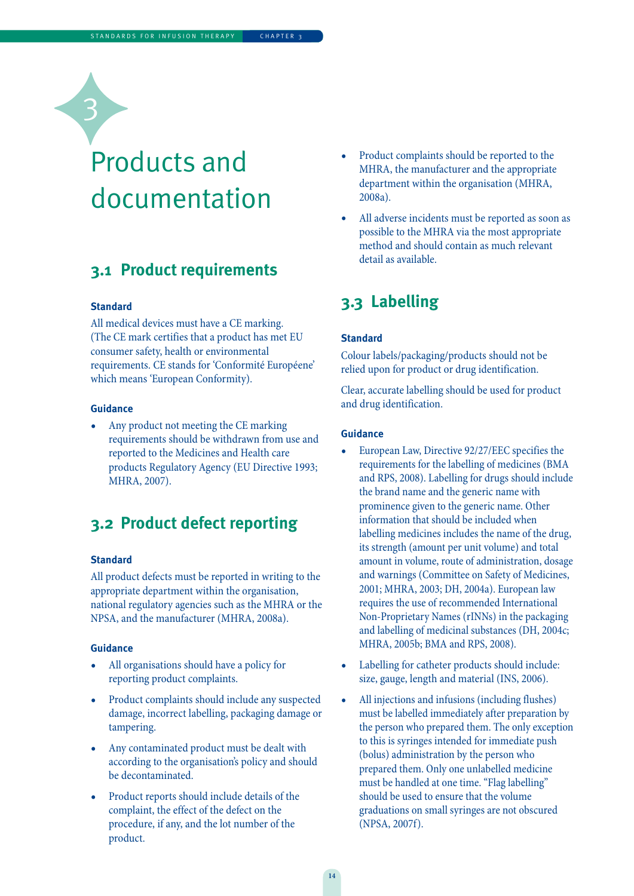# 3 Products and documentation

## 3.1 Product requirements

### Standard

All medical devices must have a CE marking. (The CE mark certifies that a product has met EU consumer safety, health or environmental requirements. CE stands for 'Conformité Européene' which means 'European Conformity).

### Guidance

- Any product not meeting the CE marking requirements should be withdrawn from use and reported to the Medicines and Health care products Regulatory Agency (EU Directive 1993; MHRA, 2007).

## 3.2 Product defect reporting

### Standard

All product defects must be reported in writing to the appropriate department within the organisation, national regulatory agencies such as the MHRA or the NPSA, and the manufacturer (MHRA, 2008a).

### Guidance

- All organisations should have a policy for reporting product complaints.
- Product complaints should include any suspected damage, incorrect labelling, packaging damage or tampering.
- Any contaminated product must be dealt with according to the organisation's policy and should be decontaminated.
- Product reports should include details of the complaint, the effect of the defect on the procedure, if any, and the lot number of the product.
- Product complaints should be reported to the MHRA, the manufacturer and the appropriate department within the organisation (MHRA, 2008a).
- All adverse incidents must be reported as soon as possible to the MHRA via the most appropriate method and should contain as much relevant detail as available.

## 3.3 Labelling

### Standard

Colour labels/packaging/products should not be relied upon for product or drug identification.

Clear, accurate labelling should be used for product and drug identification.

### Guidance

- European Law, Directive 92/27/EEC specifies the requirements for the labelling of medicines (BMA and RPS, 2008). Labelling for drugs should include the brand name and the generic name with prominence given to the generic name. Other information that should be included when labelling medicines includes the name of the drug, its strength (amount per unit volume) and total amount in volume, route of administration, dosage and warnings (Committee on Safety of Medicines, 2001; MHRA, 2003; DH, 2004a). European law requires the use of recommended International Non-Proprietary Names (rINNs) in the packaging and labelling of medicinal substances (DH, 2004c; MHRA, 2005b; BMA and RPS, 2008).
- Labelling for catheter products should include: size, gauge, length and material (INS, 2006).
- All injections and infusions (including flushes) must be labelled immediately after preparation by the person who prepared them. The only exception to this is syringes intended for immediate push (bolus) administration by the person who prepared them. Only one unlabelled medicine must be handled at one time. "Flag labelling" should be used to ensure that the volume graduations on small syringes are not obscured (NPSA, 2007f).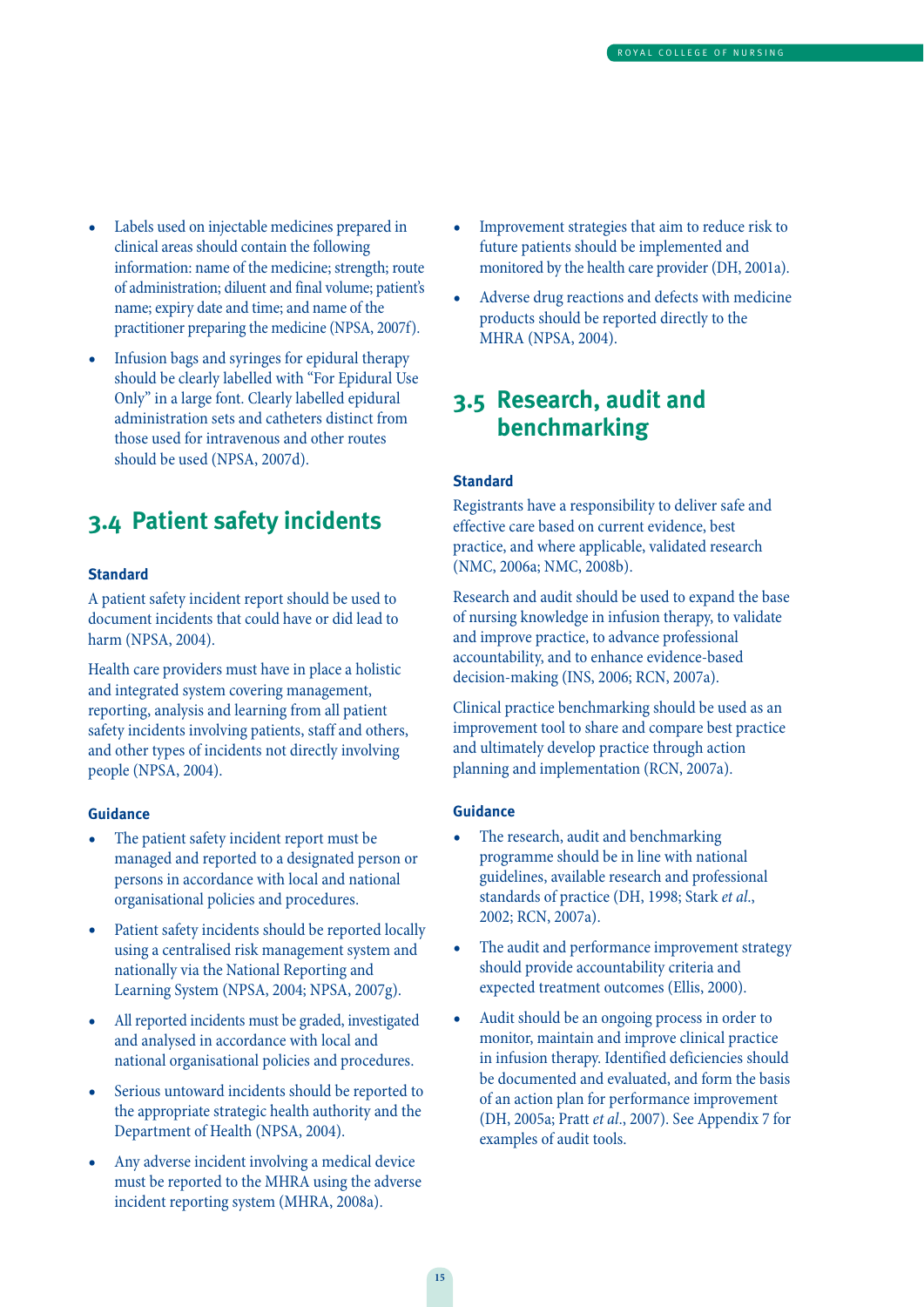- Labels used on injectable medicines prepared in clinical areas should contain the following information: name of the medicine; strength; route of administration; diluent and final volume; patient's name; expiry date and time; and name of the practitioner preparing the medicine (NPSA, 2007f).
- Infusion bags and syringes for epidural therapy should be clearly labelled with "For Epidural Use Only" in a large font. Clearly labelled epidural administration sets and catheters distinct from those used for intravenous and other routes should be used (NPSA, 2007d).

## 3.4 Patient safety incidents

### Standard

A patient safety incident report should be used to document incidents that could have or did lead to harm (NPSA, 2004).

Health care providers must have in place a holistic and integrated system covering management, reporting, analysis and learning from all patient safety incidents involving patients, staff and others, and other types of incidents not directly involving people (NPSA, 2004).

### Guidance

- The patient safety incident report must be managed and reported to a designated person or persons in accordance with local and national organisational policies and procedures.
- Patient safety incidents should be reported locally using a centralised risk management system and nationally via the National Reporting and Learning System (NPSA, 2004; NPSA, 2007g).
- All reported incidents must be graded, investigated and analysed in accordance with local and national organisational policies and procedures.
- Serious untoward incidents should be reported to the appropriate strategic health authority and the Department of Health (NPSA, 2004).
- Any adverse incident involving a medical device must be reported to the MHRA using the adverse incident reporting system (MHRA, 2008a).
- Improvement strategies that aim to reduce risk to future patients should be implemented and monitored by the health care provider (DH, 2001a).
- Adverse drug reactions and defects with medicine products should be reported directly to the MHRA (NPSA, 2004).

## 3.5 Research, audit and benchmarking

### Standard

Registrants have a responsibility to deliver safe and effective care based on current evidence, best practice, and where applicable, validated research (NMC, 2006a; NMC, 2008b).

Research and audit should be used to expand the base of nursing knowledge in infusion therapy, to validate and improve practice, to advance professional accountability, and to enhance evidence-based decision-making (INS, 2006; RCN, 2007a).

Clinical practice benchmarking should be used as an improvement tool to share and compare best practice and ultimately develop practice through action planning and implementation (RCN, 2007a).

### Guidance

- The research, audit and benchmarking programme should be in line with national guidelines, available research and professional standards of practice (DH, 1998; Stark *et al.*, 2002; RCN, 2007a).
- The audit and performance improvement strategy should provide accountability criteria and expected treatment outcomes (Ellis, 2000).
- Audit should be an ongoing process in order to monitor, maintain and improve clinical practice in infusion therapy. Identified deficiencies should be documented and evaluated, and form the basis of an action plan for performance improvement (DH, 2005a; Pratt *et al.*, 2007). See Appendix 7 for examples of audit tools.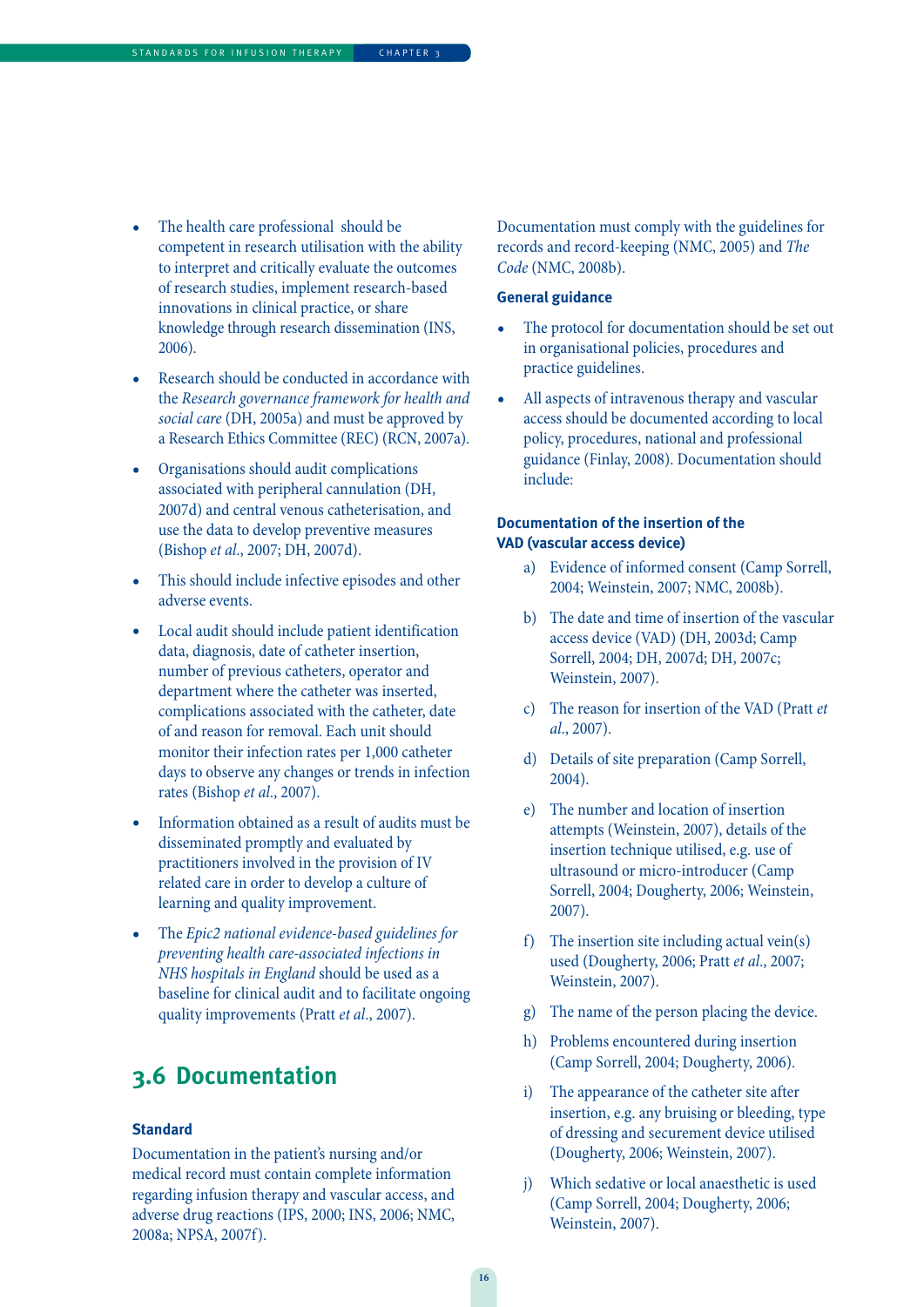- The health care professional should be competent in research utilisation with the ability to interpret and critically evaluate the outcomes of research studies, implement research-based innovations in clinical practice, or share knowledge through research dissemination (INS, 2006).
- Research should be conducted in accordance with the *Research governance framework for health and social care* (DH, 2005a) and must be approved by a Research Ethics Committee (REC) (RCN, 2007a).
- Organisations should audit complications associated with peripheral cannulation (DH, 2007d) and central venous catheterisation, and use the data to develop preventive measures (Bishop *et al*., 2007; DH, 2007d).
- This should include infective episodes and other adverse events.
- Local audit should include patient identification data, diagnosis, date of catheter insertion, number of previous catheters, operator and department where the catheter was inserted, complications associated with the catheter, date of and reason for removal. Each unit should monitor their infection rates per 1,000 catheter days to observe any changes or trends in infection rates (Bishop *et al*., 2007).
- Information obtained as a result of audits must be disseminated promptly and evaluated by practitioners involved in the provision of IV related care in order to develop a culture of learning and quality improvement.
- The *Epic2 national evidence-based guidelines for preventing health care-associated infections in NHS hospitals in England* should be used as a baseline for clinical audit and to facilitate ongoing quality improvements (Pratt *et al*., 2007).

## 3.6 Documentation

### Standard

Documentation in the patient's nursing and/or medical record must contain complete information regarding infusion therapy and vascular access, and adverse drug reactions (IPS, 2000; INS, 2006; NMC, 2008a; NPSA, 2007f).

Documentation must comply with the guidelines for records and record-keeping (NMC, 2005) and *The Code* (NMC, 2008b).

### General guidance

- The protocol for documentation should be set out in organisational policies, procedures and practice guidelines.
- All aspects of intravenous therapy and vascular access should be documented according to local policy, procedures, national and professional guidance (Finlay, 2008). Documentation should include:

### Documentation of the insertion of the VAD (vascular access device)

a) Evidence of informed consent (Camp Sorrell, 2004; Weinstein, 2007; NMC, 2008b).

b) The date and time of insertion of the vascular access device (VAD) (DH, 2003d; Camp Sorrell, 2004; DH, 2007d; DH, 2007c; Weinstein, 2007).

c) The reason for insertion of the VAD (Pratt *et al*., 2007).

d) Details of site preparation (Camp Sorrell, 2004).

e) The number and location of insertion attempts (Weinstein, 2007), details of the insertion technique utilised, e.g. use of ultrasound or micro-introducer (Camp Sorrell, 2004; Dougherty, 2006; Weinstein, 2007).

f) The insertion site including actual vein(s) used (Dougherty, 2006; Pratt *et al*., 2007; Weinstein, 2007).

g) The name of the person placing the device.

h) Problems encountered during insertion (Camp Sorrell, 2004; Dougherty, 2006).

i) The appearance of the catheter site after insertion, e.g. any bruising or bleeding, type of dressing and securement device utilised (Dougherty, 2006; Weinstein, 2007).

j) Which sedative or local anaesthetic is used (Camp Sorrell, 2004; Dougherty, 2006; Weinstein, 2007).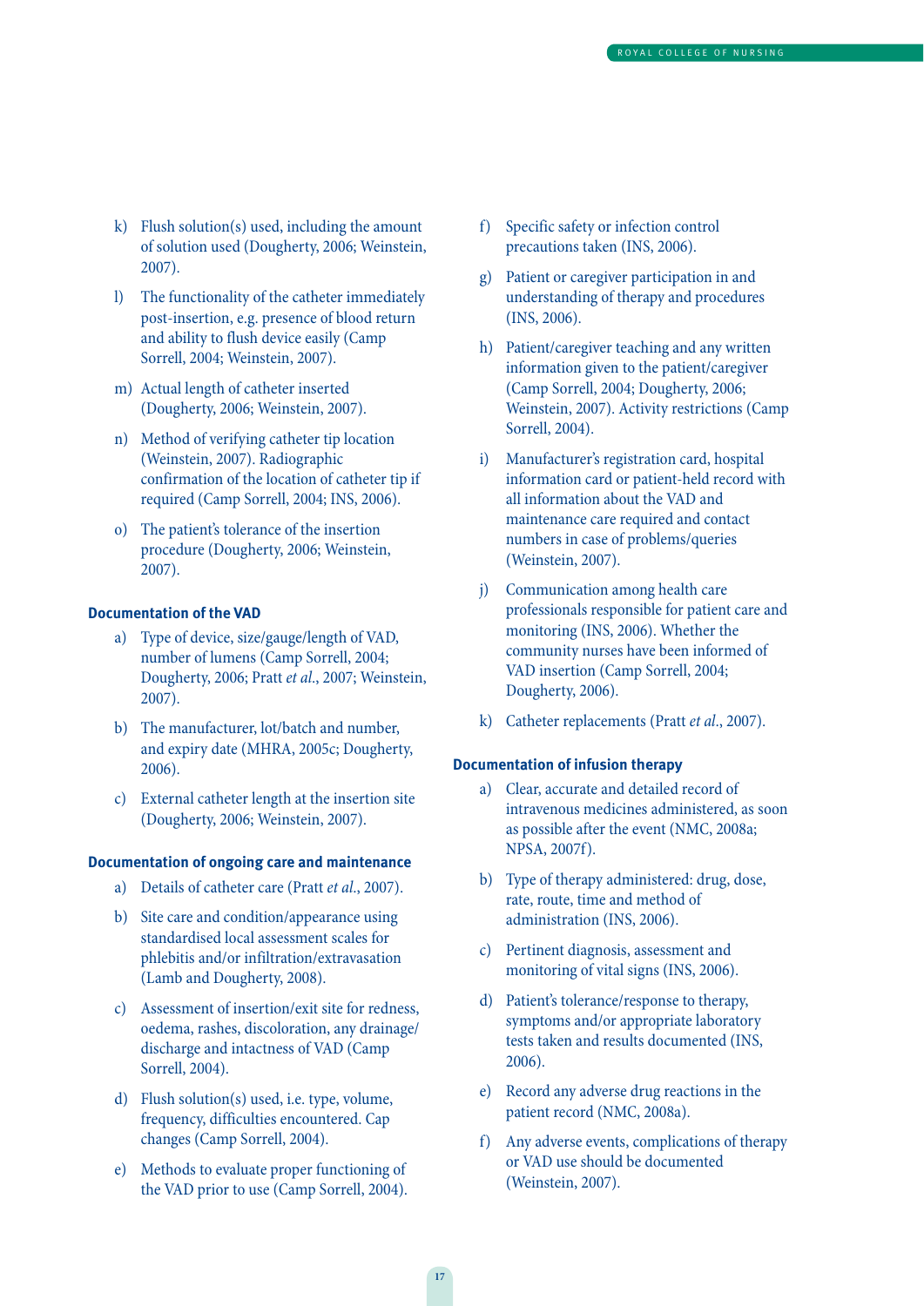k) Flush solution(s) used, including the amount of solution used (Dougherty, 2006; Weinstein, 2007).

l) The functionality of the catheter immediately post-insertion, e.g. presence of blood return and ability to flush device easily (Camp Sorrell, 2004; Weinstein, 2007).

m) Actual length of catheter inserted (Dougherty, 2006; Weinstein, 2007).

n) Method of verifying catheter tip location (Weinstein, 2007). Radiographic confirmation of the location of catheter tip if required (Camp Sorrell, 2004; INS, 2006).

o) The patient's tolerance of the insertion procedure (Dougherty, 2006; Weinstein, 2007).

**Documentation of the VAD**

a) Type of device, size/gauge/length of VAD, number of lumens (Camp Sorrell, 2004; Dougherty, 2006; Pratt *et al.*, 2007; Weinstein, 2007).

b) The manufacturer, lot/batch and number, and expiry date (MHRA, 2005c; Dougherty, 2006).

c) External catheter length at the insertion site (Dougherty, 2006; Weinstein, 2007).

**Documentation of ongoing care and maintenance**

a) Details of catheter care (Pratt *et al.*, 2007).

b) Site care and condition/appearance using standardised local assessment scales for phlebitis and/or infiltration/extravasation (Lamb and Dougherty, 2008).

c) Assessment of insertion/exit site for redness, oedema, rashes, discoloration, any drainage/discharge and intactness of VAD (Camp Sorrell, 2004).

d) Flush solution(s) used, i.e. type, volume, frequency, difficulties encountered. Cap changes (Camp Sorrell, 2004).

e) Methods to evaluate proper functioning of the VAD prior to use (Camp Sorrell, 2004).

f) Specific safety or infection control precautions taken (INS, 2006).

g) Patient or caregiver participation in and understanding of therapy and procedures (INS, 2006).

h) Patient/caregiver teaching and any written information given to the patient/caregiver (Camp Sorrell, 2004; Dougherty, 2006; Weinstein, 2007). Activity restrictions (Camp Sorrell, 2004).

i) Manufacturer's registration card, hospital information card or patient-held record with all information about the VAD and maintenance care required and contact numbers in case of problems/queries (Weinstein, 2007).

j) Communication among health care professionals responsible for patient care and monitoring (INS, 2006). Whether the community nurses have been informed of VAD insertion (Camp Sorrell, 2004; Dougherty, 2006).

k) Catheter replacements (Pratt *et al.*, 2007).

**Documentation of infusion therapy**

a) Clear, accurate and detailed record of intravenous medicines administered, as soon as possible after the event (NMC, 2008a; NPSA, 2007f).

b) Type of therapy administered: drug, dose, rate, route, time and method of administration (INS, 2006).

c) Pertinent diagnosis, assessment and monitoring of vital signs (INS, 2006).

d) Patient's tolerance/response to therapy, symptoms and/or appropriate laboratory tests taken and results documented (INS, 2006).

e) Record any adverse drug reactions in the patient record (NMC, 2008a).

f) Any adverse events, complications of therapy or VAD use should be documented (Weinstein, 2007).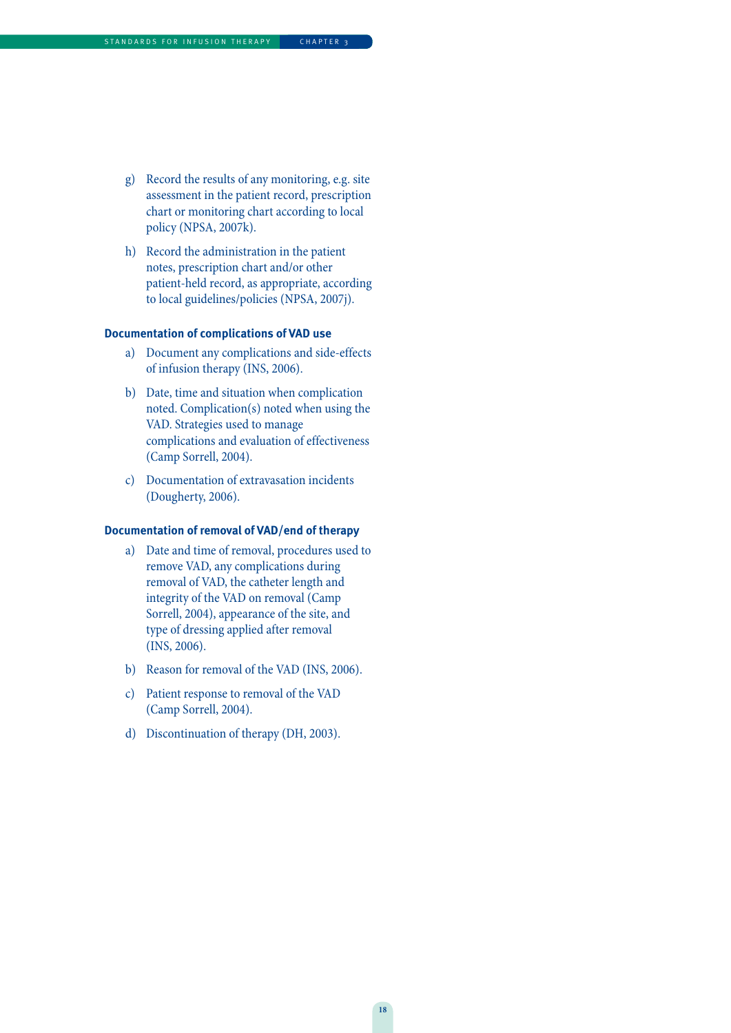g) Record the results of any monitoring, e.g. site assessment in the patient record, prescription chart or monitoring chart according to local policy (NPSA, 2007k).

h) Record the administration in the patient notes, prescription chart and/or other patient-held record, as appropriate, according to local guidelines/policies (NPSA, 2007j).

### Documentation of complications of VAD use

a) Document any complications and side-effects of infusion therapy (INS, 2006).

b) Date, time and situation when complication noted. Complication(s) noted when using the VAD. Strategies used to manage complications and evaluation of effectiveness (Camp Sorrell, 2004).

c) Documentation of extravasation incidents (Dougherty, 2006).

### Documentation of removal of VAD/end of therapy

a) Date and time of removal, procedures used to remove VAD, any complications during removal of VAD, the catheter length and integrity of the VAD on removal (Camp Sorrell, 2004), appearance of the site, and type of dressing applied after removal (INS, 2006).

b) Reason for removal of the VAD (INS, 2006).

c) Patient response to removal of the VAD (Camp Sorrell, 2004).

d) Discontinuation of therapy (DH, 2003).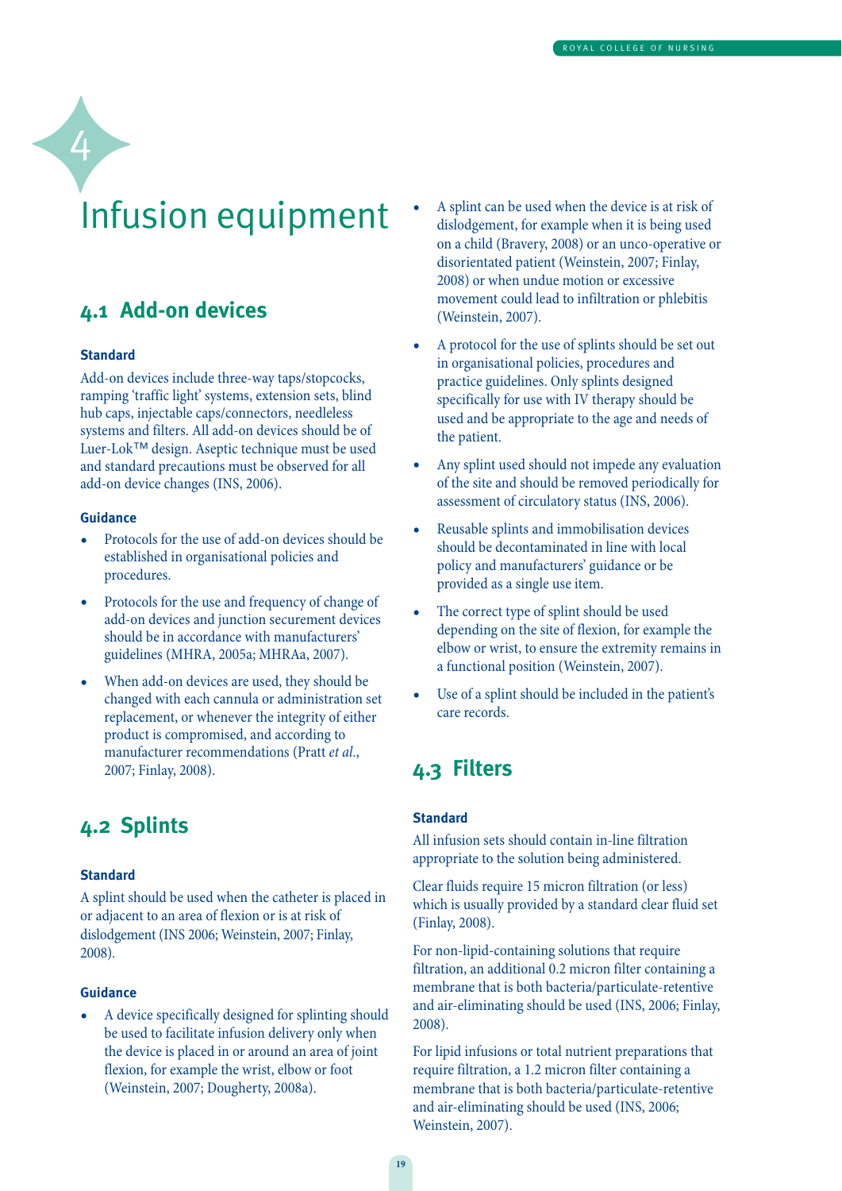# 4 Infusion equipment

## 4.1 Add-on devices

### Standard

Add-on devices include three-way taps/stopcocks, ramping 'traffic light' systems, extension sets, blind hub caps, injectable caps/connectors, needleless systems and filters. All add-on devices should be of Luer-Lok™ design. Aseptic technique must be used and standard precautions must be observed for all add-on device changes (INS, 2006).

### Guidance

- Protocols for the use of add-on devices should be established in organisational policies and procedures.
- Protocols for the use and frequency of change of add-on devices and junction securement devices should be in accordance with manufacturers' guidelines (MHRA, 2005a; MHRAa, 2007).
- When add-on devices are used, they should be changed with each cannula or administration set replacement, or whenever the integrity of either product is compromised, and according to manufacturer recommendations (Pratt *et al.*, 2007; Finlay, 2008).

## 4.2 Splints

### Standard

A splint should be used when the catheter is placed in or adjacent to an area of flexion or is at risk of dislodgement (INS 2006; Weinstein, 2007; Finlay, 2008).

### Guidance

- A device specifically designed for splinting should be used to facilitate infusion delivery only when the device is placed in or around an area of joint flexion, for example the wrist, elbow or foot (Weinstein, 2007; Dougherty, 2008a).
- A splint can be used when the device is at risk of dislodgement, for example when it is being used on a child (Bravery, 2008) or an unco-operative or disorientated patient (Weinstein, 2007; Finlay, 2008) or when undue motion or excessive movement could lead to infiltration or phlebitis (Weinstein, 2007).
- A protocol for the use of splints should be set out in organisational policies, procedures and practice guidelines. Only splints designed specifically for use with IV therapy should be used and be appropriate to the age and needs of the patient.
- Any splint used should not impede any evaluation of the site and should be removed periodically for assessment of circulatory status (INS, 2006).
- Reusable splints and immobilisation devices should be decontaminated in line with local policy and manufacturers' guidance or be provided as a single use item.
- The correct type of splint should be used depending on the site of flexion, for example the elbow or wrist, to ensure the extremity remains in a functional position (Weinstein, 2007).
- Use of a splint should be included in the patient's care records.

## 4.3 Filters

### Standard

All infusion sets should contain in-line filtration appropriate to the solution being administered.

Clear fluids require 15 micron filtration (or less) which is usually provided by a standard clear fluid set (Finlay, 2008).

For non-lipid-containing solutions that require filtration, an additional 0.2 micron filter containing a membrane that is both bacteria/particulate-retentive and air-eliminating should be used (INS, 2006; Finlay, 2008).

For lipid infusions or total nutrient preparations that require filtration, a 1.2 micron filter containing a membrane that is both bacteria/particulate-retentive and air-eliminating should be used (INS, 2006; Weinstein, 2007).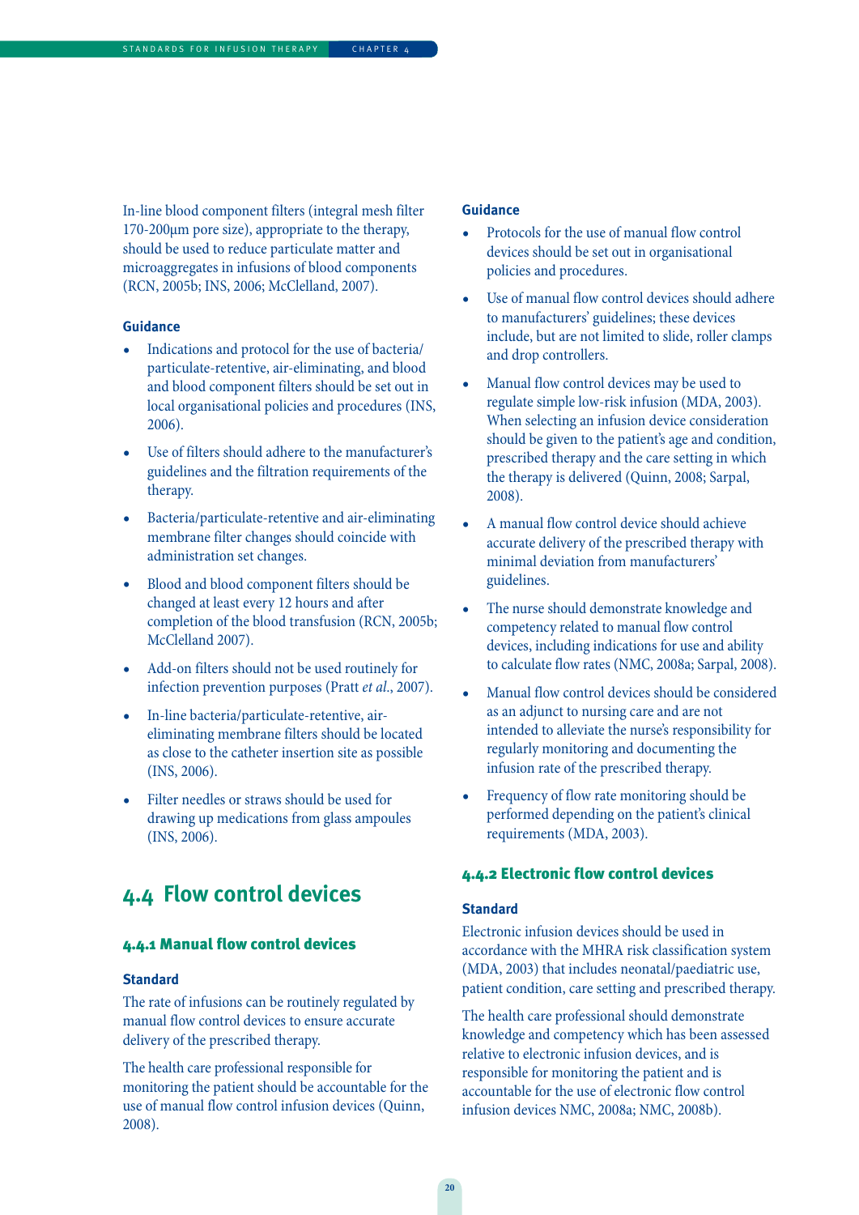In-line blood component filters (integral mesh filter 170-200μm pore size), appropriate to the therapy, should be used to reduce particulate matter and microaggregates in infusions of blood components (RCN, 2005b; INS, 2006; McClelland, 2007).

**Guidance**

- Indications and protocol for the use of bacteria/particulate-retentive, air-eliminating, and blood and blood component filters should be set out in local organisational policies and procedures (INS, 2006).
- Use of filters should adhere to the manufacturer's guidelines and the filtration requirements of the therapy.
- Bacteria/particulate-retentive and air-eliminating membrane filter changes should coincide with administration set changes.
- Blood and blood component filters should be changed at least every 12 hours and after completion of the blood transfusion (RCN, 2005b; McClelland 2007).
- Add-on filters should not be used routinely for infection prevention purposes (Pratt *et al.*, 2007).
- In-line bacteria/particulate-retentive, air-eliminating membrane filters should be located as close to the catheter insertion site as possible (INS, 2006).
- Filter needles or straws should be used for drawing up medications from glass ampoules (INS, 2006).

## 4.4 Flow control devices

### 4.4.1 Manual flow control devices

**Standard**

The rate of infusions can be routinely regulated by manual flow control devices to ensure accurate delivery of the prescribed therapy.

The health care professional responsible for monitoring the patient should be accountable for the use of manual flow control infusion devices (Quinn, 2008).

**Guidance**

- Protocols for the use of manual flow control devices should be set out in organisational policies and procedures.
- Use of manual flow control devices should adhere to manufacturers' guidelines; these devices include, but are not limited to slide, roller clamps and drop controllers.
- Manual flow control devices may be used to regulate simple low-risk infusion (MDA, 2003). When selecting an infusion device consideration should be given to the patient's age and condition, prescribed therapy and the care setting in which the therapy is delivered (Quinn, 2008; Sarpal, 2008).
- A manual flow control device should achieve accurate delivery of the prescribed therapy with minimal deviation from manufacturers' guidelines.
- The nurse should demonstrate knowledge and competency related to manual flow control devices, including indications for use and ability to calculate flow rates (NMC, 2008a; Sarpal, 2008).
- Manual flow control devices should be considered as an adjunct to nursing care and are not intended to alleviate the nurse's responsibility for regularly monitoring and documenting the infusion rate of the prescribed therapy.
- Frequency of flow rate monitoring should be performed depending on the patient's clinical requirements (MDA, 2003).

### 4.4.2 Electronic flow control devices

**Standard**

Electronic infusion devices should be used in accordance with the MHRA risk classification system (MDA, 2003) that includes neonatal/paediatric use, patient condition, care setting and prescribed therapy.

The health care professional should demonstrate knowledge and competency which has been assessed relative to electronic infusion devices, and is responsible for monitoring the patient and is accountable for the use of electronic flow control infusion devices NMC, 2008a; NMC, 2008b).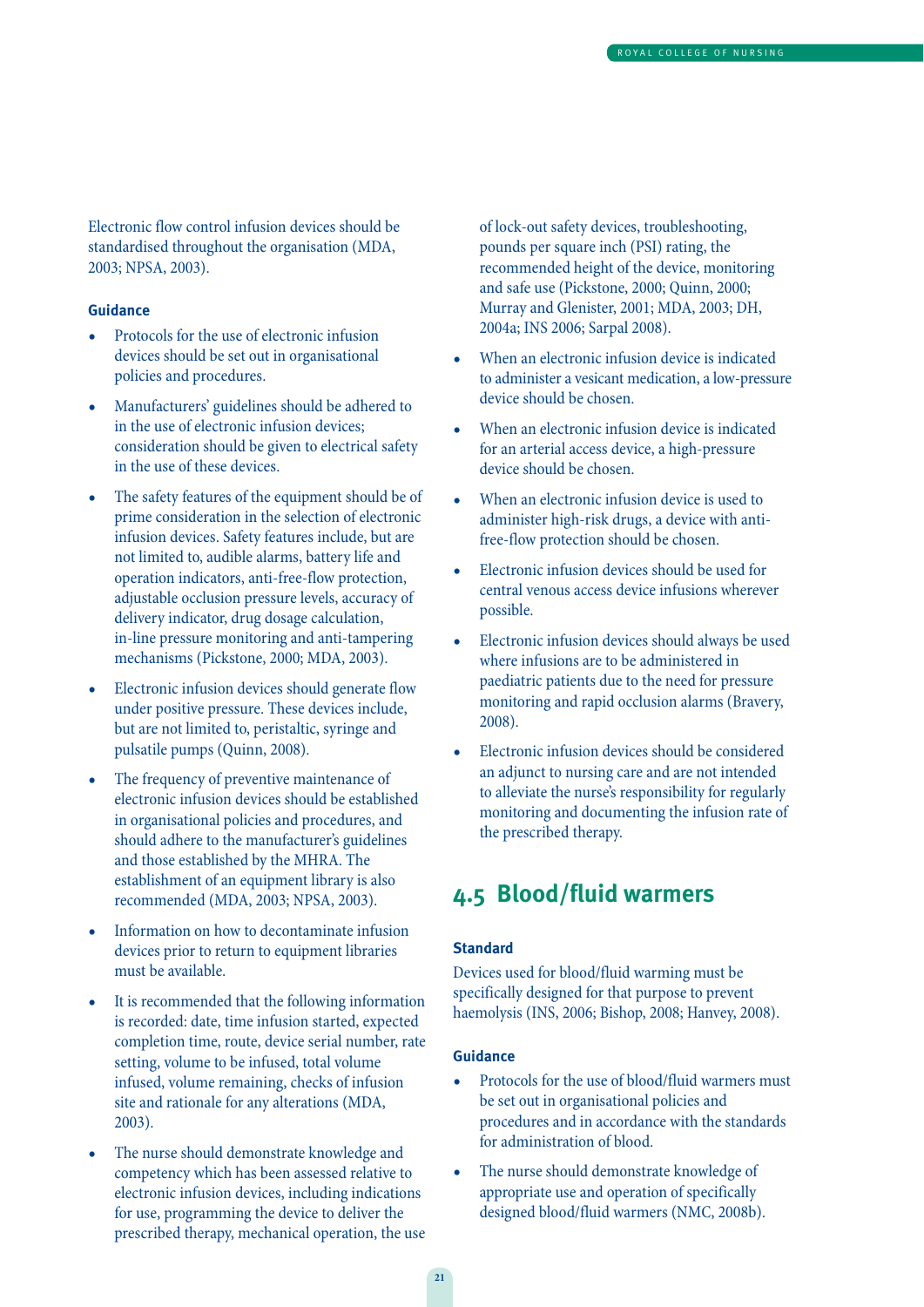Electronic flow control infusion devices should be standardised throughout the organisation (MDA, 2003; NPSA, 2003).

**Guidance**

- Protocols for the use of electronic infusion devices should be set out in organisational policies and procedures.
- Manufacturers' guidelines should be adhered to in the use of electronic infusion devices; consideration should be given to electrical safety in the use of these devices.
- The safety features of the equipment should be of prime consideration in the selection of electronic infusion devices. Safety features include, but are not limited to, audible alarms, battery life and operation indicators, anti-free-flow protection, adjustable occlusion pressure levels, accuracy of delivery indicator, drug dosage calculation, in-line pressure monitoring and anti-tampering mechanisms (Pickstone, 2000; MDA, 2003).
- Electronic infusion devices should generate flow under positive pressure. These devices include, but are not limited to, peristaltic, syringe and pulsatile pumps (Quinn, 2008).
- The frequency of preventive maintenance of electronic infusion devices should be established in organisational policies and procedures, and should adhere to the manufacturer's guidelines and those established by the MHRA. The establishment of an equipment library is also recommended (MDA, 2003; NPSA, 2003).
- Information on how to decontaminate infusion devices prior to return to equipment libraries must be available.
- It is recommended that the following information is recorded: date, time infusion started, expected completion time, route, device serial number, rate setting, volume to be infused, total volume infused, volume remaining, checks of infusion site and rationale for any alterations (MDA, 2003).
- The nurse should demonstrate knowledge and competency which has been assessed relative to electronic infusion devices, including indications for use, programming the device to deliver the prescribed therapy, mechanical operation, the use of lock-out safety devices, troubleshooting, pounds per square inch (PSI) rating, the recommended height of the device, monitoring and safe use (Pickstone, 2000; Quinn, 2000; Murray and Glenister, 2001; MDA, 2003; DH, 2004a; INS 2006; Sarpal 2008).
- When an electronic infusion device is indicated to administer a vesicant medication, a low-pressure device should be chosen.
- When an electronic infusion device is indicated for an arterial access device, a high-pressure device should be chosen.
- When an electronic infusion device is used to administer high-risk drugs, a device with anti-free-flow protection should be chosen.
- Electronic infusion devices should be used for central venous access device infusions wherever possible.
- Electronic infusion devices should always be used where infusions are to be administered in paediatric patients due to the need for pressure monitoring and rapid occlusion alarms (Bravery, 2008).
- Electronic infusion devices should be considered an adjunct to nursing care and are not intended to alleviate the nurse's responsibility for regularly monitoring and documenting the infusion rate of the prescribed therapy.

## 4.5 Blood/fluid warmers

**Standard**

Devices used for blood/fluid warming must be specifically designed for that purpose to prevent haemolysis (INS, 2006; Bishop, 2008; Hanvey, 2008).

**Guidance**

- Protocols for the use of blood/fluid warmers must be set out in organisational policies and procedures and in accordance with the standards for administration of blood.
- The nurse should demonstrate knowledge of appropriate use and operation of specifically designed blood/fluid warmers (NMC, 2008b).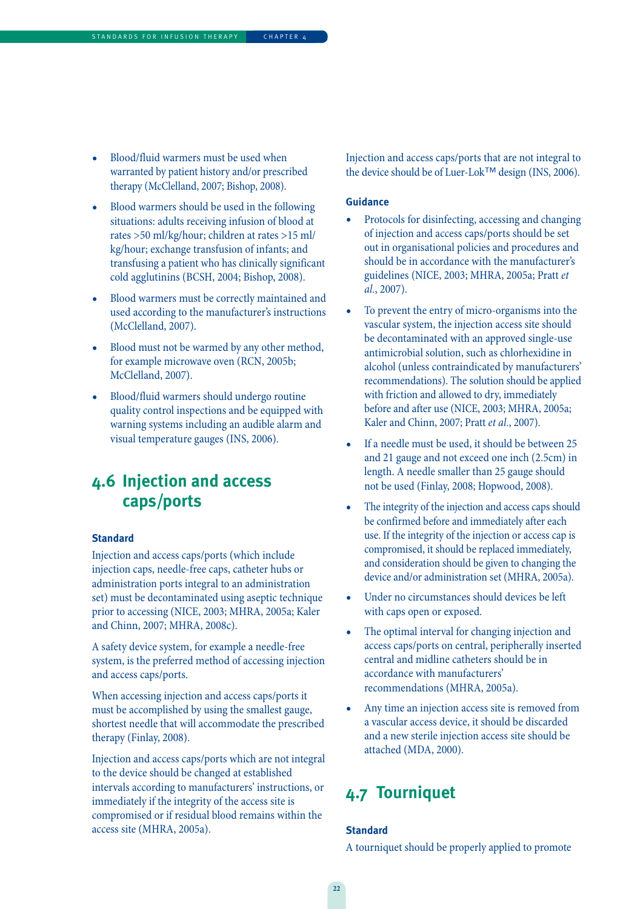- Blood/fluid warmers must be used when warranted by patient history and/or prescribed therapy (McClelland, 2007; Bishop, 2008).
- Blood warmers should be used in the following situations: adults receiving infusion of blood at rates >50 ml/kg/hour; children at rates >15 ml/kg/hour; exchange transfusion of infants; and transfusing a patient who has clinically significant cold agglutinins (BCSH, 2004; Bishop, 2008).
- Blood warmers must be correctly maintained and used according to the manufacturer's instructions (McClelland, 2007).
- Blood must not be warmed by any other method, for example microwave oven (RCN, 2005b; McClelland, 2007).
- Blood/fluid warmers should undergo routine quality control inspections and be equipped with warning systems including an audible alarm and visual temperature gauges (INS, 2006).

## 4.6 Injection and access caps/ports

### Standard

Injection and access caps/ports (which include injection caps, needle-free caps, catheter hubs or administration ports integral to an administration set) must be decontaminated using aseptic technique prior to accessing (NICE, 2003; MHRA, 2005a; Kaler and Chinn, 2007; MHRA, 2008c).

A safety device system, for example a needle-free system, is the preferred method of accessing injection and access caps/ports.

When accessing injection and access caps/ports it must be accomplished by using the smallest gauge, shortest needle that will accommodate the prescribed therapy (Finlay, 2008).

Injection and access caps/ports which are not integral to the device should be changed at established intervals according to manufacturers' instructions, or immediately if the integrity of the access site is compromised or if residual blood remains within the access site (MHRA, 2005a).

Injection and access caps/ports that are not integral to the device should be of Luer-Lok™ design (INS, 2006).

### Guidance

- Protocols for disinfecting, accessing and changing of injection and access caps/ports should be set out in organisational policies and procedures and should be in accordance with the manufacturer's guidelines (NICE, 2003; MHRA, 2005a; Pratt *et al.*, 2007).
- To prevent the entry of micro-organisms into the vascular system, the injection access site should be decontaminated with an approved single-use antimicrobial solution, such as chlorhexidine in alcohol (unless contraindicated by manufacturers' recommendations). The solution should be applied with friction and allowed to dry, immediately before and after use (NICE, 2003; MHRA, 2005a; Kaler and Chinn, 2007; Pratt *et al.*, 2007).
- If a needle must be used, it should be between 25 and 21 gauge and not exceed one inch (2.5cm) in length. A needle smaller than 25 gauge should not be used (Finlay, 2008; Hopwood, 2008).
- The integrity of the injection and access caps should be confirmed before and immediately after each use. If the integrity of the injection or access cap is compromised, it should be replaced immediately, and consideration should be given to changing the device and/or administration set (MHRA, 2005a).
- Under no circumstances should devices be left with caps open or exposed.
- The optimal interval for changing injection and access caps/ports on central, peripherally inserted central and midline catheters should be in accordance with manufacturers' recommendations (MHRA, 2005a).
- Any time an injection access site is removed from a vascular access device, it should be discarded and a new sterile injection access site should be attached (MDA, 2000).

## 4.7 Tourniquet

### Standard

A tourniquet should be properly applied to promote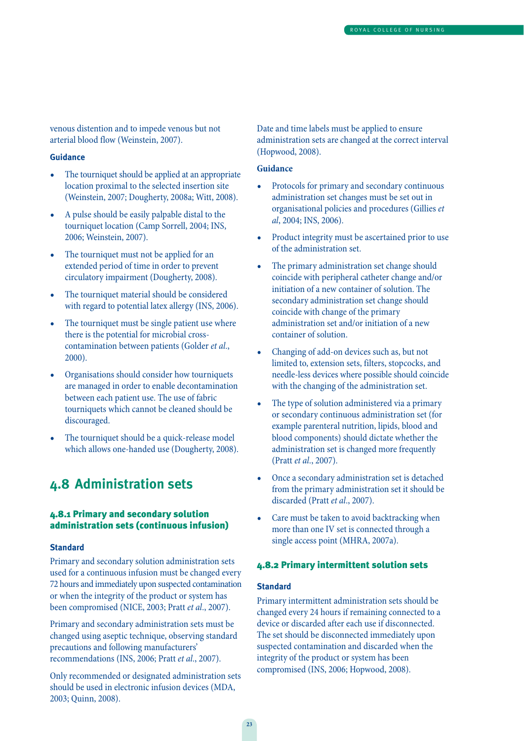venous distention and to impede venous but not arterial blood flow (Weinstein, 2007).

**Guidance**

- The tourniquet should be applied at an appropriate location proximal to the selected insertion site (Weinstein, 2007; Dougherty, 2008a; Witt, 2008).
- A pulse should be easily palpable distal to the tourniquet location (Camp Sorrell, 2004; INS, 2006; Weinstein, 2007).
- The tourniquet must not be applied for an extended period of time in order to prevent circulatory impairment (Dougherty, 2008).
- The tourniquet material should be considered with regard to potential latex allergy (INS, 2006).
- The tourniquet must be single patient use where there is the potential for microbial cross-contamination between patients (Golder *et al.*, 2000).
- Organisations should consider how tourniquets are managed in order to enable decontamination between each patient use. The use of fabric tourniquets which cannot be cleaned should be discouraged.
- The tourniquet should be a quick-release model which allows one-handed use (Dougherty, 2008).

## 4.8 Administration sets

### 4.8.1 Primary and secondary solution administration sets (continuous infusion)

**Standard**

Primary and secondary solution administration sets used for a continuous infusion must be changed every 72 hours and immediately upon suspected contamination or when the integrity of the product or system has been compromised (NICE, 2003; Pratt *et al.*, 2007).

Primary and secondary administration sets must be changed using aseptic technique, observing standard precautions and following manufacturers' recommendations (INS, 2006; Pratt *et al.*, 2007).

Only recommended or designated administration sets should be used in electronic infusion devices (MDA, 2003; Quinn, 2008).

Date and time labels must be applied to ensure administration sets are changed at the correct interval (Hopwood, 2008).

**Guidance**

- Protocols for primary and secondary continuous administration set changes must be set out in organisational policies and procedures (Gillies *et al*, 2004; INS, 2006).
- Product integrity must be ascertained prior to use of the administration set.
- The primary administration set change should coincide with peripheral catheter change and/or initiation of a new container of solution. The secondary administration set change should coincide with change of the primary administration set and/or initiation of a new container of solution.
- Changing of add-on devices such as, but not limited to, extension sets, filters, stopcocks, and needle-less devices where possible should coincide with the changing of the administration set.
- The type of solution administered via a primary or secondary continuous administration set (for example parenteral nutrition, lipids, blood and blood components) should dictate whether the administration set is changed more frequently (Pratt *et al.*, 2007).
- Once a secondary administration set is detached from the primary administration set it should be discarded (Pratt *et al.*, 2007).
- Care must be taken to avoid backtracking when more than one IV set is connected through a single access point (MHRA, 2007a).

### 4.8.2 Primary intermittent solution sets

**Standard**

Primary intermittent administration sets should be changed every 24 hours if remaining connected to a device or discarded after each use if disconnected. The set should be disconnected immediately upon suspected contamination and discarded when the integrity of the product or system has been compromised (INS, 2006; Hopwood, 2008).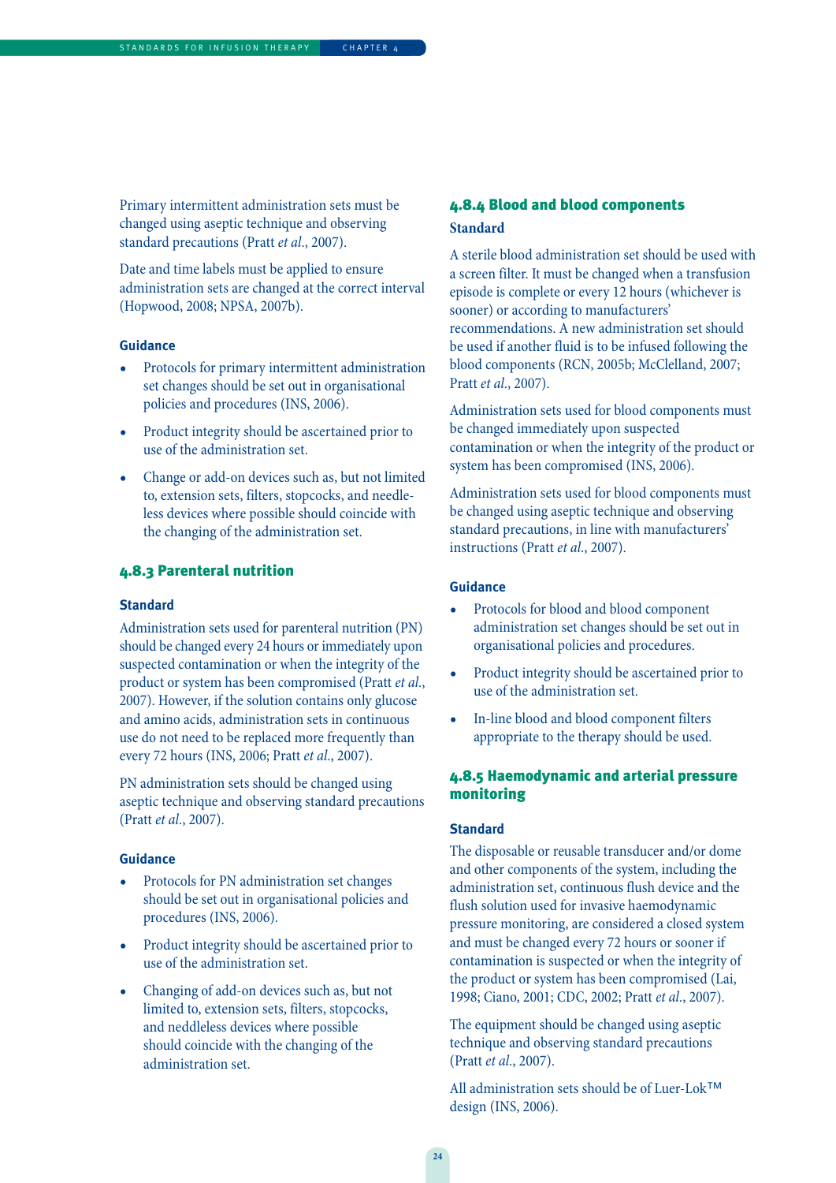Primary intermittent administration sets must be changed using aseptic technique and observing standard precautions (Pratt *et al*., 2007).

Date and time labels must be applied to ensure administration sets are changed at the correct interval (Hopwood, 2008; NPSA, 2007b).

#### Guidance

- Protocols for primary intermittent administration set changes should be set out in organisational policies and procedures (INS, 2006).
- Product integrity should be ascertained prior to use of the administration set.
- Change or add-on devices such as, but not limited to, extension sets, filters, stopcocks, and needle-less devices where possible should coincide with the changing of the administration set.

### 4.8.3 Parenteral nutrition

#### Standard

Administration sets used for parenteral nutrition (PN) should be changed every 24 hours or immediately upon suspected contamination or when the integrity of the product or system has been compromised (Pratt *et al*., 2007). However, if the solution contains only glucose and amino acids, administration sets in continuous use do not need to be replaced more frequently than every 72 hours (INS, 2006; Pratt *et al*., 2007).

PN administration sets should be changed using aseptic technique and observing standard precautions (Pratt *et al*., 2007).

#### Guidance

- Protocols for PN administration set changes should be set out in organisational policies and procedures (INS, 2006).
- Product integrity should be ascertained prior to use of the administration set.
- Changing of add-on devices such as, but not limited to, extension sets, filters, stopcocks, and neddleless devices where possible should coincide with the changing of the administration set.

### 4.8.4 Blood and blood components

#### Standard

A sterile blood administration set should be used with a screen filter. It must be changed when a transfusion episode is complete or every 12 hours (whichever is sooner) or according to manufacturers' recommendations. A new administration set should be used if another fluid is to be infused following the blood components (RCN, 2005b; McClelland, 2007; Pratt *et al*., 2007).

Administration sets used for blood components must be changed immediately upon suspected contamination or when the integrity of the product or system has been compromised (INS, 2006).

Administration sets used for blood components must be changed using aseptic technique and observing standard precautions, in line with manufacturers' instructions (Pratt *et al*., 2007).

#### Guidance

- Protocols for blood and blood component administration set changes should be set out in organisational policies and procedures.
- Product integrity should be ascertained prior to use of the administration set.
- In-line blood and blood component filters appropriate to the therapy should be used.

### 4.8.5 Haemodynamic and arterial pressure monitoring

#### Standard

The disposable or reusable transducer and/or dome and other components of the system, including the administration set, continuous flush device and the flush solution used for invasive haemodynamic pressure monitoring, are considered a closed system and must be changed every 72 hours or sooner if contamination is suspected or when the integrity of the product or system has been compromised (Lai, 1998; Ciano, 2001; CDC, 2002; Pratt *et al*., 2007).

The equipment should be changed using aseptic technique and observing standard precautions (Pratt *et al*., 2007).

All administration sets should be of Luer-Lok™ design (INS, 2006).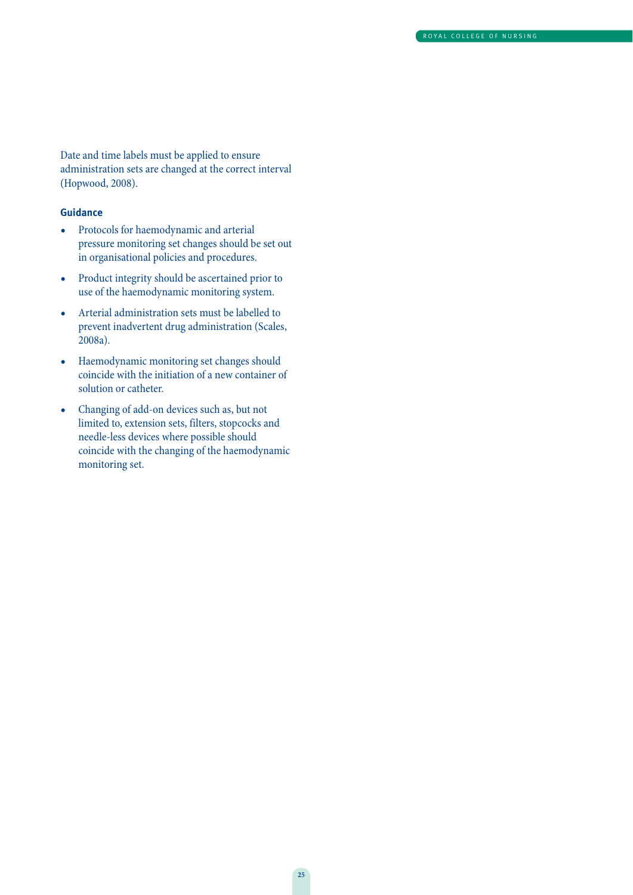Date and time labels must be applied to ensure administration sets are changed at the correct interval (Hopwood, 2008).

### Guidance

- Protocols for haemodynamic and arterial pressure monitoring set changes should be set out in organisational policies and procedures.
- Product integrity should be ascertained prior to use of the haemodynamic monitoring system.
- Arterial administration sets must be labelled to prevent inadvertent drug administration (Scales, 2008a).
- Haemodynamic monitoring set changes should coincide with the initiation of a new container of solution or catheter.
- Changing of add-on devices such as, but not limited to, extension sets, filters, stopcocks and needle-less devices where possible should coincide with the changing of the haemodynamic monitoring set.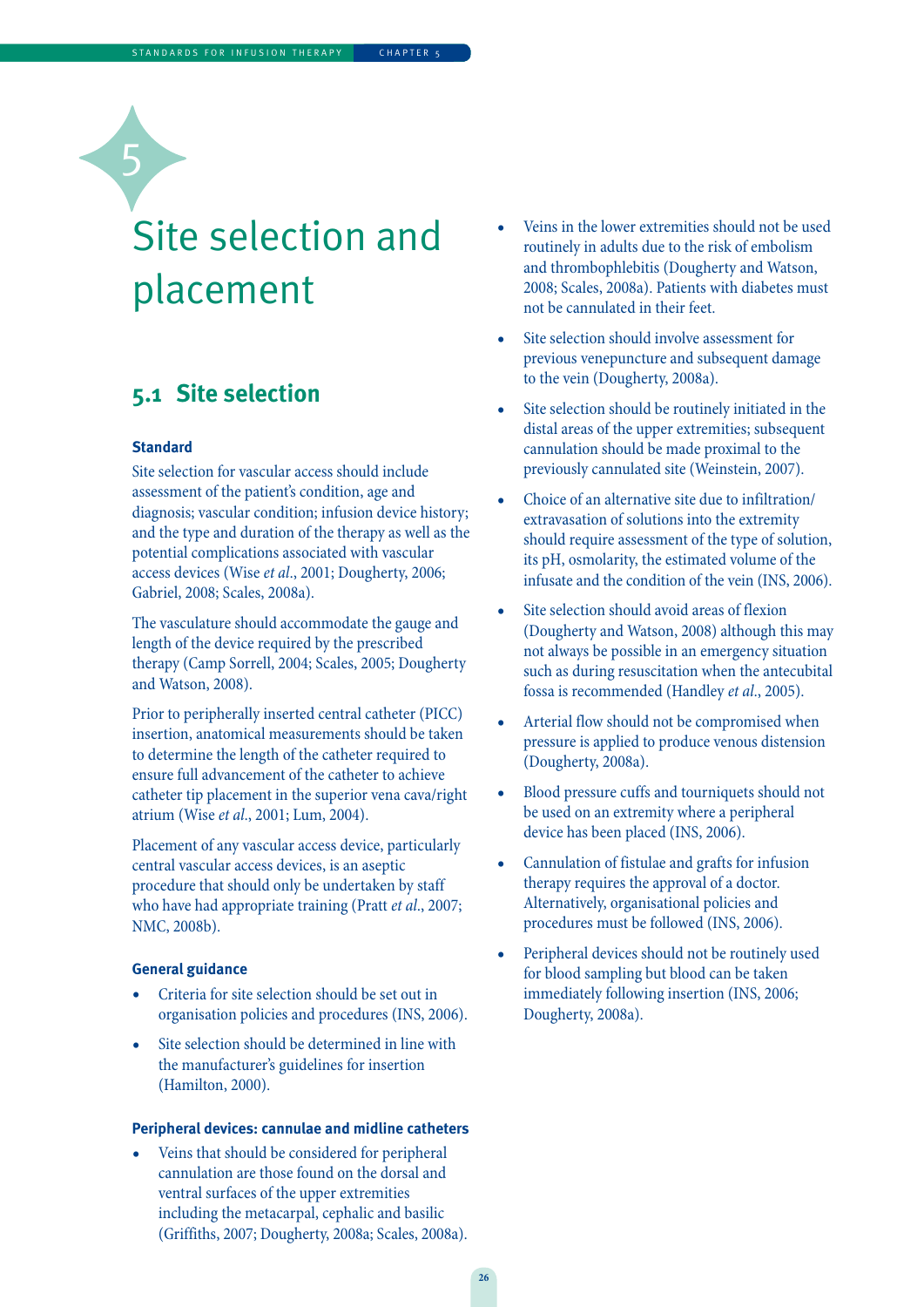# 5 Site selection and placement

## 5.1 Site selection

### Standard

Site selection for vascular access should include assessment of the patient's condition, age and diagnosis; vascular condition; infusion device history; and the type and duration of the therapy as well as the potential complications associated with vascular access devices (Wise *et al*., 2001; Dougherty, 2006; Gabriel, 2008; Scales, 2008a).

The vasculature should accommodate the gauge and length of the device required by the prescribed therapy (Camp Sorrell, 2004; Scales, 2005; Dougherty and Watson, 2008).

Prior to peripherally inserted central catheter (PICC) insertion, anatomical measurements should be taken to determine the length of the catheter required to ensure full advancement of the catheter to achieve catheter tip placement in the superior vena cava/right atrium (Wise *et al*., 2001; Lum, 2004).

Placement of any vascular access device, particularly central vascular access devices, is an aseptic procedure that should only be undertaken by staff who have had appropriate training (Pratt *et al*., 2007; NMC, 2008b).

### General guidance

- Criteria for site selection should be set out in organisation policies and procedures (INS, 2006).
- Site selection should be determined in line with the manufacturer's guidelines for insertion (Hamilton, 2000).

### Peripheral devices: cannulae and midline catheters

- Veins that should be considered for peripheral cannulation are those found on the dorsal and ventral surfaces of the upper extremities including the metacarpal, cephalic and basilic (Griffiths, 2007; Dougherty, 2008a; Scales, 2008a).
- Veins in the lower extremities should not be used routinely in adults due to the risk of embolism and thrombophlebitis (Dougherty and Watson, 2008; Scales, 2008a). Patients with diabetes must not be cannulated in their feet.
- Site selection should involve assessment for previous venepuncture and subsequent damage to the vein (Dougherty, 2008a).
- Site selection should be routinely initiated in the distal areas of the upper extremities; subsequent cannulation should be made proximal to the previously cannulated site (Weinstein, 2007).
- Choice of an alternative site due to infiltration/extravasation of solutions into the extremity should require assessment of the type of solution, its pH, osmolarity, the estimated volume of the infusate and the condition of the vein (INS, 2006).
- Site selection should avoid areas of flexion (Dougherty and Watson, 2008) although this may not always be possible in an emergency situation such as during resuscitation when the antecubital fossa is recommended (Handley *et al*., 2005).
- Arterial flow should not be compromised when pressure is applied to produce venous distension (Dougherty, 2008a).
- Blood pressure cuffs and tourniquets should not be used on an extremity where a peripheral device has been placed (INS, 2006).
- Cannulation of fistulae and grafts for infusion therapy requires the approval of a doctor. Alternatively, organisational policies and procedures must be followed (INS, 2006).
- Peripheral devices should not be routinely used for blood sampling but blood can be taken immediately following insertion (INS, 2006; Dougherty, 2008a).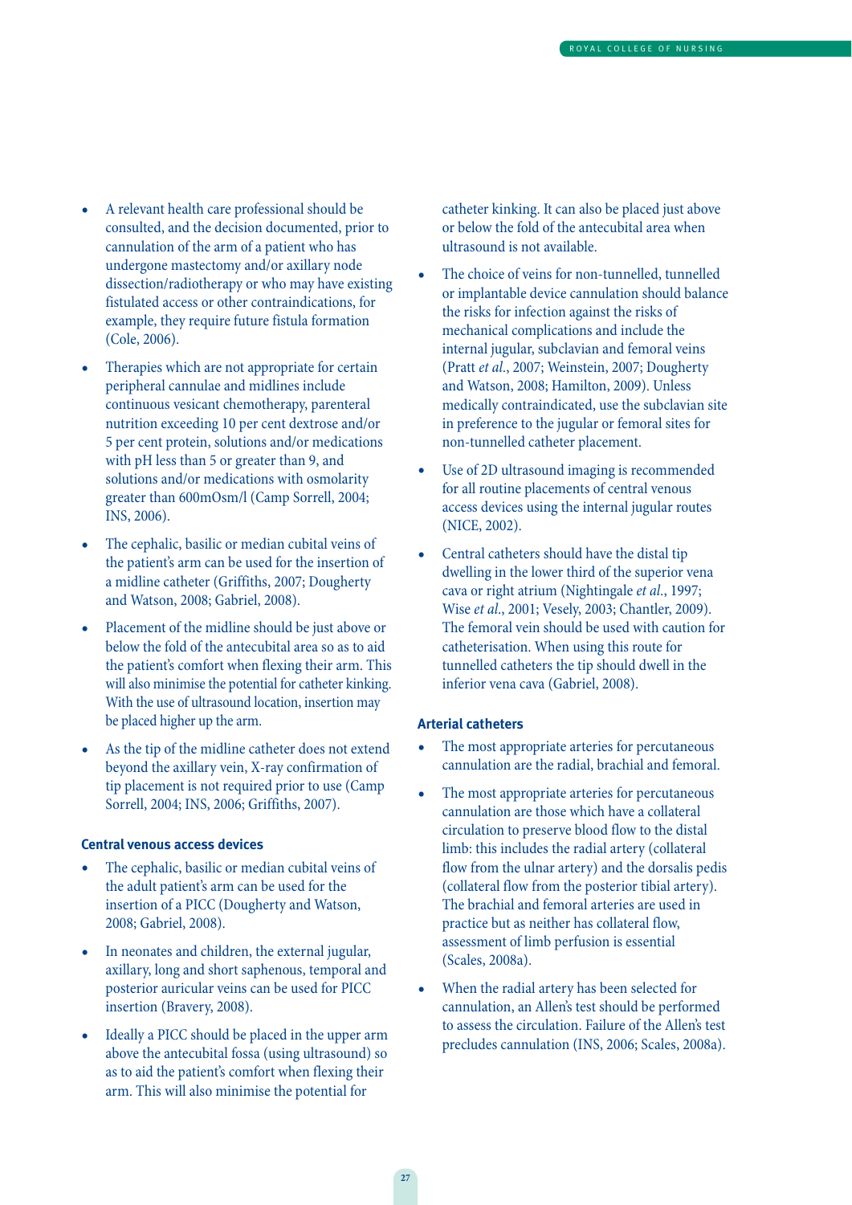- A relevant health care professional should be consulted, and the decision documented, prior to cannulation of the arm of a patient who has undergone mastectomy and/or axillary node dissection/radiotherapy or who may have existing fistulated access or other contraindications, for example, they require future fistula formation (Cole, 2006).
- Therapies which are not appropriate for certain peripheral cannulae and midlines include continuous vesicant chemotherapy, parenteral nutrition exceeding 10 per cent dextrose and/or 5 per cent protein, solutions and/or medications with pH less than 5 or greater than 9, and solutions and/or medications with osmolarity greater than 600mOsm/l (Camp Sorrell, 2004; INS, 2006).
- The cephalic, basilic or median cubital veins of the patient's arm can be used for the insertion of a midline catheter (Griffiths, 2007; Dougherty and Watson, 2008; Gabriel, 2008).
- Placement of the midline should be just above or below the fold of the antecubital area so as to aid the patient's comfort when flexing their arm. This will also minimise the potential for catheter kinking. With the use of ultrasound location, insertion may be placed higher up the arm.
- As the tip of the midline catheter does not extend beyond the axillary vein, X-ray confirmation of tip placement is not required prior to use (Camp Sorrell, 2004; INS, 2006; Griffiths, 2007).

### Central venous access devices

- The cephalic, basilic or median cubital veins of the adult patient's arm can be used for the insertion of a PICC (Dougherty and Watson, 2008; Gabriel, 2008).
- In neonates and children, the external jugular, axillary, long and short saphenous, temporal and posterior auricular veins can be used for PICC insertion (Bravery, 2008).
- Ideally a PICC should be placed in the upper arm above the antecubital fossa (using ultrasound) so as to aid the patient's comfort when flexing their arm. This will also minimise the potential for catheter kinking. It can also be placed just above or below the fold of the antecubital area when ultrasound is not available.
- The choice of veins for non-tunnelled, tunnelled or implantable device cannulation should balance the risks for infection against the risks of mechanical complications and include the internal jugular, subclavian and femoral veins (Pratt *et al*., 2007; Weinstein, 2007; Dougherty and Watson, 2008; Hamilton, 2009). Unless medically contraindicated, use the subclavian site in preference to the jugular or femoral sites for non-tunnelled catheter placement.
- Use of 2D ultrasound imaging is recommended for all routine placements of central venous access devices using the internal jugular routes (NICE, 2002).
- Central catheters should have the distal tip dwelling in the lower third of the superior vena cava or right atrium (Nightingale *et al*., 1997; Wise *et al*., 2001; Vesely, 2003; Chantler, 2009). The femoral vein should be used with caution for catheterisation. When using this route for tunnelled catheters the tip should dwell in the inferior vena cava (Gabriel, 2008).

### Arterial catheters

- The most appropriate arteries for percutaneous cannulation are the radial, brachial and femoral.
- The most appropriate arteries for percutaneous cannulation are those which have a collateral circulation to preserve blood flow to the distal limb: this includes the radial artery (collateral flow from the ulnar artery) and the dorsalis pedis (collateral flow from the posterior tibial artery). The brachial and femoral arteries are used in practice but as neither has collateral flow, assessment of limb perfusion is essential (Scales, 2008a).
- When the radial artery has been selected for cannulation, an Allen's test should be performed to assess the circulation. Failure of the Allen's test precludes cannulation (INS, 2006; Scales, 2008a).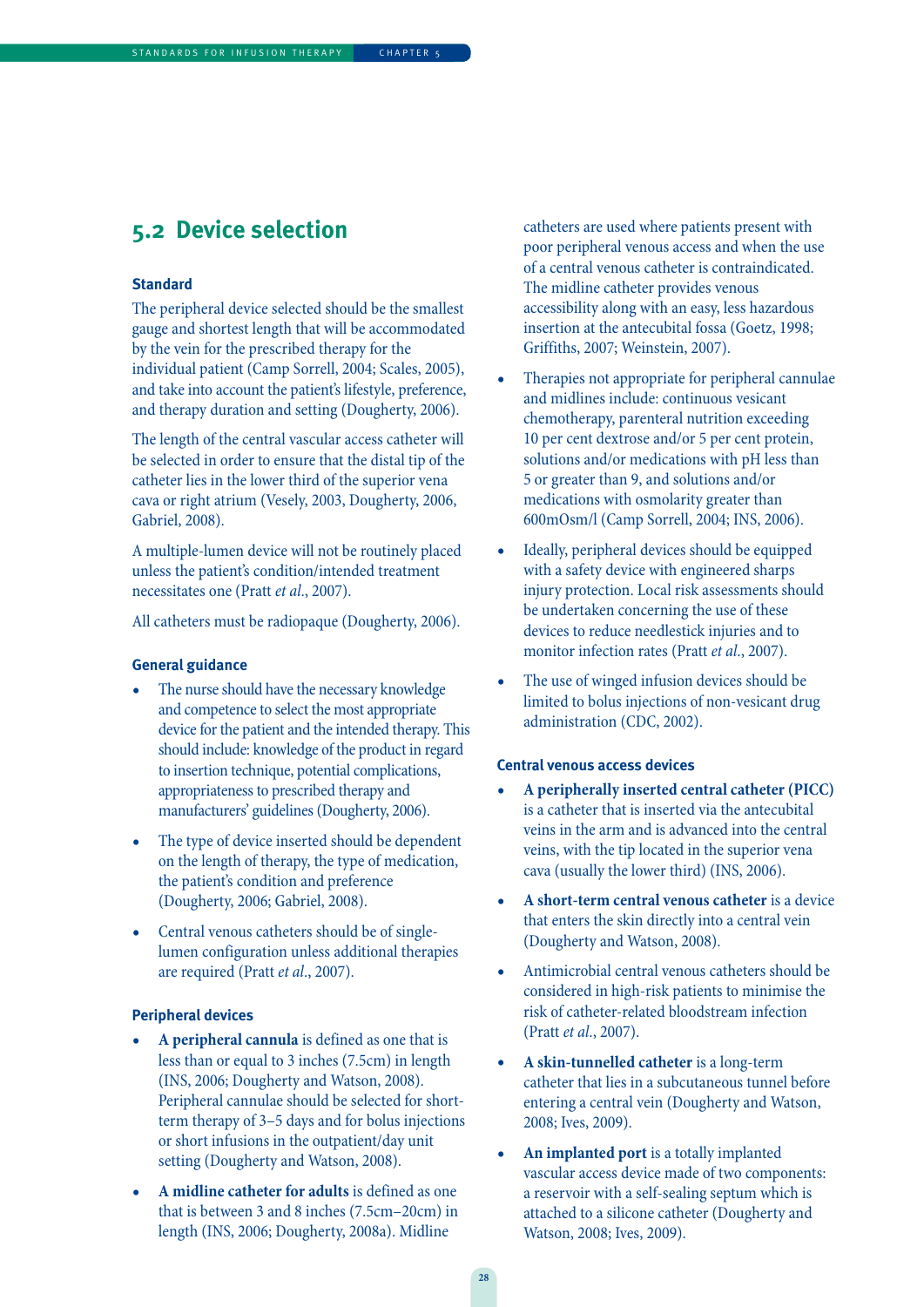## 5.2 Device selection

### Standard

The peripheral device selected should be the smallest gauge and shortest length that will be accommodated by the vein for the prescribed therapy for the individual patient (Camp Sorrell, 2004; Scales, 2005), and take into account the patient's lifestyle, preference, and therapy duration and setting (Dougherty, 2006).

The length of the central vascular access catheter will be selected in order to ensure that the distal tip of the catheter lies in the lower third of the superior vena cava or right atrium (Vesely, 2003, Dougherty, 2006, Gabriel, 2008).

A multiple-lumen device will not be routinely placed unless the patient's condition/intended treatment necessitates one (Pratt *et al*., 2007).

All catheters must be radiopaque (Dougherty, 2006).

### General guidance

- The nurse should have the necessary knowledge and competence to select the most appropriate device for the patient and the intended therapy. This should include: knowledge of the product in regard to insertion technique, potential complications, appropriateness to prescribed therapy and manufacturers' guidelines (Dougherty, 2006).
- The type of device inserted should be dependent on the length of therapy, the type of medication, the patient's condition and preference (Dougherty, 2006; Gabriel, 2008).
- Central venous catheters should be of single-lumen configuration unless additional therapies are required (Pratt *et al*., 2007).

### Peripheral devices

- **A peripheral cannula** is defined as one that is less than or equal to 3 inches (7.5cm) in length (INS, 2006; Dougherty and Watson, 2008). Peripheral cannulae should be selected for short-term therapy of 3–5 days and for bolus injections or short infusions in the outpatient/day unit setting (Dougherty and Watson, 2008).
- **A midline catheter for adults** is defined as one that is between 3 and 8 inches (7.5cm–20cm) in length (INS, 2006; Dougherty, 2008a). Midline catheters are used where patients present with poor peripheral venous access and when the use of a central venous catheter is contraindicated. The midline catheter provides venous accessibility along with an easy, less hazardous insertion at the antecubital fossa (Goetz, 1998; Griffiths, 2007; Weinstein, 2007).
- Therapies not appropriate for peripheral cannulae and midlines include: continuous vesicant chemotherapy, parenteral nutrition exceeding 10 per cent dextrose and/or 5 per cent protein, solutions and/or medications with pH less than 5 or greater than 9, and solutions and/or medications with osmolarity greater than 600mOsm/l (Camp Sorrell, 2004; INS, 2006).
- Ideally, peripheral devices should be equipped with a safety device with engineered sharps injury protection. Local risk assessments should be undertaken concerning the use of these devices to reduce needlestick injuries and to monitor infection rates (Pratt *et al*., 2007).
- The use of winged infusion devices should be limited to bolus injections of non-vesicant drug administration (CDC, 2002).

### Central venous access devices

- **A peripherally inserted central catheter (PICC)** is a catheter that is inserted via the antecubital veins in the arm and is advanced into the central veins, with the tip located in the superior vena cava (usually the lower third) (INS, 2006).
- **A short-term central venous catheter** is a device that enters the skin directly into a central vein (Dougherty and Watson, 2008).
- Antimicrobial central venous catheters should be considered in high-risk patients to minimise the risk of catheter-related bloodstream infection (Pratt *et al*., 2007).
- **A skin-tunnelled catheter** is a long-term catheter that lies in a subcutaneous tunnel before entering a central vein (Dougherty and Watson, 2008; Ives, 2009).
- **An implanted port** is a totally implanted vascular access device made of two components: a reservoir with a self-sealing septum which is attached to a silicone catheter (Dougherty and Watson, 2008; Ives, 2009).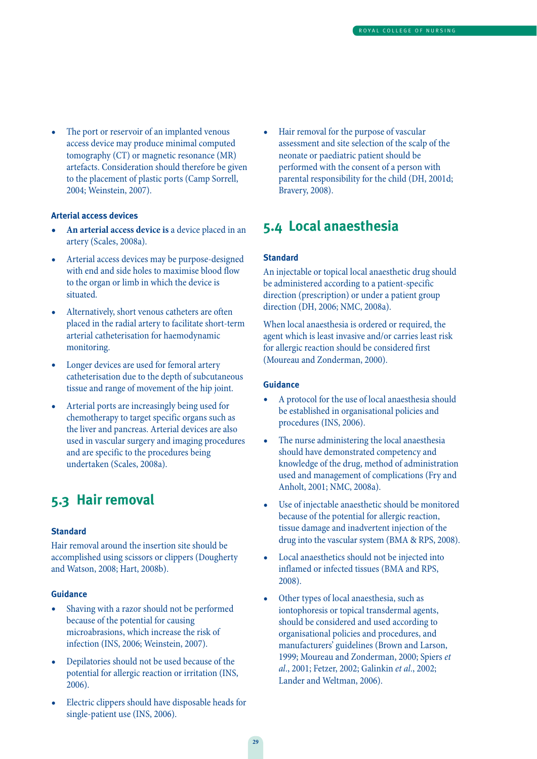- The port or reservoir of an implanted venous access device may produce minimal computed tomography (CT) or magnetic resonance (MR) artefacts. Consideration should therefore be given to the placement of plastic ports (Camp Sorrell, 2004; Weinstein, 2007).

### Arterial access devices

- **An arterial access device is** a device placed in an artery (Scales, 2008a).
- Arterial access devices may be purpose-designed with end and side holes to maximise blood flow to the organ or limb in which the device is situated.
- Alternatively, short venous catheters are often placed in the radial artery to facilitate short-term arterial catheterisation for haemodynamic monitoring.
- Longer devices are used for femoral artery catheterisation due to the depth of subcutaneous tissue and range of movement of the hip joint.
- Arterial ports are increasingly being used for chemotherapy to target specific organs such as the liver and pancreas. Arterial devices are also used in vascular surgery and imaging procedures and are specific to the procedures being undertaken (Scales, 2008a).

## 5.3 Hair removal

### Standard

Hair removal around the insertion site should be accomplished using scissors or clippers (Dougherty and Watson, 2008; Hart, 2008b).

### Guidance

- Shaving with a razor should not be performed because of the potential for causing microabrasions, which increase the risk of infection (INS, 2006; Weinstein, 2007).
- Depilatories should not be used because of the potential for allergic reaction or irritation (INS, 2006).
- Electric clippers should have disposable heads for single-patient use (INS, 2006).
- Hair removal for the purpose of vascular assessment and site selection of the scalp of the neonate or paediatric patient should be performed with the consent of a person with parental responsibility for the child (DH, 2001d; Bravery, 2008).

## 5.4 Local anaesthesia

### Standard

An injectable or topical local anaesthetic drug should be administered according to a patient-specific direction (prescription) or under a patient group direction (DH, 2006; NMC, 2008a).

When local anaesthesia is ordered or required, the agent which is least invasive and/or carries least risk for allergic reaction should be considered first (Moureau and Zonderman, 2000).

### Guidance

- A protocol for the use of local anaesthesia should be established in organisational policies and procedures (INS, 2006).
- The nurse administering the local anaesthesia should have demonstrated competency and knowledge of the drug, method of administration used and management of complications (Fry and Anholt, 2001; NMC, 2008a).
- Use of injectable anaesthetic should be monitored because of the potential for allergic reaction, tissue damage and inadvertent injection of the drug into the vascular system (BMA & RPS, 2008).
- Local anaesthetics should not be injected into inflamed or infected tissues (BMA and RPS, 2008).
- Other types of local anaesthesia, such as iontophoresis or topical transdermal agents, should be considered and used according to organisational policies and procedures, and manufacturers' guidelines (Brown and Larson, 1999; Moureau and Zonderman, 2000; Spiers *et al*., 2001; Fetzer, 2002; Galinkin *et al*., 2002; Lander and Weltman, 2006).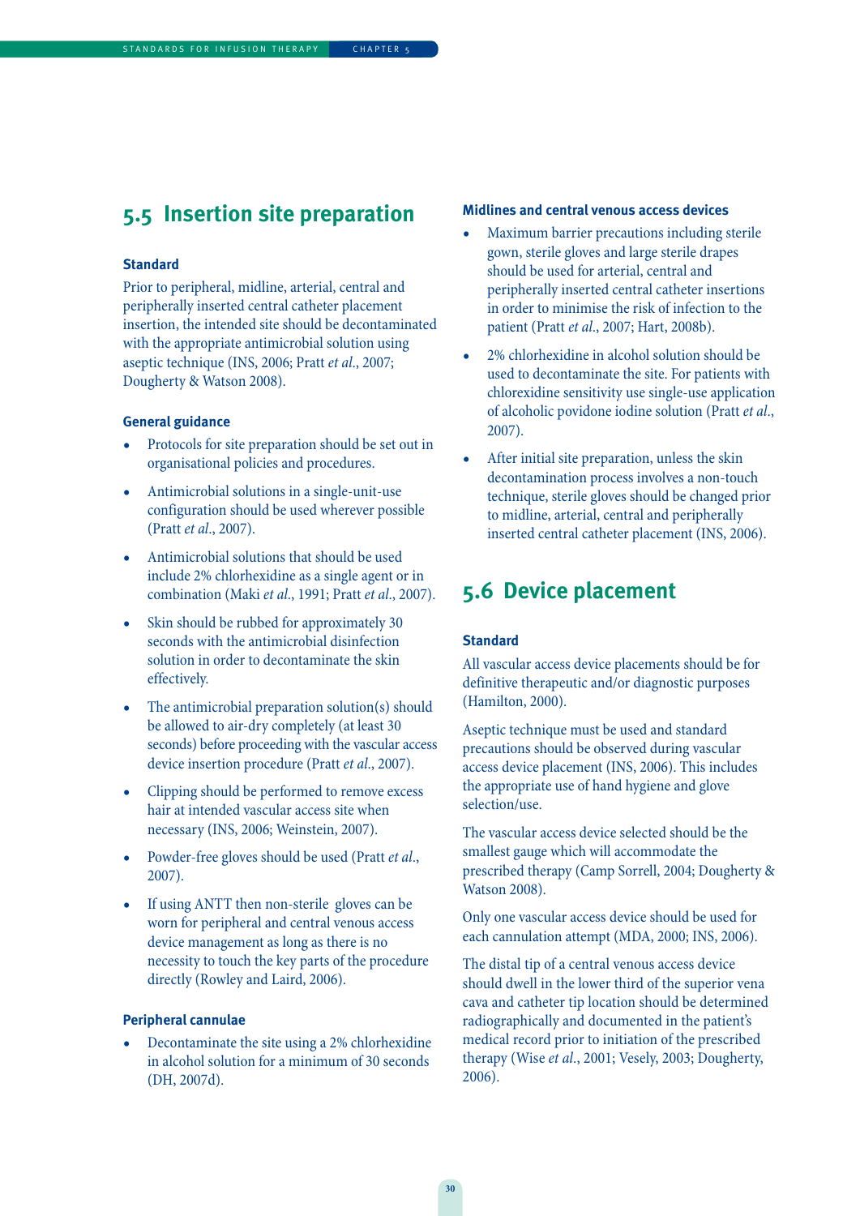## 5.5 Insertion site preparation

### Standard

Prior to peripheral, midline, arterial, central and peripherally inserted central catheter placement insertion, the intended site should be decontaminated with the appropriate antimicrobial solution using aseptic technique (INS, 2006; Pratt *et al*., 2007; Dougherty & Watson 2008).

### General guidance

- Protocols for site preparation should be set out in organisational policies and procedures.
- Antimicrobial solutions in a single-unit-use configuration should be used wherever possible (Pratt *et al*., 2007).
- Antimicrobial solutions that should be used include 2% chlorhexidine as a single agent or in combination (Maki *et al*., 1991; Pratt *et al*., 2007).
- Skin should be rubbed for approximately 30 seconds with the antimicrobial disinfection solution in order to decontaminate the skin effectively.
- The antimicrobial preparation solution(s) should be allowed to air-dry completely (at least 30 seconds) before proceeding with the vascular access device insertion procedure (Pratt *et al*., 2007).
- Clipping should be performed to remove excess hair at intended vascular access site when necessary (INS, 2006; Weinstein, 2007).
- Powder-free gloves should be used (Pratt *et al*., 2007).
- If using ANTT then non-sterile gloves can be worn for peripheral and central venous access device management as long as there is no necessity to touch the key parts of the procedure directly (Rowley and Laird, 2006).

### Peripheral cannulae

- Decontaminate the site using a 2% chlorhexidine in alcohol solution for a minimum of 30 seconds (DH, 2007d).

### Midlines and central venous access devices

- Maximum barrier precautions including sterile gown, sterile gloves and large sterile drapes should be used for arterial, central and peripherally inserted central catheter insertions in order to minimise the risk of infection to the patient (Pratt *et al*., 2007; Hart, 2008b).
- 2% chlorhexidine in alcohol solution should be used to decontaminate the site. For patients with chlorexidine sensitivity use single-use application of alcoholic povidone iodine solution (Pratt *et al*., 2007).
- After initial site preparation, unless the skin decontamination process involves a non-touch technique, sterile gloves should be changed prior to midline, arterial, central and peripherally inserted central catheter placement (INS, 2006).

## 5.6 Device placement

### Standard

All vascular access device placements should be for definitive therapeutic and/or diagnostic purposes (Hamilton, 2000).

Aseptic technique must be used and standard precautions should be observed during vascular access device placement (INS, 2006). This includes the appropriate use of hand hygiene and glove selection/use.

The vascular access device selected should be the smallest gauge which will accommodate the prescribed therapy (Camp Sorrell, 2004; Dougherty & Watson 2008).

Only one vascular access device should be used for each cannulation attempt (MDA, 2000; INS, 2006).

The distal tip of a central venous access device should dwell in the lower third of the superior vena cava and catheter tip location should be determined radiographically and documented in the patient's medical record prior to initiation of the prescribed therapy (Wise *et al*., 2001; Vesely, 2003; Dougherty, 2006).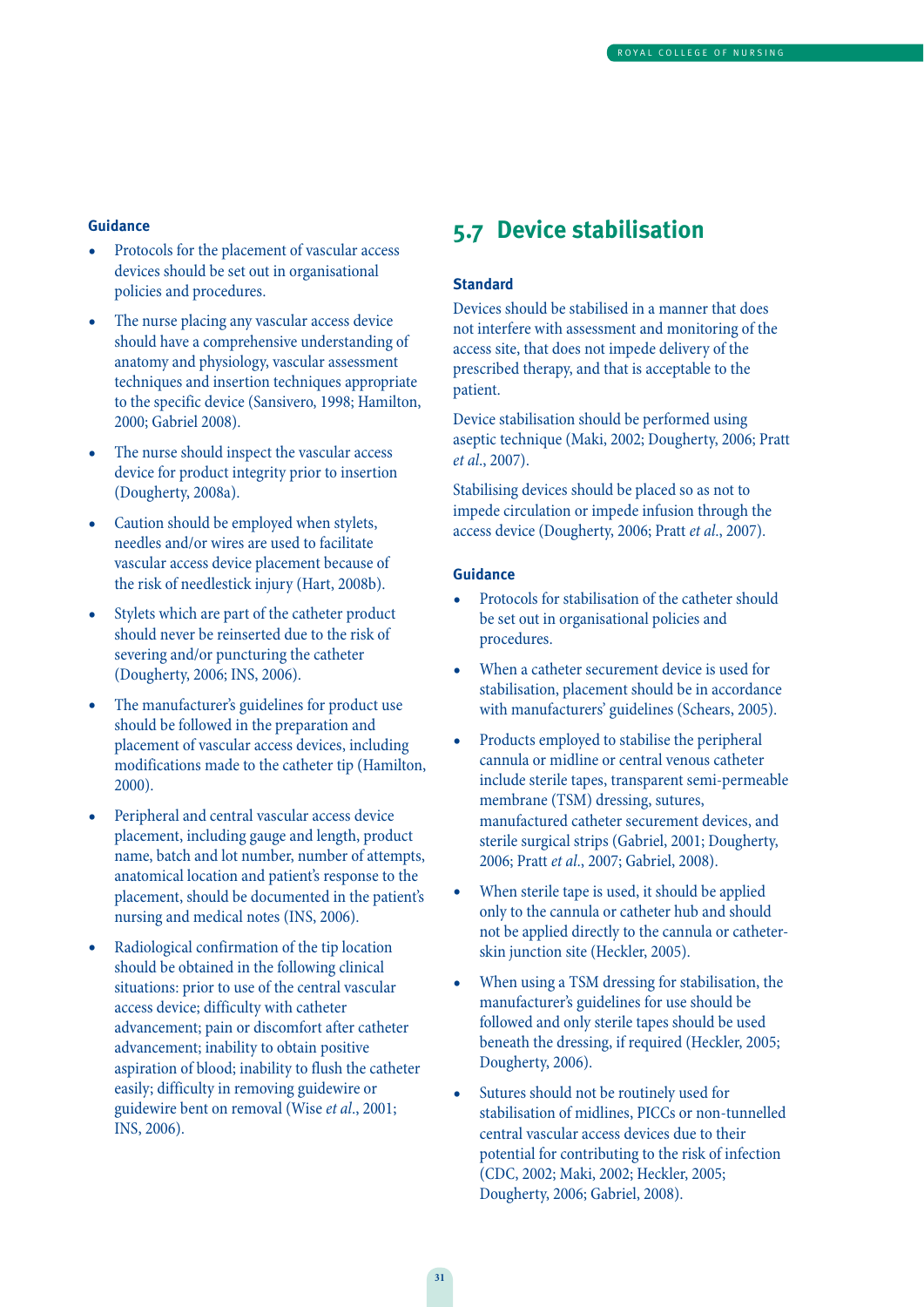#### Guidance

- Protocols for the placement of vascular access devices should be set out in organisational policies and procedures.
- The nurse placing any vascular access device should have a comprehensive understanding of anatomy and physiology, vascular assessment techniques and insertion techniques appropriate to the specific device (Sansivero, 1998; Hamilton, 2000; Gabriel 2008).
- The nurse should inspect the vascular access device for product integrity prior to insertion (Dougherty, 2008a).
- Caution should be employed when stylets, needles and/or wires are used to facilitate vascular access device placement because of the risk of needlestick injury (Hart, 2008b).
- Stylets which are part of the catheter product should never be reinserted due to the risk of severing and/or puncturing the catheter (Dougherty, 2006; INS, 2006).
- The manufacturer's guidelines for product use should be followed in the preparation and placement of vascular access devices, including modifications made to the catheter tip (Hamilton, 2000).
- Peripheral and central vascular access device placement, including gauge and length, product name, batch and lot number, number of attempts, anatomical location and patient's response to the placement, should be documented in the patient's nursing and medical notes (INS, 2006).
- Radiological confirmation of the tip location should be obtained in the following clinical situations: prior to use of the central vascular access device; difficulty with catheter advancement; pain or discomfort after catheter advancement; inability to obtain positive aspiration of blood; inability to flush the catheter easily; difficulty in removing guidewire or guidewire bent on removal (Wise *et al*., 2001; INS, 2006).

## 5.7 Device stabilisation

#### Standard

Devices should be stabilised in a manner that does not interfere with assessment and monitoring of the access site, that does not impede delivery of the prescribed therapy, and that is acceptable to the patient.

Device stabilisation should be performed using aseptic technique (Maki, 2002; Dougherty, 2006; Pratt *et al*., 2007).

Stabilising devices should be placed so as not to impede circulation or impede infusion through the access device (Dougherty, 2006; Pratt *et al*., 2007).

#### Guidance

- Protocols for stabilisation of the catheter should be set out in organisational policies and procedures.
- When a catheter securement device is used for stabilisation, placement should be in accordance with manufacturers' guidelines (Schears, 2005).
- Products employed to stabilise the peripheral cannula or midline or central venous catheter include sterile tapes, transparent semi-permeable membrane (TSM) dressing, sutures, manufactured catheter securement devices, and sterile surgical strips (Gabriel, 2001; Dougherty, 2006; Pratt *et al*., 2007; Gabriel, 2008).
- When sterile tape is used, it should be applied only to the cannula or catheter hub and should not be applied directly to the cannula or catheter-skin junction site (Heckler, 2005).
- When using a TSM dressing for stabilisation, the manufacturer's guidelines for use should be followed and only sterile tapes should be used beneath the dressing, if required (Heckler, 2005; Dougherty, 2006).
- Sutures should not be routinely used for stabilisation of midlines, PICCs or non-tunnelled central vascular access devices due to their potential for contributing to the risk of infection (CDC, 2002; Maki, 2002; Heckler, 2005; Dougherty, 2006; Gabriel, 2008).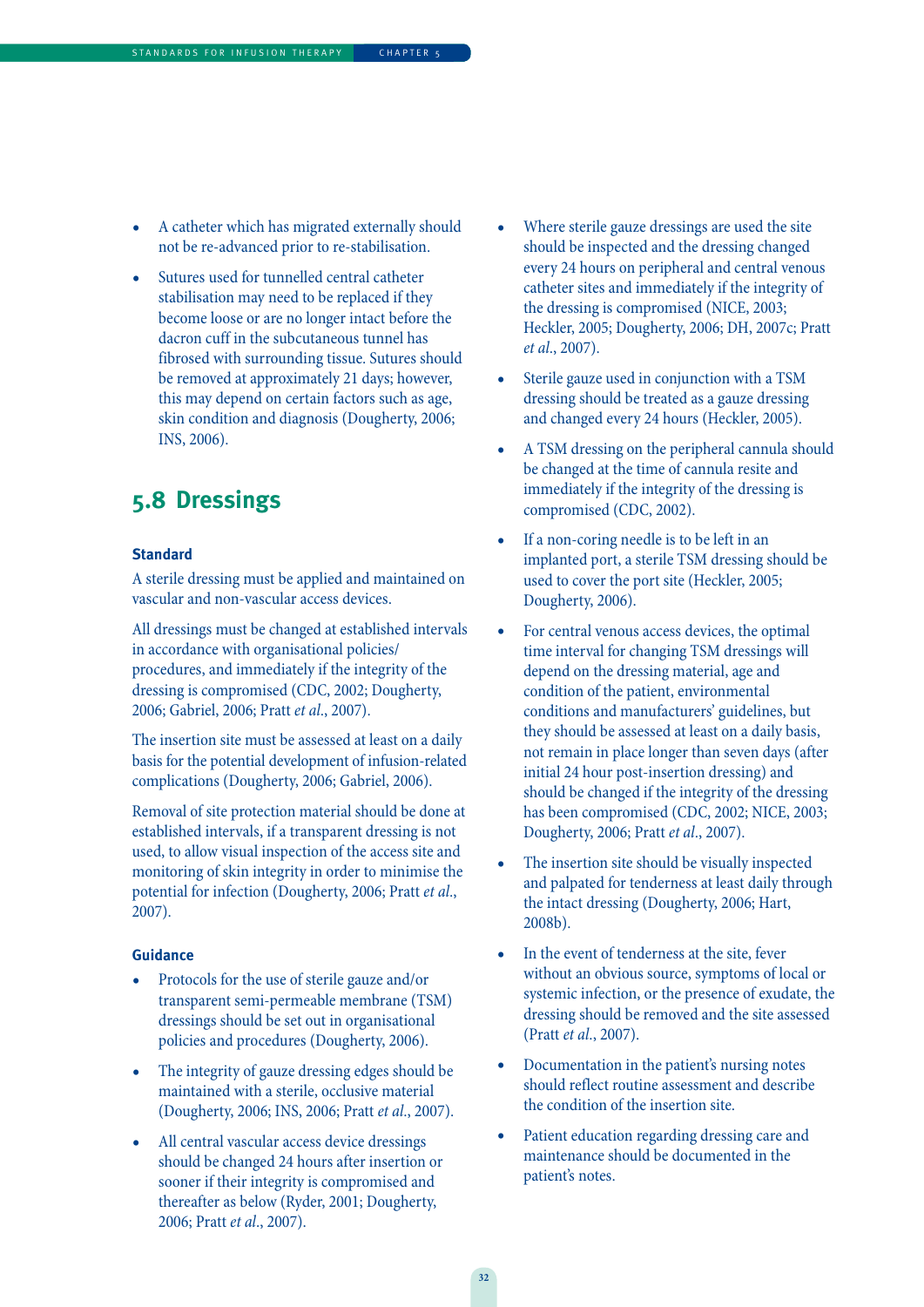- A catheter which has migrated externally should not be re-advanced prior to re-stabilisation.
- Sutures used for tunnelled central catheter stabilisation may need to be replaced if they become loose or are no longer intact before the dacron cuff in the subcutaneous tunnel has fibrosed with surrounding tissue. Sutures should be removed at approximately 21 days; however, this may depend on certain factors such as age, skin condition and diagnosis (Dougherty, 2006; INS, 2006).

## 5.8 Dressings

### Standard

A sterile dressing must be applied and maintained on vascular and non-vascular access devices.

All dressings must be changed at established intervals in accordance with organisational policies/procedures, and immediately if the integrity of the dressing is compromised (CDC, 2002; Dougherty, 2006; Gabriel, 2006; Pratt *et al*., 2007).

The insertion site must be assessed at least on a daily basis for the potential development of infusion-related complications (Dougherty, 2006; Gabriel, 2006).

Removal of site protection material should be done at established intervals, if a transparent dressing is not used, to allow visual inspection of the access site and monitoring of skin integrity in order to minimise the potential for infection (Dougherty, 2006; Pratt *et al*., 2007).

### Guidance

- Protocols for the use of sterile gauze and/or transparent semi-permeable membrane (TSM) dressings should be set out in organisational policies and procedures (Dougherty, 2006).
- The integrity of gauze dressing edges should be maintained with a sterile, occlusive material (Dougherty, 2006; INS, 2006; Pratt *et al*., 2007).
- All central vascular access device dressings should be changed 24 hours after insertion or sooner if their integrity is compromised and thereafter as below (Ryder, 2001; Dougherty, 2006; Pratt *et al*., 2007).
- Where sterile gauze dressings are used the site should be inspected and the dressing changed every 24 hours on peripheral and central venous catheter sites and immediately if the integrity of the dressing is compromised (NICE, 2003; Heckler, 2005; Dougherty, 2006; DH, 2007c; Pratt *et al*., 2007).
- Sterile gauze used in conjunction with a TSM dressing should be treated as a gauze dressing and changed every 24 hours (Heckler, 2005).
- A TSM dressing on the peripheral cannula should be changed at the time of cannula resite and immediately if the integrity of the dressing is compromised (CDC, 2002).
- If a non-coring needle is to be left in an implanted port, a sterile TSM dressing should be used to cover the port site (Heckler, 2005; Dougherty, 2006).
- For central venous access devices, the optimal time interval for changing TSM dressings will depend on the dressing material, age and condition of the patient, environmental conditions and manufacturers' guidelines, but they should be assessed at least on a daily basis, not remain in place longer than seven days (after initial 24 hour post-insertion dressing) and should be changed if the integrity of the dressing has been compromised (CDC, 2002; NICE, 2003; Dougherty, 2006; Pratt *et al*., 2007).
- The insertion site should be visually inspected and palpated for tenderness at least daily through the intact dressing (Dougherty, 2006; Hart, 2008b).
- In the event of tenderness at the site, fever without an obvious source, symptoms of local or systemic infection, or the presence of exudate, the dressing should be removed and the site assessed (Pratt *et al*., 2007).
- Documentation in the patient's nursing notes should reflect routine assessment and describe the condition of the insertion site.
- Patient education regarding dressing care and maintenance should be documented in the patient's notes.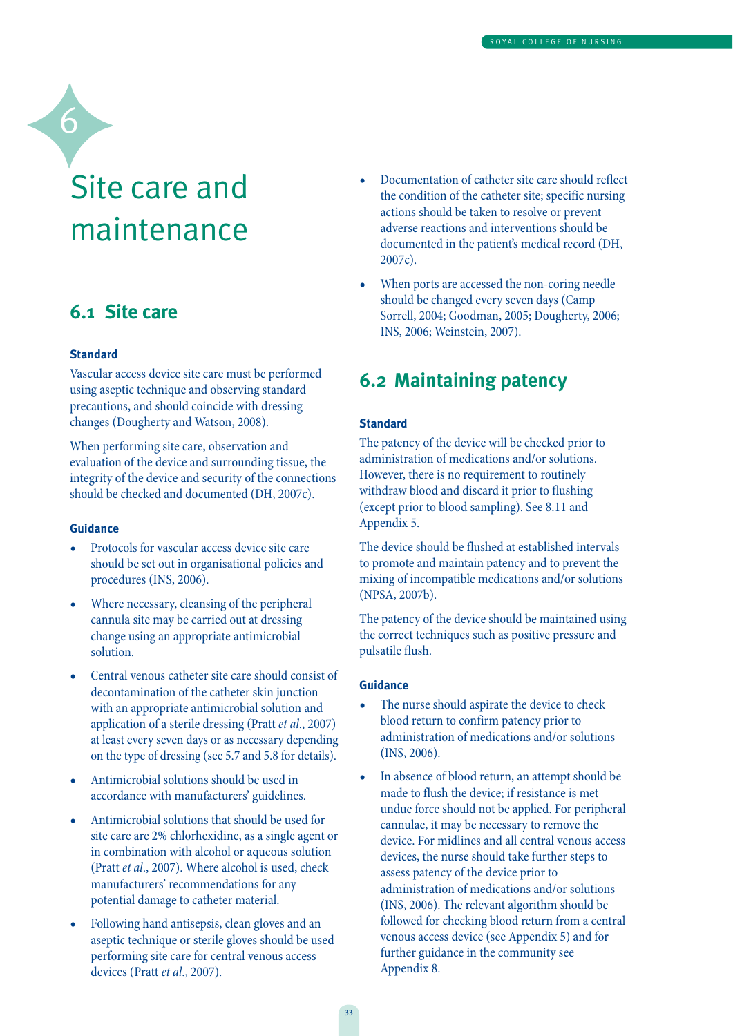# 6 Site care and maintenance

## 6.1 Site care

### Standard

Vascular access device site care must be performed using aseptic technique and observing standard precautions, and should coincide with dressing changes (Dougherty and Watson, 2008).

When performing site care, observation and evaluation of the device and surrounding tissue, the integrity of the device and security of the connections should be checked and documented (DH, 2007c).

### Guidance

- Protocols for vascular access device site care should be set out in organisational policies and procedures (INS, 2006).
- Where necessary, cleansing of the peripheral cannula site may be carried out at dressing change using an appropriate antimicrobial solution.
- Central venous catheter site care should consist of decontamination of the catheter skin junction with an appropriate antimicrobial solution and application of a sterile dressing (Pratt *et al*., 2007) at least every seven days or as necessary depending on the type of dressing (see 5.7 and 5.8 for details).
- Antimicrobial solutions should be used in accordance with manufacturers' guidelines.
- Antimicrobial solutions that should be used for site care are 2% chlorhexidine, as a single agent or in combination with alcohol or aqueous solution (Pratt *et al*., 2007). Where alcohol is used, check manufacturers' recommendations for any potential damage to catheter material.
- Following hand antisepsis, clean gloves and an aseptic technique or sterile gloves should be used performing site care for central venous access devices (Pratt *et al*., 2007).
- Documentation of catheter site care should reflect the condition of the catheter site; specific nursing actions should be taken to resolve or prevent adverse reactions and interventions should be documented in the patient's medical record (DH, 2007c).
- When ports are accessed the non-coring needle should be changed every seven days (Camp Sorrell, 2004; Goodman, 2005; Dougherty, 2006; INS, 2006; Weinstein, 2007).

## 6.2 Maintaining patency

### Standard

The patency of the device will be checked prior to administration of medications and/or solutions. However, there is no requirement to routinely withdraw blood and discard it prior to flushing (except prior to blood sampling). See 8.11 and Appendix 5.

The device should be flushed at established intervals to promote and maintain patency and to prevent the mixing of incompatible medications and/or solutions (NPSA, 2007b).

The patency of the device should be maintained using the correct techniques such as positive pressure and pulsatile flush.

### Guidance

- The nurse should aspirate the device to check blood return to confirm patency prior to administration of medications and/or solutions (INS, 2006).
- In absence of blood return, an attempt should be made to flush the device; if resistance is met undue force should not be applied. For peripheral cannulae, it may be necessary to remove the device. For midlines and all central venous access devices, the nurse should take further steps to assess patency of the device prior to administration of medications and/or solutions (INS, 2006). The relevant algorithm should be followed for checking blood return from a central venous access device (see Appendix 5) and for further guidance in the community see Appendix 8.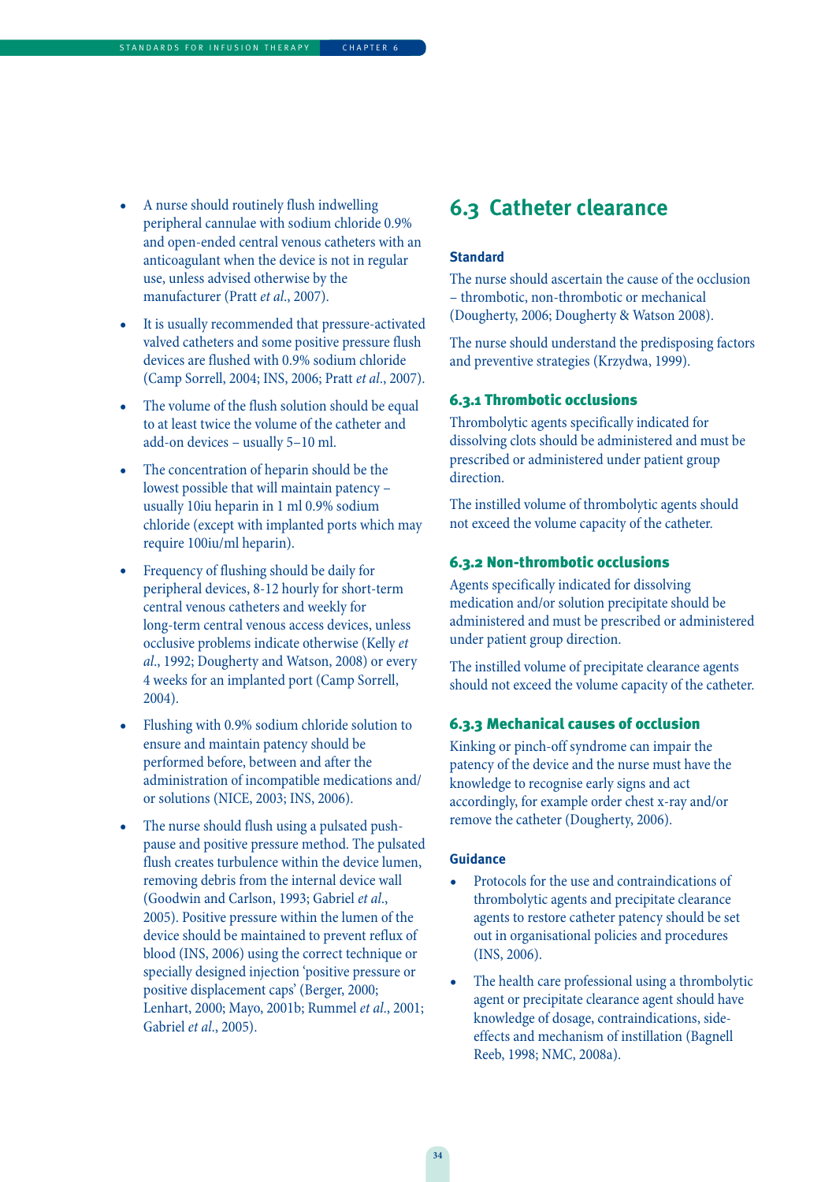- A nurse should routinely flush indwelling peripheral cannulae with sodium chloride 0.9% and open-ended central venous catheters with an anticoagulant when the device is not in regular use, unless advised otherwise by the manufacturer (Pratt *et al*., 2007).
- It is usually recommended that pressure-activated valved catheters and some positive pressure flush devices are flushed with 0.9% sodium chloride (Camp Sorrell, 2004; INS, 2006; Pratt *et al*., 2007).
- The volume of the flush solution should be equal to at least twice the volume of the catheter and add-on devices – usually 5–10 ml.
- The concentration of heparin should be the lowest possible that will maintain patency – usually 10iu heparin in 1 ml 0.9% sodium chloride (except with implanted ports which may require 100iu/ml heparin).
- Frequency of flushing should be daily for peripheral devices, 8-12 hourly for short-term central venous catheters and weekly for long-term central venous access devices, unless occlusive problems indicate otherwise (Kelly *et al*., 1992; Dougherty and Watson, 2008) or every 4 weeks for an implanted port (Camp Sorrell, 2004).
- Flushing with 0.9% sodium chloride solution to ensure and maintain patency should be performed before, between and after the administration of incompatible medications and/or solutions (NICE, 2003; INS, 2006).
- The nurse should flush using a pulsated push-pause and positive pressure method. The pulsated flush creates turbulence within the device lumen, removing debris from the internal device wall (Goodwin and Carlson, 1993; Gabriel *et al*., 2005). Positive pressure within the lumen of the device should be maintained to prevent reflux of blood (INS, 2006) using the correct technique or specially designed injection 'positive pressure or positive displacement caps' (Berger, 2000; Lenhart, 2000; Mayo, 2001b; Rummel *et al*., 2001; Gabriel *et al*., 2005).

## 6.3 Catheter clearance

### Standard

The nurse should ascertain the cause of the occlusion – thrombotic, non-thrombotic or mechanical (Dougherty, 2006; Dougherty & Watson 2008).

The nurse should understand the predisposing factors and preventive strategies (Krzydwa, 1999).

### 6.3.1 Thrombotic occlusions

Thrombolytic agents specifically indicated for dissolving clots should be administered and must be prescribed or administered under patient group direction.

The instilled volume of thrombolytic agents should not exceed the volume capacity of the catheter.

### 6.3.2 Non-thrombotic occlusions

Agents specifically indicated for dissolving medication and/or solution precipitate should be administered and must be prescribed or administered under patient group direction.

The instilled volume of precipitate clearance agents should not exceed the volume capacity of the catheter.

### 6.3.3 Mechanical causes of occlusion

Kinking or pinch-off syndrome can impair the patency of the device and the nurse must have the knowledge to recognise early signs and act accordingly, for example order chest x-ray and/or remove the catheter (Dougherty, 2006).

### Guidance

- Protocols for the use and contraindications of thrombolytic agents and precipitate clearance agents to restore catheter patency should be set out in organisational policies and procedures (INS, 2006).
- The health care professional using a thrombolytic agent or precipitate clearance agent should have knowledge of dosage, contraindications, side-effects and mechanism of instillation (Bagnell Reeb, 1998; NMC, 2008a).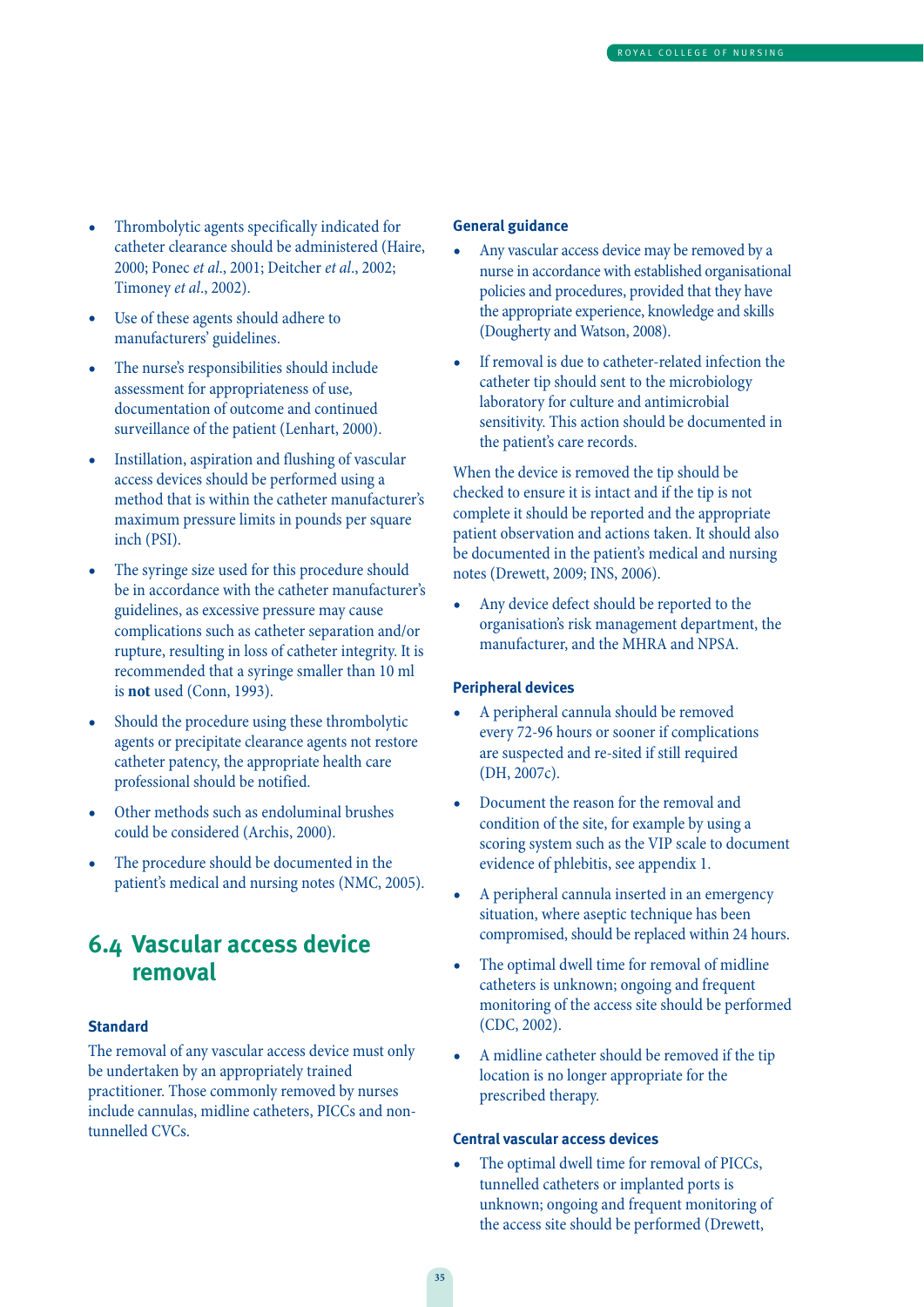- Thrombolytic agents specifically indicated for catheter clearance should be administered (Haire, 2000; Ponec *et al*., 2001; Deitcher *et al*., 2002; Timoney *et al*., 2002).
- Use of these agents should adhere to manufacturers' guidelines.
- The nurse's responsibilities should include assessment for appropriateness of use, documentation of outcome and continued surveillance of the patient (Lenhart, 2000).
- Instillation, aspiration and flushing of vascular access devices should be performed using a method that is within the catheter manufacturer's maximum pressure limits in pounds per square inch (PSI).
- The syringe size used for this procedure should be in accordance with the catheter manufacturer's guidelines, as excessive pressure may cause complications such as catheter separation and/or rupture, resulting in loss of catheter integrity. It is recommended that a syringe smaller than 10 ml is **not** used (Conn, 1993).
- Should the procedure using these thrombolytic agents or precipitate clearance agents not restore catheter patency, the appropriate health care professional should be notified.
- Other methods such as endoluminal brushes could be considered (Archis, 2000).
- The procedure should be documented in the patient's medical and nursing notes (NMC, 2005).

## 6.4 Vascular access device removal

### Standard

The removal of any vascular access device must only be undertaken by an appropriately trained practitioner. Those commonly removed by nurses include cannulas, midline catheters, PICCs and non-tunnelled CVCs.

### General guidance

- Any vascular access device may be removed by a nurse in accordance with established organisational policies and procedures, provided that they have the appropriate experience, knowledge and skills (Dougherty and Watson, 2008).
- If removal is due to catheter-related infection the catheter tip should sent to the microbiology laboratory for culture and antimicrobial sensitivity. This action should be documented in the patient's care records.

When the device is removed the tip should be checked to ensure it is intact and if the tip is not complete it should be reported and the appropriate patient observation and actions taken. It should also be documented in the patient's medical and nursing notes (Drewett, 2009; INS, 2006).

- Any device defect should be reported to the organisation's risk management department, the manufacturer, and the MHRA and NPSA.

### Peripheral devices

- A peripheral cannula should be removed every 72-96 hours or sooner if complications are suspected and re-sited if still required (DH, 2007c).
- Document the reason for the removal and condition of the site, for example by using a scoring system such as the VIP scale to document evidence of phlebitis, see appendix 1.
- A peripheral cannula inserted in an emergency situation, where aseptic technique has been compromised, should be replaced within 24 hours.
- The optimal dwell time for removal of midline catheters is unknown; ongoing and frequent monitoring of the access site should be performed (CDC, 2002).
- A midline catheter should be removed if the tip location is no longer appropriate for the prescribed therapy.

### Central vascular access devices

- The optimal dwell time for removal of PICCs, tunnelled catheters or implanted ports is unknown; ongoing and frequent monitoring of the access site should be performed (Drewett,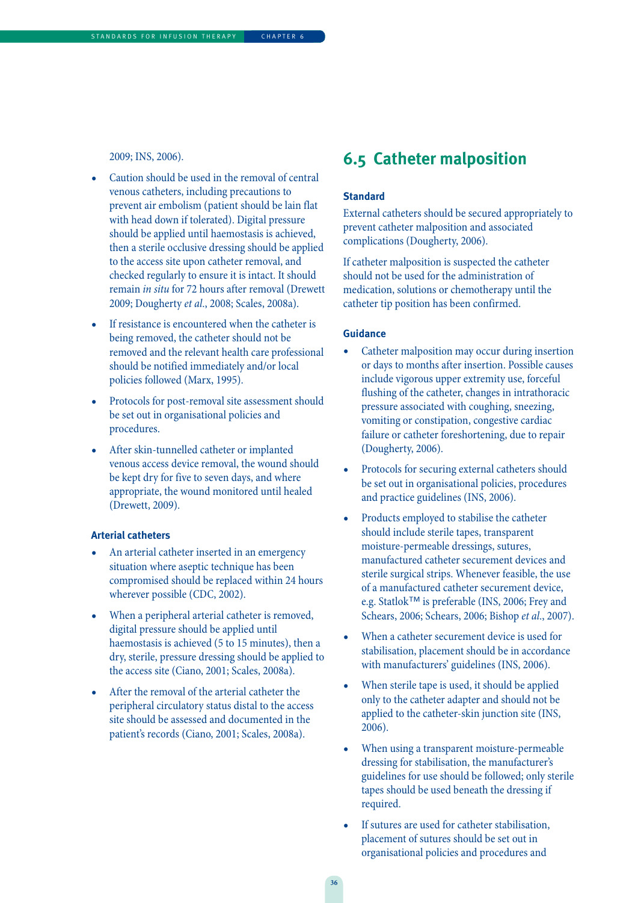2009; INS, 2006).

- Caution should be used in the removal of central venous catheters, including precautions to prevent air embolism (patient should be lain flat with head down if tolerated). Digital pressure should be applied until haemostasis is achieved, then a sterile occlusive dressing should be applied to the access site upon catheter removal, and checked regularly to ensure it is intact. It should remain *in situ* for 72 hours after removal (Drewett 2009; Dougherty *et al.*, 2008; Scales, 2008a).
- If resistance is encountered when the catheter is being removed, the catheter should not be removed and the relevant health care professional should be notified immediately and/or local policies followed (Marx, 1995).
- Protocols for post-removal site assessment should be set out in organisational policies and procedures.
- After skin-tunnelled catheter or implanted venous access device removal, the wound should be kept dry for five to seven days, and where appropriate, the wound monitored until healed (Drewett, 2009).

### Arterial catheters

- An arterial catheter inserted in an emergency situation where aseptic technique has been compromised should be replaced within 24 hours wherever possible (CDC, 2002).
- When a peripheral arterial catheter is removed, digital pressure should be applied until haemostasis is achieved (5 to 15 minutes), then a dry, sterile, pressure dressing should be applied to the access site (Ciano, 2001; Scales, 2008a).
- After the removal of the arterial catheter the peripheral circulatory status distal to the access site should be assessed and documented in the patient's records (Ciano, 2001; Scales, 2008a).

## 6.5 Catheter malposition

### Standard

External catheters should be secured appropriately to prevent catheter malposition and associated complications (Dougherty, 2006).

If catheter malposition is suspected the catheter should not be used for the administration of medication, solutions or chemotherapy until the catheter tip position has been confirmed.

### Guidance

- Catheter malposition may occur during insertion or days to months after insertion. Possible causes include vigorous upper extremity use, forceful flushing of the catheter, changes in intrathoracic pressure associated with coughing, sneezing, vomiting or constipation, congestive cardiac failure or catheter foreshortening, due to repair (Dougherty, 2006).
- Protocols for securing external catheters should be set out in organisational policies, procedures and practice guidelines (INS, 2006).
- Products employed to stabilise the catheter should include sterile tapes, transparent moisture-permeable dressings, sutures, manufactured catheter securement devices and sterile surgical strips. Whenever feasible, the use of a manufactured catheter securement device, e.g. Statlok™ is preferable (INS, 2006; Frey and Schears, 2006; Schears, 2006; Bishop *et al.*, 2007).
- When a catheter securement device is used for stabilisation, placement should be in accordance with manufacturers' guidelines (INS, 2006).
- When sterile tape is used, it should be applied only to the catheter adapter and should not be applied to the catheter-skin junction site (INS, 2006).
- When using a transparent moisture-permeable dressing for stabilisation, the manufacturer's guidelines for use should be followed; only sterile tapes should be used beneath the dressing if required.
- If sutures are used for catheter stabilisation, placement of sutures should be set out in organisational policies and procedures and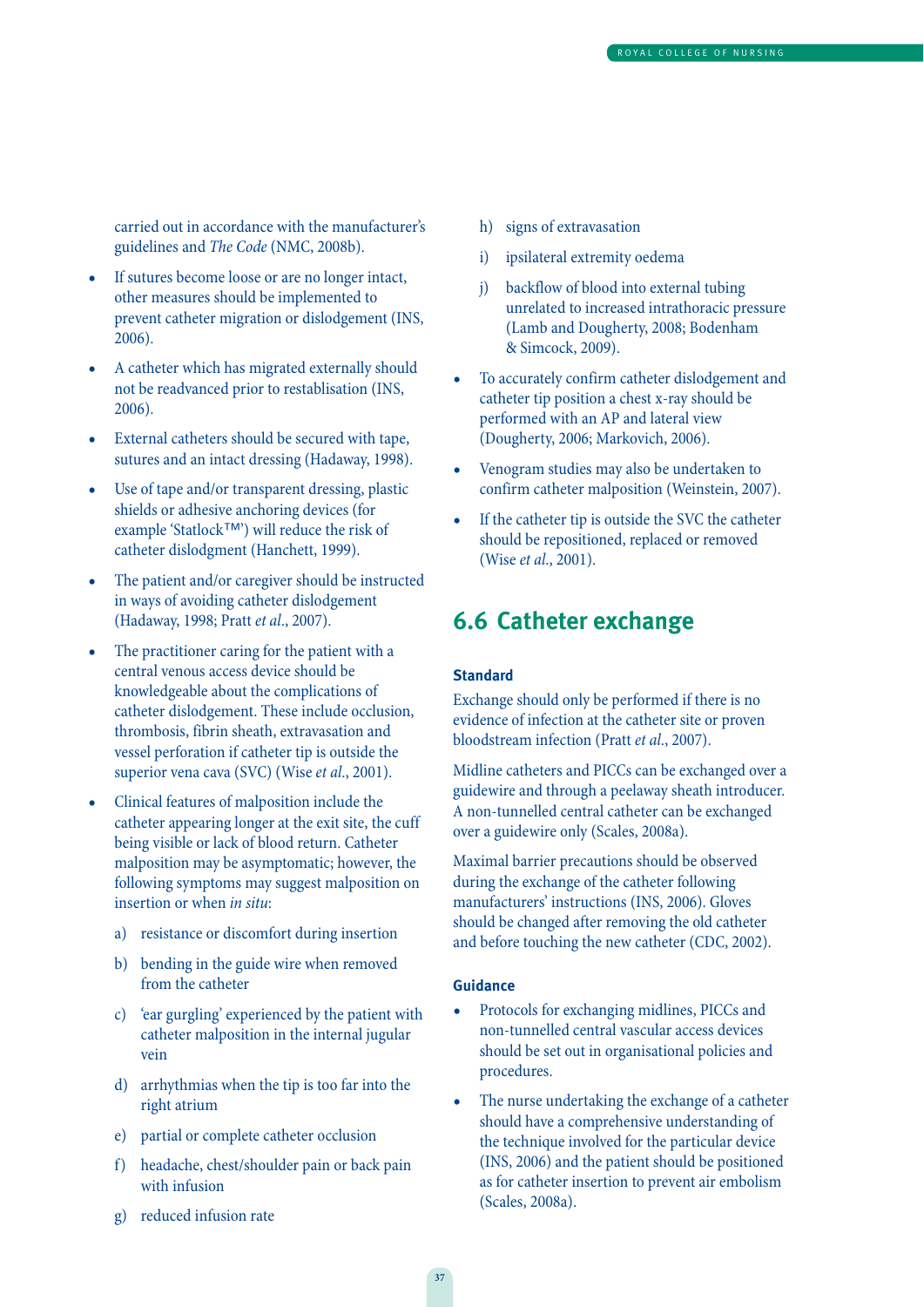carried out in accordance with the manufacturer's guidelines and *The Code* (NMC, 2008b).

- If sutures become loose or are no longer intact, other measures should be implemented to prevent catheter migration or dislodgement (INS, 2006).
- A catheter which has migrated externally should not be readvanced prior to restablisation (INS, 2006).
- External catheters should be secured with tape, sutures and an intact dressing (Hadaway, 1998).
- Use of tape and/or transparent dressing, plastic shields or adhesive anchoring devices (for example 'Statlock™') will reduce the risk of catheter dislodgment (Hanchett, 1999).
- The patient and/or caregiver should be instructed in ways of avoiding catheter dislodgement (Hadaway, 1998; Pratt *et al*., 2007).
- The practitioner caring for the patient with a central venous access device should be knowledgeable about the complications of catheter dislodgement. These include occlusion, thrombosis, fibrin sheath, extravasation and vessel perforation if catheter tip is outside the superior vena cava (SVC) (Wise *et al*., 2001).
- Clinical features of malposition include the catheter appearing longer at the exit site, the cuff being visible or lack of blood return. Catheter malposition may be asymptomatic; however, the following symptoms may suggest malposition on insertion or when *in situ*:
  - a) resistance or discomfort during insertion
  - b) bending in the guide wire when removed from the catheter
  - c) 'ear gurgling' experienced by the patient with catheter malposition in the internal jugular vein
  - d) arrhythmias when the tip is too far into the right atrium
  - e) partial or complete catheter occlusion
  - f) headache, chest/shoulder pain or back pain with infusion
  - g) reduced infusion rate
  - h) signs of extravasation
  - i) ipsilateral extremity oedema
  - j) backflow of blood into external tubing unrelated to increased intrathoracic pressure (Lamb and Dougherty, 2008; Bodenham & Simcock, 2009).
- To accurately confirm catheter dislodgement and catheter tip position a chest x-ray should be performed with an AP and lateral view (Dougherty, 2006; Markovich, 2006).
- Venogram studies may also be undertaken to confirm catheter malposition (Weinstein, 2007).
- If the catheter tip is outside the SVC the catheter should be repositioned, replaced or removed (Wise *et al*., 2001).

## 6.6 Catheter exchange

### Standard

Exchange should only be performed if there is no evidence of infection at the catheter site or proven bloodstream infection (Pratt *et al*., 2007).

Midline catheters and PICCs can be exchanged over a guidewire and through a peelaway sheath introducer. A non-tunnelled central catheter can be exchanged over a guidewire only (Scales, 2008a).

Maximal barrier precautions should be observed during the exchange of the catheter following manufacturers' instructions (INS, 2006). Gloves should be changed after removing the old catheter and before touching the new catheter (CDC, 2002).

### Guidance

- Protocols for exchanging midlines, PICCs and non-tunnelled central vascular access devices should be set out in organisational policies and procedures.
- The nurse undertaking the exchange of a catheter should have a comprehensive understanding of the technique involved for the particular device (INS, 2006) and the patient should be positioned as for catheter insertion to prevent air embolism (Scales, 2008a).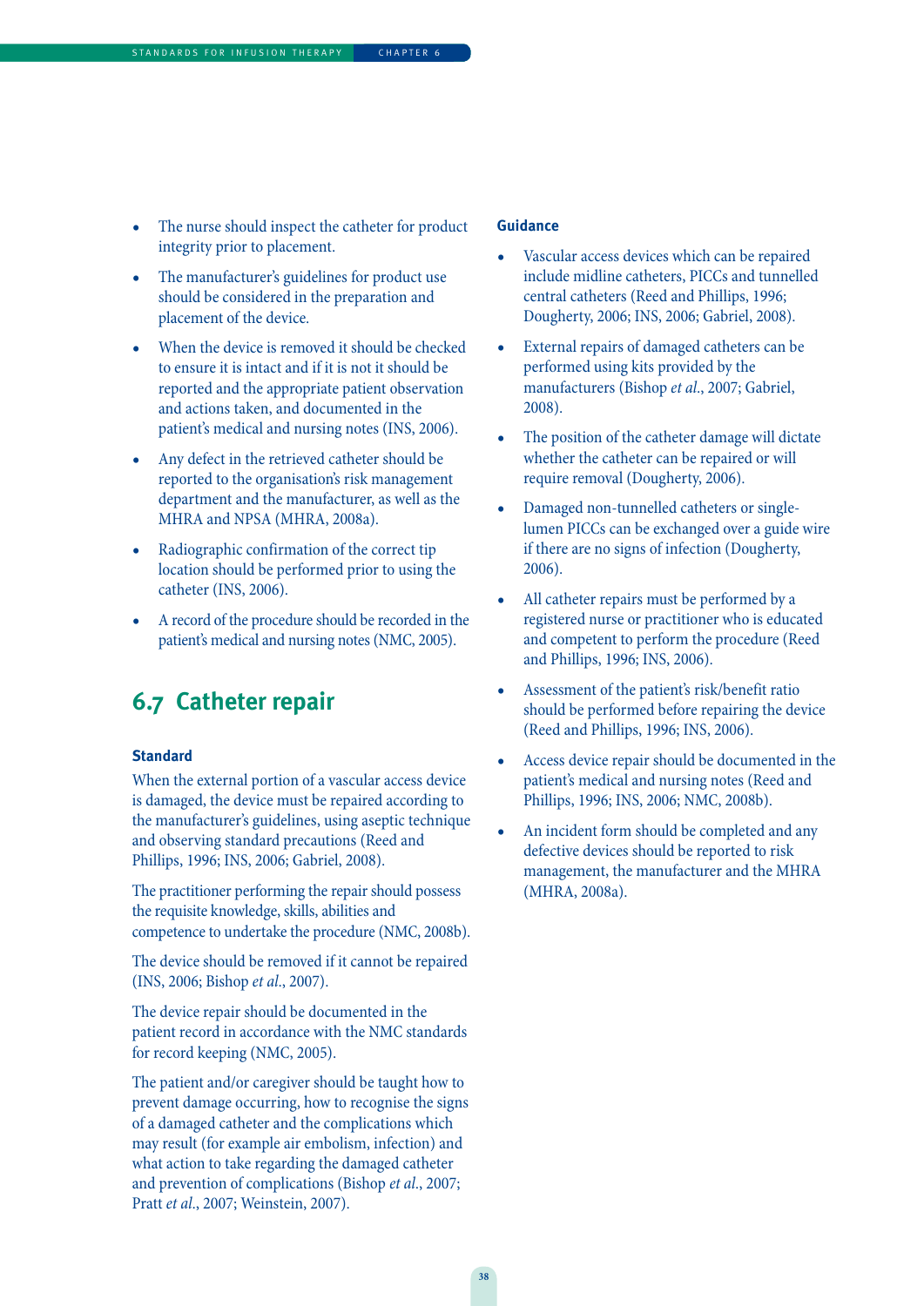- The nurse should inspect the catheter for product integrity prior to placement.
- The manufacturer's guidelines for product use should be considered in the preparation and placement of the device.
- When the device is removed it should be checked to ensure it is intact and if it is not it should be reported and the appropriate patient observation and actions taken, and documented in the patient's medical and nursing notes (INS, 2006).
- Any defect in the retrieved catheter should be reported to the organisation's risk management department and the manufacturer, as well as the MHRA and NPSA (MHRA, 2008a).
- Radiographic confirmation of the correct tip location should be performed prior to using the catheter (INS, 2006).
- A record of the procedure should be recorded in the patient's medical and nursing notes (NMC, 2005).

## 6.7 Catheter repair

### Standard

When the external portion of a vascular access device is damaged, the device must be repaired according to the manufacturer's guidelines, using aseptic technique and observing standard precautions (Reed and Phillips, 1996; INS, 2006; Gabriel, 2008).

The practitioner performing the repair should possess the requisite knowledge, skills, abilities and competence to undertake the procedure (NMC, 2008b).

The device should be removed if it cannot be repaired (INS, 2006; Bishop *et al*., 2007).

The device repair should be documented in the patient record in accordance with the NMC standards for record keeping (NMC, 2005).

The patient and/or caregiver should be taught how to prevent damage occurring, how to recognise the signs of a damaged catheter and the complications which may result (for example air embolism, infection) and what action to take regarding the damaged catheter and prevention of complications (Bishop *et al*., 2007; Pratt *et al*., 2007; Weinstein, 2007).

### Guidance

- Vascular access devices which can be repaired include midline catheters, PICCs and tunnelled central catheters (Reed and Phillips, 1996; Dougherty, 2006; INS, 2006; Gabriel, 2008).
- External repairs of damaged catheters can be performed using kits provided by the manufacturers (Bishop *et al*., 2007; Gabriel, 2008).
- The position of the catheter damage will dictate whether the catheter can be repaired or will require removal (Dougherty, 2006).
- Damaged non-tunnelled catheters or single-lumen PICCs can be exchanged over a guide wire if there are no signs of infection (Dougherty, 2006).
- All catheter repairs must be performed by a registered nurse or practitioner who is educated and competent to perform the procedure (Reed and Phillips, 1996; INS, 2006).
- Assessment of the patient's risk/benefit ratio should be performed before repairing the device (Reed and Phillips, 1996; INS, 2006).
- Access device repair should be documented in the patient's medical and nursing notes (Reed and Phillips, 1996; INS, 2006; NMC, 2008b).
- An incident form should be completed and any defective devices should be reported to risk management, the manufacturer and the MHRA (MHRA, 2008a).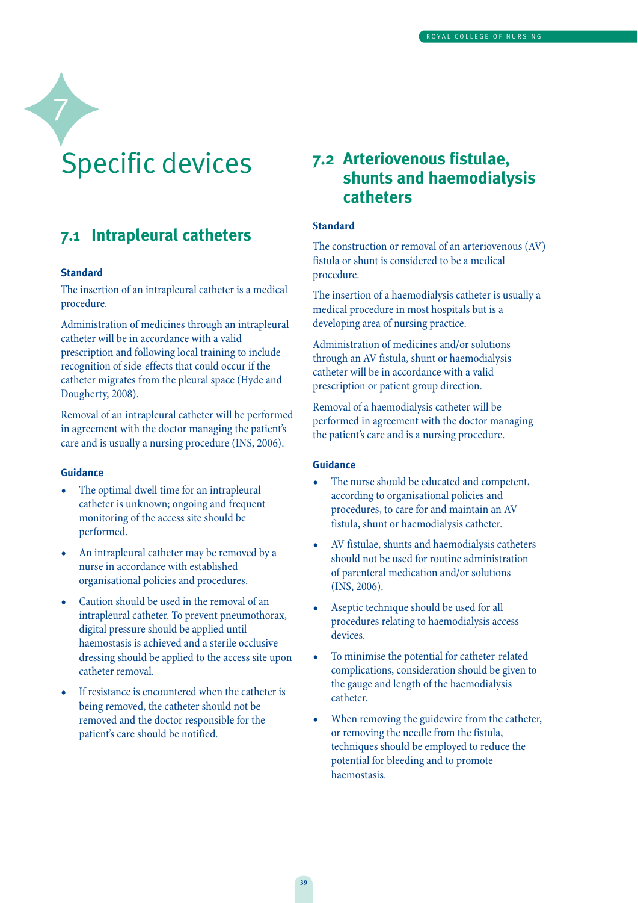# 7 Specific devices

## 7.1 Intrapleural catheters

### Standard

The insertion of an intrapleural catheter is a medical procedure.

Administration of medicines through an intrapleural catheter will be in accordance with a valid prescription and following local training to include recognition of side-effects that could occur if the catheter migrates from the pleural space (Hyde and Dougherty, 2008).

Removal of an intrapleural catheter will be performed in agreement with the doctor managing the patient's care and is usually a nursing procedure (INS, 2006).

### Guidance

- The optimal dwell time for an intrapleural catheter is unknown; ongoing and frequent monitoring of the access site should be performed.
- An intrapleural catheter may be removed by a nurse in accordance with established organisational policies and procedures.
- Caution should be used in the removal of an intrapleural catheter. To prevent pneumothorax, digital pressure should be applied until haemostasis is achieved and a sterile occlusive dressing should be applied to the access site upon catheter removal.
- If resistance is encountered when the catheter is being removed, the catheter should not be removed and the doctor responsible for the patient's care should be notified.

## 7.2 Arteriovenous fistulae, shunts and haemodialysis catheters

### Standard

The construction or removal of an arteriovenous (AV) fistula or shunt is considered to be a medical procedure.

The insertion of a haemodialysis catheter is usually a medical procedure in most hospitals but is a developing area of nursing practice.

Administration of medicines and/or solutions through an AV fistula, shunt or haemodialysis catheter will be in accordance with a valid prescription or patient group direction.

Removal of a haemodialysis catheter will be performed in agreement with the doctor managing the patient's care and is a nursing procedure.

### Guidance

- The nurse should be educated and competent, according to organisational policies and procedures, to care for and maintain an AV fistula, shunt or haemodialysis catheter.
- AV fistulae, shunts and haemodialysis catheters should not be used for routine administration of parenteral medication and/or solutions (INS, 2006).
- Aseptic technique should be used for all procedures relating to haemodialysis access devices.
- To minimise the potential for catheter-related complications, consideration should be given to the gauge and length of the haemodialysis catheter.
- When removing the guidewire from the catheter, or removing the needle from the fistula, techniques should be employed to reduce the potential for bleeding and to promote haemostasis.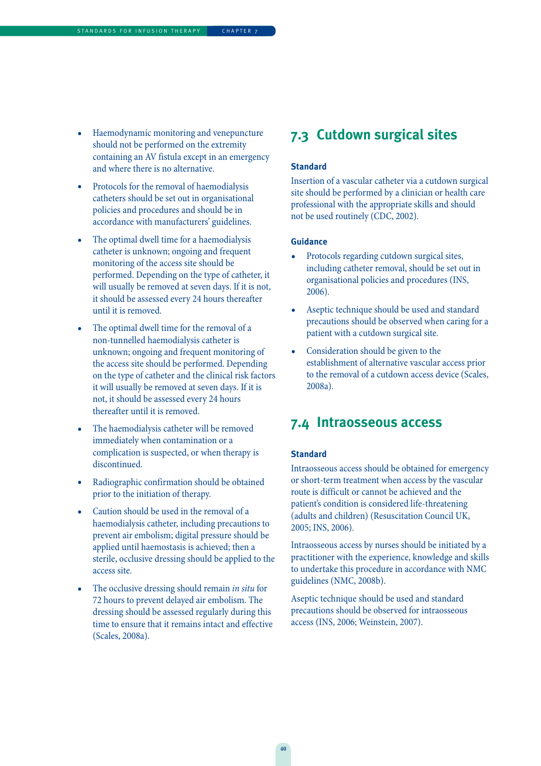- Haemodynamic monitoring and venepuncture should not be performed on the extremity containing an AV fistula except in an emergency and where there is no alternative.
- Protocols for the removal of haemodialysis catheters should be set out in organisational policies and procedures and should be in accordance with manufacturers' guidelines.
- The optimal dwell time for a haemodialysis catheter is unknown; ongoing and frequent monitoring of the access site should be performed. Depending on the type of catheter, it will usually be removed at seven days. If it is not, it should be assessed every 24 hours thereafter until it is removed.
- The optimal dwell time for the removal of a non-tunnelled haemodialysis catheter is unknown; ongoing and frequent monitoring of the access site should be performed. Depending on the type of catheter and the clinical risk factors it will usually be removed at seven days. If it is not, it should be assessed every 24 hours thereafter until it is removed.
- The haemodialysis catheter will be removed immediately when contamination or a complication is suspected, or when therapy is discontinued.
- Radiographic confirmation should be obtained prior to the initiation of therapy.
- Caution should be used in the removal of a haemodialysis catheter, including precautions to prevent air embolism; digital pressure should be applied until haemostasis is achieved; then a sterile, occlusive dressing should be applied to the access site.
- The occlusive dressing should remain *in situ* for 72 hours to prevent delayed air embolism. The dressing should be assessed regularly during this time to ensure that it remains intact and effective (Scales, 2008a).

## 7.3 Cutdown surgical sites

### Standard

Insertion of a vascular catheter via a cutdown surgical site should be performed by a clinician or health care professional with the appropriate skills and should not be used routinely (CDC, 2002).

### Guidance

- Protocols regarding cutdown surgical sites, including catheter removal, should be set out in organisational policies and procedures (INS, 2006).
- Aseptic technique should be used and standard precautions should be observed when caring for a patient with a cutdown surgical site.
- Consideration should be given to the establishment of alternative vascular access prior to the removal of a cutdown access device (Scales, 2008a).

## 7.4 Intraosseous access

### Standard

Intraosseous access should be obtained for emergency or short-term treatment when access by the vascular route is difficult or cannot be achieved and the patient's condition is considered life-threatening (adults and children) (Resuscitation Council UK, 2005; INS, 2006).

Intraosseous access by nurses should be initiated by a practitioner with the experience, knowledge and skills to undertake this procedure in accordance with NMC guidelines (NMC, 2008b).

Aseptic technique should be used and standard precautions should be observed for intraosseous access (INS, 2006; Weinstein, 2007).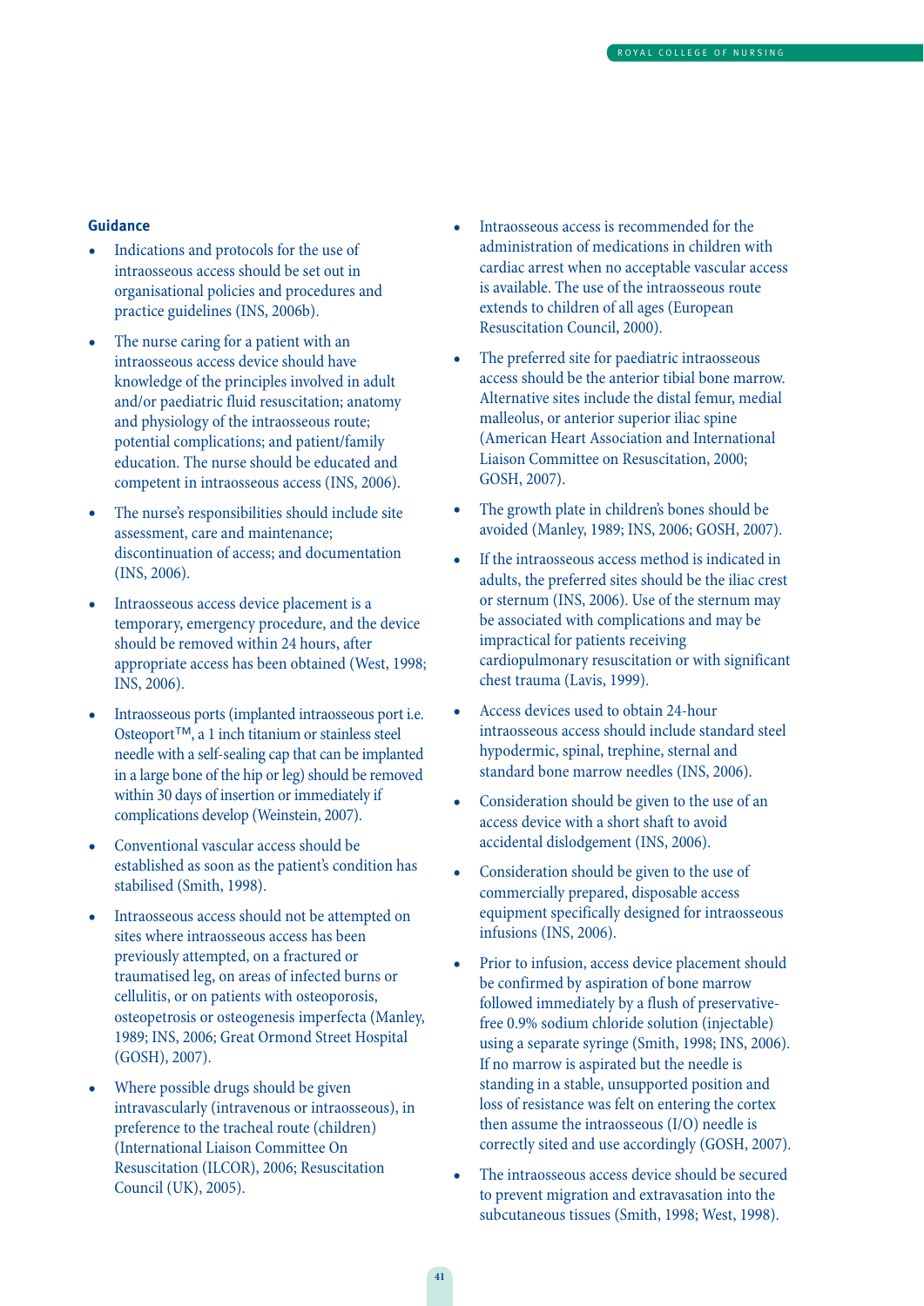### Guidance

- Indications and protocols for the use of intraosseous access should be set out in organisational policies and procedures and practice guidelines (INS, 2006b).
- The nurse caring for a patient with an intraosseous access device should have knowledge of the principles involved in adult and/or paediatric fluid resuscitation; anatomy and physiology of the intraosseous route; potential complications; and patient/family education. The nurse should be educated and competent in intraosseous access (INS, 2006).
- The nurse's responsibilities should include site assessment, care and maintenance; discontinuation of access; and documentation (INS, 2006).
- Intraosseous access device placement is a temporary, emergency procedure, and the device should be removed within 24 hours, after appropriate access has been obtained (West, 1998; INS, 2006).
- Intraosseous ports (implanted intraosseous port i.e. Osteoport™, a 1 inch titanium or stainless steel needle with a self-sealing cap that can be implanted in a large bone of the hip or leg) should be removed within 30 days of insertion or immediately if complications develop (Weinstein, 2007).
- Conventional vascular access should be established as soon as the patient's condition has stabilised (Smith, 1998).
- Intraosseous access should not be attempted on sites where intraosseous access has been previously attempted, on a fractured or traumatised leg, on areas of infected burns or cellulitis, or on patients with osteoporosis, osteopetrosis or osteogenesis imperfecta (Manley, 1989; INS, 2006; Great Ormond Street Hospital (GOSH), 2007).
- Where possible drugs should be given intravascularly (intravenous or intraosseous), in preference to the tracheal route (children) (International Liaison Committee On Resuscitation (ILCOR), 2006; Resuscitation Council (UK), 2005).
- Intraosseous access is recommended for the administration of medications in children with cardiac arrest when no acceptable vascular access is available. The use of the intraosseous route extends to children of all ages (European Resuscitation Council, 2000).
- The preferred site for paediatric intraosseous access should be the anterior tibial bone marrow. Alternative sites include the distal femur, medial malleolus, or anterior superior iliac spine (American Heart Association and International Liaison Committee on Resuscitation, 2000; GOSH, 2007).
- The growth plate in children's bones should be avoided (Manley, 1989; INS, 2006; GOSH, 2007).
- If the intraosseous access method is indicated in adults, the preferred sites should be the iliac crest or sternum (INS, 2006). Use of the sternum may be associated with complications and may be impractical for patients receiving cardiopulmonary resuscitation or with significant chest trauma (Lavis, 1999).
- Access devices used to obtain 24-hour intraosseous access should include standard steel hypodermic, spinal, trephine, sternal and standard bone marrow needles (INS, 2006).
- Consideration should be given to the use of an access device with a short shaft to avoid accidental dislodgement (INS, 2006).
- Consideration should be given to the use of commercially prepared, disposable access equipment specifically designed for intraosseous infusions (INS, 2006).
- Prior to infusion, access device placement should be confirmed by aspiration of bone marrow followed immediately by a flush of preservative-free 0.9% sodium chloride solution (injectable) using a separate syringe (Smith, 1998; INS, 2006). If no marrow is aspirated but the needle is standing in a stable, unsupported position and loss of resistance was felt on entering the cortex then assume the intraosseous (I/O) needle is correctly sited and use accordingly (GOSH, 2007).
- The intraosseous access device should be secured to prevent migration and extravasation into the subcutaneous tissues (Smith, 1998; West, 1998).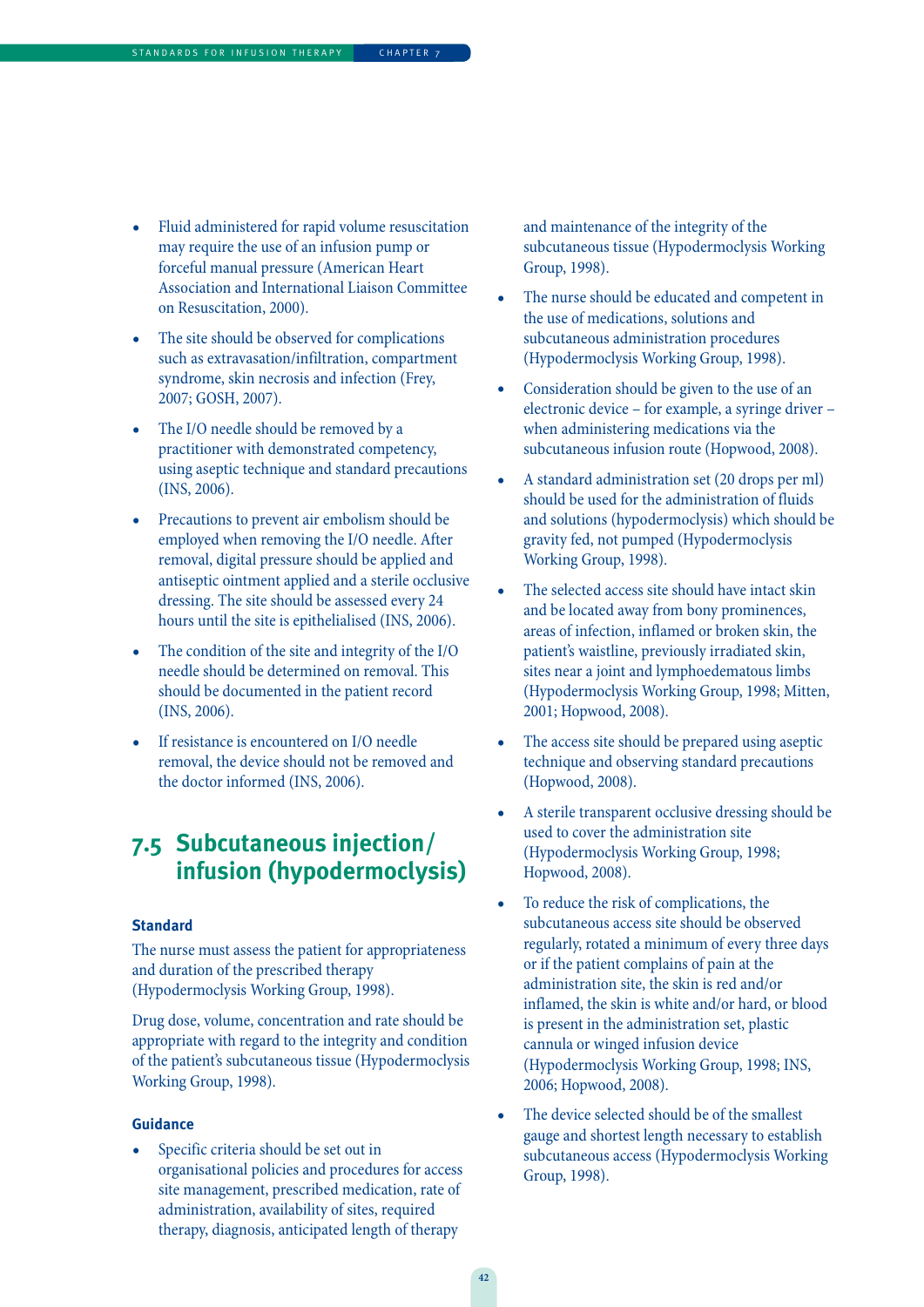- Fluid administered for rapid volume resuscitation may require the use of an infusion pump or forceful manual pressure (American Heart Association and International Liaison Committee on Resuscitation, 2000).
- The site should be observed for complications such as extravasation/infiltration, compartment syndrome, skin necrosis and infection (Frey, 2007; GOSH, 2007).
- The I/O needle should be removed by a practitioner with demonstrated competency, using aseptic technique and standard precautions (INS, 2006).
- Precautions to prevent air embolism should be employed when removing the I/O needle. After removal, digital pressure should be applied and antiseptic ointment applied and a sterile occlusive dressing. The site should be assessed every 24 hours until the site is epithelialised (INS, 2006).
- The condition of the site and integrity of the I/O needle should be determined on removal. This should be documented in the patient record (INS, 2006).
- If resistance is encountered on I/O needle removal, the device should not be removed and the doctor informed (INS, 2006).

## 7.5 Subcutaneous injection/infusion (hypodermoclysis)

### Standard

The nurse must assess the patient for appropriateness and duration of the prescribed therapy (Hypodermoclysis Working Group, 1998).

Drug dose, volume, concentration and rate should be appropriate with regard to the integrity and condition of the patient's subcutaneous tissue (Hypodermoclysis Working Group, 1998).

### Guidance

- Specific criteria should be set out in organisational policies and procedures for access site management, prescribed medication, rate of administration, availability of sites, required therapy, diagnosis, anticipated length of therapy and maintenance of the integrity of the subcutaneous tissue (Hypodermoclysis Working Group, 1998).
- The nurse should be educated and competent in the use of medications, solutions and subcutaneous administration procedures (Hypodermoclysis Working Group, 1998).
- Consideration should be given to the use of an electronic device – for example, a syringe driver – when administering medications via the subcutaneous infusion route (Hopwood, 2008).
- A standard administration set (20 drops per ml) should be used for the administration of fluids and solutions (hypodermoclysis) which should be gravity fed, not pumped (Hypodermoclysis Working Group, 1998).
- The selected access site should have intact skin and be located away from bony prominences, areas of infection, inflamed or broken skin, the patient's waistline, previously irradiated skin, sites near a joint and lymphoedematous limbs (Hypodermoclysis Working Group, 1998; Mitten, 2001; Hopwood, 2008).
- The access site should be prepared using aseptic technique and observing standard precautions (Hopwood, 2008).
- A sterile transparent occlusive dressing should be used to cover the administration site (Hypodermoclysis Working Group, 1998; Hopwood, 2008).
- To reduce the risk of complications, the subcutaneous access site should be observed regularly, rotated a minimum of every three days or if the patient complains of pain at the administration site, the skin is red and/or inflamed, the skin is white and/or hard, or blood is present in the administration set, plastic cannula or winged infusion device (Hypodermoclysis Working Group, 1998; INS, 2006; Hopwood, 2008).
- The device selected should be of the smallest gauge and shortest length necessary to establish subcutaneous access (Hypodermoclysis Working Group, 1998).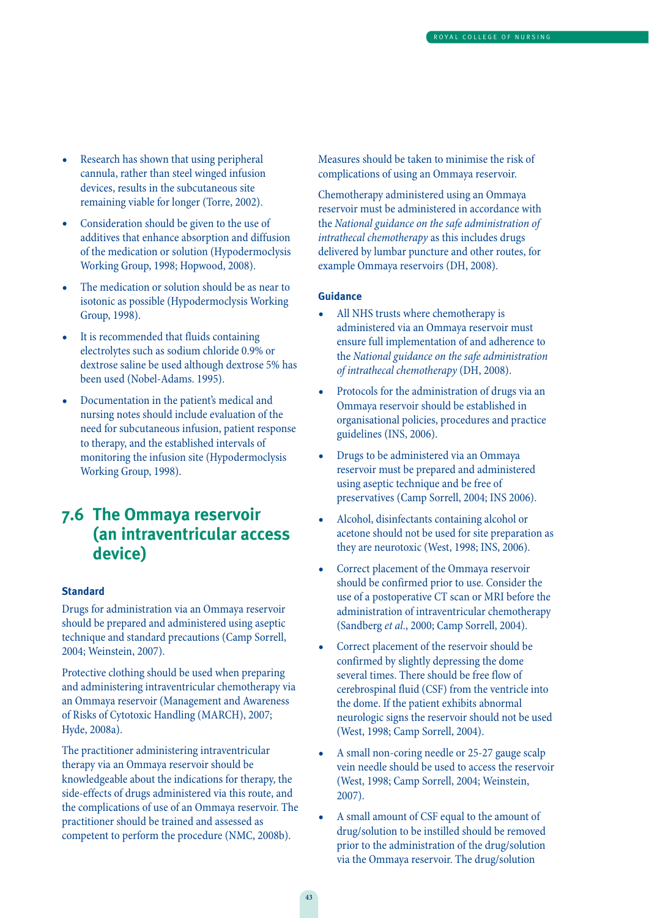- Research has shown that using peripheral cannula, rather than steel winged infusion devices, results in the subcutaneous site remaining viable for longer (Torre, 2002).
- Consideration should be given to the use of additives that enhance absorption and diffusion of the medication or solution (Hypodermoclysis Working Group, 1998; Hopwood, 2008).
- The medication or solution should be as near to isotonic as possible (Hypodermoclysis Working Group, 1998).
- It is recommended that fluids containing electrolytes such as sodium chloride 0.9% or dextrose saline be used although dextrose 5% has been used (Nobel-Adams. 1995).
- Documentation in the patient's medical and nursing notes should include evaluation of the need for subcutaneous infusion, patient response to therapy, and the established intervals of monitoring the infusion site (Hypodermoclysis Working Group, 1998).

## 7.6 The Ommaya reservoir (an intraventricular access device)

### Standard

Drugs for administration via an Ommaya reservoir should be prepared and administered using aseptic technique and standard precautions (Camp Sorrell, 2004; Weinstein, 2007).

Protective clothing should be used when preparing and administering intraventricular chemotherapy via an Ommaya reservoir (Management and Awareness of Risks of Cytotoxic Handling (MARCH), 2007; Hyde, 2008a).

The practitioner administering intraventricular therapy via an Ommaya reservoir should be knowledgeable about the indications for therapy, the side-effects of drugs administered via this route, and the complications of use of an Ommaya reservoir. The practitioner should be trained and assessed as competent to perform the procedure (NMC, 2008b).

Measures should be taken to minimise the risk of complications of using an Ommaya reservoir.

Chemotherapy administered using an Ommaya reservoir must be administered in accordance with the *National guidance on the safe administration of intrathecal chemotherapy* as this includes drugs delivered by lumbar puncture and other routes, for example Ommaya reservoirs (DH, 2008).

### Guidance

- All NHS trusts where chemotherapy is administered via an Ommaya reservoir must ensure full implementation of and adherence to the *National guidance on the safe administration of intrathecal chemotherapy* (DH, 2008).
- Protocols for the administration of drugs via an Ommaya reservoir should be established in organisational policies, procedures and practice guidelines (INS, 2006).
- Drugs to be administered via an Ommaya reservoir must be prepared and administered using aseptic technique and be free of preservatives (Camp Sorrell, 2004; INS 2006).
- Alcohol, disinfectants containing alcohol or acetone should not be used for site preparation as they are neurotoxic (West, 1998; INS, 2006).
- Correct placement of the Ommaya reservoir should be confirmed prior to use. Consider the use of a postoperative CT scan or MRI before the administration of intraventricular chemotherapy (Sandberg *et al.*, 2000; Camp Sorrell, 2004).
- Correct placement of the reservoir should be confirmed by slightly depressing the dome several times. There should be free flow of cerebrospinal fluid (CSF) from the ventricle into the dome. If the patient exhibits abnormal neurologic signs the reservoir should not be used (West, 1998; Camp Sorrell, 2004).
- A small non-coring needle or 25-27 gauge scalp vein needle should be used to access the reservoir (West, 1998; Camp Sorrell, 2004; Weinstein, 2007).
- A small amount of CSF equal to the amount of drug/solution to be instilled should be removed prior to the administration of the drug/solution via the Ommaya reservoir. The drug/solution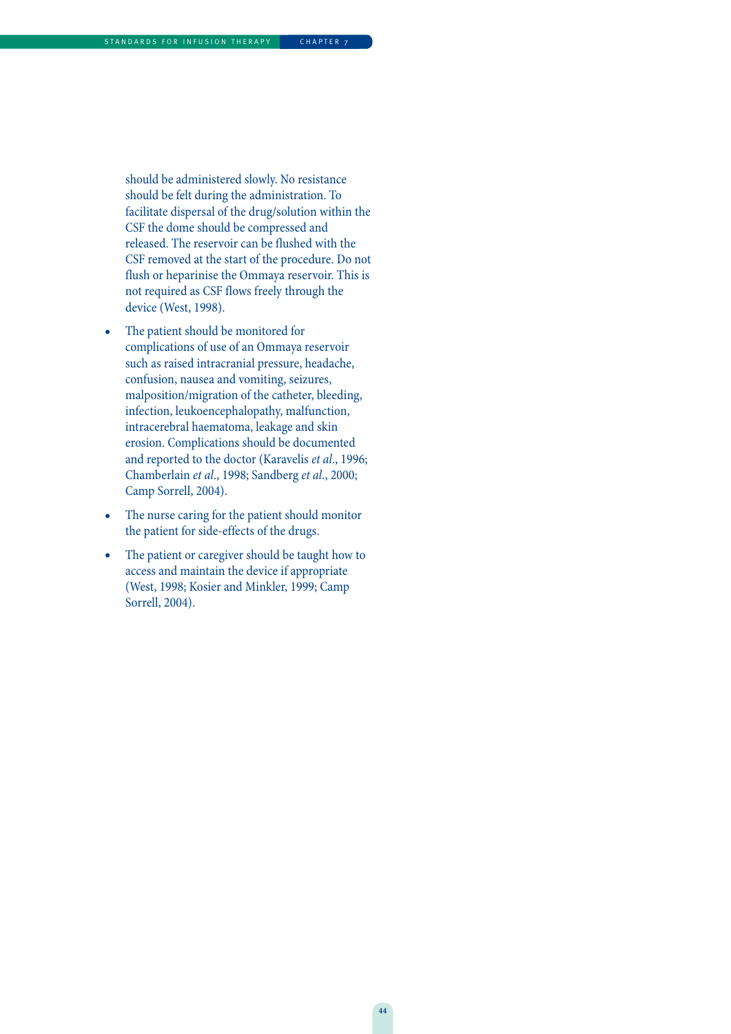should be administered slowly. No resistance should be felt during the administration. To facilitate dispersal of the drug/solution within the CSF the dome should be compressed and released. The reservoir can be flushed with the CSF removed at the start of the procedure. Do not flush or heparinise the Ommaya reservoir. This is not required as CSF flows freely through the device (West, 1998).

- The patient should be monitored for complications of use of an Ommaya reservoir such as raised intracranial pressure, headache, confusion, nausea and vomiting, seizures, malposition/migration of the catheter, bleeding, infection, leukoencephalopathy, malfunction, intracerebral haematoma, leakage and skin erosion. Complications should be documented and reported to the doctor (Karavelis *et al*., 1996; Chamberlain *et al*., 1998; Sandberg *et al*., 2000; Camp Sorrell, 2004).

- The nurse caring for the patient should monitor the patient for side-effects of the drugs.

- The patient or caregiver should be taught how to access and maintain the device if appropriate (West, 1998; Kosier and Minkler, 1999; Camp Sorrell, 2004).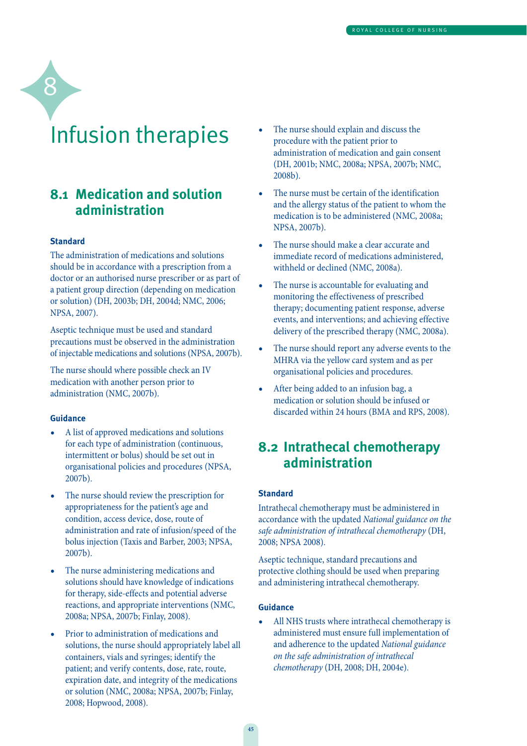# 8 Infusion therapies

## 8.1 Medication and solution administration

### Standard

The administration of medications and solutions should be in accordance with a prescription from a doctor or an authorised nurse prescriber or as part of a patient group direction (depending on medication or solution) (DH, 2003b; DH, 2004d; NMC, 2006; NPSA, 2007).

Aseptic technique must be used and standard precautions must be observed in the administration of injectable medications and solutions (NPSA, 2007b).

The nurse should where possible check an IV medication with another person prior to administration (NMC, 2007b).

### Guidance

- A list of approved medications and solutions for each type of administration (continuous, intermittent or bolus) should be set out in organisational policies and procedures (NPSA, 2007b).
- The nurse should review the prescription for appropriateness for the patient's age and condition, access device, dose, route of administration and rate of infusion/speed of the bolus injection (Taxis and Barber, 2003; NPSA, 2007b).
- The nurse administering medications and solutions should have knowledge of indications for therapy, side-effects and potential adverse reactions, and appropriate interventions (NMC, 2008a; NPSA, 2007b; Finlay, 2008).
- Prior to administration of medications and solutions, the nurse should appropriately label all containers, vials and syringes; identify the patient; and verify contents, dose, rate, route, expiration date, and integrity of the medications or solution (NMC, 2008a; NPSA, 2007b; Finlay, 2008; Hopwood, 2008).
- The nurse should explain and discuss the procedure with the patient prior to administration of medication and gain consent (DH, 2001b; NMC, 2008a; NPSA, 2007b; NMC, 2008b).
- The nurse must be certain of the identification and the allergy status of the patient to whom the medication is to be administered (NMC, 2008a; NPSA, 2007b).
- The nurse should make a clear accurate and immediate record of medications administered, withheld or declined (NMC, 2008a).
- The nurse is accountable for evaluating and monitoring the effectiveness of prescribed therapy; documenting patient response, adverse events, and interventions; and achieving effective delivery of the prescribed therapy (NMC, 2008a).
- The nurse should report any adverse events to the MHRA via the yellow card system and as per organisational policies and procedures.
- After being added to an infusion bag, a medication or solution should be infused or discarded within 24 hours (BMA and RPS, 2008).

## 8.2 Intrathecal chemotherapy administration

### Standard

Intrathecal chemotherapy must be administered in accordance with the updated *National guidance on the safe administration of intrathecal chemotherapy* (DH, 2008; NPSA 2008).

Aseptic technique, standard precautions and protective clothing should be used when preparing and administering intrathecal chemotherapy.

### Guidance

- All NHS trusts where intrathecal chemotherapy is administered must ensure full implementation of and adherence to the updated *National guidance on the safe administration of intrathecal chemotherapy* (DH, 2008; DH, 2004e).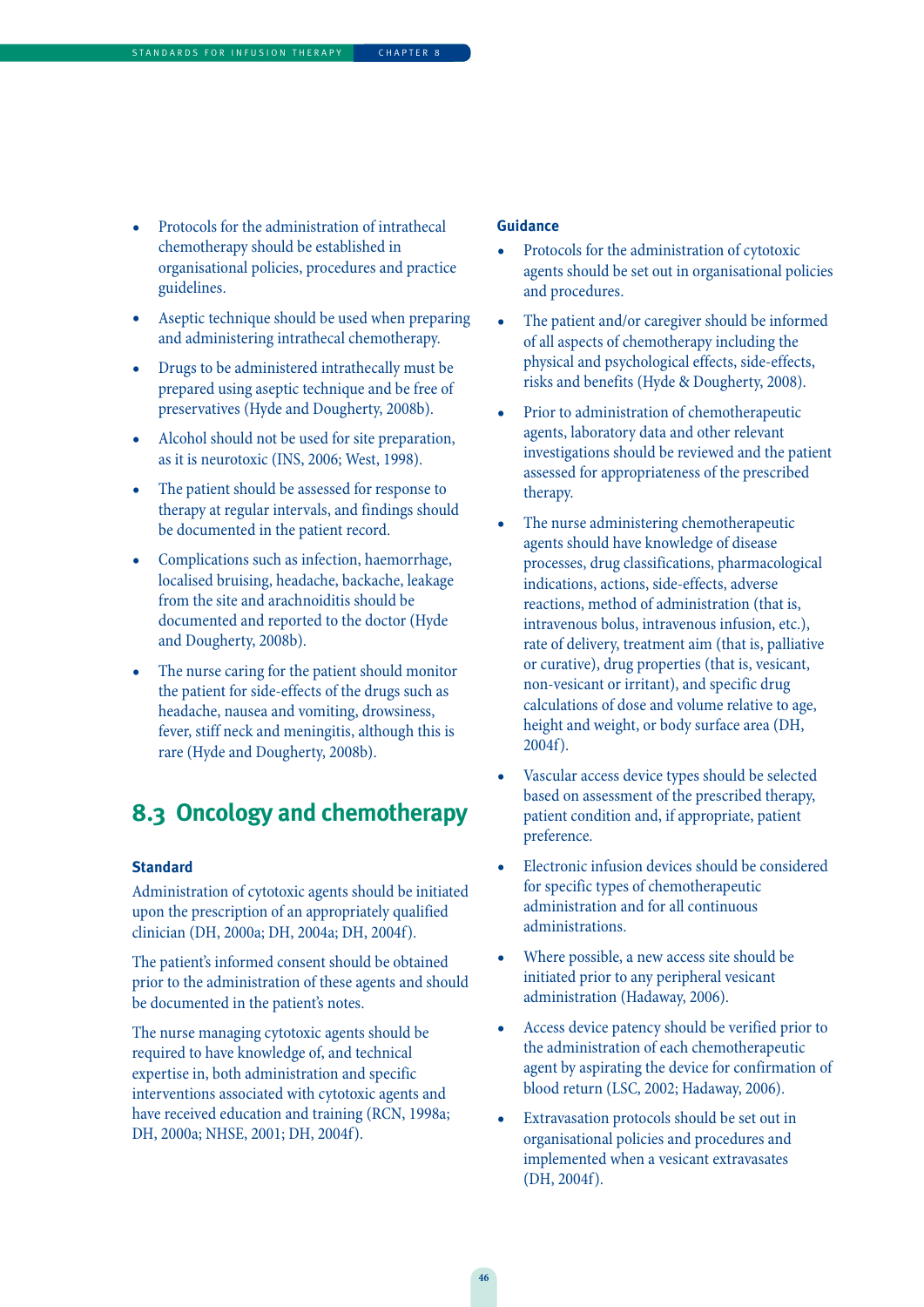- Protocols for the administration of intrathecal chemotherapy should be established in organisational policies, procedures and practice guidelines.
- Aseptic technique should be used when preparing and administering intrathecal chemotherapy.
- Drugs to be administered intrathecally must be prepared using aseptic technique and be free of preservatives (Hyde and Dougherty, 2008b).
- Alcohol should not be used for site preparation, as it is neurotoxic (INS, 2006; West, 1998).
- The patient should be assessed for response to therapy at regular intervals, and findings should be documented in the patient record.
- Complications such as infection, haemorrhage, localised bruising, headache, backache, leakage from the site and arachnoiditis should be documented and reported to the doctor (Hyde and Dougherty, 2008b).
- The nurse caring for the patient should monitor the patient for side-effects of the drugs such as headache, nausea and vomiting, drowsiness, fever, stiff neck and meningitis, although this is rare (Hyde and Dougherty, 2008b).

## 8.3 Oncology and chemotherapy

### Standard

Administration of cytotoxic agents should be initiated upon the prescription of an appropriately qualified clinician (DH, 2000a; DH, 2004a; DH, 2004f).

The patient's informed consent should be obtained prior to the administration of these agents and should be documented in the patient's notes.

The nurse managing cytotoxic agents should be required to have knowledge of, and technical expertise in, both administration and specific interventions associated with cytotoxic agents and have received education and training (RCN, 1998a; DH, 2000a; NHSE, 2001; DH, 2004f).

### Guidance

- Protocols for the administration of cytotoxic agents should be set out in organisational policies and procedures.
- The patient and/or caregiver should be informed of all aspects of chemotherapy including the physical and psychological effects, side-effects, risks and benefits (Hyde & Dougherty, 2008).
- Prior to administration of chemotherapeutic agents, laboratory data and other relevant investigations should be reviewed and the patient assessed for appropriateness of the prescribed therapy.
- The nurse administering chemotherapeutic agents should have knowledge of disease processes, drug classifications, pharmacological indications, actions, side-effects, adverse reactions, method of administration (that is, intravenous bolus, intravenous infusion, etc.), rate of delivery, treatment aim (that is, palliative or curative), drug properties (that is, vesicant, non-vesicant or irritant), and specific drug calculations of dose and volume relative to age, height and weight, or body surface area (DH, 2004f).
- Vascular access device types should be selected based on assessment of the prescribed therapy, patient condition and, if appropriate, patient preference.
- Electronic infusion devices should be considered for specific types of chemotherapeutic administration and for all continuous administrations.
- Where possible, a new access site should be initiated prior to any peripheral vesicant administration (Hadaway, 2006).
- Access device patency should be verified prior to the administration of each chemotherapeutic agent by aspirating the device for confirmation of blood return (LSC, 2002; Hadaway, 2006).
- Extravasation protocols should be set out in organisational policies and procedures and implemented when a vesicant extravasates (DH, 2004f).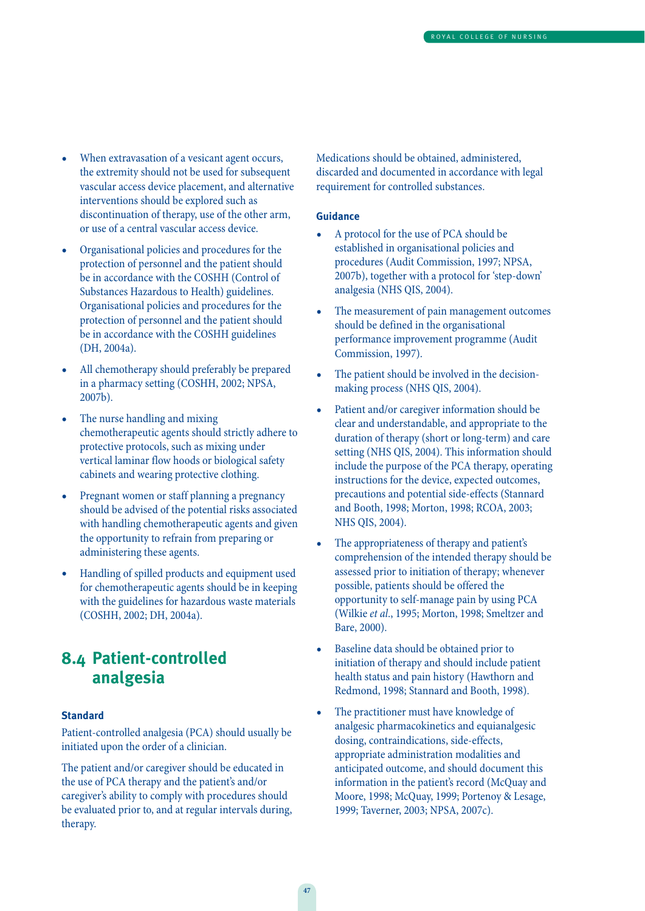- When extravasation of a vesicant agent occurs, the extremity should not be used for subsequent vascular access device placement, and alternative interventions should be explored such as discontinuation of therapy, use of the other arm, or use of a central vascular access device.
- Organisational policies and procedures for the protection of personnel and the patient should be in accordance with the COSHH (Control of Substances Hazardous to Health) guidelines. Organisational policies and procedures for the protection of personnel and the patient should be in accordance with the COSHH guidelines (DH, 2004a).
- All chemotherapy should preferably be prepared in a pharmacy setting (COSHH, 2002; NPSA, 2007b).
- The nurse handling and mixing chemotherapeutic agents should strictly adhere to protective protocols, such as mixing under vertical laminar flow hoods or biological safety cabinets and wearing protective clothing.
- Pregnant women or staff planning a pregnancy should be advised of the potential risks associated with handling chemotherapeutic agents and given the opportunity to refrain from preparing or administering these agents.
- Handling of spilled products and equipment used for chemotherapeutic agents should be in keeping with the guidelines for hazardous waste materials (COSHH, 2002; DH, 2004a).

## 8.4 Patient-controlled analgesia

### Standard

Patient-controlled analgesia (PCA) should usually be initiated upon the order of a clinician.

The patient and/or caregiver should be educated in the use of PCA therapy and the patient's and/or caregiver's ability to comply with procedures should be evaluated prior to, and at regular intervals during, therapy.

Medications should be obtained, administered, discarded and documented in accordance with legal requirement for controlled substances.

### Guidance

- A protocol for the use of PCA should be established in organisational policies and procedures (Audit Commission, 1997; NPSA, 2007b), together with a protocol for 'step-down' analgesia (NHS QIS, 2004).
- The measurement of pain management outcomes should be defined in the organisational performance improvement programme (Audit Commission, 1997).
- The patient should be involved in the decision-making process (NHS QIS, 2004).
- Patient and/or caregiver information should be clear and understandable, and appropriate to the duration of therapy (short or long-term) and care setting (NHS QIS, 2004). This information should include the purpose of the PCA therapy, operating instructions for the device, expected outcomes, precautions and potential side-effects (Stannard and Booth, 1998; Morton, 1998; RCOA, 2003; NHS QIS, 2004).
- The appropriateness of therapy and patient's comprehension of the intended therapy should be assessed prior to initiation of therapy; whenever possible, patients should be offered the opportunity to self-manage pain by using PCA (Wilkie *et al*., 1995; Morton, 1998; Smeltzer and Bare, 2000).
- Baseline data should be obtained prior to initiation of therapy and should include patient health status and pain history (Hawthorn and Redmond, 1998; Stannard and Booth, 1998).
- The practitioner must have knowledge of analgesic pharmacokinetics and equianalgesic dosing, contraindications, side-effects, appropriate administration modalities and anticipated outcome, and should document this information in the patient's record (McQuay and Moore, 1998; McQuay, 1999; Portenoy & Lesage, 1999; Taverner, 2003; NPSA, 2007c).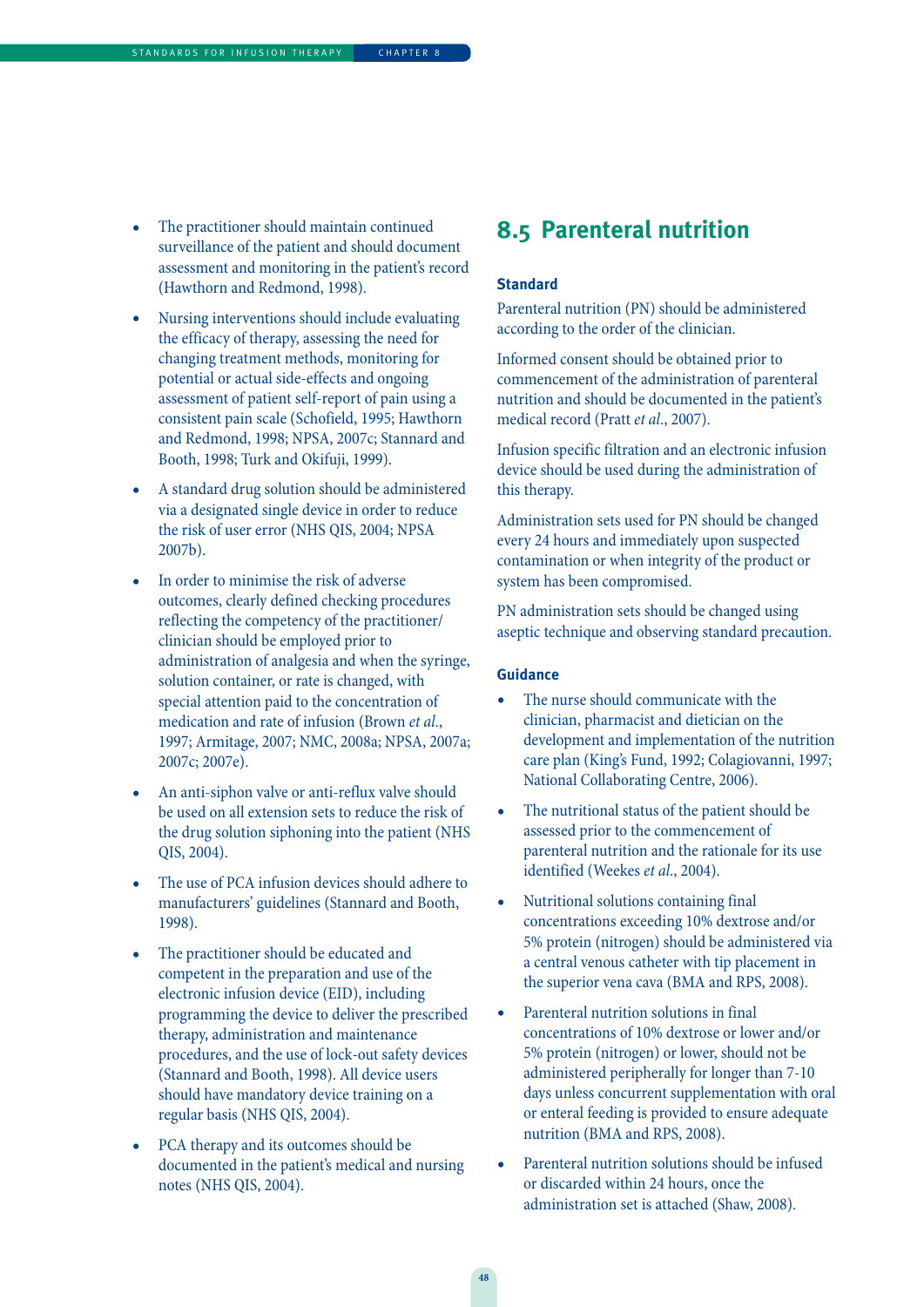- The practitioner should maintain continued surveillance of the patient and should document assessment and monitoring in the patient's record (Hawthorn and Redmond, 1998).
- Nursing interventions should include evaluating the efficacy of therapy, assessing the need for changing treatment methods, monitoring for potential or actual side-effects and ongoing assessment of patient self-report of pain using a consistent pain scale (Schofield, 1995; Hawthorn and Redmond, 1998; NPSA, 2007c; Stannard and Booth, 1998; Turk and Okifuji, 1999).
- A standard drug solution should be administered via a designated single device in order to reduce the risk of user error (NHS QIS, 2004; NPSA 2007b).
- In order to minimise the risk of adverse outcomes, clearly defined checking procedures reflecting the competency of the practitioner/clinician should be employed prior to administration of analgesia and when the syringe, solution container, or rate is changed, with special attention paid to the concentration of medication and rate of infusion (Brown *et al*., 1997; Armitage, 2007; NMC, 2008a; NPSA, 2007a; 2007c; 2007e).
- An anti-siphon valve or anti-reflux valve should be used on all extension sets to reduce the risk of the drug solution siphoning into the patient (NHS QIS, 2004).
- The use of PCA infusion devices should adhere to manufacturers' guidelines (Stannard and Booth, 1998).
- The practitioner should be educated and competent in the preparation and use of the electronic infusion device (EID), including programming the device to deliver the prescribed therapy, administration and maintenance procedures, and the use of lock-out safety devices (Stannard and Booth, 1998). All device users should have mandatory device training on a regular basis (NHS QIS, 2004).
- PCA therapy and its outcomes should be documented in the patient's medical and nursing notes (NHS QIS, 2004).

## 8.5 Parenteral nutrition

### Standard

Parenteral nutrition (PN) should be administered according to the order of the clinician.

Informed consent should be obtained prior to commencement of the administration of parenteral nutrition and should be documented in the patient's medical record (Pratt *et al*., 2007).

Infusion specific filtration and an electronic infusion device should be used during the administration of this therapy.

Administration sets used for PN should be changed every 24 hours and immediately upon suspected contamination or when integrity of the product or system has been compromised.

PN administration sets should be changed using aseptic technique and observing standard precaution.

### Guidance

- The nurse should communicate with the clinician, pharmacist and dietician on the development and implementation of the nutrition care plan (King's Fund, 1992; Colagiovanni, 1997; National Collaborating Centre, 2006).
- The nutritional status of the patient should be assessed prior to the commencement of parenteral nutrition and the rationale for its use identified (Weekes *et al*., 2004).
- Nutritional solutions containing final concentrations exceeding 10% dextrose and/or 5% protein (nitrogen) should be administered via a central venous catheter with tip placement in the superior vena cava (BMA and RPS, 2008).
- Parenteral nutrition solutions in final concentrations of 10% dextrose or lower and/or 5% protein (nitrogen) or lower, should not be administered peripherally for longer than 7-10 days unless concurrent supplementation with oral or enteral feeding is provided to ensure adequate nutrition (BMA and RPS, 2008).
- Parenteral nutrition solutions should be infused or discarded within 24 hours, once the administration set is attached (Shaw, 2008).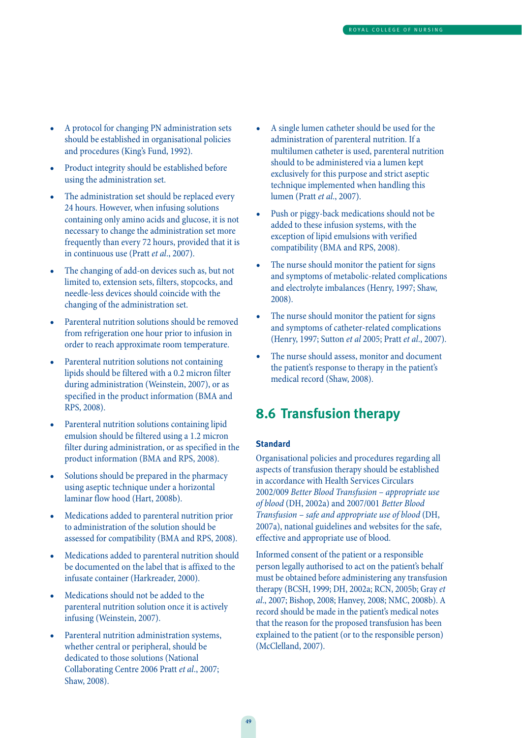- A protocol for changing PN administration sets should be established in organisational policies and procedures (King's Fund, 1992).
- Product integrity should be established before using the administration set.
- The administration set should be replaced every 24 hours. However, when infusing solutions containing only amino acids and glucose, it is not necessary to change the administration set more frequently than every 72 hours, provided that it is in continuous use (Pratt *et al*., 2007).
- The changing of add-on devices such as, but not limited to, extension sets, filters, stopcocks, and needle-less devices should coincide with the changing of the administration set.
- Parenteral nutrition solutions should be removed from refrigeration one hour prior to infusion in order to reach approximate room temperature.
- Parenteral nutrition solutions not containing lipids should be filtered with a 0.2 micron filter during administration (Weinstein, 2007), or as specified in the product information (BMA and RPS, 2008).
- Parenteral nutrition solutions containing lipid emulsion should be filtered using a 1.2 micron filter during administration, or as specified in the product information (BMA and RPS, 2008).
- Solutions should be prepared in the pharmacy using aseptic technique under a horizontal laminar flow hood (Hart, 2008b).
- Medications added to parenteral nutrition prior to administration of the solution should be assessed for compatibility (BMA and RPS, 2008).
- Medications added to parenteral nutrition should be documented on the label that is affixed to the infusate container (Harkreader, 2000).
- Medications should not be added to the parenteral nutrition solution once it is actively infusing (Weinstein, 2007).
- Parenteral nutrition administration systems, whether central or peripheral, should be dedicated to those solutions (National Collaborating Centre 2006 Pratt *et al*., 2007; Shaw, 2008).
- A single lumen catheter should be used for the administration of parenteral nutrition. If a multilumen catheter is used, parenteral nutrition should to be administered via a lumen kept exclusively for this purpose and strict aseptic technique implemented when handling this lumen (Pratt *et al*., 2007).
- Push or piggy-back medications should not be added to these infusion systems, with the exception of lipid emulsions with verified compatibility (BMA and RPS, 2008).
- The nurse should monitor the patient for signs and symptoms of metabolic-related complications and electrolyte imbalances (Henry, 1997; Shaw, 2008).
- The nurse should monitor the patient for signs and symptoms of catheter-related complications (Henry, 1997; Sutton *et al* 2005; Pratt *et al*., 2007).
- The nurse should assess, monitor and document the patient's response to therapy in the patient's medical record (Shaw, 2008).

## 8.6 Transfusion therapy

### Standard

Organisational policies and procedures regarding all aspects of transfusion therapy should be established in accordance with Health Services Circulars 2002/009 *Better Blood Transfusion – appropriate use of blood* (DH, 2002a) and 2007/001 *Better Blood Transfusion – safe and appropriate use of blood* (DH, 2007a), national guidelines and websites for the safe, effective and appropriate use of blood.

Informed consent of the patient or a responsible person legally authorised to act on the patient's behalf must be obtained before administering any transfusion therapy (BCSH, 1999; DH, 2002a; RCN, 2005b; Gray *et al*., 2007; Bishop, 2008; Hanvey, 2008; NMC, 2008b). A record should be made in the patient's medical notes that the reason for the proposed transfusion has been explained to the patient (or to the responsible person) (McClelland, 2007).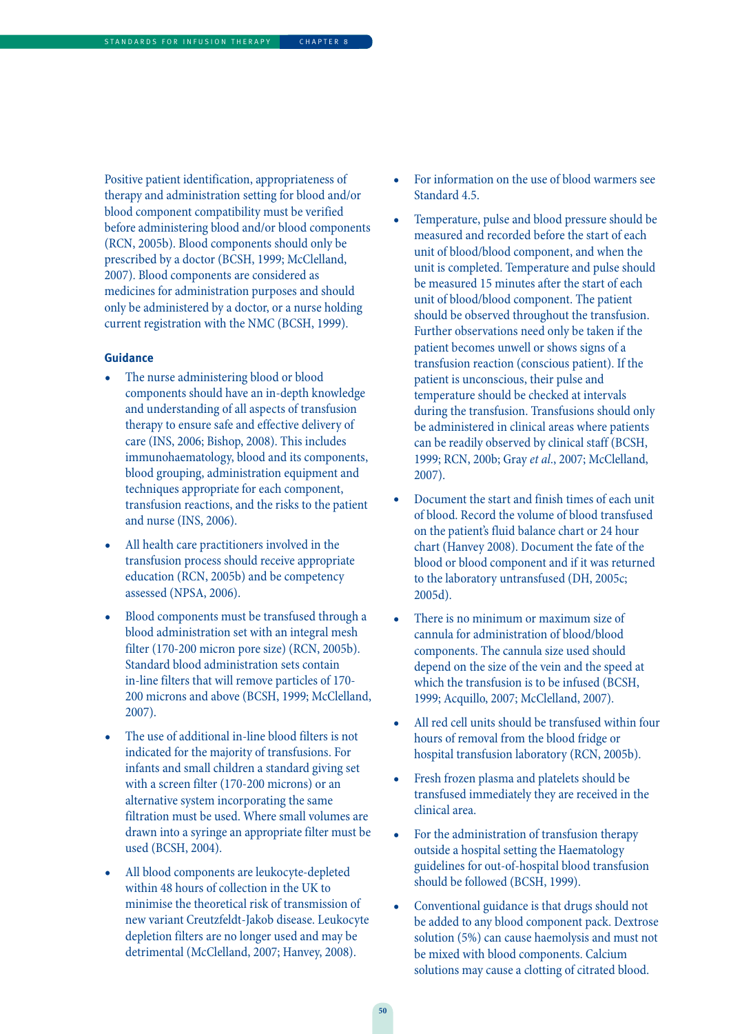Positive patient identification, appropriateness of therapy and administration setting for blood and/or blood component compatibility must be verified before administering blood and/or blood components (RCN, 2005b). Blood components should only be prescribed by a doctor (BCSH, 1999; McClelland, 2007). Blood components are considered as medicines for administration purposes and should only be administered by a doctor, or a nurse holding current registration with the NMC (BCSH, 1999).

**Guidance**

- The nurse administering blood or blood components should have an in-depth knowledge and understanding of all aspects of transfusion therapy to ensure safe and effective delivery of care (INS, 2006; Bishop, 2008). This includes immunohaematology, blood and its components, blood grouping, administration equipment and techniques appropriate for each component, transfusion reactions, and the risks to the patient and nurse (INS, 2006).
- All health care practitioners involved in the transfusion process should receive appropriate education (RCN, 2005b) and be competency assessed (NPSA, 2006).
- Blood components must be transfused through a blood administration set with an integral mesh filter (170-200 micron pore size) (RCN, 2005b). Standard blood administration sets contain in-line filters that will remove particles of 170-200 microns and above (BCSH, 1999; McClelland, 2007).
- The use of additional in-line blood filters is not indicated for the majority of transfusions. For infants and small children a standard giving set with a screen filter (170-200 microns) or an alternative system incorporating the same filtration must be used. Where small volumes are drawn into a syringe an appropriate filter must be used (BCSH, 2004).
- All blood components are leukocyte-depleted within 48 hours of collection in the UK to minimise the theoretical risk of transmission of new variant Creutzfeldt-Jakob disease. Leukocyte depletion filters are no longer used and may be detrimental (McClelland, 2007; Hanvey, 2008).
- For information on the use of blood warmers see Standard 4.5.
- Temperature, pulse and blood pressure should be measured and recorded before the start of each unit of blood/blood component, and when the unit is completed. Temperature and pulse should be measured 15 minutes after the start of each unit of blood/blood component. The patient should be observed throughout the transfusion. Further observations need only be taken if the patient becomes unwell or shows signs of a transfusion reaction (conscious patient). If the patient is unconscious, their pulse and temperature should be checked at intervals during the transfusion. Transfusions should only be administered in clinical areas where patients can be readily observed by clinical staff (BCSH, 1999; RCN, 200b; Gray *et al*., 2007; McClelland, 2007).
- Document the start and finish times of each unit of blood. Record the volume of blood transfused on the patient's fluid balance chart or 24 hour chart (Hanvey 2008). Document the fate of the blood or blood component and if it was returned to the laboratory untransfused (DH, 2005c; 2005d).
- There is no minimum or maximum size of cannula for administration of blood/blood components. The cannula size used should depend on the size of the vein and the speed at which the transfusion is to be infused (BCSH, 1999; Acquillo, 2007; McClelland, 2007).
- All red cell units should be transfused within four hours of removal from the blood fridge or hospital transfusion laboratory (RCN, 2005b).
- Fresh frozen plasma and platelets should be transfused immediately they are received in the clinical area.
- For the administration of transfusion therapy outside a hospital setting the Haematology guidelines for out-of-hospital blood transfusion should be followed (BCSH, 1999).
- Conventional guidance is that drugs should not be added to any blood component pack. Dextrose solution (5%) can cause haemolysis and must not be mixed with blood components. Calcium solutions may cause a clotting of citrated blood.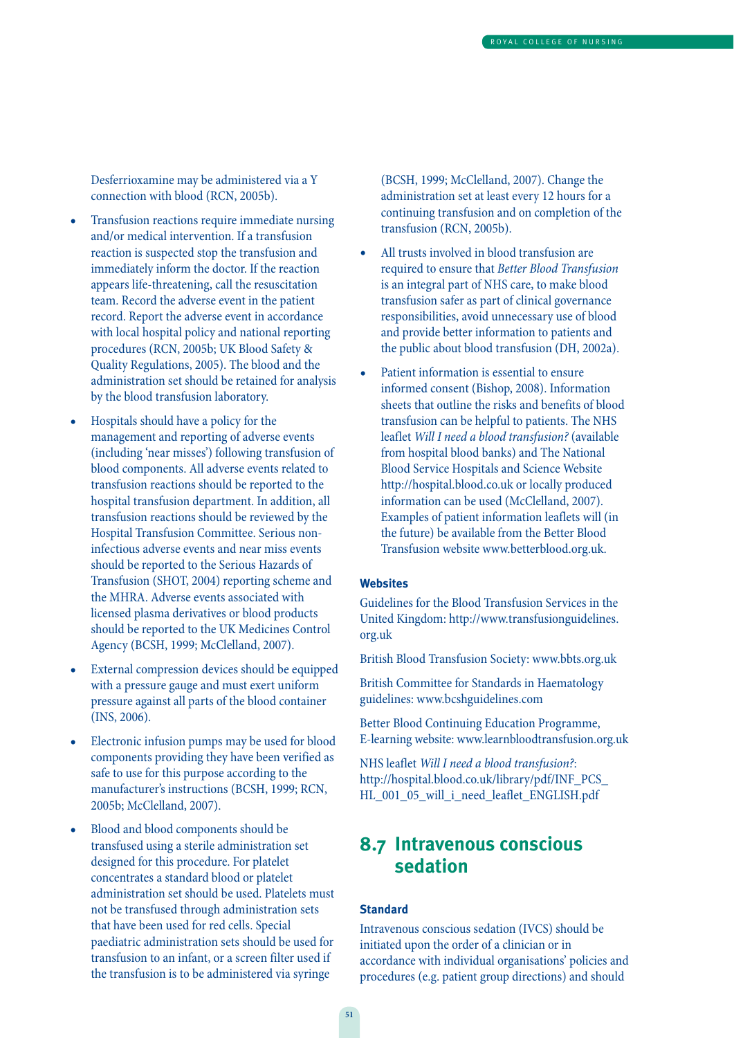Desferrioxamine may be administered via a Y connection with blood (RCN, 2005b).

- Transfusion reactions require immediate nursing and/or medical intervention. If a transfusion reaction is suspected stop the transfusion and immediately inform the doctor. If the reaction appears life-threatening, call the resuscitation team. Record the adverse event in the patient record. Report the adverse event in accordance with local hospital policy and national reporting procedures (RCN, 2005b; UK Blood Safety & Quality Regulations, 2005). The blood and the administration set should be retained for analysis by the blood transfusion laboratory.
- Hospitals should have a policy for the management and reporting of adverse events (including 'near misses') following transfusion of blood components. All adverse events related to transfusion reactions should be reported to the hospital transfusion department. In addition, all transfusion reactions should be reviewed by the Hospital Transfusion Committee. Serious non-infectious adverse events and near miss events should be reported to the Serious Hazards of Transfusion (SHOT, 2004) reporting scheme and the MHRA. Adverse events associated with licensed plasma derivatives or blood products should be reported to the UK Medicines Control Agency (BCSH, 1999; McClelland, 2007).
- External compression devices should be equipped with a pressure gauge and must exert uniform pressure against all parts of the blood container (INS, 2006).
- Electronic infusion pumps may be used for blood components providing they have been verified as safe to use for this purpose according to the manufacturer's instructions (BCSH, 1999; RCN, 2005b; McClelland, 2007).
- Blood and blood components should be transfused using a sterile administration set designed for this procedure. For platelet concentrates a standard blood or platelet administration set should be used. Platelets must not be transfused through administration sets that have been used for red cells. Special paediatric administration sets should be used for transfusion to an infant, or a screen filter used if the transfusion is to be administered via syringe (BCSH, 1999; McClelland, 2007). Change the administration set at least every 12 hours for a continuing transfusion and on completion of the transfusion (RCN, 2005b).
- All trusts involved in blood transfusion are required to ensure that *Better Blood Transfusion* is an integral part of NHS care, to make blood transfusion safer as part of clinical governance responsibilities, avoid unnecessary use of blood and provide better information to patients and the public about blood transfusion (DH, 2002a).
- Patient information is essential to ensure informed consent (Bishop, 2008). Information sheets that outline the risks and benefits of blood transfusion can be helpful to patients. The NHS leaflet *Will I need a blood transfusion?* (available from hospital blood banks) and The National Blood Service Hospitals and Science Website http://hospital.blood.co.uk or locally produced information can be used (McClelland, 2007). Examples of patient information leaflets will (in the future) be available from the Better Blood Transfusion website www.betterblood.org.uk.

**Websites**

Guidelines for the Blood Transfusion Services in the United Kingdom: http://www.transfusionguidelines.org.uk

British Blood Transfusion Society: www.bbts.org.uk

British Committee for Standards in Haematology guidelines: www.bcshguidelines.com

Better Blood Continuing Education Programme, E-learning website: www.learnbloodtransfusion.org.uk

NHS leaflet *Will I need a blood transfusion?*: http://hospital.blood.co.uk/library/pdf/INF_PCS_HL_001_05_will_i_need_leaflet_ENGLISH.pdf

## 8.7 Intravenous conscious sedation

**Standard**

Intravenous conscious sedation (IVCS) should be initiated upon the order of a clinician or in accordance with individual organisations' policies and procedures (e.g. patient group directions) and should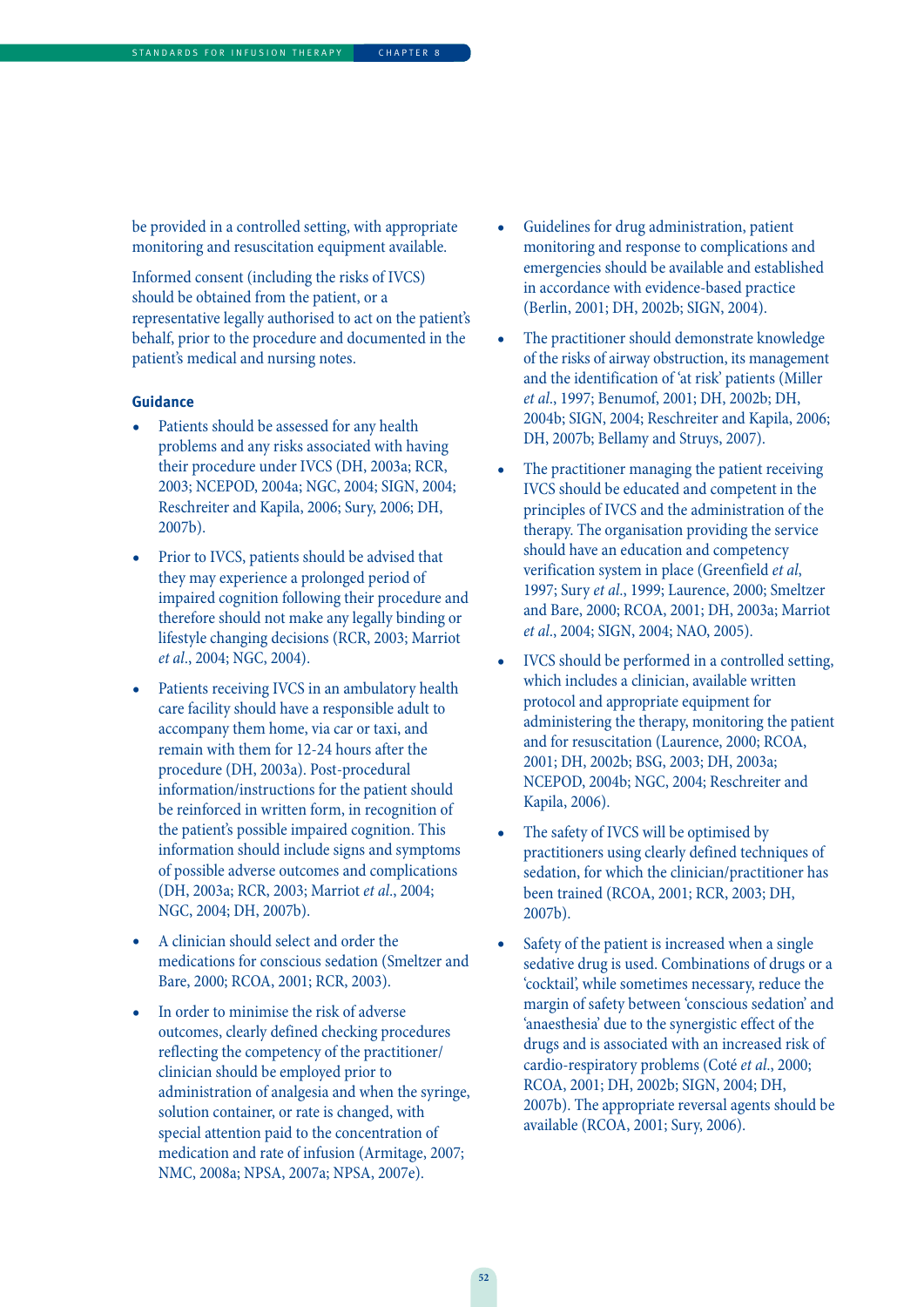be provided in a controlled setting, with appropriate monitoring and resuscitation equipment available.

Informed consent (including the risks of IVCS) should be obtained from the patient, or a representative legally authorised to act on the patient's behalf, prior to the procedure and documented in the patient's medical and nursing notes.

**Guidance**

- Patients should be assessed for any health problems and any risks associated with having their procedure under IVCS (DH, 2003a; RCR, 2003; NCEPOD, 2004a; NGC, 2004; SIGN, 2004; Reschreiter and Kapila, 2006; Sury, 2006; DH, 2007b).
- Prior to IVCS, patients should be advised that they may experience a prolonged period of impaired cognition following their procedure and therefore should not make any legally binding or lifestyle changing decisions (RCR, 2003; Marriot *et al*., 2004; NGC, 2004).
- Patients receiving IVCS in an ambulatory health care facility should have a responsible adult to accompany them home, via car or taxi, and remain with them for 12-24 hours after the procedure (DH, 2003a). Post-procedural information/instructions for the patient should be reinforced in written form, in recognition of the patient's possible impaired cognition. This information should include signs and symptoms of possible adverse outcomes and complications (DH, 2003a; RCR, 2003; Marriot *et al*., 2004; NGC, 2004; DH, 2007b).
- A clinician should select and order the medications for conscious sedation (Smeltzer and Bare, 2000; RCOA, 2001; RCR, 2003).
- In order to minimise the risk of adverse outcomes, clearly defined checking procedures reflecting the competency of the practitioner/ clinician should be employed prior to administration of analgesia and when the syringe, solution container, or rate is changed, with special attention paid to the concentration of medication and rate of infusion (Armitage, 2007; NMC, 2008a; NPSA, 2007a; NPSA, 2007e).
- Guidelines for drug administration, patient monitoring and response to complications and emergencies should be available and established in accordance with evidence-based practice (Berlin, 2001; DH, 2002b; SIGN, 2004).
- The practitioner should demonstrate knowledge of the risks of airway obstruction, its management and the identification of 'at risk' patients (Miller *et al*., 1997; Benumof, 2001; DH, 2002b; DH, 2004b; SIGN, 2004; Reschreiter and Kapila, 2006; DH, 2007b; Bellamy and Struys, 2007).
- The practitioner managing the patient receiving IVCS should be educated and competent in the principles of IVCS and the administration of the therapy. The organisation providing the service should have an education and competency verification system in place (Greenfield *et al*, 1997; Sury *et al*., 1999; Laurence, 2000; Smeltzer and Bare, 2000; RCOA, 2001; DH, 2003a; Marriot *et al*., 2004; SIGN, 2004; NAO, 2005).
- IVCS should be performed in a controlled setting, which includes a clinician, available written protocol and appropriate equipment for administering the therapy, monitoring the patient and for resuscitation (Laurence, 2000; RCOA, 2001; DH, 2002b; BSG, 2003; DH, 2003a; NCEPOD, 2004b; NGC, 2004; Reschreiter and Kapila, 2006).
- The safety of IVCS will be optimised by practitioners using clearly defined techniques of sedation, for which the clinician/practitioner has been trained (RCOA, 2001; RCR, 2003; DH, 2007b).
- Safety of the patient is increased when a single sedative drug is used. Combinations of drugs or a 'cocktail', while sometimes necessary, reduce the margin of safety between 'conscious sedation' and 'anaesthesia' due to the synergistic effect of the drugs and is associated with an increased risk of cardio-respiratory problems (Coté *et al*., 2000; RCOA, 2001; DH, 2002b; SIGN, 2004; DH, 2007b). The appropriate reversal agents should be available (RCOA, 2001; Sury, 2006).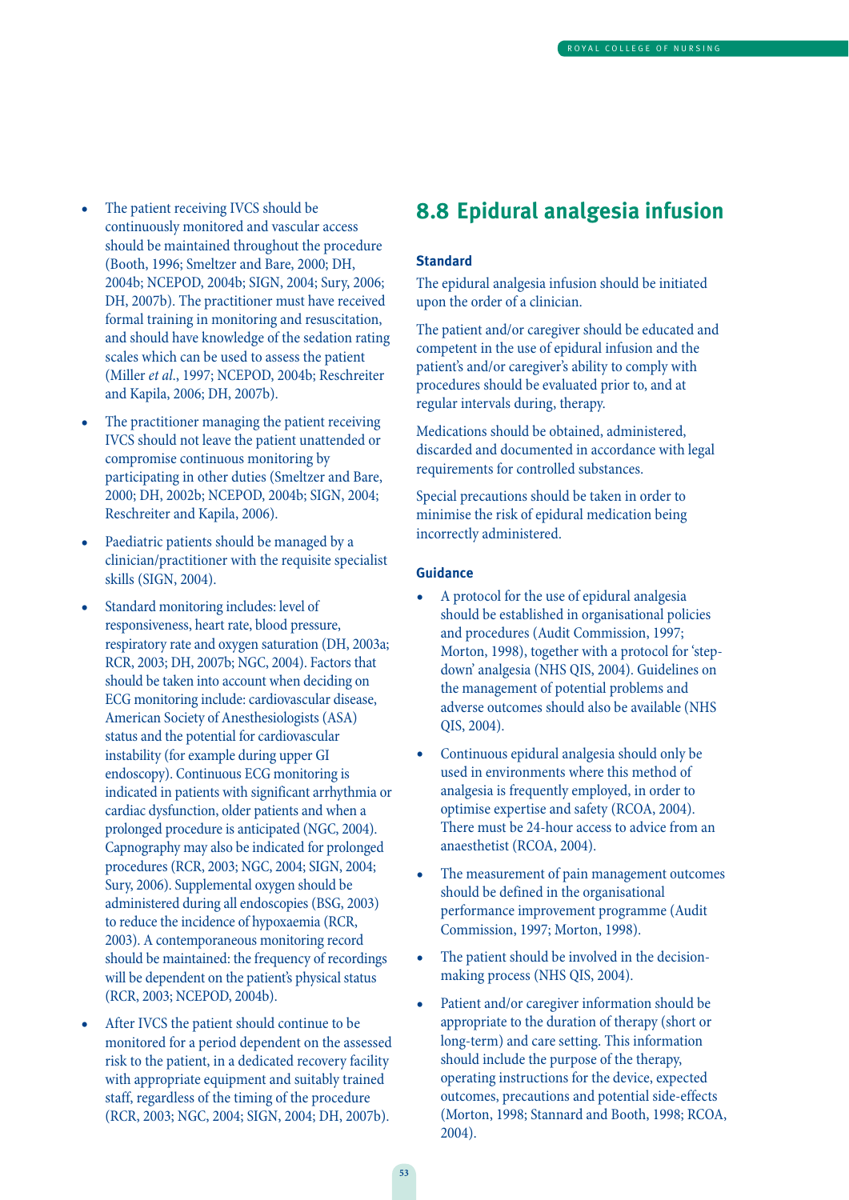- The patient receiving IVCS should be continuously monitored and vascular access should be maintained throughout the procedure (Booth, 1996; Smeltzer and Bare, 2000; DH, 2004b; NCEPOD, 2004b; SIGN, 2004; Sury, 2006; DH, 2007b). The practitioner must have received formal training in monitoring and resuscitation, and should have knowledge of the sedation rating scales which can be used to assess the patient (Miller *et al*., 1997; NCEPOD, 2004b; Reschreiter and Kapila, 2006; DH, 2007b).

- The practitioner managing the patient receiving IVCS should not leave the patient unattended or compromise continuous monitoring by participating in other duties (Smeltzer and Bare, 2000; DH, 2002b; NCEPOD, 2004b; SIGN, 2004; Reschreiter and Kapila, 2006).

- Paediatric patients should be managed by a clinician/practitioner with the requisite specialist skills (SIGN, 2004).

- Standard monitoring includes: level of responsiveness, heart rate, blood pressure, respiratory rate and oxygen saturation (DH, 2003a; RCR, 2003; DH, 2007b; NGC, 2004). Factors that should be taken into account when deciding on ECG monitoring include: cardiovascular disease, American Society of Anesthesiologists (ASA) status and the potential for cardiovascular instability (for example during upper GI endoscopy). Continuous ECG monitoring is indicated in patients with significant arrhythmia or cardiac dysfunction, older patients and when a prolonged procedure is anticipated (NGC, 2004). Capnography may also be indicated for prolonged procedures (RCR, 2003; NGC, 2004; SIGN, 2004; Sury, 2006). Supplemental oxygen should be administered during all endoscopies (BSG, 2003) to reduce the incidence of hypoxaemia (RCR, 2003). A contemporaneous monitoring record should be maintained: the frequency of recordings will be dependent on the patient's physical status (RCR, 2003; NCEPOD, 2004b).

- After IVCS the patient should continue to be monitored for a period dependent on the assessed risk to the patient, in a dedicated recovery facility with appropriate equipment and suitably trained staff, regardless of the timing of the procedure (RCR, 2003; NGC, 2004; SIGN, 2004; DH, 2007b).

## 8.8 Epidural analgesia infusion

### Standard

The epidural analgesia infusion should be initiated upon the order of a clinician.

The patient and/or caregiver should be educated and competent in the use of epidural infusion and the patient's and/or caregiver's ability to comply with procedures should be evaluated prior to, and at regular intervals during, therapy.

Medications should be obtained, administered, discarded and documented in accordance with legal requirements for controlled substances.

Special precautions should be taken in order to minimise the risk of epidural medication being incorrectly administered.

### Guidance

- A protocol for the use of epidural analgesia should be established in organisational policies and procedures (Audit Commission, 1997; Morton, 1998), together with a protocol for 'step-down' analgesia (NHS QIS, 2004). Guidelines on the management of potential problems and adverse outcomes should also be available (NHS QIS, 2004).

- Continuous epidural analgesia should only be used in environments where this method of analgesia is frequently employed, in order to optimise expertise and safety (RCOA, 2004). There must be 24-hour access to advice from an anaesthetist (RCOA, 2004).

- The measurement of pain management outcomes should be defined in the organisational performance improvement programme (Audit Commission, 1997; Morton, 1998).

- The patient should be involved in the decision-making process (NHS QIS, 2004).

- Patient and/or caregiver information should be appropriate to the duration of therapy (short or long-term) and care setting. This information should include the purpose of the therapy, operating instructions for the device, expected outcomes, precautions and potential side-effects (Morton, 1998; Stannard and Booth, 1998; RCOA, 2004).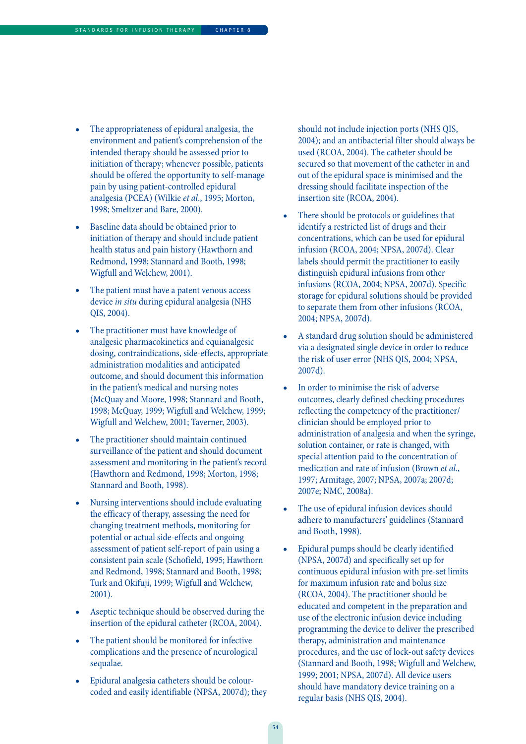- The appropriateness of epidural analgesia, the environment and patient's comprehension of the intended therapy should be assessed prior to initiation of therapy; whenever possible, patients should be offered the opportunity to self-manage pain by using patient-controlled epidural analgesia (PCEA) (Wilkie *et al*., 1995; Morton, 1998; Smeltzer and Bare, 2000).
- Baseline data should be obtained prior to initiation of therapy and should include patient health status and pain history (Hawthorn and Redmond, 1998; Stannard and Booth, 1998; Wigfull and Welchew, 2001).
- The patient must have a patent venous access device *in situ* during epidural analgesia (NHS QIS, 2004).
- The practitioner must have knowledge of analgesic pharmacokinetics and equianalgesic dosing, contraindications, side-effects, appropriate administration modalities and anticipated outcome, and should document this information in the patient's medical and nursing notes (McQuay and Moore, 1998; Stannard and Booth, 1998; McQuay, 1999; Wigfull and Welchew, 1999; Wigfull and Welchew, 2001; Taverner, 2003).
- The practitioner should maintain continued surveillance of the patient and should document assessment and monitoring in the patient's record (Hawthorn and Redmond, 1998; Morton, 1998; Stannard and Booth, 1998).
- Nursing interventions should include evaluating the efficacy of therapy, assessing the need for changing treatment methods, monitoring for potential or actual side-effects and ongoing assessment of patient self-report of pain using a consistent pain scale (Schofield, 1995; Hawthorn and Redmond, 1998; Stannard and Booth, 1998; Turk and Okifuji, 1999; Wigfull and Welchew, 2001).
- Aseptic technique should be observed during the insertion of the epidural catheter (RCOA, 2004).
- The patient should be monitored for infective complications and the presence of neurological sequalae.
- Epidural analgesia catheters should be colour-coded and easily identifiable (NPSA, 2007d); they should not include injection ports (NHS QIS, 2004); and an antibacterial filter should always be used (RCOA, 2004). The catheter should be secured so that movement of the catheter in and out of the epidural space is minimised and the dressing should facilitate inspection of the insertion site (RCOA, 2004).
- There should be protocols or guidelines that identify a restricted list of drugs and their concentrations, which can be used for epidural infusion (RCOA, 2004; NPSA, 2007d). Clear labels should permit the practitioner to easily distinguish epidural infusions from other infusions (RCOA, 2004; NPSA, 2007d). Specific storage for epidural solutions should be provided to separate them from other infusions (RCOA, 2004; NPSA, 2007d).
- A standard drug solution should be administered via a designated single device in order to reduce the risk of user error (NHS QIS, 2004; NPSA, 2007d).
- In order to minimise the risk of adverse outcomes, clearly defined checking procedures reflecting the competency of the practitioner/ clinician should be employed prior to administration of analgesia and when the syringe, solution container, or rate is changed, with special attention paid to the concentration of medication and rate of infusion (Brown *et al*., 1997; Armitage, 2007; NPSA, 2007a; 2007d; 2007e; NMC, 2008a).
- The use of epidural infusion devices should adhere to manufacturers' guidelines (Stannard and Booth, 1998).
- Epidural pumps should be clearly identified (NPSA, 2007d) and specifically set up for continuous epidural infusion with pre-set limits for maximum infusion rate and bolus size (RCOA, 2004). The practitioner should be educated and competent in the preparation and use of the electronic infusion device including programming the device to deliver the prescribed therapy, administration and maintenance procedures, and the use of lock-out safety devices (Stannard and Booth, 1998; Wigfull and Welchew, 1999; 2001; NPSA, 2007d). All device users should have mandatory device training on a regular basis (NHS QIS, 2004).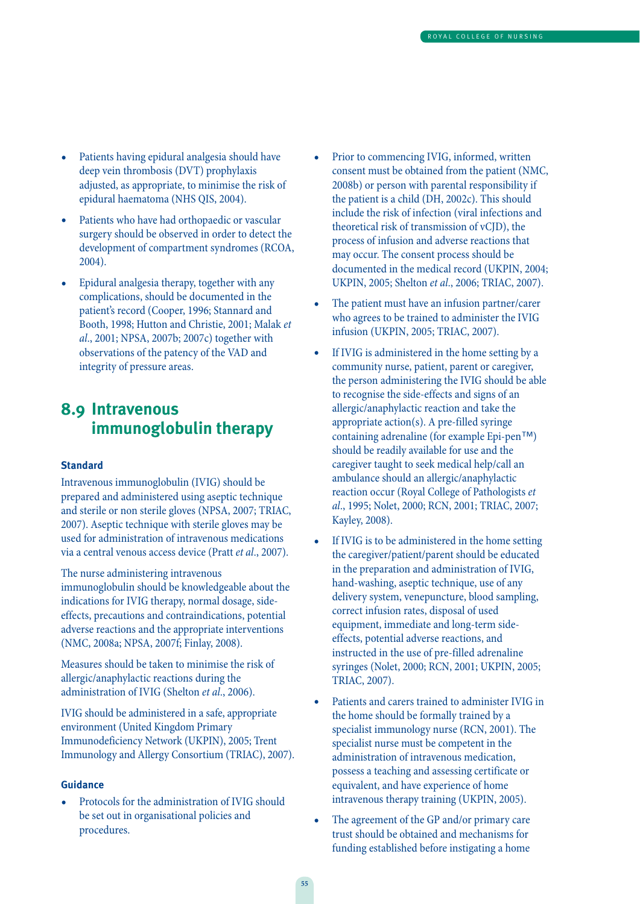- Patients having epidural analgesia should have deep vein thrombosis (DVT) prophylaxis adjusted, as appropriate, to minimise the risk of epidural haematoma (NHS QIS, 2004).
- Patients who have had orthopaedic or vascular surgery should be observed in order to detect the development of compartment syndromes (RCOA, 2004).
- Epidural analgesia therapy, together with any complications, should be documented in the patient's record (Cooper, 1996; Stannard and Booth, 1998; Hutton and Christie, 2001; Malak *et al*., 2001; NPSA, 2007b; 2007c) together with observations of the patency of the VAD and integrity of pressure areas.

## 8.9 Intravenous immunoglobulin therapy

### Standard

Intravenous immunoglobulin (IVIG) should be prepared and administered using aseptic technique and sterile or non sterile gloves (NPSA, 2007; TRIAC, 2007). Aseptic technique with sterile gloves may be used for administration of intravenous medications via a central venous access device (Pratt *et al*., 2007).

The nurse administering intravenous immunoglobulin should be knowledgeable about the indications for IVIG therapy, normal dosage, side-effects, precautions and contraindications, potential adverse reactions and the appropriate interventions (NMC, 2008a; NPSA, 2007f; Finlay, 2008).

Measures should be taken to minimise the risk of allergic/anaphylactic reactions during the administration of IVIG (Shelton *et al*., 2006).

IVIG should be administered in a safe, appropriate environment (United Kingdom Primary Immunodeficiency Network (UKPIN), 2005; Trent Immunology and Allergy Consortium (TRIAC), 2007).

### Guidance

- Protocols for the administration of IVIG should be set out in organisational policies and procedures.
- Prior to commencing IVIG, informed, written consent must be obtained from the patient (NMC, 2008b) or person with parental responsibility if the patient is a child (DH, 2002c). This should include the risk of infection (viral infections and theoretical risk of transmission of vCJD), the process of infusion and adverse reactions that may occur. The consent process should be documented in the medical record (UKPIN, 2004; UKPIN, 2005; Shelton *et al*., 2006; TRIAC, 2007).
- The patient must have an infusion partner/carer who agrees to be trained to administer the IVIG infusion (UKPIN, 2005; TRIAC, 2007).
- If IVIG is administered in the home setting by a community nurse, patient, parent or caregiver, the person administering the IVIG should be able to recognise the side-effects and signs of an allergic/anaphylactic reaction and take the appropriate action(s). A pre-filled syringe containing adrenaline (for example Epi-pen™) should be readily available for use and the caregiver taught to seek medical help/call an ambulance should an allergic/anaphylactic reaction occur (Royal College of Pathologists *et al*., 1995; Nolet, 2000; RCN, 2001; TRIAC, 2007; Kayley, 2008).
- If IVIG is to be administered in the home setting the caregiver/patient/parent should be educated in the preparation and administration of IVIG, hand-washing, aseptic technique, use of any delivery system, venepuncture, blood sampling, correct infusion rates, disposal of used equipment, immediate and long-term side-effects, potential adverse reactions, and instructed in the use of pre-filled adrenaline syringes (Nolet, 2000; RCN, 2001; UKPIN, 2005; TRIAC, 2007).
- Patients and carers trained to administer IVIG in the home should be formally trained by a specialist immunology nurse (RCN, 2001). The specialist nurse must be competent in the administration of intravenous medication, possess a teaching and assessing certificate or equivalent, and have experience of home intravenous therapy training (UKPIN, 2005).
- The agreement of the GP and/or primary care trust should be obtained and mechanisms for funding established before instigating a home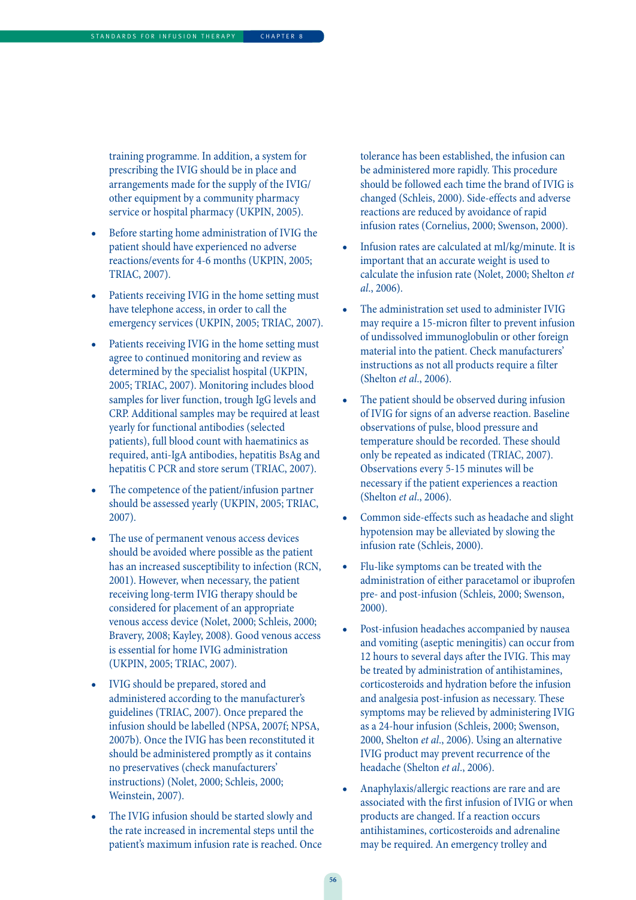training programme. In addition, a system for prescribing the IVIG should be in place and arrangements made for the supply of the IVIG/ other equipment by a community pharmacy service or hospital pharmacy (UKPIN, 2005).

- Before starting home administration of IVIG the patient should have experienced no adverse reactions/events for 4-6 months (UKPIN, 2005; TRIAC, 2007).
- Patients receiving IVIG in the home setting must have telephone access, in order to call the emergency services (UKPIN, 2005; TRIAC, 2007).
- Patients receiving IVIG in the home setting must agree to continued monitoring and review as determined by the specialist hospital (UKPIN, 2005; TRIAC, 2007). Monitoring includes blood samples for liver function, trough IgG levels and CRP. Additional samples may be required at least yearly for functional antibodies (selected patients), full blood count with haematinics as required, anti-IgA antibodies, hepatitis BsAg and hepatitis C PCR and store serum (TRIAC, 2007).
- The competence of the patient/infusion partner should be assessed yearly (UKPIN, 2005; TRIAC, 2007).
- The use of permanent venous access devices should be avoided where possible as the patient has an increased susceptibility to infection (RCN, 2001). However, when necessary, the patient receiving long-term IVIG therapy should be considered for placement of an appropriate venous access device (Nolet, 2000; Schleis, 2000; Bravery, 2008; Kayley, 2008). Good venous access is essential for home IVIG administration (UKPIN, 2005; TRIAC, 2007).
- IVIG should be prepared, stored and administered according to the manufacturer's guidelines (TRIAC, 2007). Once prepared the infusion should be labelled (NPSA, 2007f; NPSA, 2007b). Once the IVIG has been reconstituted it should be administered promptly as it contains no preservatives (check manufacturers' instructions) (Nolet, 2000; Schleis, 2000; Weinstein, 2007).
- The IVIG infusion should be started slowly and the rate increased in incremental steps until the patient's maximum infusion rate is reached. Once tolerance has been established, the infusion can be administered more rapidly. This procedure should be followed each time the brand of IVIG is changed (Schleis, 2000). Side-effects and adverse reactions are reduced by avoidance of rapid infusion rates (Cornelius, 2000; Swenson, 2000).
- Infusion rates are calculated at ml/kg/minute. It is important that an accurate weight is used to calculate the infusion rate (Nolet, 2000; Shelton *et al.*, 2006).
- The administration set used to administer IVIG may require a 15-micron filter to prevent infusion of undissolved immunoglobulin or other foreign material into the patient. Check manufacturers' instructions as not all products require a filter (Shelton *et al.*, 2006).
- The patient should be observed during infusion of IVIG for signs of an adverse reaction. Baseline observations of pulse, blood pressure and temperature should be recorded. These should only be repeated as indicated (TRIAC, 2007). Observations every 5-15 minutes will be necessary if the patient experiences a reaction (Shelton *et al.*, 2006).
- Common side-effects such as headache and slight hypotension may be alleviated by slowing the infusion rate (Schleis, 2000).
- Flu-like symptoms can be treated with the administration of either paracetamol or ibuprofen pre- and post-infusion (Schleis, 2000; Swenson, 2000).
- Post-infusion headaches accompanied by nausea and vomiting (aseptic meningitis) can occur from 12 hours to several days after the IVIG. This may be treated by administration of antihistamines, corticosteroids and hydration before the infusion and analgesia post-infusion as necessary. These symptoms may be relieved by administering IVIG as a 24-hour infusion (Schleis, 2000; Swenson, 2000, Shelton *et al.*, 2006). Using an alternative IVIG product may prevent recurrence of the headache (Shelton *et al*., 2006).
- Anaphylaxis/allergic reactions are rare and are associated with the first infusion of IVIG or when products are changed. If a reaction occurs antihistamines, corticosteroids and adrenaline may be required. An emergency trolley and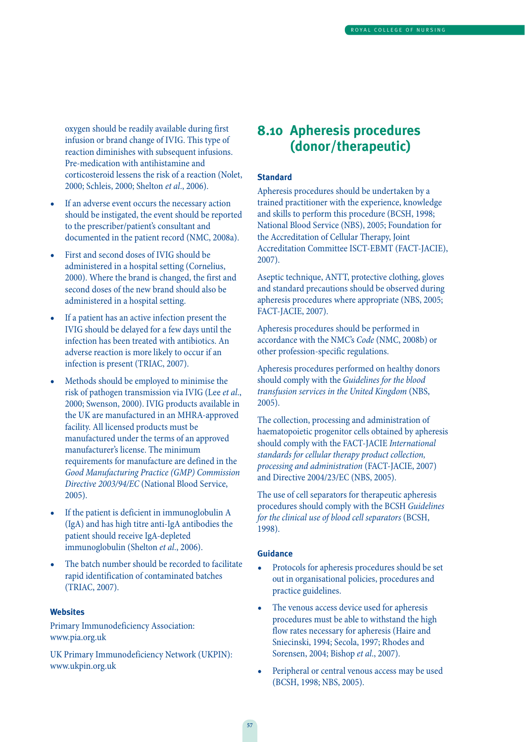oxygen should be readily available during first infusion or brand change of IVIG. This type of reaction diminishes with subsequent infusions. Pre-medication with antihistamine and corticosteroid lessens the risk of a reaction (Nolet, 2000; Schleis, 2000; Shelton *et al*., 2006).

- If an adverse event occurs the necessary action should be instigated, the event should be reported to the prescriber/patient's consultant and documented in the patient record (NMC, 2008a).
- First and second doses of IVIG should be administered in a hospital setting (Cornelius, 2000). Where the brand is changed, the first and second doses of the new brand should also be administered in a hospital setting.
- If a patient has an active infection present the IVIG should be delayed for a few days until the infection has been treated with antibiotics. An adverse reaction is more likely to occur if an infection is present (TRIAC, 2007).
- Methods should be employed to minimise the risk of pathogen transmission via IVIG (Lee *et al*., 2000; Swenson, 2000). IVIG products available in the UK are manufactured in an MHRA-approved facility. All licensed products must be manufactured under the terms of an approved manufacturer's license. The minimum requirements for manufacture are defined in the *Good Manufacturing Practice (GMP) Commission Directive 2003/94/EC* (National Blood Service, 2005).
- If the patient is deficient in immunoglobulin A (IgA) and has high titre anti-IgA antibodies the patient should receive IgA-depleted immunoglobulin (Shelton *et al*., 2006).
- The batch number should be recorded to facilitate rapid identification of contaminated batches (TRIAC, 2007).

**Websites**

Primary Immunodeficiency Association: www.pia.org.uk

UK Primary Immunodeficiency Network (UKPIN): www.ukpin.org.uk

## 8.10 Apheresis procedures (donor/therapeutic)

**Standard**

Apheresis procedures should be undertaken by a trained practitioner with the experience, knowledge and skills to perform this procedure (BCSH, 1998; National Blood Service (NBS), 2005; Foundation for the Accreditation of Cellular Therapy, Joint Accreditation Committee ISCT-EBMT (FACT-JACIE), 2007).

Aseptic technique, ANTT, protective clothing, gloves and standard precautions should be observed during apheresis procedures where appropriate (NBS, 2005; FACT-JACIE, 2007).

Apheresis procedures should be performed in accordance with the NMC's *Code* (NMC, 2008b) or other profession-specific regulations.

Apheresis procedures performed on healthy donors should comply with the *Guidelines for the blood transfusion services in the United Kingdom* (NBS, 2005).

The collection, processing and administration of haematopoietic progenitor cells obtained by apheresis should comply with the FACT-JACIE *International standards for cellular therapy product collection, processing and administration* (FACT-JACIE, 2007) and Directive 2004/23/EC (NBS, 2005).

The use of cell separators for therapeutic apheresis procedures should comply with the BCSH *Guidelines for the clinical use of blood cell separators* (BCSH, 1998).

**Guidance**

- Protocols for apheresis procedures should be set out in organisational policies, procedures and practice guidelines.
- The venous access device used for apheresis procedures must be able to withstand the high flow rates necessary for apheresis (Haire and Sniecinski, 1994; Secola, 1997; Rhodes and Sorensen, 2004; Bishop *et al*., 2007).
- Peripheral or central venous access may be used (BCSH, 1998; NBS, 2005).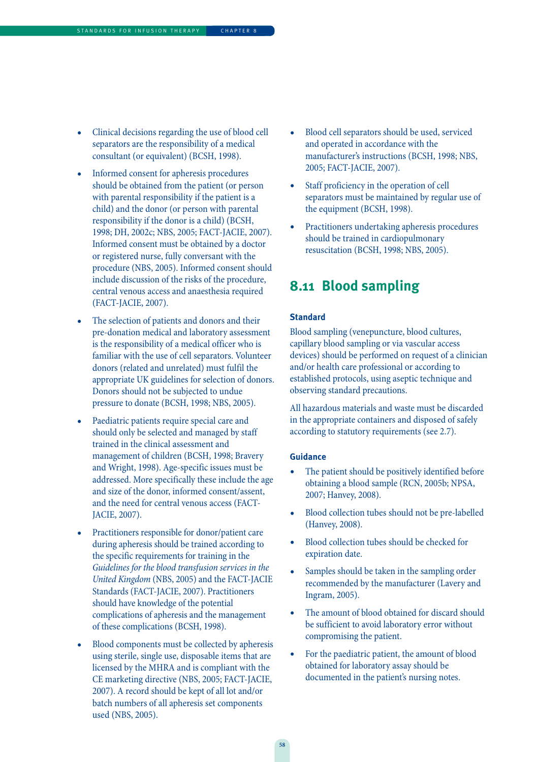- Clinical decisions regarding the use of blood cell separators are the responsibility of a medical consultant (or equivalent) (BCSH, 1998).
- Informed consent for apheresis procedures should be obtained from the patient (or person with parental responsibility if the patient is a child) and the donor (or person with parental responsibility if the donor is a child) (BCSH, 1998; DH, 2002c; NBS, 2005; FACT-JACIE, 2007). Informed consent must be obtained by a doctor or registered nurse, fully conversant with the procedure (NBS, 2005). Informed consent should include discussion of the risks of the procedure, central venous access and anaesthesia required (FACT-JACIE, 2007).
- The selection of patients and donors and their pre-donation medical and laboratory assessment is the responsibility of a medical officer who is familiar with the use of cell separators. Volunteer donors (related and unrelated) must fulfil the appropriate UK guidelines for selection of donors. Donors should not be subjected to undue pressure to donate (BCSH, 1998; NBS, 2005).
- Paediatric patients require special care and should only be selected and managed by staff trained in the clinical assessment and management of children (BCSH, 1998; Bravery and Wright, 1998). Age-specific issues must be addressed. More specifically these include the age and size of the donor, informed consent/assent, and the need for central venous access (FACT-JACIE, 2007).
- Practitioners responsible for donor/patient care during apheresis should be trained according to the specific requirements for training in the *Guidelines for the blood transfusion services in the United Kingdom* (NBS, 2005) and the FACT-JACIE Standards (FACT-JACIE, 2007). Practitioners should have knowledge of the potential complications of apheresis and the management of these complications (BCSH, 1998).
- Blood components must be collected by apheresis using sterile, single use, disposable items that are licensed by the MHRA and is compliant with the CE marketing directive (NBS, 2005; FACT-JACIE, 2007). A record should be kept of all lot and/or batch numbers of all apheresis set components used (NBS, 2005).
- Blood cell separators should be used, serviced and operated in accordance with the manufacturer's instructions (BCSH, 1998; NBS, 2005; FACT-JACIE, 2007).
- Staff proficiency in the operation of cell separators must be maintained by regular use of the equipment (BCSH, 1998).
- Practitioners undertaking apheresis procedures should be trained in cardiopulmonary resuscitation (BCSH, 1998; NBS, 2005).

## 8.11 Blood sampling

### Standard

Blood sampling (venepuncture, blood cultures, capillary blood sampling or via vascular access devices) should be performed on request of a clinician and/or health care professional or according to established protocols, using aseptic technique and observing standard precautions.

All hazardous materials and waste must be discarded in the appropriate containers and disposed of safely according to statutory requirements (see 2.7).

### Guidance

- The patient should be positively identified before obtaining a blood sample (RCN, 2005b; NPSA, 2007; Hanvey, 2008).
- Blood collection tubes should not be pre-labelled (Hanvey, 2008).
- Blood collection tubes should be checked for expiration date.
- Samples should be taken in the sampling order recommended by the manufacturer (Lavery and Ingram, 2005).
- The amount of blood obtained for discard should be sufficient to avoid laboratory error without compromising the patient.
- For the paediatric patient, the amount of blood obtained for laboratory assay should be documented in the patient's nursing notes.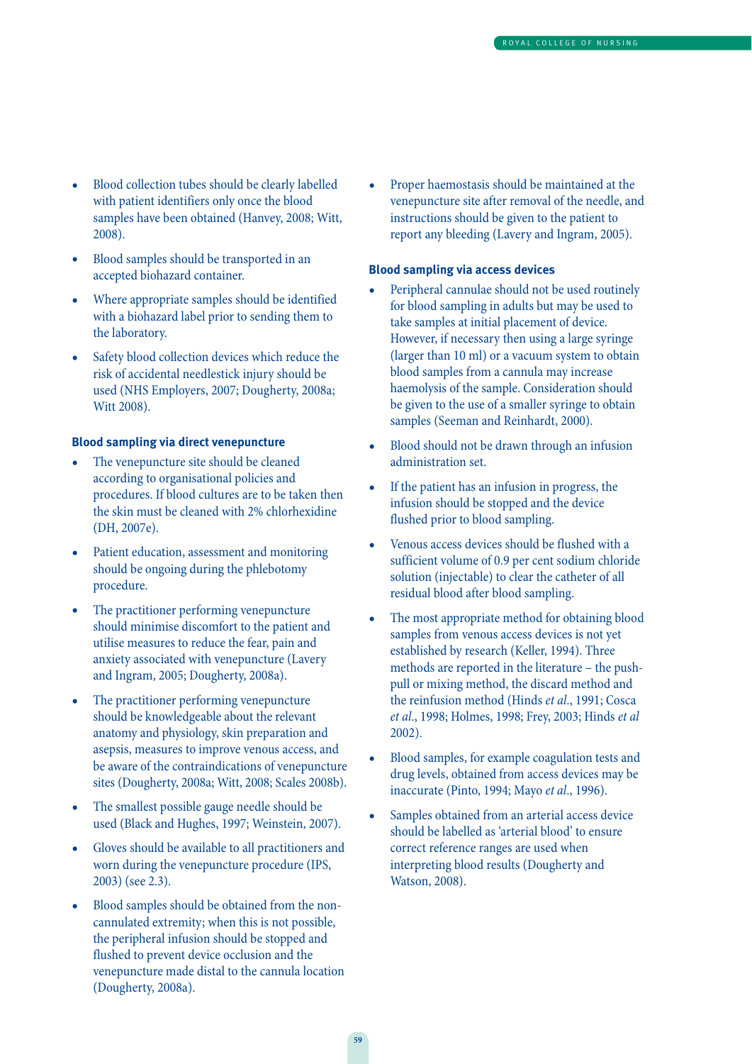- Blood collection tubes should be clearly labelled with patient identifiers only once the blood samples have been obtained (Hanvey, 2008; Witt, 2008).
- Blood samples should be transported in an accepted biohazard container.
- Where appropriate samples should be identified with a biohazard label prior to sending them to the laboratory.
- Safety blood collection devices which reduce the risk of accidental needlestick injury should be used (NHS Employers, 2007; Dougherty, 2008a; Witt 2008).

**Blood sampling via direct venepuncture**

- The venepuncture site should be cleaned according to organisational policies and procedures. If blood cultures are to be taken then the skin must be cleaned with 2% chlorhexidine (DH, 2007e).
- Patient education, assessment and monitoring should be ongoing during the phlebotomy procedure.
- The practitioner performing venepuncture should minimise discomfort to the patient and utilise measures to reduce the fear, pain and anxiety associated with venepuncture (Lavery and Ingram, 2005; Dougherty, 2008a).
- The practitioner performing venepuncture should be knowledgeable about the relevant anatomy and physiology, skin preparation and asepsis, measures to improve venous access, and be aware of the contraindications of venepuncture sites (Dougherty, 2008a; Witt, 2008; Scales 2008b).
- The smallest possible gauge needle should be used (Black and Hughes, 1997; Weinstein, 2007).
- Gloves should be available to all practitioners and worn during the venepuncture procedure (IPS, 2003) (see 2.3).
- Blood samples should be obtained from the non-cannulated extremity; when this is not possible, the peripheral infusion should be stopped and flushed to prevent device occlusion and the venepuncture made distal to the cannula location (Dougherty, 2008a).
- Proper haemostasis should be maintained at the venepuncture site after removal of the needle, and instructions should be given to the patient to report any bleeding (Lavery and Ingram, 2005).

**Blood sampling via access devices**

- Peripheral cannulae should not be used routinely for blood sampling in adults but may be used to take samples at initial placement of device. However, if necessary then using a large syringe (larger than 10 ml) or a vacuum system to obtain blood samples from a cannula may increase haemolysis of the sample. Consideration should be given to the use of a smaller syringe to obtain samples (Seeman and Reinhardt, 2000).
- Blood should not be drawn through an infusion administration set.
- If the patient has an infusion in progress, the infusion should be stopped and the device flushed prior to blood sampling.
- Venous access devices should be flushed with a sufficient volume of 0.9 per cent sodium chloride solution (injectable) to clear the catheter of all residual blood after blood sampling.
- The most appropriate method for obtaining blood samples from venous access devices is not yet established by research (Keller, 1994). Three methods are reported in the literature – the push-pull or mixing method, the discard method and the reinfusion method (Hinds *et al*., 1991; Cosca *et al*., 1998; Holmes, 1998; Frey, 2003; Hinds *et al* 2002).
- Blood samples, for example coagulation tests and drug levels, obtained from access devices may be inaccurate (Pinto, 1994; Mayo *et al*., 1996).
- Samples obtained from an arterial access device should be labelled as 'arterial blood' to ensure correct reference ranges are used when interpreting blood results (Dougherty and Watson, 2008).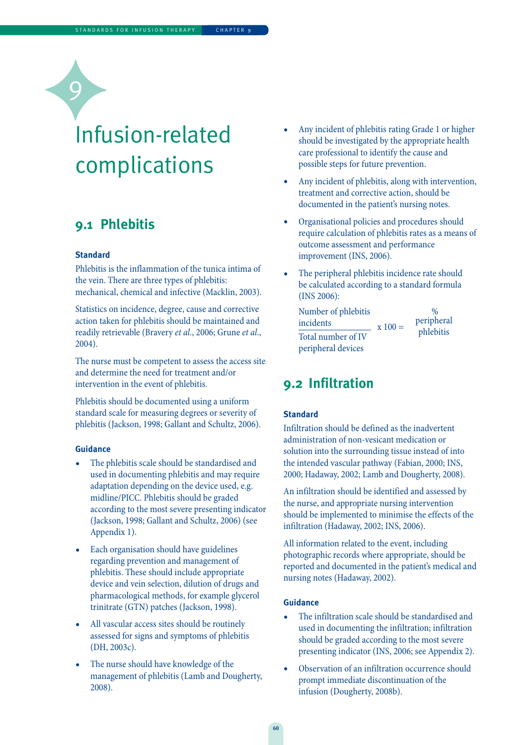# 9 Infusion-related complications

## 9.1 Phlebitis

### Standard

Phlebitis is the inflammation of the tunica intima of the vein. There are three types of phlebitis: mechanical, chemical and infective (Macklin, 2003).

Statistics on incidence, degree, cause and corrective action taken for phlebitis should be maintained and readily retrievable (Bravery *et al*., 2006; Grune *et al*., 2004).

The nurse must be competent to assess the access site and determine the need for treatment and/or intervention in the event of phlebitis.

Phlebitis should be documented using a uniform standard scale for measuring degrees or severity of phlebitis (Jackson, 1998; Gallant and Schultz, 2006).

### Guidance

- The phlebitis scale should be standardised and used in documenting phlebitis and may require adaptation depending on the device used, e.g. midline/PICC. Phlebitis should be graded according to the most severe presenting indicator (Jackson, 1998; Gallant and Schultz, 2006) (see Appendix 1).
- Each organisation should have guidelines regarding prevention and management of phlebitis. These should include appropriate device and vein selection, dilution of drugs and pharmacological methods, for example glycerol trinitrate (GTN) patches (Jackson, 1998).
- All vascular access sites should be routinely assessed for signs and symptoms of phlebitis (DH, 2003c).
- The nurse should have knowledge of the management of phlebitis (Lamb and Dougherty, 2008).
- Any incident of phlebitis rating Grade 1 or higher should be investigated by the appropriate health care professional to identify the cause and possible steps for future prevention.
- Any incident of phlebitis, along with intervention, treatment and corrective action, should be documented in the patient's nursing notes.
- Organisational policies and procedures should require calculation of phlebitis rates as a means of outcome assessment and performance improvement (INS, 2006).
- The peripheral phlebitis incidence rate should be calculated according to a standard formula (INS 2006):

$$\frac{\text{Number of phlebitis incidents}}{\text{Total number of IV peripheral devices}} \times 100 = \text{\% peripheral phlebitis}$$

## 9.2 Infiltration

### Standard

Infiltration should be defined as the inadvertent administration of non-vesicant medication or solution into the surrounding tissue instead of into the intended vascular pathway (Fabian, 2000; INS, 2000; Hadaway, 2002; Lamb and Dougherty, 2008).

An infiltration should be identified and assessed by the nurse, and appropriate nursing intervention should be implemented to minimise the effects of the infiltration (Hadaway, 2002; INS, 2006).

All information related to the event, including photographic records where appropriate, should be reported and documented in the patient's medical and nursing notes (Hadaway, 2002).

### Guidance

- The infiltration scale should be standardised and used in documenting the infiltration; infiltration should be graded according to the most severe presenting indicator (INS, 2006; see Appendix 2).
- Observation of an infiltration occurrence should prompt immediate discontinuation of the infusion (Dougherty, 2008b).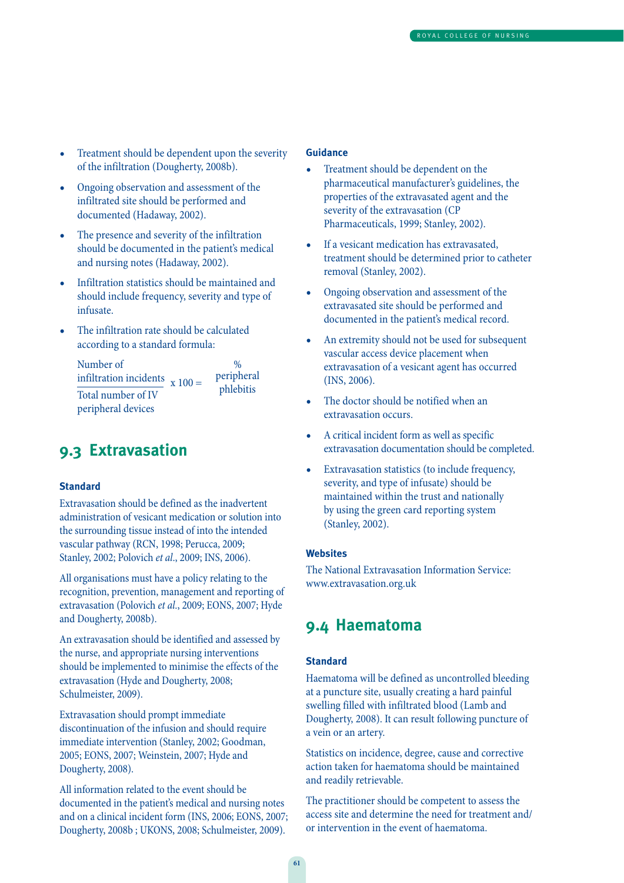- Treatment should be dependent upon the severity of the infiltration (Dougherty, 2008b).
- Ongoing observation and assessment of the infiltrated site should be performed and documented (Hadaway, 2002).
- The presence and severity of the infiltration should be documented in the patient's medical and nursing notes (Hadaway, 2002).
- Infiltration statistics should be maintained and should include frequency, severity and type of infusate.
- The infiltration rate should be calculated according to a standard formula:

$$\frac{\text{Number of infiltration incidents}}{\text{Total number of IV peripheral devices}} \times 100 = \text{\% peripheral phlebitis}$$

## 9.3 Extravasation

### Standard

Extravasation should be defined as the inadvertent administration of vesicant medication or solution into the surrounding tissue instead of into the intended vascular pathway (RCN, 1998; Perucca, 2009; Stanley, 2002; Polovich *et al.*, 2009; INS, 2006).

All organisations must have a policy relating to the recognition, prevention, management and reporting of extravasation (Polovich *et al.*, 2009; EONS, 2007; Hyde and Dougherty, 2008b).

An extravasation should be identified and assessed by the nurse, and appropriate nursing interventions should be implemented to minimise the effects of the extravasation (Hyde and Dougherty, 2008; Schulmeister, 2009).

Extravasation should prompt immediate discontinuation of the infusion and should require immediate intervention (Stanley, 2002; Goodman, 2005; EONS, 2007; Weinstein, 2007; Hyde and Dougherty, 2008).

All information related to the event should be documented in the patient's medical and nursing notes and on a clinical incident form (INS, 2006; EONS, 2007; Dougherty, 2008b ; UKONS, 2008; Schulmeister, 2009).

### Guidance

- Treatment should be dependent on the pharmaceutical manufacturer's guidelines, the properties of the extravasated agent and the severity of the extravasation (CP Pharmaceuticals, 1999; Stanley, 2002).
- If a vesicant medication has extravasated, treatment should be determined prior to catheter removal (Stanley, 2002).
- Ongoing observation and assessment of the extravasated site should be performed and documented in the patient's medical record.
- An extremity should not be used for subsequent vascular access device placement when extravasation of a vesicant agent has occurred (INS, 2006).
- The doctor should be notified when an extravasation occurs.
- A critical incident form as well as specific extravasation documentation should be completed.
- Extravasation statistics (to include frequency, severity, and type of infusate) should be maintained within the trust and nationally by using the green card reporting system (Stanley, 2002).

### Websites

The National Extravasation Information Service: www.extravasation.org.uk

## 9.4 Haematoma

### Standard

Haematoma will be defined as uncontrolled bleeding at a puncture site, usually creating a hard painful swelling filled with infiltrated blood (Lamb and Dougherty, 2008). It can result following puncture of a vein or an artery.

Statistics on incidence, degree, cause and corrective action taken for haematoma should be maintained and readily retrievable.

The practitioner should be competent to assess the access site and determine the need for treatment and/or intervention in the event of haematoma.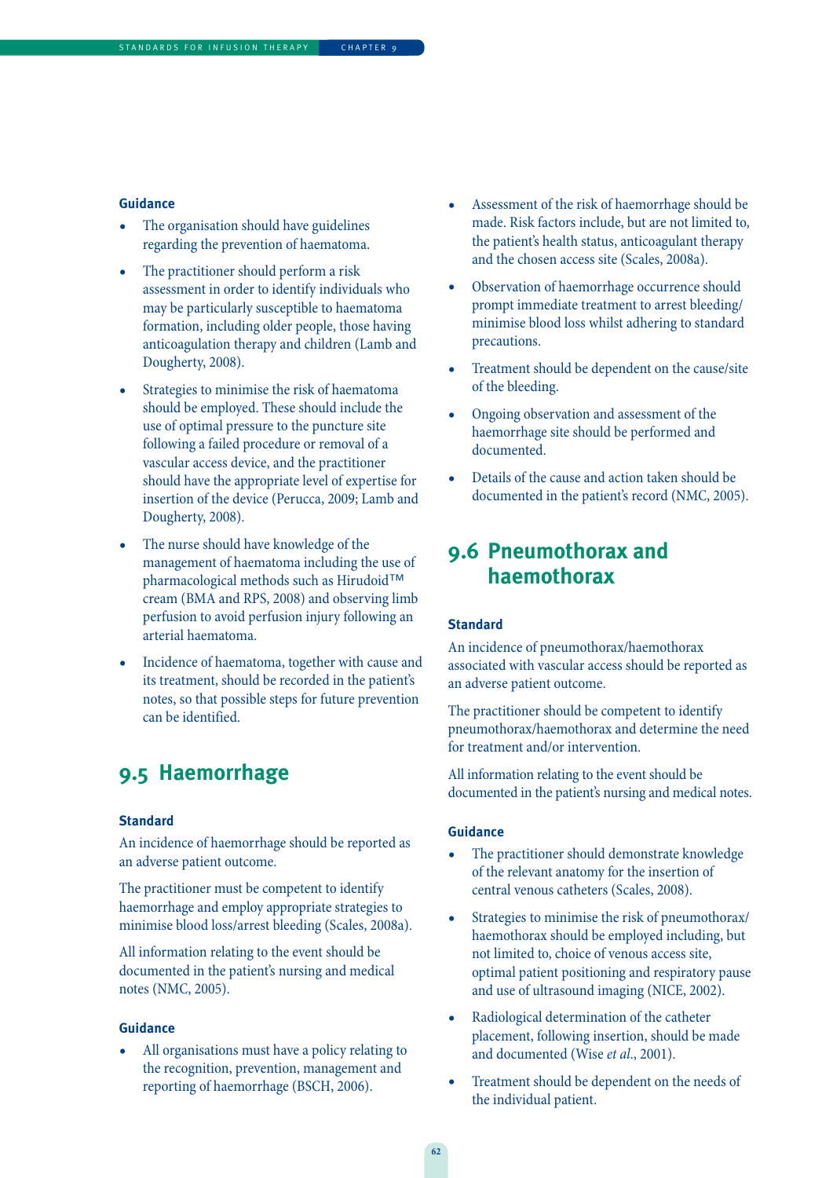**Guidance**

- The organisation should have guidelines regarding the prevention of haematoma.
- The practitioner should perform a risk assessment in order to identify individuals who may be particularly susceptible to haematoma formation, including older people, those having anticoagulation therapy and children (Lamb and Dougherty, 2008).
- Strategies to minimise the risk of haematoma should be employed. These should include the use of optimal pressure to the puncture site following a failed procedure or removal of a vascular access device, and the practitioner should have the appropriate level of expertise for insertion of the device (Perucca, 2009; Lamb and Dougherty, 2008).
- The nurse should have knowledge of the management of haematoma including the use of pharmacological methods such as Hirudoid™ cream (BMA and RPS, 2008) and observing limb perfusion to avoid perfusion injury following an arterial haematoma.
- Incidence of haematoma, together with cause and its treatment, should be recorded in the patient's notes, so that possible steps for future prevention can be identified.

## 9.5 Haemorrhage

**Standard**

An incidence of haemorrhage should be reported as an adverse patient outcome.

The practitioner must be competent to identify haemorrhage and employ appropriate strategies to minimise blood loss/arrest bleeding (Scales, 2008a).

All information relating to the event should be documented in the patient's nursing and medical notes (NMC, 2005).

**Guidance**

- All organisations must have a policy relating to the recognition, prevention, management and reporting of haemorrhage (BSCH, 2006).
- Assessment of the risk of haemorrhage should be made. Risk factors include, but are not limited to, the patient's health status, anticoagulant therapy and the chosen access site (Scales, 2008a).
- Observation of haemorrhage occurrence should prompt immediate treatment to arrest bleeding/minimise blood loss whilst adhering to standard precautions.
- Treatment should be dependent on the cause/site of the bleeding.
- Ongoing observation and assessment of the haemorrhage site should be performed and documented.
- Details of the cause and action taken should be documented in the patient's record (NMC, 2005).

## 9.6 Pneumothorax and haemothorax

**Standard**

An incidence of pneumothorax/haemothorax associated with vascular access should be reported as an adverse patient outcome.

The practitioner should be competent to identify pneumothorax/haemothorax and determine the need for treatment and/or intervention.

All information relating to the event should be documented in the patient's nursing and medical notes.

**Guidance**

- The practitioner should demonstrate knowledge of the relevant anatomy for the insertion of central venous catheters (Scales, 2008).
- Strategies to minimise the risk of pneumothorax/haemothorax should be employed including, but not limited to, choice of venous access site, optimal patient positioning and respiratory pause and use of ultrasound imaging (NICE, 2002).
- Radiological determination of the catheter placement, following insertion, should be made and documented (Wise *et al.*, 2001).
- Treatment should be dependent on the needs of the individual patient.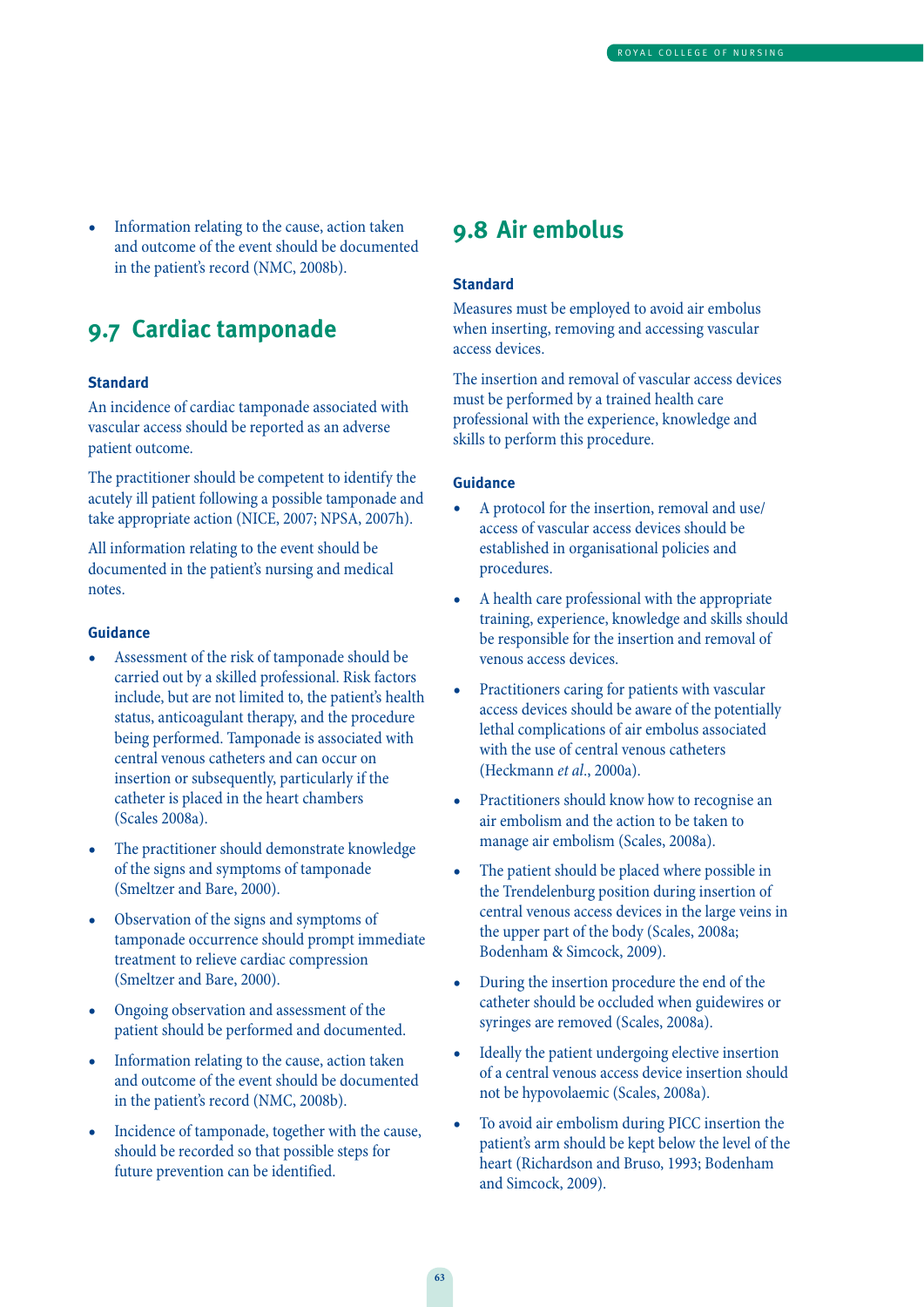- Information relating to the cause, action taken and outcome of the event should be documented in the patient's record (NMC, 2008b).

## 9.7 Cardiac tamponade

### Standard

An incidence of cardiac tamponade associated with vascular access should be reported as an adverse patient outcome.

The practitioner should be competent to identify the acutely ill patient following a possible tamponade and take appropriate action (NICE, 2007; NPSA, 2007h).

All information relating to the event should be documented in the patient's nursing and medical notes.

### Guidance

- Assessment of the risk of tamponade should be carried out by a skilled professional. Risk factors include, but are not limited to, the patient's health status, anticoagulant therapy, and the procedure being performed. Tamponade is associated with central venous catheters and can occur on insertion or subsequently, particularly if the catheter is placed in the heart chambers (Scales 2008a).
- The practitioner should demonstrate knowledge of the signs and symptoms of tamponade (Smeltzer and Bare, 2000).
- Observation of the signs and symptoms of tamponade occurrence should prompt immediate treatment to relieve cardiac compression (Smeltzer and Bare, 2000).
- Ongoing observation and assessment of the patient should be performed and documented.
- Information relating to the cause, action taken and outcome of the event should be documented in the patient's record (NMC, 2008b).
- Incidence of tamponade, together with the cause, should be recorded so that possible steps for future prevention can be identified.

## 9.8 Air embolus

### Standard

Measures must be employed to avoid air embolus when inserting, removing and accessing vascular access devices.

The insertion and removal of vascular access devices must be performed by a trained health care professional with the experience, knowledge and skills to perform this procedure.

### Guidance

- A protocol for the insertion, removal and use/access of vascular access devices should be established in organisational policies and procedures.
- A health care professional with the appropriate training, experience, knowledge and skills should be responsible for the insertion and removal of venous access devices.
- Practitioners caring for patients with vascular access devices should be aware of the potentially lethal complications of air embolus associated with the use of central venous catheters (Heckmann *et al*., 2000a).
- Practitioners should know how to recognise an air embolism and the action to be taken to manage air embolism (Scales, 2008a).
- The patient should be placed where possible in the Trendelenburg position during insertion of central venous access devices in the large veins in the upper part of the body (Scales, 2008a; Bodenham & Simcock, 2009).
- During the insertion procedure the end of the catheter should be occluded when guidewires or syringes are removed (Scales, 2008a).
- Ideally the patient undergoing elective insertion of a central venous access device insertion should not be hypovolaemic (Scales, 2008a).
- To avoid air embolism during PICC insertion the patient's arm should be kept below the level of the heart (Richardson and Bruso, 1993; Bodenham and Simcock, 2009).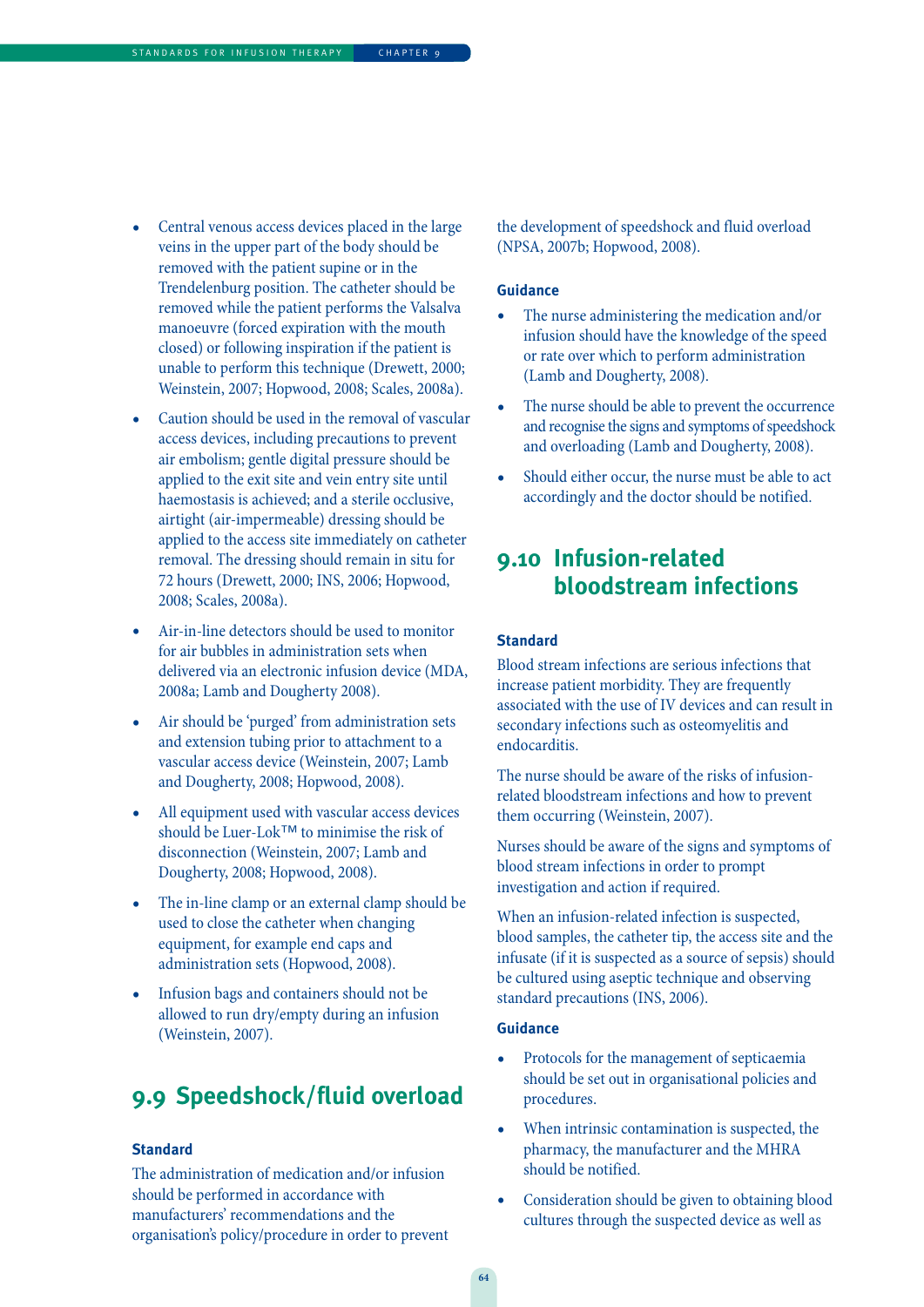- Central venous access devices placed in the large veins in the upper part of the body should be removed with the patient supine or in the Trendelenburg position. The catheter should be removed while the patient performs the Valsalva manoeuvre (forced expiration with the mouth closed) or following inspiration if the patient is unable to perform this technique (Drewett, 2000; Weinstein, 2007; Hopwood, 2008; Scales, 2008a).
- Caution should be used in the removal of vascular access devices, including precautions to prevent air embolism; gentle digital pressure should be applied to the exit site and vein entry site until haemostasis is achieved; and a sterile occlusive, airtight (air-impermeable) dressing should be applied to the access site immediately on catheter removal. The dressing should remain in situ for 72 hours (Drewett, 2000; INS, 2006; Hopwood, 2008; Scales, 2008a).
- Air-in-line detectors should be used to monitor for air bubbles in administration sets when delivered via an electronic infusion device (MDA, 2008a; Lamb and Dougherty 2008).
- Air should be 'purged' from administration sets and extension tubing prior to attachment to a vascular access device (Weinstein, 2007; Lamb and Dougherty, 2008; Hopwood, 2008).
- All equipment used with vascular access devices should be Luer-Lok™ to minimise the risk of disconnection (Weinstein, 2007; Lamb and Dougherty, 2008; Hopwood, 2008).
- The in-line clamp or an external clamp should be used to close the catheter when changing equipment, for example end caps and administration sets (Hopwood, 2008).
- Infusion bags and containers should not be allowed to run dry/empty during an infusion (Weinstein, 2007).

## 9.9 Speedshock/fluid overload

### Standard

The administration of medication and/or infusion should be performed in accordance with manufacturers' recommendations and the organisation's policy/procedure in order to prevent the development of speedshock and fluid overload (NPSA, 2007b; Hopwood, 2008).

### Guidance

- The nurse administering the medication and/or infusion should have the knowledge of the speed or rate over which to perform administration (Lamb and Dougherty, 2008).
- The nurse should be able to prevent the occurrence and recognise the signs and symptoms of speedshock and overloading (Lamb and Dougherty, 2008).
- Should either occur, the nurse must be able to act accordingly and the doctor should be notified.

## 9.10 Infusion-related bloodstream infections

### Standard

Blood stream infections are serious infections that increase patient morbidity. They are frequently associated with the use of IV devices and can result in secondary infections such as osteomyelitis and endocarditis.

The nurse should be aware of the risks of infusion-related bloodstream infections and how to prevent them occurring (Weinstein, 2007).

Nurses should be aware of the signs and symptoms of blood stream infections in order to prompt investigation and action if required.

When an infusion-related infection is suspected, blood samples, the catheter tip, the access site and the infusate (if it is suspected as a source of sepsis) should be cultured using aseptic technique and observing standard precautions (INS, 2006).

### Guidance

- Protocols for the management of septicaemia should be set out in organisational policies and procedures.
- When intrinsic contamination is suspected, the pharmacy, the manufacturer and the MHRA should be notified.
- Consideration should be given to obtaining blood cultures through the suspected device as well as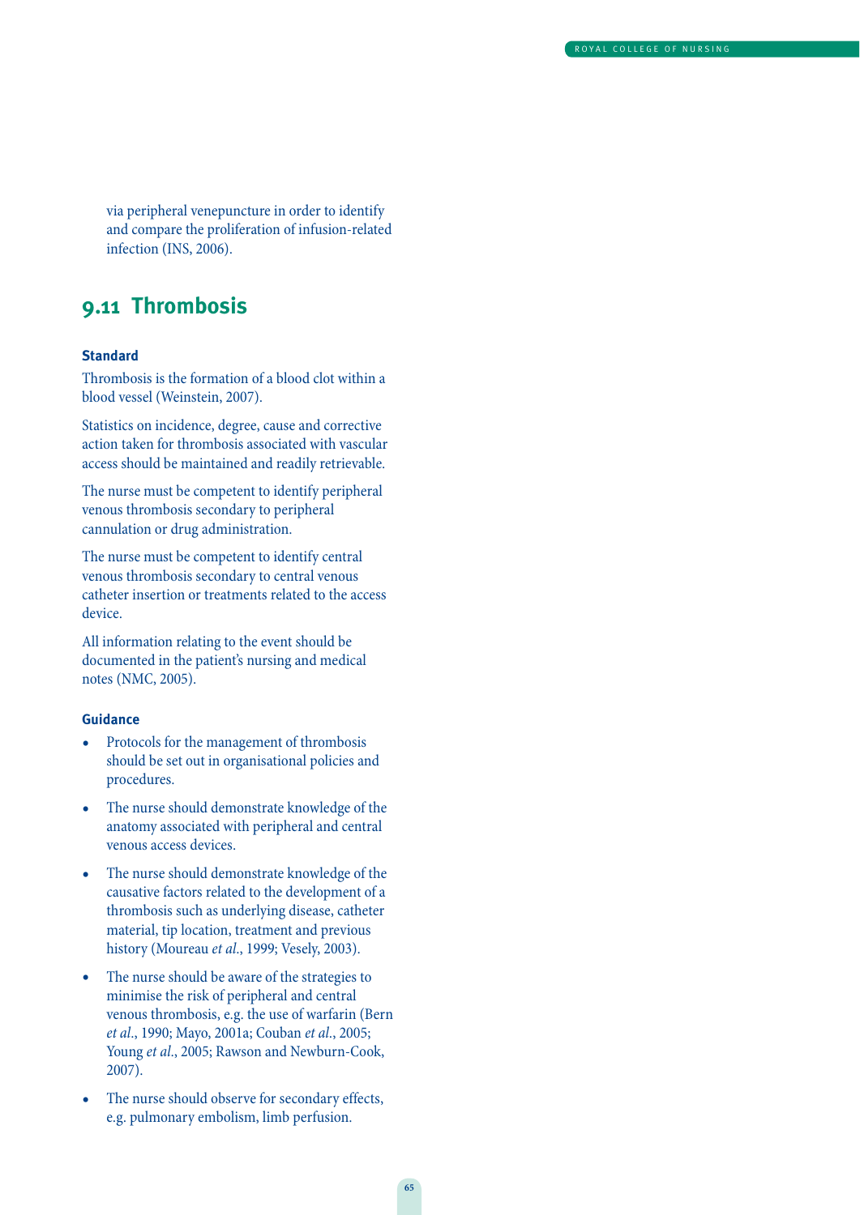via peripheral venepuncture in order to identify and compare the proliferation of infusion-related infection (INS, 2006).

## 9.11 Thrombosis

### Standard

Thrombosis is the formation of a blood clot within a blood vessel (Weinstein, 2007).

Statistics on incidence, degree, cause and corrective action taken for thrombosis associated with vascular access should be maintained and readily retrievable.

The nurse must be competent to identify peripheral venous thrombosis secondary to peripheral cannulation or drug administration.

The nurse must be competent to identify central venous thrombosis secondary to central venous catheter insertion or treatments related to the access device.

All information relating to the event should be documented in the patient's nursing and medical notes (NMC, 2005).

### Guidance

- Protocols for the management of thrombosis should be set out in organisational policies and procedures.
- The nurse should demonstrate knowledge of the anatomy associated with peripheral and central venous access devices.
- The nurse should demonstrate knowledge of the causative factors related to the development of a thrombosis such as underlying disease, catheter material, tip location, treatment and previous history (Moureau *et al*., 1999; Vesely, 2003).
- The nurse should be aware of the strategies to minimise the risk of peripheral and central venous thrombosis, e.g. the use of warfarin (Bern *et al*., 1990; Mayo, 2001a; Couban *et al*., 2005; Young *et al*., 2005; Rawson and Newburn-Cook, 2007).
- The nurse should observe for secondary effects, e.g. pulmonary embolism, limb perfusion.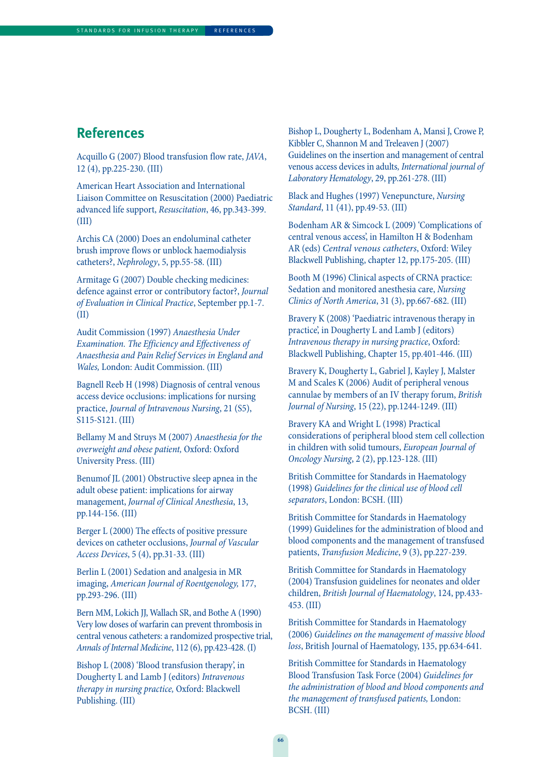## References

Acquillo G (2007) Blood transfusion flow rate, *JAVA*, 12 (4), pp.225-230. (III)

American Heart Association and International Liaison Committee on Resuscitation (2000) Paediatric advanced life support, *Resuscitation*, 46, pp.343-399. (III)

Archis CA (2000) Does an endoluminal catheter brush improve flows or unblock haemodialysis catheters?, *Nephrology*, 5, pp.55-58. (III)

Armitage G (2007) Double checking medicines: defence against error or contributory factor?, *Journal of Evaluation in Clinical Practice*, September pp.1-7. (II)

Audit Commission (1997) *Anaesthesia Under Examination. The Efficiency and Effectiveness of Anaesthesia and Pain Relief Services in England and Wales,* London: Audit Commission. (III)

Bagnell Reeb H (1998) Diagnosis of central venous access device occlusions: implications for nursing practice, *Journal of Intravenous Nursing*, 21 (S5), S115-S121. (III)

Bellamy M and Struys M (2007) *Anaesthesia for the overweight and obese patient,* Oxford: Oxford University Press. (III)

Benumof JL (2001) Obstructive sleep apnea in the adult obese patient: implications for airway management, *Journal of Clinical Anesthesia*, 13, pp.144-156. (III)

Berger L (2000) The effects of positive pressure devices on catheter occlusions, *Journal of Vascular Access Devices*, 5 (4), pp.31-33. (III)

Berlin L (2001) Sedation and analgesia in MR imaging, *American Journal of Roentgenology,* 177, pp.293-296. (III)

Bern MM, Lokich JJ, Wallach SR, and Bothe A (1990) Very low doses of warfarin can prevent thrombosis in central venous catheters: a randomized prospective trial, *Annals of Internal Medicine*, 112 (6), pp.423-428. (I)

Bishop L (2008) 'Blood transfusion therapy', in Dougherty L and Lamb J (editors) *Intravenous therapy in nursing practice,* Oxford: Blackwell Publishing. (III)

Bishop L, Dougherty L, Bodenham A, Mansi J, Crowe P, Kibbler C, Shannon M and Treleaven J (2007) Guidelines on the insertion and management of central venous access devices in adults, *International journal of Laboratory Hematology*, 29, pp.261-278. (III)

Black and Hughes (1997) Venepuncture, *Nursing Standard*, 11 (41), pp.49-53. (III)

Bodenham AR & Simcock L (2009) 'Complications of central venous access', in Hamilton H & Bodenham AR (eds) *Central venous catheters*, Oxford: Wiley Blackwell Publishing, chapter 12, pp.175-205. (III)

Booth M (1996) Clinical aspects of CRNA practice: Sedation and monitored anesthesia care, *Nursing Clinics of North America*, 31 (3), pp.667-682. (III)

Bravery K (2008) 'Paediatric intravenous therapy in practice', in Dougherty L and Lamb J (editors) *Intravenous therapy in nursing practice*, Oxford: Blackwell Publishing, Chapter 15, pp.401-446. (III)

Bravery K, Dougherty L, Gabriel J, Kayley J, Malster M and Scales K (2006) Audit of peripheral venous cannulae by members of an IV therapy forum, *British Journal of Nursing*, 15 (22), pp.1244-1249. (III)

Bravery KA and Wright L (1998) Practical considerations of peripheral blood stem cell collection in children with solid tumours, *European Journal of Oncology Nursing*, 2 (2), pp.123-128. (III)

British Committee for Standards in Haematology (1998) *Guidelines for the clinical use of blood cell separators*, London: BCSH. (III)

British Committee for Standards in Haematology (1999) Guidelines for the administration of blood and blood components and the management of transfused patients, *Transfusion Medicine*, 9 (3), pp.227-239.

British Committee for Standards in Haematology (2004) Transfusion guidelines for neonates and older children, *British Journal of Haematology*, 124, pp.433-453. (III)

British Committee for Standards in Haematology (2006) *Guidelines on the management of massive blood loss*, British Journal of Haematology, 135, pp.634-641.

British Committee for Standards in Haematology Blood Transfusion Task Force (2004) *Guidelines for the administration of blood and blood components and the management of transfused patients,* London: BCSH. (III)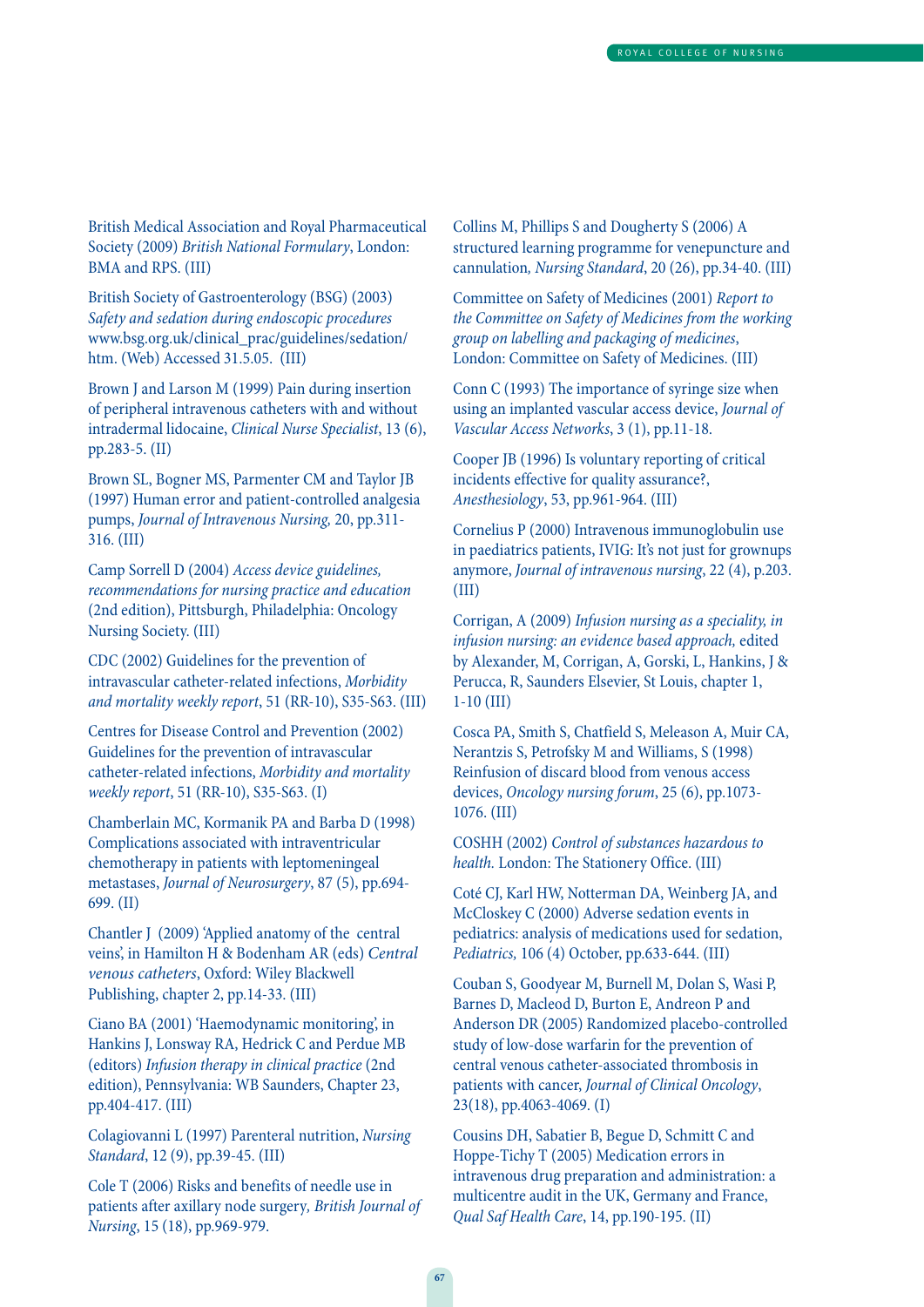British Medical Association and Royal Pharmaceutical Society (2009) *British National Formulary*, London: BMA and RPS. (III)

British Society of Gastroenterology (BSG) (2003) *Safety and sedation during endoscopic procedures* www.bsg.org.uk/clinical_prac/guidelines/sedation/htm. (Web) Accessed 31.5.05. (III)

Brown J and Larson M (1999) Pain during insertion of peripheral intravenous catheters with and without intradermal lidocaine, *Clinical Nurse Specialist*, 13 (6), pp.283-5. (II)

Brown SL, Bogner MS, Parmenter CM and Taylor JB (1997) Human error and patient-controlled analgesia pumps, *Journal of Intravenous Nursing*, 20, pp.311-316. (III)

Camp Sorrell D (2004) *Access device guidelines, recommendations for nursing practice and education* (2nd edition), Pittsburgh, Philadelphia: Oncology Nursing Society. (III)

CDC (2002) Guidelines for the prevention of intravascular catheter-related infections, *Morbidity and mortality weekly report*, 51 (RR-10), S35-S63. (III)

Centres for Disease Control and Prevention (2002) Guidelines for the prevention of intravascular catheter-related infections, *Morbidity and mortality weekly report*, 51 (RR-10), S35-S63. (I)

Chamberlain MC, Kormanik PA and Barba D (1998) Complications associated with intraventricular chemotherapy in patients with leptomeningeal metastases, *Journal of Neurosurgery*, 87 (5), pp.694-699. (II)

Chantler J (2009) 'Applied anatomy of the central veins', in Hamilton H & Bodenham AR (eds) *Central venous catheters*, Oxford: Wiley Blackwell Publishing, chapter 2, pp.14-33. (III)

Ciano BA (2001) 'Haemodynamic monitoring', in Hankins J, Lonsway RA, Hedrick C and Perdue MB (editors) *Infusion therapy in clinical practice* (2nd edition), Pennsylvania: WB Saunders, Chapter 23, pp.404-417. (III)

Colagiovanni L (1997) Parenteral nutrition, *Nursing Standard*, 12 (9), pp.39-45. (III)

Cole T (2006) Risks and benefits of needle use in patients after axillary node surgery, *British Journal of Nursing*, 15 (18), pp.969-979.

Collins M, Phillips S and Dougherty S (2006) A structured learning programme for venepuncture and cannulation, *Nursing Standard*, 20 (26), pp.34-40. (III)

Committee on Safety of Medicines (2001) *Report to the Committee on Safety of Medicines from the working group on labelling and packaging of medicines*, London: Committee on Safety of Medicines. (III)

Conn C (1993) The importance of syringe size when using an implanted vascular access device, *Journal of Vascular Access Networks*, 3 (1), pp.11-18.

Cooper JB (1996) Is voluntary reporting of critical incidents effective for quality assurance?, *Anesthesiology*, 53, pp.961-964. (III)

Cornelius P (2000) Intravenous immunoglobulin use in paediatrics patients, IVIG: It's not just for grownups anymore, *Journal of intravenous nursing*, 22 (4), p.203. (III)

Corrigan, A (2009) *Infusion nursing as a speciality, in infusion nursing: an evidence based approach,* edited by Alexander, M, Corrigan, A, Gorski, L, Hankins, J & Perucca, R, Saunders Elsevier, St Louis, chapter 1, 1-10 (III)

Cosca PA, Smith S, Chatfield S, Meleason A, Muir CA, Nerantzis S, Petrofsky M and Williams, S (1998) Reinfusion of discard blood from venous access devices, *Oncology nursing forum*, 25 (6), pp.1073-1076. (III)

COSHH (2002) *Control of substances hazardous to health.* London: The Stationery Office. (III)

Coté CJ, Karl HW, Notterman DA, Weinberg JA, and McCloskey C (2000) Adverse sedation events in pediatrics: analysis of medications used for sedation, *Pediatrics,* 106 (4) October, pp.633-644. (III)

Couban S, Goodyear M, Burnell M, Dolan S, Wasi P, Barnes D, Macleod D, Burton E, Andreon P and Anderson DR (2005) Randomized placebo-controlled study of low-dose warfarin for the prevention of central venous catheter-associated thrombosis in patients with cancer, *Journal of Clinical Oncology*, 23(18), pp.4063-4069. (I)

Cousins DH, Sabatier B, Begue D, Schmitt C and Hoppe-Tichy T (2005) Medication errors in intravenous drug preparation and administration: a multicentre audit in the UK, Germany and France, *Qual Saf Health Care*, 14, pp.190-195. (II)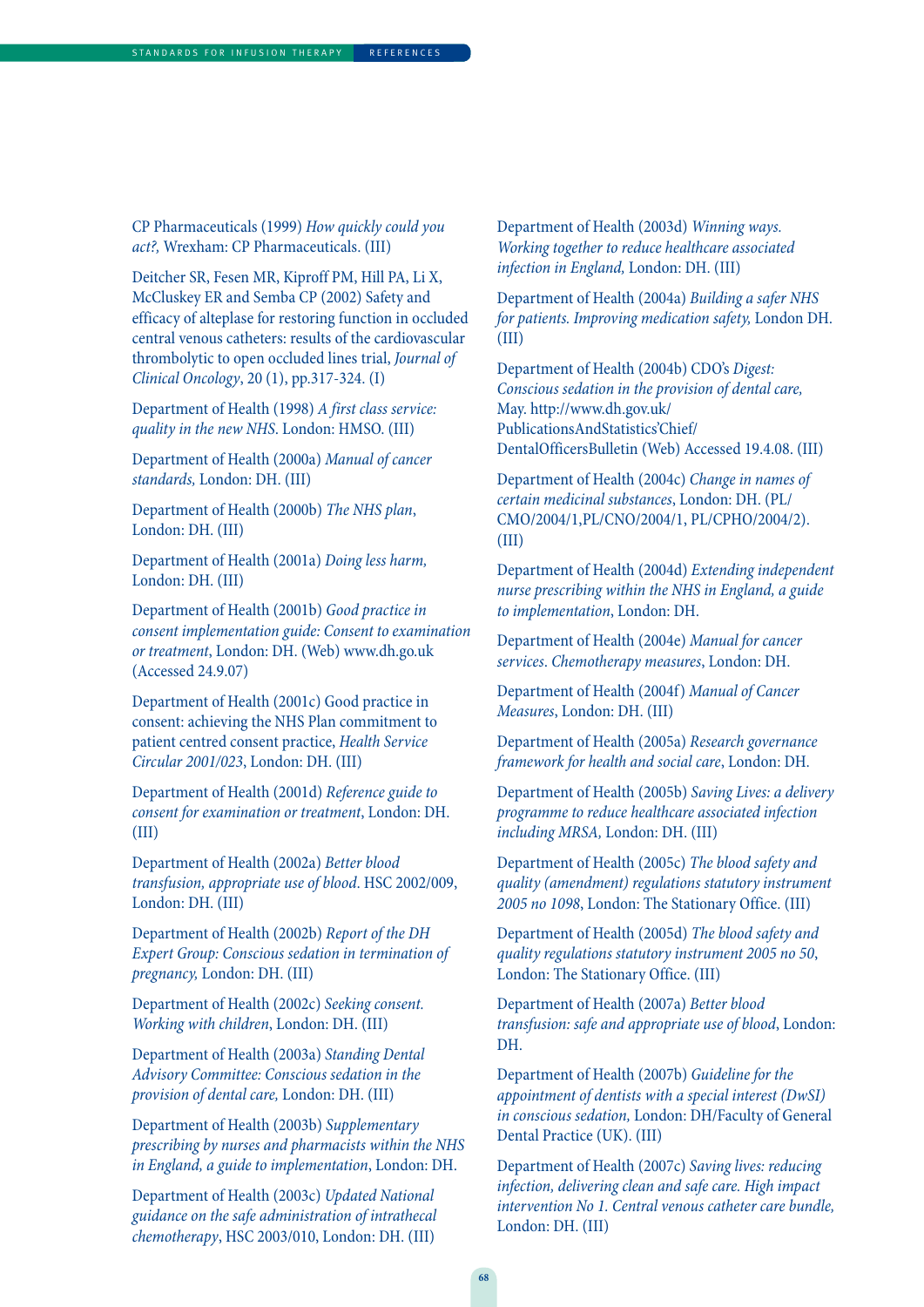CP Pharmaceuticals (1999) *How quickly could you act?,* Wrexham: CP Pharmaceuticals. (III)

Deitcher SR, Fesen MR, Kiproff PM, Hill PA, Li X, McCluskey ER and Semba CP (2002) Safety and efficacy of alteplase for restoring function in occluded central venous catheters: results of the cardiovascular thrombolytic to open occluded lines trial, *Journal of Clinical Oncology*, 20 (1), pp.317-324. (I)

Department of Health (1998) *A first class service: quality in the new NHS*. London: HMSO. (III)

Department of Health (2000a) *Manual of cancer standards,* London: DH. (III)

Department of Health (2000b) *The NHS plan*, London: DH. (III)

Department of Health (2001a) *Doing less harm,* London: DH. (III)

Department of Health (2001b) *Good practice in consent implementation guide: Consent to examination or treatment*, London: DH. (Web) www.dh.go.uk (Accessed 24.9.07)

Department of Health (2001c) Good practice in consent: achieving the NHS Plan commitment to patient centred consent practice, *Health Service Circular 2001/023*, London: DH. (III)

Department of Health (2001d) *Reference guide to consent for examination or treatment*, London: DH. (III)

Department of Health (2002a) *Better blood transfusion, appropriate use of blood*. HSC 2002/009, London: DH. (III)

Department of Health (2002b) *Report of the DH Expert Group: Conscious sedation in termination of pregnancy,* London: DH. (III)

Department of Health (2002c) *Seeking consent. Working with children*, London: DH. (III)

Department of Health (2003a) *Standing Dental Advisory Committee: Conscious sedation in the provision of dental care,* London: DH. (III)

Department of Health (2003b) *Supplementary prescribing by nurses and pharmacists within the NHS in England, a guide to implementation*, London: DH.

Department of Health (2003c) *Updated National guidance on the safe administration of intrathecal chemotherapy*, HSC 2003/010, London: DH. (III)

Department of Health (2003d) *Winning ways. Working together to reduce healthcare associated infection in England,* London: DH. (III)

Department of Health (2004a) *Building a safer NHS for patients. Improving medication safety,* London DH. (III)

Department of Health (2004b) CDO's *Digest: Conscious sedation in the provision of dental care,* May. http://www.dh.gov.uk/PublicationsAndStatistics'Chief/DentalOfficersBulletin (Web) Accessed 19.4.08. (III)

Department of Health (2004c) *Change in names of certain medicinal substances*, London: DH. (PL/CMO/2004/1,PL/CNO/2004/1, PL/CPHO/2004/2). (III)

Department of Health (2004d) *Extending independent nurse prescribing within the NHS in England, a guide to implementation*, London: DH.

Department of Health (2004e) *Manual for cancer services. Chemotherapy measures*, London: DH.

Department of Health (2004f) *Manual of Cancer Measures*, London: DH. (III)

Department of Health (2005a) *Research governance framework for health and social care*, London: DH.

Department of Health (2005b) *Saving Lives: a delivery programme to reduce healthcare associated infection including MRSA,* London: DH. (III)

Department of Health (2005c) *The blood safety and quality (amendment) regulations statutory instrument 2005 no 1098*, London: The Stationary Office. (III)

Department of Health (2005d) *The blood safety and quality regulations statutory instrument 2005 no 50*, London: The Stationary Office. (III)

Department of Health (2007a) *Better blood transfusion: safe and appropriate use of blood*, London: DH.

Department of Health (2007b) *Guideline for the appointment of dentists with a special interest (DwSI) in conscious sedation,* London: DH/Faculty of General Dental Practice (UK). (III)

Department of Health (2007c) *Saving lives: reducing infection, delivering clean and safe care. High impact intervention No 1. Central venous catheter care bundle,* London: DH. (III)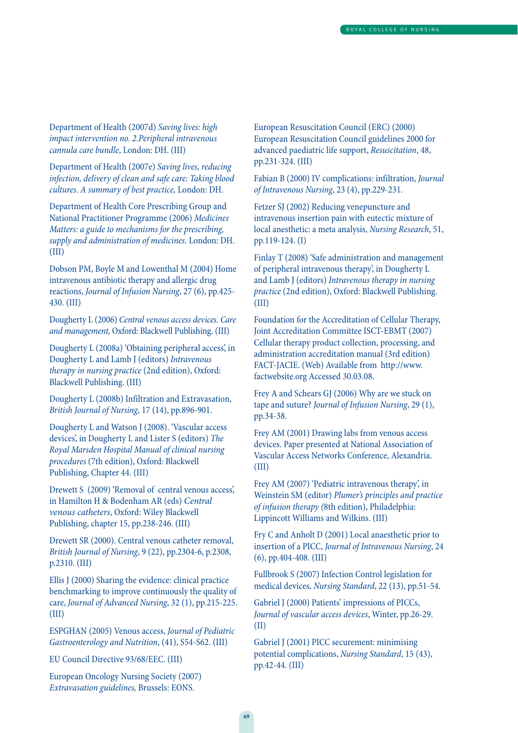Department of Health (2007d) *Saving lives: high impact intervention no. 2.Peripheral intravenous cannula care bundle*, London: DH. (III)

Department of Health (2007e) *Saving lives, reducing infection, delivery of clean and safe care: Taking blood cultures. A summary of best practice,* London: DH.

Department of Health Core Prescribing Group and National Practitioner Programme (2006) *Medicines Matters: a guide to mechanisms for the prescribing, supply and administration of medicines.* London: DH. (III)

Dobson PM, Boyle M and Lowenthal M (2004) Home intravenous antibiotic therapy and allergic drug reactions, *Journal of Infusion Nursing*, 27 (6), pp.425-430. (III)

Dougherty L (2006) *Central venous access devices. Care and management,* Oxford: Blackwell Publishing. (III)

Dougherty L (2008a) 'Obtaining peripheral access', in Dougherty L and Lamb J (editors) *Intravenous therapy in nursing practice* (2nd edition), Oxford: Blackwell Publishing. (III)

Dougherty L (2008b) Infiltration and Extravasation, *British Journal of Nursing*, 17 (14), pp.896-901.

Dougherty L and Watson J (2008). 'Vascular access devices', in Dougherty L and Lister S (editors) *The Royal Marsden Hospital Manual of clinical nursing procedures* (7th edition), Oxford: Blackwell Publishing, Chapter 44. (III)

Drewett S (2009) 'Removal of central venous access', in Hamilton H & Bodenham AR (eds) *Central venous catheters*, Oxford: Wiley Blackwell Publishing, chapter 15, pp.238-246. (III)

Drewett SR (2000). Central venous catheter removal, *British Journal of Nursing*, 9 (22), pp.2304-6, p.2308, p.2310. (III)

Ellis J (2000) Sharing the evidence: clinical practice benchmarking to improve continuously the quality of care, *Journal of Advanced Nursing*, 32 (1), pp.215-225. (III)

ESPGHAN (2005) Venous access, *Journal of Pediatric Gastroenterology and Nutrition*, (41), S54-S62. (III)

EU Council Directive 93/68/EEC. (III)

European Oncology Nursing Society (2007) *Extravasation guidelines,* Brussels: EONS.

European Resuscitation Council (ERC) (2000) European Resuscitation Council guidelines 2000 for advanced paediatric life support, *Resuscitation*, 48, pp.231-324. (III)

Fabian B (2000) IV complications: infiltration, *Journal of Intravenous Nursing*, 23 (4), pp.229-231.

Fetzer SJ (2002) Reducing venepuncture and intravenous insertion pain with eutectic mixture of local anesthetic: a meta analysis, *Nursing Research*, 51, pp.119-124. (I)

Finlay T (2008) 'Safe administration and management of peripheral intravenous therapy', in Dougherty L and Lamb J (editors) *Intravenous therapy in nursing practice* (2nd edition), Oxford: Blackwell Publishing. (III)

Foundation for the Accreditation of Cellular Therapy, Joint Accreditation Committee ISCT-EBMT (2007) Cellular therapy product collection, processing, and administration accreditation manual (3rd edition) FACT-JACIE. (Web) Available from http://www.factwebsite.org Accessed 30.03.08.

Frey A and Schears GJ (2006) Why are we stuck on tape and suture? *Journal of Infusion Nursing*, 29 (1), pp.34-38.

Frey AM (2001) Drawing labs from venous access devices. Paper presented at National Association of Vascular Access Networks Conference, Alexandria. (III)

Frey AM (2007) 'Pediatric intravenous therapy', in Weinstein SM (editor) *Plumer's principles and practice of infusion therapy* (8th edition), Philadelphia: Lippincott Williams and Wilkins. (III)

Fry C and Anholt D (2001) Local anaesthetic prior to insertion of a PICC, *Journal of Intravenous Nursing*, 24 (6), pp.404-408. (III)

Fullbrook S (2007) Infection Control legislation for medical devices, *Nursing Standard*, 22 (13), pp.51-54.

Gabriel J (2000) Patients' impressions of PICCs, *Journal of vascular access devices*, Winter, pp.26-29. (II)

Gabriel J (2001) PICC securement: minimising potential complications, *Nursing Standard*, 15 (43), pp.42-44. (III)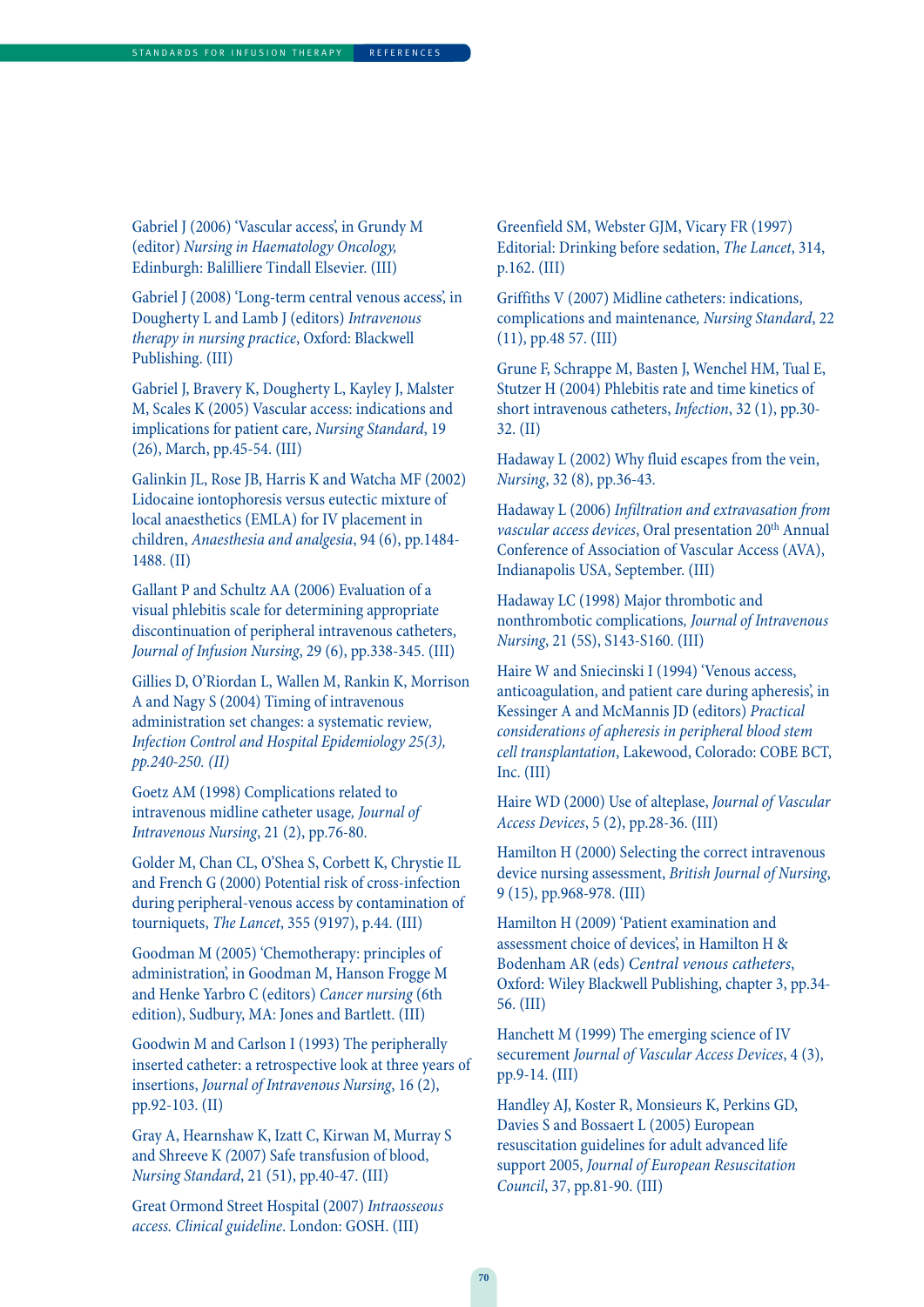Gabriel J (2006) 'Vascular access', in Grundy M (editor) *Nursing in Haematology Oncology,* Edinburgh: Balilliere Tindall Elsevier. (III)

Gabriel J (2008) 'Long-term central venous access', in Dougherty L and Lamb J (editors) *Intravenous therapy in nursing practice*, Oxford: Blackwell Publishing. (III)

Gabriel J, Bravery K, Dougherty L, Kayley J, Malster M, Scales K (2005) Vascular access: indications and implications for patient care, *Nursing Standard*, 19 (26), March, pp.45-54. (III)

Galinkin JL, Rose JB, Harris K and Watcha MF (2002) Lidocaine iontophoresis versus eutectic mixture of local anaesthetics (EMLA) for IV placement in children, *Anaesthesia and analgesia*, 94 (6), pp.1484-1488. (II)

Gallant P and Schultz AA (2006) Evaluation of a visual phlebitis scale for determining appropriate discontinuation of peripheral intravenous catheters, *Journal of Infusion Nursing*, 29 (6), pp.338-345. (III)

Gillies D, O'Riordan L, Wallen M, Rankin K, Morrison A and Nagy S (2004) Timing of intravenous administration set changes: a systematic review*, Infection Control and Hospital Epidemiology 25(3), pp.240-250. (II)*

Goetz AM (1998) Complications related to intravenous midline catheter usage*, Journal of Intravenous Nursing*, 21 (2), pp.76-80.

Golder M, Chan CL, O'Shea S, Corbett K, Chrystie IL and French G (2000) Potential risk of cross-infection during peripheral-venous access by contamination of tourniquets, *The Lancet*, 355 (9197), p.44. (III)

Goodman M (2005) 'Chemotherapy: principles of administration', in Goodman M, Hanson Frogge M and Henke Yarbro C (editors) *Cancer nursing* (6th edition), Sudbury, MA: Jones and Bartlett. (III)

Goodwin M and Carlson I (1993) The peripherally inserted catheter: a retrospective look at three years of insertions, *Journal of Intravenous Nursing*, 16 (2), pp.92-103. (II)

Gray A, Hearnshaw K, Izatt C, Kirwan M, Murray S and Shreeve K *(*2007) Safe transfusion of blood, *Nursing Standard*, 21 (51), pp.40-47. (III)

Great Ormond Street Hospital (2007) *Intraosseous access. Clinical guideline*. London: GOSH. (III)

Greenfield SM, Webster GJM, Vicary FR (1997) Editorial: Drinking before sedation, *The Lancet*, 314, p.162. (III)

Griffiths V (2007) Midline catheters: indications, complications and maintenance*, Nursing Standard*, 22 (11), pp.48 57. (III)

Grune F, Schrappe M, Basten J, Wenchel HM, Tual E, Stutzer H (2004) Phlebitis rate and time kinetics of short intravenous catheters, *Infection*, 32 (1), pp.30-32. (II)

Hadaway L (2002) Why fluid escapes from the vein, *Nursing*, 32 (8), pp.36-43.

Hadaway L (2006) *Infiltration and extravasation from vascular access devices*, Oral presentation 20th Annual Conference of Association of Vascular Access (AVA), Indianapolis USA, September. (III)

Hadaway LC (1998) Major thrombotic and nonthrombotic complications*, Journal of Intravenous Nursing*, 21 (5S), S143-S160. (III)

Haire W and Sniecinski I (1994) 'Venous access, anticoagulation, and patient care during apheresis', in Kessinger A and McMannis JD (editors) *Practical considerations of apheresis in peripheral blood stem cell transplantation*, Lakewood, Colorado: COBE BCT, Inc. (III)

Haire WD (2000) Use of alteplase, *Journal of Vascular Access Devices*, 5 (2), pp.28-36. (III)

Hamilton H (2000) Selecting the correct intravenous device nursing assessment, *British Journal of Nursing*, 9 (15), pp.968-978. (III)

Hamilton H (2009) 'Patient examination and assessment choice of devices', in Hamilton H & Bodenham AR (eds) *Central venous catheters*, Oxford: Wiley Blackwell Publishing, chapter 3, pp.34-56. (III)

Hanchett M (1999) The emerging science of IV securement *Journal of Vascular Access Devices*, 4 (3), pp.9-14. (III)

Handley AJ, Koster R, Monsieurs K, Perkins GD, Davies S and Bossaert L (2005) European resuscitation guidelines for adult advanced life support 2005, *Journal of European Resuscitation Council*, 37, pp.81-90. (III)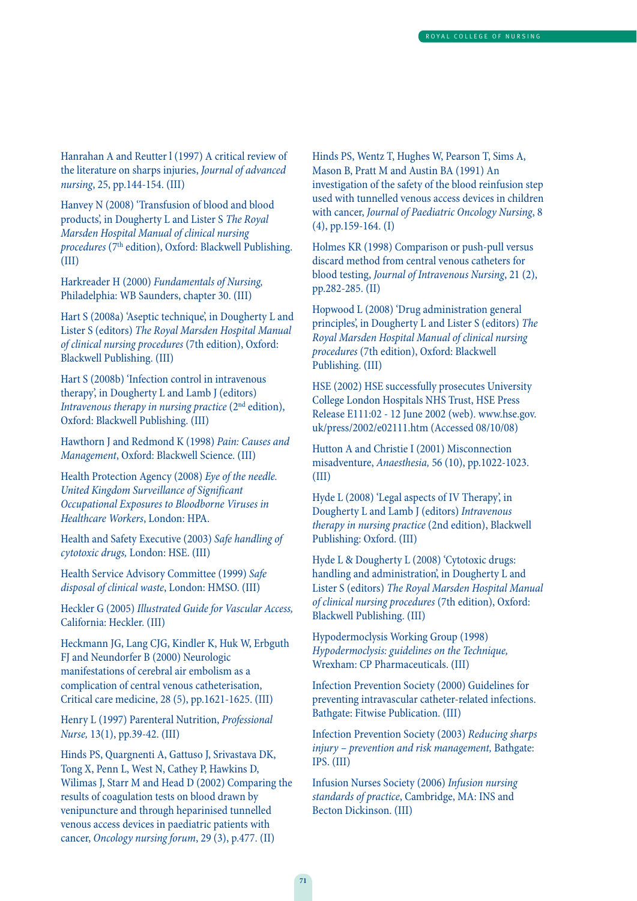Hanrahan A and Reutter l (1997) A critical review of the literature on sharps injuries, *Journal of advanced nursing*, 25, pp.144-154. (III)

Hanvey N (2008) 'Transfusion of blood and blood products', in Dougherty L and Lister S *The Royal Marsden Hospital Manual of clinical nursing procedures* (7th edition), Oxford: Blackwell Publishing. (III)

Harkreader H (2000) *Fundamentals of Nursing*, Philadelphia: WB Saunders, chapter 30. (III)

Hart S (2008a) 'Aseptic technique', in Dougherty L and Lister S (editors) *The Royal Marsden Hospital Manual of clinical nursing procedures* (7th edition), Oxford: Blackwell Publishing. (III)

Hart S (2008b) 'Infection control in intravenous therapy', in Dougherty L and Lamb J (editors) *Intravenous therapy in nursing practice* (2nd edition), Oxford: Blackwell Publishing. (III)

Hawthorn J and Redmond K (1998) *Pain: Causes and Management*, Oxford: Blackwell Science. (III)

Health Protection Agency (2008) *Eye of the needle. United Kingdom Surveillance of Significant Occupational Exposures to Bloodborne Viruses in Healthcare Workers*, London: HPA.

Health and Safety Executive (2003) *Safe handling of cytotoxic drugs*, London: HSE. (III)

Health Service Advisory Committee (1999) *Safe disposal of clinical waste*, London: HMSO. (III)

Heckler G (2005) *Illustrated Guide for Vascular Access*, California: Heckler. (III)

Heckmann JG, Lang CJG, Kindler K, Huk W, Erbguth FJ and Neundorfer B (2000) Neurologic manifestations of cerebral air embolism as a complication of central venous catheterisation, Critical care medicine, 28 (5), pp.1621-1625. (III)

Henry L (1997) Parenteral Nutrition, *Professional Nurse*, 13(1), pp.39-42. (III)

Hinds PS, Quargnenti A, Gattuso J, Srivastava DK, Tong X, Penn L, West N, Cathey P, Hawkins D, Wilimas J, Starr M and Head D (2002) Comparing the results of coagulation tests on blood drawn by venipuncture and through heparinised tunnelled venous access devices in paediatric patients with cancer, *Oncology nursing forum*, 29 (3), p.477. (II)

Hinds PS, Wentz T, Hughes W, Pearson T, Sims A, Mason B, Pratt M and Austin BA (1991) An investigation of the safety of the blood reinfusion step used with tunnelled venous access devices in children with cancer, *Journal of Paediatric Oncology Nursing*, 8 (4), pp.159-164. (I)

Holmes KR (1998) Comparison or push-pull versus discard method from central venous catheters for blood testing, *Journal of Intravenous Nursing*, 21 (2), pp.282-285. (II)

Hopwood L (2008) 'Drug administration general principles', in Dougherty L and Lister S (editors) *The Royal Marsden Hospital Manual of clinical nursing procedures* (7th edition), Oxford: Blackwell Publishing. (III)

HSE (2002) HSE successfully prosecutes University College London Hospitals NHS Trust, HSE Press Release E111:02 - 12 June 2002 (web). www.hse.gov.uk/press/2002/e02111.htm (Accessed 08/10/08)

Hutton A and Christie I (2001) Misconnection misadventure, *Anaesthesia*, 56 (10), pp.1022-1023. (III)

Hyde L (2008) 'Legal aspects of IV Therapy', in Dougherty L and Lamb J (editors) *Intravenous therapy in nursing practice* (2nd edition), Blackwell Publishing: Oxford. (III)

Hyde L & Dougherty L (2008) 'Cytotoxic drugs: handling and administration', in Dougherty L and Lister S (editors) *The Royal Marsden Hospital Manual of clinical nursing procedures* (7th edition), Oxford: Blackwell Publishing. (III)

Hypodermoclysis Working Group (1998) *Hypodermoclysis: guidelines on the Technique*, Wrexham: CP Pharmaceuticals. (III)

Infection Prevention Society (2000) Guidelines for preventing intravascular catheter-related infections. Bathgate: Fitwise Publication. (III)

Infection Prevention Society (2003) *Reducing sharps injury – prevention and risk management*, Bathgate: IPS. (III)

Infusion Nurses Society (2006) *Infusion nursing standards of practice*, Cambridge, MA: INS and Becton Dickinson. (III)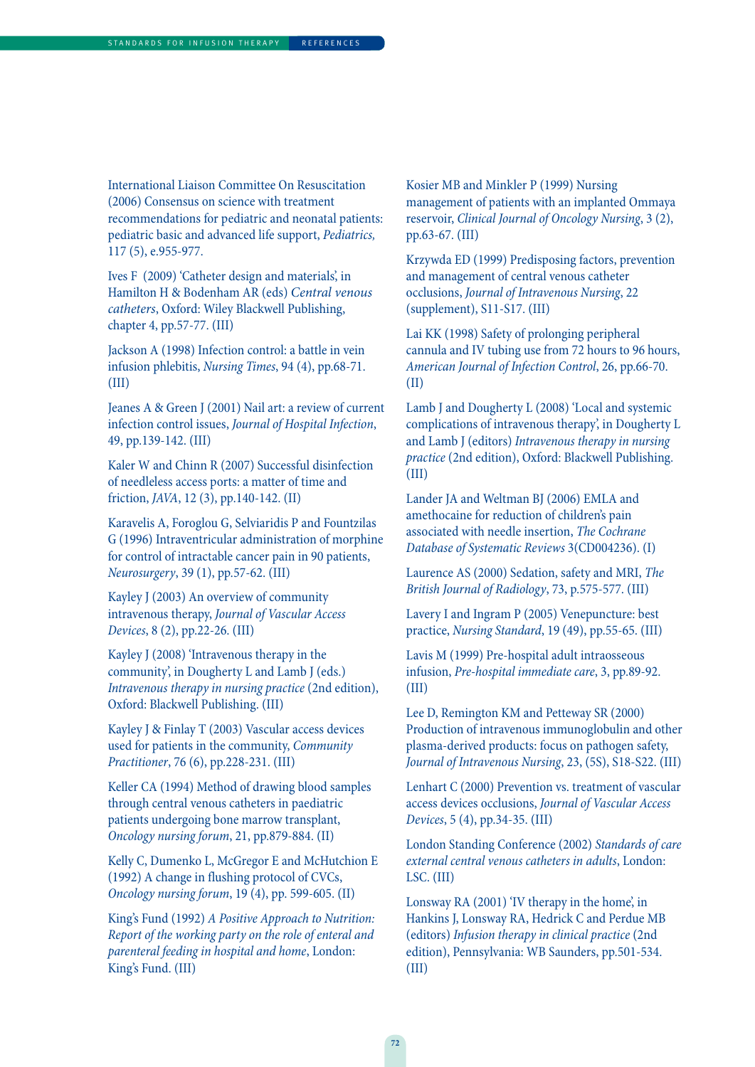International Liaison Committee On Resuscitation (2006) Consensus on science with treatment recommendations for pediatric and neonatal patients: pediatric basic and advanced life support, *Pediatrics*, 117 (5), e.955-977.

Ives F (2009) 'Catheter design and materials', in Hamilton H & Bodenham AR (eds) *Central venous catheters*, Oxford: Wiley Blackwell Publishing, chapter 4, pp.57-77. (III)

Jackson A (1998) Infection control: a battle in vein infusion phlebitis, *Nursing Times*, 94 (4), pp.68-71. (III)

Jeanes A & Green J (2001) Nail art: a review of current infection control issues, *Journal of Hospital Infection*, 49, pp.139-142. (III)

Kaler W and Chinn R (2007) Successful disinfection of needleless access ports: a matter of time and friction, *JAVA*, 12 (3), pp.140-142. (II)

Karavelis A, Foroglou G, Selviaridis P and Fountzilas G (1996) Intraventricular administration of morphine for control of intractable cancer pain in 90 patients, *Neurosurgery*, 39 (1), pp.57-62. (III)

Kayley J (2003) An overview of community intravenous therapy, *Journal of Vascular Access Devices*, 8 (2), pp.22-26. (III)

Kayley J (2008) 'Intravenous therapy in the community', in Dougherty L and Lamb J (eds.) *Intravenous therapy in nursing practice* (2nd edition), Oxford: Blackwell Publishing. (III)

Kayley J & Finlay T (2003) Vascular access devices used for patients in the community, *Community Practitioner*, 76 (6), pp.228-231. (III)

Keller CA (1994) Method of drawing blood samples through central venous catheters in paediatric patients undergoing bone marrow transplant, *Oncology nursing forum*, 21, pp.879-884. (II)

Kelly C, Dumenko L, McGregor E and McHutchion E (1992) A change in flushing protocol of CVCs, *Oncology nursing forum*, 19 (4), pp. 599-605. (II)

King's Fund (1992) *A Positive Approach to Nutrition: Report of the working party on the role of enteral and parenteral feeding in hospital and home*, London: King's Fund. (III)

Kosier MB and Minkler P (1999) Nursing management of patients with an implanted Ommaya reservoir, *Clinical Journal of Oncology Nursing*, 3 (2), pp.63-67. (III)

Krzywda ED (1999) Predisposing factors, prevention and management of central venous catheter occlusions, *Journal of Intravenous Nursing*, 22 (supplement), S11-S17. (III)

Lai KK (1998) Safety of prolonging peripheral cannula and IV tubing use from 72 hours to 96 hours, *American Journal of Infection Control*, 26, pp.66-70. (II)

Lamb J and Dougherty L (2008) 'Local and systemic complications of intravenous therapy', in Dougherty L and Lamb J (editors) *Intravenous therapy in nursing practice* (2nd edition), Oxford: Blackwell Publishing. (III)

Lander JA and Weltman BJ (2006) EMLA and amethocaine for reduction of children's pain associated with needle insertion, *The Cochrane Database of Systematic Reviews* 3(CD004236). (I)

Laurence AS (2000) Sedation, safety and MRI, *The British Journal of Radiology*, 73, p.575-577. (III)

Lavery I and Ingram P (2005) Venepuncture: best practice, *Nursing Standard*, 19 (49), pp.55-65. (III)

Lavis M (1999) Pre-hospital adult intraosseous infusion, *Pre-hospital immediate care*, 3, pp.89-92. (III)

Lee D, Remington KM and Petteway SR (2000) Production of intravenous immunoglobulin and other plasma-derived products: focus on pathogen safety, *Journal of Intravenous Nursing*, 23, (5S), S18-S22. (III)

Lenhart C (2000) Prevention vs. treatment of vascular access devices occlusions, *Journal of Vascular Access Devices*, 5 (4), pp.34-35. (III)

London Standing Conference (2002) *Standards of care external central venous catheters in adults*, London: LSC. (III)

Lonsway RA (2001) 'IV therapy in the home', in Hankins J, Lonsway RA, Hedrick C and Perdue MB (editors) *Infusion therapy in clinical practice* (2nd edition), Pennsylvania: WB Saunders, pp.501-534. (III)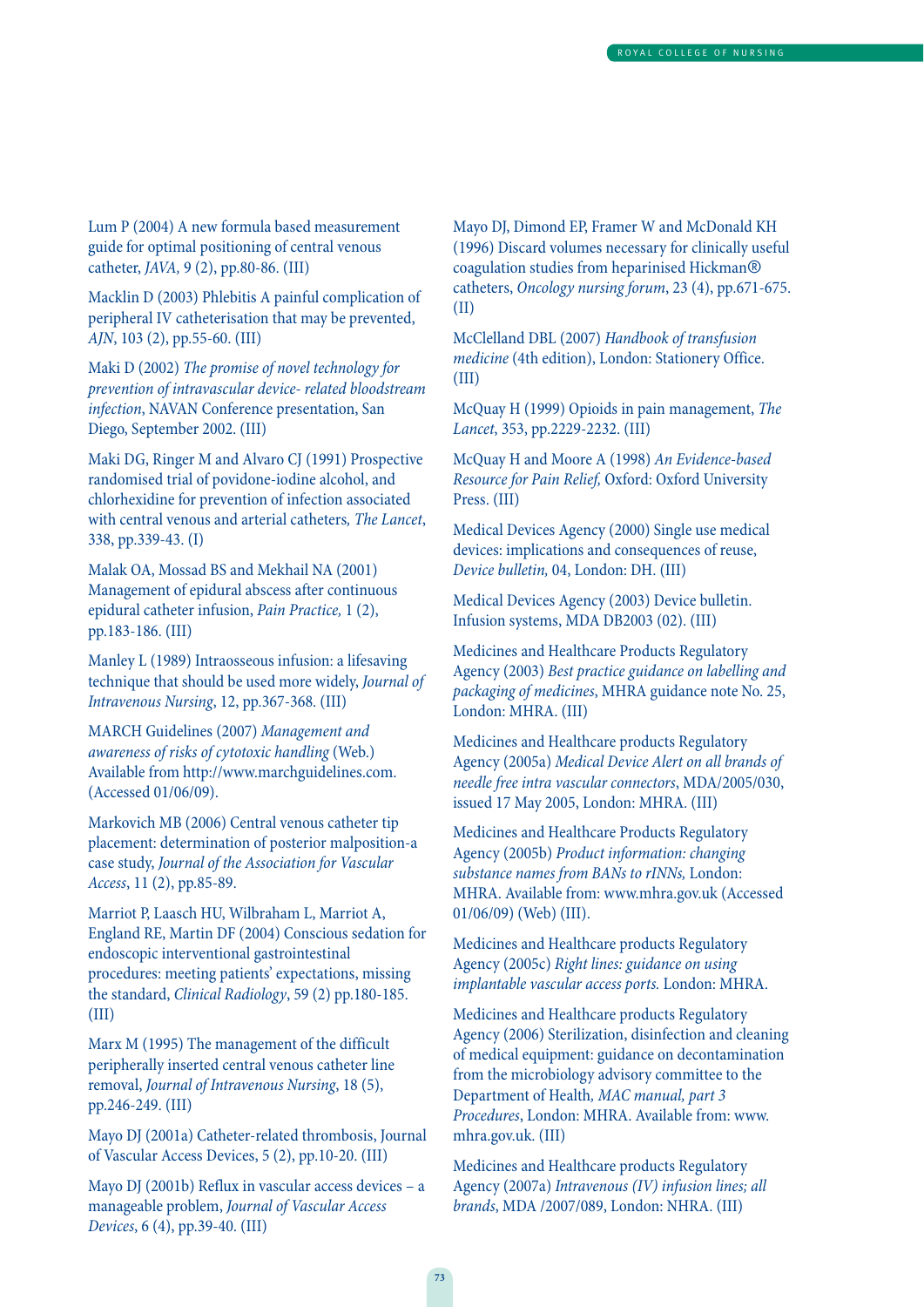Lum P (2004) A new formula based measurement guide for optimal positioning of central venous catheter, *JAVA,* 9 (2), pp.80-86. (III)

Macklin D (2003) Phlebitis A painful complication of peripheral IV catheterisation that may be prevented, *AJN*, 103 (2), pp.55-60. (III)

Maki D (2002) *The promise of novel technology for prevention of intravascular device- related bloodstream infection*, NAVAN Conference presentation, San Diego, September 2002. (III)

Maki DG, Ringer M and Alvaro CJ (1991) Prospective randomised trial of povidone-iodine alcohol, and chlorhexidine for prevention of infection associated with central venous and arterial catheters*, The Lancet*, 338, pp.339-43. (I)

Malak OA, Mossad BS and Mekhail NA (2001) Management of epidural abscess after continuous epidural catheter infusion, *Pain Practice,* 1 (2), pp.183-186. (III)

Manley L (1989) Intraosseous infusion: a lifesaving technique that should be used more widely, *Journal of Intravenous Nursing*, 12, pp.367-368. (III)

MARCH Guidelines (2007) *Management and awareness of risks of cytotoxic handling* (Web.) Available from http://www.marchguidelines.com. (Accessed 01/06/09).

Markovich MB (2006) Central venous catheter tip placement: determination of posterior malposition-a case study, *Journal of the Association for Vascular Access*, 11 (2), pp.85-89.

Marriot P, Laasch HU, Wilbraham L, Marriot A, England RE, Martin DF (2004) Conscious sedation for endoscopic interventional gastrointestinal procedures: meeting patients' expectations, missing the standard, *Clinical Radiology*, 59 (2) pp.180-185. (III)

Marx M (1995) The management of the difficult peripherally inserted central venous catheter line removal, *Journal of Intravenous Nursing*, 18 (5), pp.246-249. (III)

Mayo DJ (2001a) Catheter-related thrombosis, Journal of Vascular Access Devices, 5 (2), pp.10-20. (III)

Mayo DJ (2001b) Reflux in vascular access devices – a manageable problem, *Journal of Vascular Access Devices*, 6 (4), pp.39-40. (III)

Mayo DJ, Dimond EP, Framer W and McDonald KH (1996) Discard volumes necessary for clinically useful coagulation studies from heparinised Hickman® catheters, *Oncology nursing forum*, 23 (4), pp.671-675. (II)

McClelland DBL (2007) *Handbook of transfusion medicine* (4th edition), London: Stationery Office. (III)

McQuay H (1999) Opioids in pain management, *The Lancet*, 353, pp.2229-2232. (III)

McQuay H and Moore A (1998) *An Evidence-based Resource for Pain Relief,* Oxford: Oxford University Press. (III)

Medical Devices Agency (2000) Single use medical devices: implications and consequences of reuse, *Device bulletin,* 04, London: DH. (III)

Medical Devices Agency (2003) Device bulletin. Infusion systems, MDA DB2003 (02). (III)

Medicines and Healthcare Products Regulatory Agency (2003) *Best practice guidance on labelling and packaging of medicines*, MHRA guidance note No. 25, London: MHRA. (III)

Medicines and Healthcare products Regulatory Agency (2005a) *Medical Device Alert on all brands of needle free intra vascular connectors*, MDA/2005/030, issued 17 May 2005, London: MHRA. (III)

Medicines and Healthcare Products Regulatory Agency (2005b) *Product information: changing substance names from BANs to rINNs,* London: MHRA. Available from: www.mhra.gov.uk (Accessed 01/06/09) (Web) (III).

Medicines and Healthcare products Regulatory Agency (2005c) *Right lines: guidance on using implantable vascular access ports.* London: MHRA.

Medicines and Healthcare products Regulatory Agency (2006) Sterilization, disinfection and cleaning of medical equipment: guidance on decontamination from the microbiology advisory committee to the Department of Health*, MAC manual, part 3 Procedures*, London: MHRA. Available from: www.mhra.gov.uk. (III)

Medicines and Healthcare products Regulatory Agency (2007a) *Intravenous (IV) infusion lines; all brands*, MDA /2007/089, London: NHRA. (III)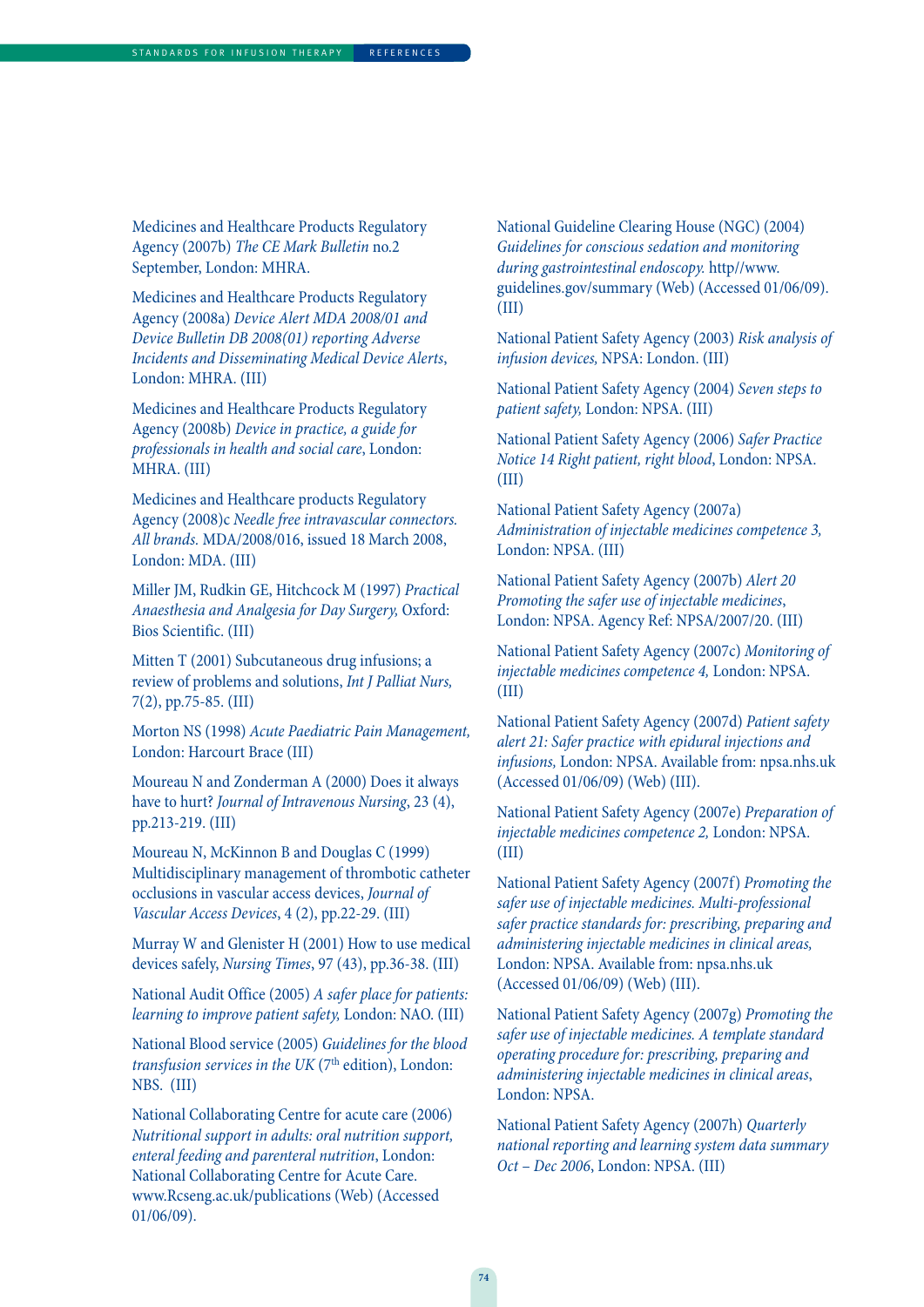Medicines and Healthcare Products Regulatory Agency (2007b) *The CE Mark Bulletin* no.2 September, London: MHRA.

Medicines and Healthcare Products Regulatory Agency (2008a) *Device Alert MDA 2008/01 and Device Bulletin DB 2008(01) reporting Adverse Incidents and Disseminating Medical Device Alerts*, London: MHRA. (III)

Medicines and Healthcare Products Regulatory Agency (2008b) *Device in practice, a guide for professionals in health and social care*, London: MHRA. (III)

Medicines and Healthcare products Regulatory Agency (2008)c *Needle free intravascular connectors. All brands.* MDA/2008/016, issued 18 March 2008, London: MDA. (III)

Miller JM, Rudkin GE, Hitchcock M (1997) *Practical Anaesthesia and Analgesia for Day Surgery,* Oxford: Bios Scientific. (III)

Mitten T (2001) Subcutaneous drug infusions; a review of problems and solutions, *Int J Palliat Nurs,* 7(2), pp.75-85. (III)

Morton NS (1998) *Acute Paediatric Pain Management,* London: Harcourt Brace (III)

Moureau N and Zonderman A (2000) Does it always have to hurt? *Journal of Intravenous Nursing*, 23 (4), pp.213-219. (III)

Moureau N, McKinnon B and Douglas C (1999) Multidisciplinary management of thrombotic catheter occlusions in vascular access devices, *Journal of Vascular Access Devices*, 4 (2), pp.22-29. (III)

Murray W and Glenister H (2001) How to use medical devices safely, *Nursing Times*, 97 (43), pp.36-38. (III)

National Audit Office (2005) *A safer place for patients: learning to improve patient safety,* London: NAO. (III)

National Blood service (2005) *Guidelines for the blood transfusion services in the UK* (7th edition), London: NBS. (III)

National Collaborating Centre for acute care (2006) *Nutritional support in adults: oral nutrition support, enteral feeding and parenteral nutrition*, London: National Collaborating Centre for Acute Care. www.Rcseng.ac.uk/publications (Web) (Accessed 01/06/09).

National Guideline Clearing House (NGC) (2004) *Guidelines for conscious sedation and monitoring during gastrointestinal endoscopy.* http//www.guidelines.gov/summary (Web) (Accessed 01/06/09). (III)

National Patient Safety Agency (2003) *Risk analysis of infusion devices,* NPSA: London. (III)

National Patient Safety Agency (2004) *Seven steps to patient safety,* London: NPSA. (III)

National Patient Safety Agency (2006) *Safer Practice Notice 14 Right patient, right blood*, London: NPSA. (III)

National Patient Safety Agency (2007a) *Administration of injectable medicines competence 3,* London: NPSA. (III)

National Patient Safety Agency (2007b) *Alert 20 Promoting the safer use of injectable medicines*, London: NPSA. Agency Ref: NPSA/2007/20. (III)

National Patient Safety Agency (2007c) *Monitoring of injectable medicines competence 4,* London: NPSA. (III)

National Patient Safety Agency (2007d) *Patient safety alert 21: Safer practice with epidural injections and infusions,* London: NPSA. Available from: npsa.nhs.uk (Accessed 01/06/09) (Web) (III).

National Patient Safety Agency (2007e) *Preparation of injectable medicines competence 2,* London: NPSA. (III)

National Patient Safety Agency (2007f) *Promoting the safer use of injectable medicines. Multi-professional safer practice standards for: prescribing, preparing and administering injectable medicines in clinical areas,* London: NPSA. Available from: npsa.nhs.uk (Accessed 01/06/09) (Web) (III).

National Patient Safety Agency (2007g) *Promoting the safer use of injectable medicines. A template standard operating procedure for: prescribing, preparing and administering injectable medicines in clinical areas*, London: NPSA.

National Patient Safety Agency (2007h) *Quarterly national reporting and learning system data summary Oct – Dec 2006*, London: NPSA. (III)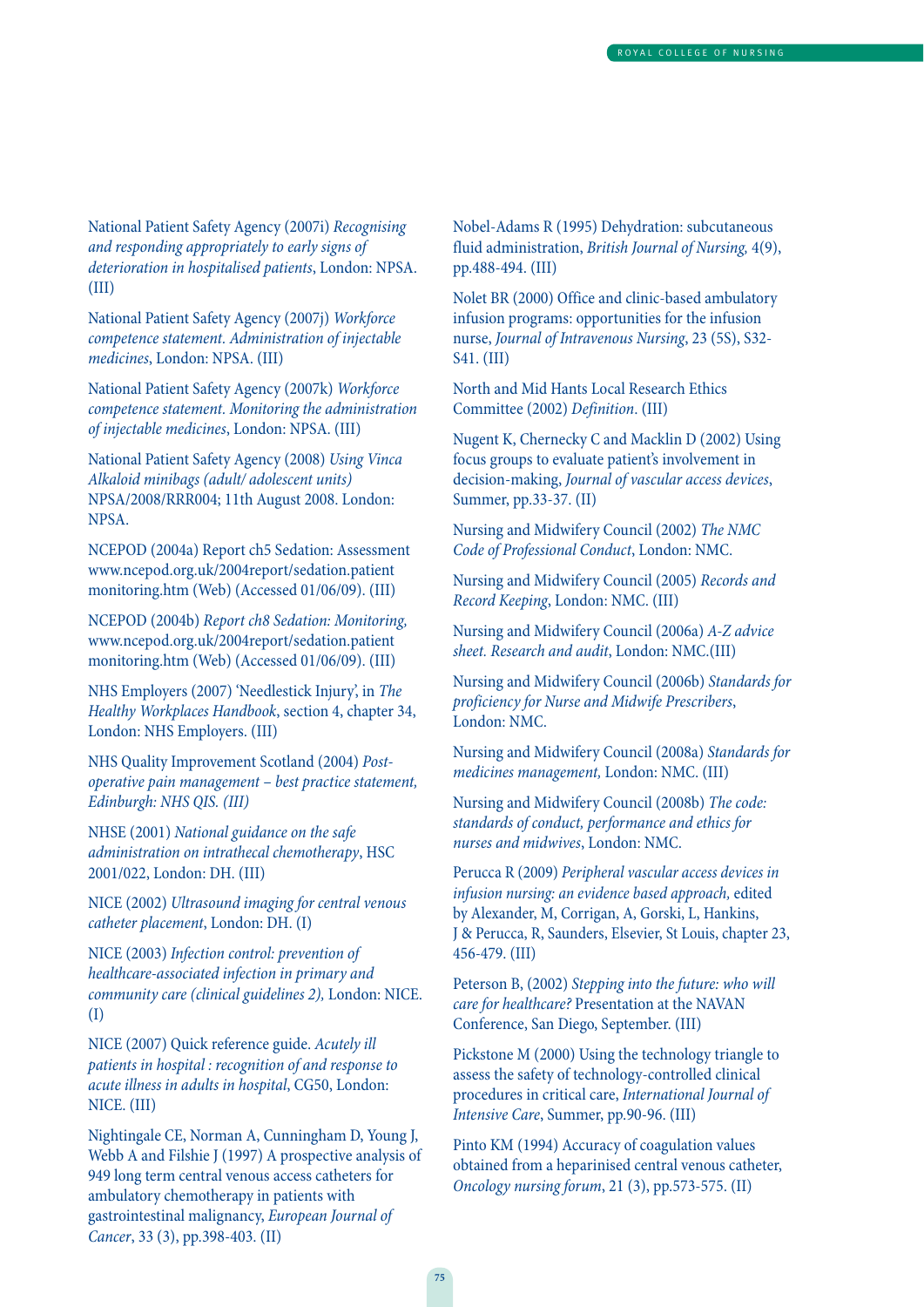National Patient Safety Agency (2007i) *Recognising and responding appropriately to early signs of deterioration in hospitalised patients*, London: NPSA. (III)

National Patient Safety Agency (2007j) *Workforce competence statement. Administration of injectable medicines*, London: NPSA. (III)

National Patient Safety Agency (2007k) *Workforce competence statement. Monitoring the administration of injectable medicines*, London: NPSA. (III)

National Patient Safety Agency (2008) *Using Vinca Alkaloid minibags (adult/ adolescent units)* NPSA/2008/RRR004; 11th August 2008. London: NPSA.

NCEPOD (2004a) Report ch5 Sedation: Assessment www.ncepod.org.uk/2004report/sedation.patient monitoring.htm (Web) (Accessed 01/06/09). (III)

NCEPOD (2004b) *Report ch8 Sedation: Monitoring*, www.ncepod.org.uk/2004report/sedation.patient monitoring.htm (Web) (Accessed 01/06/09). (III)

NHS Employers (2007) 'Needlestick Injury', in *The Healthy Workplaces Handbook*, section 4, chapter 34, London: NHS Employers. (III)

NHS Quality Improvement Scotland (2004) *Post-operative pain management – best practice statement, Edinburgh: NHS QIS. (III)*

NHSE (2001) *National guidance on the safe administration on intrathecal chemotherapy*, HSC 2001/022, London: DH. (III)

NICE (2002) *Ultrasound imaging for central venous catheter placement*, London: DH. (I)

NICE (2003) *Infection control: prevention of healthcare-associated infection in primary and community care (clinical guidelines 2),* London: NICE. (I)

NICE (2007) Quick reference guide. *Acutely ill patients in hospital : recognition of and response to acute illness in adults in hospital*, CG50, London: NICE. (III)

Nightingale CE, Norman A, Cunningham D, Young J, Webb A and Filshie J (1997) A prospective analysis of 949 long term central venous access catheters for ambulatory chemotherapy in patients with gastrointestinal malignancy, *European Journal of Cancer*, 33 (3), pp.398-403. (II)

Nobel-Adams R (1995) Dehydration: subcutaneous fluid administration, *British Journal of Nursing*, 4(9), pp.488-494. (III)

Nolet BR (2000) Office and clinic-based ambulatory infusion programs: opportunities for the infusion nurse, *Journal of Intravenous Nursing*, 23 (5S), S32-S41. (III)

North and Mid Hants Local Research Ethics Committee (2002) *Definition*. (III)

Nugent K, Chernecky C and Macklin D (2002) Using focus groups to evaluate patient's involvement in decision-making, *Journal of vascular access devices*, Summer, pp.33-37. (II)

Nursing and Midwifery Council (2002) *The NMC Code of Professional Conduct*, London: NMC.

Nursing and Midwifery Council (2005) *Records and Record Keeping*, London: NMC. (III)

Nursing and Midwifery Council (2006a) *A-Z advice sheet. Research and audit*, London: NMC.(III)

Nursing and Midwifery Council (2006b) *Standards for proficiency for Nurse and Midwife Prescribers*, London: NMC.

Nursing and Midwifery Council (2008a) *Standards for medicines management,* London: NMC. (III)

Nursing and Midwifery Council (2008b) *The code: standards of conduct, performance and ethics for nurses and midwives*, London: NMC.

Perucca R (2009) *Peripheral vascular access devices in infusion nursing: an evidence based approach,* edited by Alexander, M, Corrigan, A, Gorski, L, Hankins, J & Perucca, R, Saunders, Elsevier, St Louis, chapter 23, 456-479. (III)

Peterson B, (2002) *Stepping into the future: who will care for healthcare?* Presentation at the NAVAN Conference, San Diego, September. (III)

Pickstone M (2000) Using the technology triangle to assess the safety of technology-controlled clinical procedures in critical care, *International Journal of Intensive Care*, Summer, pp.90-96. (III)

Pinto KM (1994) Accuracy of coagulation values obtained from a heparinised central venous catheter, *Oncology nursing forum*, 21 (3), pp.573-575. (II)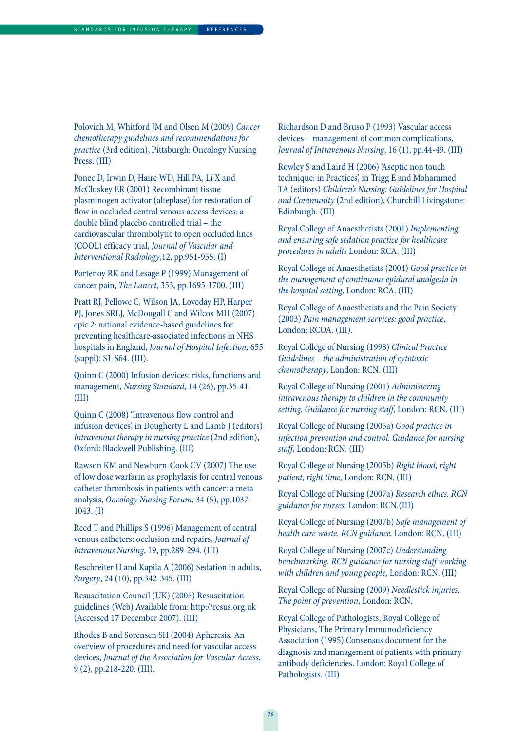Polovich M, Whitford JM and Olsen M (2009) *Cancer chemotherapy guidelines and recommendations for practice* (3rd edition), Pittsburgh: Oncology Nursing Press. (III)

Ponec D, Irwin D, Haire WD, Hill PA, Li X and McCluskey ER (2001) Recombinant tissue plasminogen activator (alteplase) for restoration of flow in occluded central venous access devices: a double blind placebo controlled trial – the cardiovascular thrombolytic to open occluded lines (COOL) efficacy trial, *Journal of Vascular and Interventional Radiology*,12, pp.951-955. (I)

Portenoy RK and Lesage P (1999) Management of cancer pain, *The Lancet*, 353, pp.1695-1700. (III)

Pratt RJ, Pellowe C, Wilson JA, Loveday HP, Harper PJ, Jones SRLJ, McDougall C and Wilcox MH (2007) epic 2: national evidence-based guidelines for preventing healthcare-associated infections in NHS hospitals in England, *Journal of Hospital Infection,* 655 (suppl): S1-S64. (III).

Quinn C (2000) Infusion devices: risks, functions and management, *Nursing Standard*, 14 (26), pp.35-41. (III)

Quinn C (2008) 'Intravenous flow control and infusion devices', in Dougherty L and Lamb J (editors) *Intravenous therapy in nursing practice* (2nd edition), Oxford: Blackwell Publishing. (III)

Rawson KM and Newburn-Cook CV (2007) The use of low dose warfarin as prophylaxis for central venous catheter thrombosis in patients with cancer: a meta analysis, *Oncology Nursing Forum*, 34 (5), pp.1037-1043. (I)

Reed T and Phillips S (1996) Management of central venous catheters: occlusion and repairs, *Journal of Intravenous Nursing*, 19, pp.289-294. (III)

Reschreiter H and Kapila A (2006) Sedation in adults, *Surgery*, 24 (10), pp.342-345. (III)

Resuscitation Council (UK) (2005) Resuscitation guidelines (Web) Available from: http://resus.org.uk (Accessed 17 December 2007). (III)

Rhodes B and Sorensen SH (2004) Apheresis. An overview of procedures and need for vascular access devices, *Journal of the Association for Vascular Access*, 9 (2), pp.218-220. (III).

Richardson D and Bruso P (1993) Vascular access devices – management of common complications, *Journal of Intravenous Nursing*, 16 (1), pp.44-49. (III)

Rowley S and Laird H (2006) 'Aseptic non touch technique: in Practices', in Trigg E and Mohammed TA (editors) *Children's Nursing: Guidelines for Hospital and Community* (2nd edition), Churchill Livingstone: Edinburgh. (III)

Royal College of Anaesthetists (2001) *Implementing and ensuring safe sedation practice for healthcare procedures in adults* London: RCA. (III)

Royal College of Anaesthetists (2004) *Good practice in the management of continuous epidural analgesia in the hospital setting,* London: RCA. (III)

Royal College of Anaesthetists and the Pain Society (2003) *Pain management services: good practice*, London: RCOA. (III).

Royal College of Nursing (1998) *Clinical Practice Guidelines – the administration of cytotoxic chemotherapy*, London: RCN. (III)

Royal College of Nursing (2001) *Administering intravenous therapy to children in the community setting. Guidance for nursing staff*, London: RCN. (III)

Royal College of Nursing (2005a) *Good practice in infection prevention and control. Guidance for nursing staff*, London: RCN. (III)

Royal College of Nursing (2005b) *Right blood, right patient, right time,* London: RCN. (III)

Royal College of Nursing (2007a) *Research ethics. RCN guidance for nurses,* London: RCN.(III)

Royal College of Nursing (2007b) *Safe management of health care waste. RCN guidance,* London: RCN. (III)

Royal College of Nursing (2007c) *Understanding benchmarking. RCN guidance for nursing staff working with children and young people,* London: RCN. (III)

Royal College of Nursing (2009) *Needlestick injuries. The point of prevention*, London: RCN.

Royal College of Pathologists, Royal College of Physicians, The Primary Immunodeficiency Association (1995) Consensus document for the diagnosis and management of patients with primary antibody deficiencies. London: Royal College of Pathologists. (III)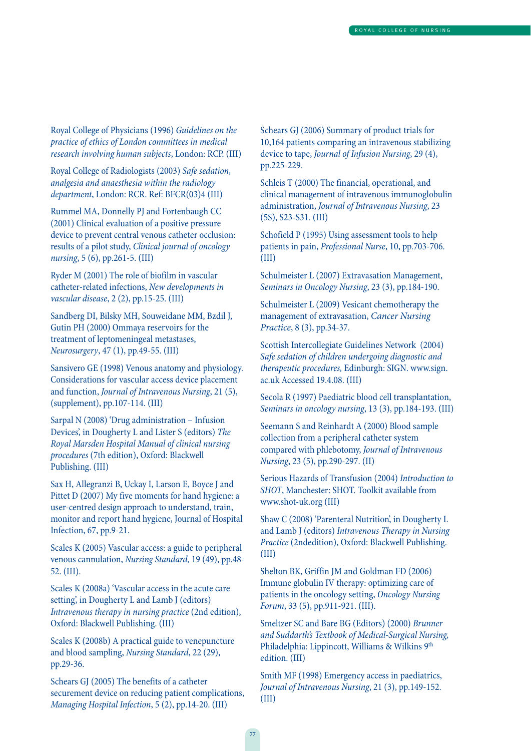Royal College of Physicians (1996) *Guidelines on the practice of ethics of London committees in medical research involving human subjects*, London: RCP. (III)

Royal College of Radiologists (2003) *Safe sedation, analgesia and anaesthesia within the radiology department*, London: RCR. Ref: BFCR(03)4 (III)

Rummel MA, Donnelly PJ and Fortenbaugh CC (2001) Clinical evaluation of a positive pressure device to prevent central venous catheter occlusion: results of a pilot study, *Clinical journal of oncology nursing*, 5 (6), pp.261-5. (III)

Ryder M (2001) The role of biofilm in vascular catheter-related infections, *New developments in vascular disease*, 2 (2), pp.15-25. (III)

Sandberg DI, Bilsky MH, Souweidane MM, Bzdil J, Gutin PH (2000) Ommaya reservoirs for the treatment of leptomeningeal metastases, *Neurosurgery*, 47 (1), pp.49-55. (III)

Sansivero GE (1998) Venous anatomy and physiology. Considerations for vascular access device placement and function, *Journal of Intravenous Nursing*, 21 (5), (supplement), pp.107-114. (III)

Sarpal N (2008) 'Drug administration – Infusion Devices', in Dougherty L and Lister S (editors) *The Royal Marsden Hospital Manual of clinical nursing procedures* (7th edition), Oxford: Blackwell Publishing. (III)

Sax H, Allegranzi B, Uckay I, Larson E, Boyce J and Pittet D (2007) My five moments for hand hygiene: a user-centred design approach to understand, train, monitor and report hand hygiene, Journal of Hospital Infection, 67, pp.9-21.

Scales K (2005) Vascular access: a guide to peripheral venous cannulation, *Nursing Standard,* 19 (49), pp.48-52. (III).

Scales K (2008a) 'Vascular access in the acute care setting', in Dougherty L and Lamb J (editors) *Intravenous therapy in nursing practice* (2nd edition), Oxford: Blackwell Publishing. (III)

Scales K (2008b) A practical guide to venepuncture and blood sampling, *Nursing Standard*, 22 (29), pp.29-36.

Schears GJ (2005) The benefits of a catheter securement device on reducing patient complications, *Managing Hospital Infection*, 5 (2), pp.14-20. (III)

Schears GJ (2006) Summary of product trials for 10,164 patients comparing an intravenous stabilizing device to tape, *Journal of Infusion Nursing*, 29 (4), pp.225-229.

Schleis T (2000) The financial, operational, and clinical management of intravenous immunoglobulin administration, *Journal of Intravenous Nursing*, 23 (5S), S23-S31. (III)

Schofield P (1995) Using assessment tools to help patients in pain, *Professional Nurse*, 10, pp.703-706. (III)

Schulmeister L (2007) Extravasation Management, *Seminars in Oncology Nursing*, 23 (3), pp.184-190.

Schulmeister L (2009) Vesicant chemotherapy the management of extravasation, *Cancer Nursing Practice*, 8 (3), pp.34-37.

Scottish Intercollegiate Guidelines Network (2004) *Safe sedation of children undergoing diagnostic and therapeutic procedures,* Edinburgh: SIGN. www.sign.ac.uk Accessed 19.4.08. (III)

Secola R (1997) Paediatric blood cell transplantation, *Seminars in oncology nursing*, 13 (3), pp.184-193. (III)

Seemann S and Reinhardt A (2000) Blood sample collection from a peripheral catheter system compared with phlebotomy, *Journal of Intravenous Nursing*, 23 (5), pp.290-297. (II)

Serious Hazards of Transfusion (2004) *Introduction to SHOT*, Manchester: SHOT. Toolkit available from www.shot-uk.org (III)

Shaw C (2008) 'Parenteral Nutrition', in Dougherty L and Lamb J (editors) *Intravenous Therapy in Nursing Practice* (2ndedition), Oxford: Blackwell Publishing. (III)

Shelton BK, Griffin JM and Goldman FD (2006) Immune globulin IV therapy: optimizing care of patients in the oncology setting, *Oncology Nursing Forum*, 33 (5), pp.911-921. (III).

Smeltzer SC and Bare BG (Editors) (2000) *Brunner and Suddarth's Textbook of Medical-Surgical Nursing,* Philadelphia: Lippincott, Williams & Wilkins 9th edition. (III)

Smith MF (1998) Emergency access in paediatrics, *Journal of Intravenous Nursing*, 21 (3), pp.149-152. (III)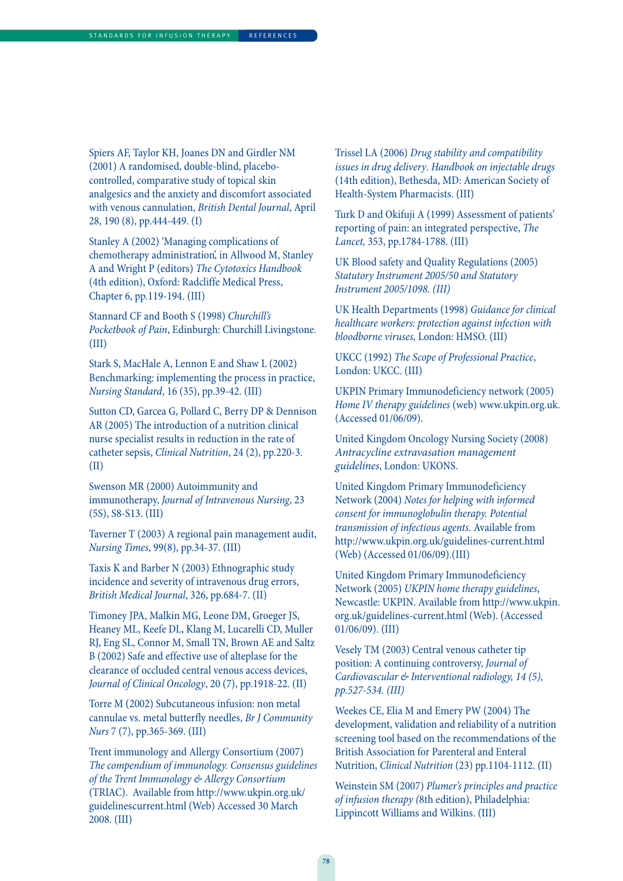Spiers AF, Taylor KH, Joanes DN and Girdler NM (2001) A randomised, double-blind, placebo-controlled, comparative study of topical skin analgesics and the anxiety and discomfort associated with venous cannulation, *British Dental Journal*, April 28, 190 (8), pp.444-449. (I)

Stanley A (2002) 'Managing complications of chemotherapy administration', in Allwood M, Stanley A and Wright P (editors) *The Cytotoxics Handbook* (4th edition), Oxford: Radcliffe Medical Press, Chapter 6, pp.119-194. (III)

Stannard CF and Booth S (1998) *Churchill's Pocketbook of Pain*, Edinburgh: Churchill Livingstone. (III)

Stark S, MacHale A, Lennon E and Shaw L (2002) Benchmarking: implementing the process in practice, *Nursing Standard*, 16 (35), pp.39-42. (III)

Sutton CD, Garcea G, Pollard C, Berry DP & Dennison AR (2005) The introduction of a nutrition clinical nurse specialist results in reduction in the rate of catheter sepsis, *Clinical Nutrition*, 24 (2), pp.220-3. (II)

Swenson MR (2000) Autoimmunity and immunotherapy, *Journal of Intravenous Nursing*, 23 (5S), S8-S13. (III)

Taverner T (2003) A regional pain management audit, *Nursing Times*, 99(8), pp.34-37. (III)

Taxis K and Barber N (2003) Ethnographic study incidence and severity of intravenous drug errors, *British Medical Journal*, 326, pp.684-7. (II)

Timoney JPA, Malkin MG, Leone DM, Groeger JS, Heaney ML, Keefe DL, Klang M, Lucarelli CD, Muller RJ, Eng SL, Connor M, Small TN, Brown AE and Saltz B (2002) Safe and effective use of alteplase for the clearance of occluded central venous access devices, *Journal of Clinical Oncology*, 20 (7), pp.1918-22. (II)

Torre M (2002) Subcutaneous infusion: non metal cannulae vs. metal butterfly needles, *Br J Community Nurs* 7 (7), pp.365-369. (III)

Trent immunology and Allergy Consortium (2007) *The compendium of immunology. Consensus guidelines of the Trent Immunology & Allergy Consortium* (TRIAC). Available from http://www.ukpin.org.uk/guidelinescurrent.html (Web) Accessed 30 March 2008. (III)

Trissel LA (2006) *Drug stability and compatibility issues in drug delivery*. *Handbook on injectable drugs* (14th edition), Bethesda, MD: American Society of Health-System Pharmacists. (III)

Turk D and Okifuji A (1999) Assessment of patients' reporting of pain: an integrated perspective, *The Lancet,* 353, pp.1784-1788. (III)

UK Blood safety and Quality Regulations (2005) *Statutory Instrument 2005/50 and Statutory Instrument 2005/1098. (III)*

UK Health Departments (1998) *Guidance for clinical healthcare workers: protection against infection with bloodborne viruses,* London: HMSO. (III)

UKCC (1992) *The Scope of Professional Practice*, London: UKCC. (III)

UKPIN Primary Immunodeficiency network (2005) *Home IV therapy guidelines* (web) www.ukpin.org.uk. (Accessed 01/06/09).

United Kingdom Oncology Nursing Society (2008) *Antracycline extravasation management guidelines*, London: UKONS.

United Kingdom Primary Immunodeficiency Network (2004) *Notes for helping with informed consent for immunoglobulin therapy. Potential transmission of infectious agents.* Available from http://www.ukpin.org.uk/guidelines-current.html (Web) (Accessed 01/06/09).(III)

United Kingdom Primary Immunodeficiency Network (2005) *UKPIN home therapy guidelines*, Newcastle: UKPIN. Available from http://www.ukpin.org.uk/guidelines-current.html (Web). (Accessed 01/06/09). (III)

Vesely TM (2003) Central venous catheter tip position: A continuing controversy, *Journal of Cardiovascular & Interventional radiology, 14 (5), pp.527-534. (III)*

Weekes CE, Elia M and Emery PW (2004) The development, validation and reliability of a nutrition screening tool based on the recommendations of the British Association for Parenteral and Enteral Nutrition, *Clinical Nutrition* (23) pp.1104-1112. (II)

Weinstein SM (2007) *Plumer's principles and practice of infusion therapy (*8th edition), Philadelphia: Lippincott Williams and Wilkins. (III)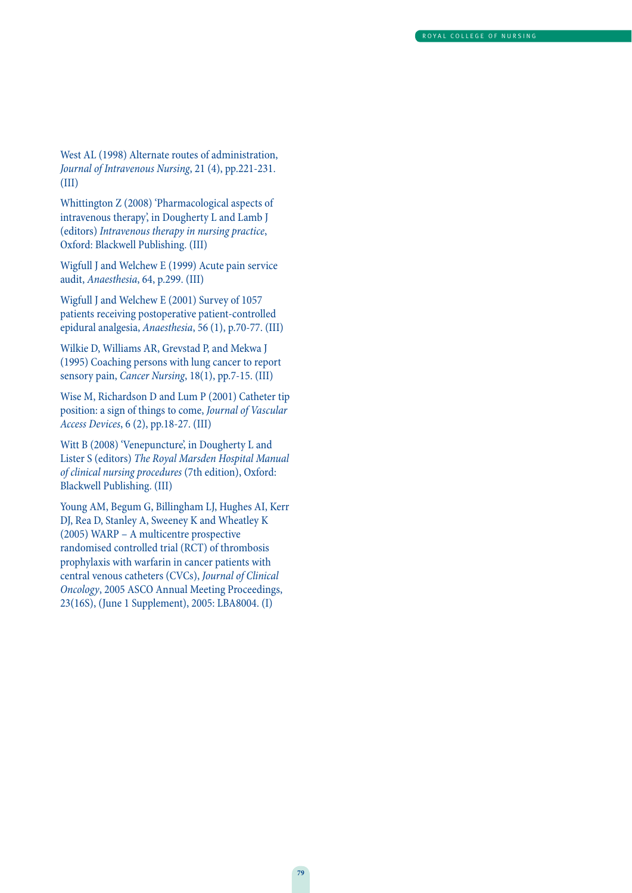West AL (1998) Alternate routes of administration, *Journal of Intravenous Nursing*, 21 (4), pp.221-231. (III)

Whittington Z (2008) 'Pharmacological aspects of intravenous therapy', in Dougherty L and Lamb J (editors) *Intravenous therapy in nursing practice*, Oxford: Blackwell Publishing. (III)

Wigfull J and Welchew E (1999) Acute pain service audit, *Anaesthesia*, 64, p.299. (III)

Wigfull J and Welchew E (2001) Survey of 1057 patients receiving postoperative patient-controlled epidural analgesia, *Anaesthesia*, 56 (1), p.70-77. (III)

Wilkie D, Williams AR, Grevstad P, and Mekwa J (1995) Coaching persons with lung cancer to report sensory pain, *Cancer Nursing*, 18(1), pp.7-15. (III)

Wise M, Richardson D and Lum P (2001) Catheter tip position: a sign of things to come, *Journal of Vascular Access Devices*, 6 (2), pp.18-27. (III)

Witt B (2008) 'Venepuncture', in Dougherty L and Lister S (editors) *The Royal Marsden Hospital Manual of clinical nursing procedures* (7th edition), Oxford: Blackwell Publishing. (III)

Young AM, Begum G, Billingham LJ, Hughes AI, Kerr DJ, Rea D, Stanley A, Sweeney K and Wheatley K (2005) WARP – A multicentre prospective randomised controlled trial (RCT) of thrombosis prophylaxis with warfarin in cancer patients with central venous catheters (CVCs), *Journal of Clinical Oncology*, 2005 ASCO Annual Meeting Proceedings, 23(16S), (June 1 Supplement), 2005: LBA8004. (I)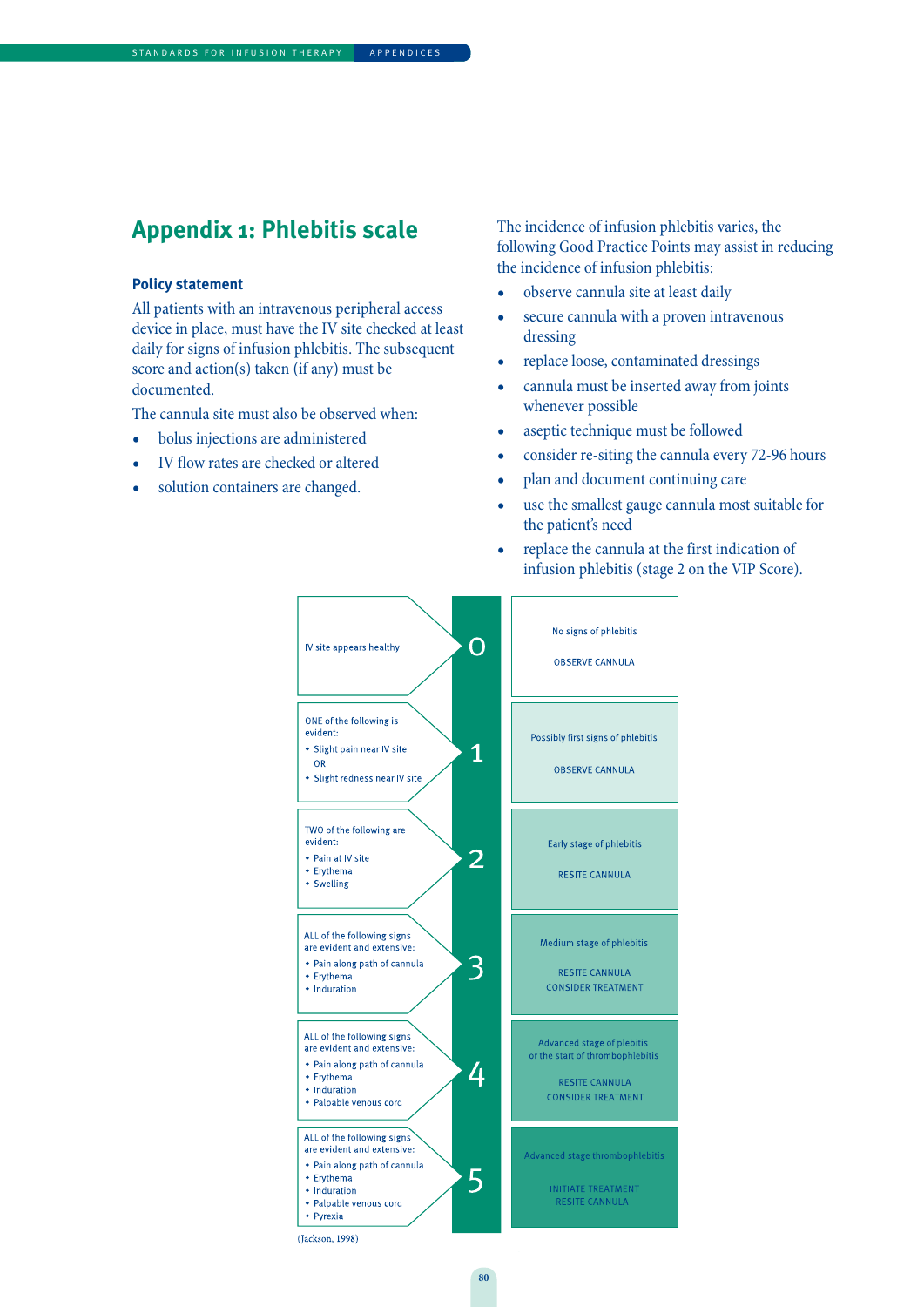## Appendix 1: Phlebitis scale

### Policy statement

All patients with an intravenous peripheral access device in place, must have the IV site checked at least daily for signs of infusion phlebitis. The subsequent score and action(s) taken (if any) must be documented.

The cannula site must also be observed when:

- bolus injections are administered
- IV flow rates are checked or altered
- solution containers are changed.

The incidence of infusion phlebitis varies, the following Good Practice Points may assist in reducing the incidence of infusion phlebitis:

- observe cannula site at least daily
- secure cannula with a proven intravenous dressing
- replace loose, contaminated dressings
- cannula must be inserted away from joints whenever possible
- aseptic technique must be followed
- consider re-siting the cannula every 72-96 hours
- plan and document continuing care
- use the smallest gauge cannula most suitable for the patient's need
- replace the cannula at the first indication of infusion phlebitis (stage 2 on the VIP Score).

| Signs | Score | Stage / Action |
|---|---|---|
| IV site appears healthy | 0 | No signs of phlebitis<br>OBSERVE CANNULA |
| ONE of the following is evident:<br>• Slight pain near IV site<br>OR<br>• Slight redness near IV site | 1 | Possibly first signs of phlebitis<br>OBSERVE CANNULA |
| TWO of the following are evident:<br>• Pain at IV site<br>• Erythema<br>• Swelling | 2 | Early stage of phlebitis<br>RESITE CANNULA |
| ALL of the following signs are evident and extensive:<br>• Pain along path of cannula<br>• Erythema<br>• Induration | 3 | Medium stage of phlebitis<br>RESITE CANNULA<br>CONSIDER TREATMENT |
| ALL of the following signs are evident and extensive:<br>• Pain along path of cannula<br>• Erythema<br>• Induration<br>• Palpable venous cord | 4 | Advanced stage of plebitis or the start of thrombophlebitis<br>RESITE CANNULA<br>CONSIDER TREATMENT |
| ALL of the following signs are evident and extensive:<br>• Pain along path of cannula<br>• Erythema<br>• Induration<br>• Palpable venous cord<br>• Pyrexia | 5 | Advanced stage thrombophlebitis<br>INITIATE TREATMENT<br>RESITE CANNULA |

(Jackson, 1998)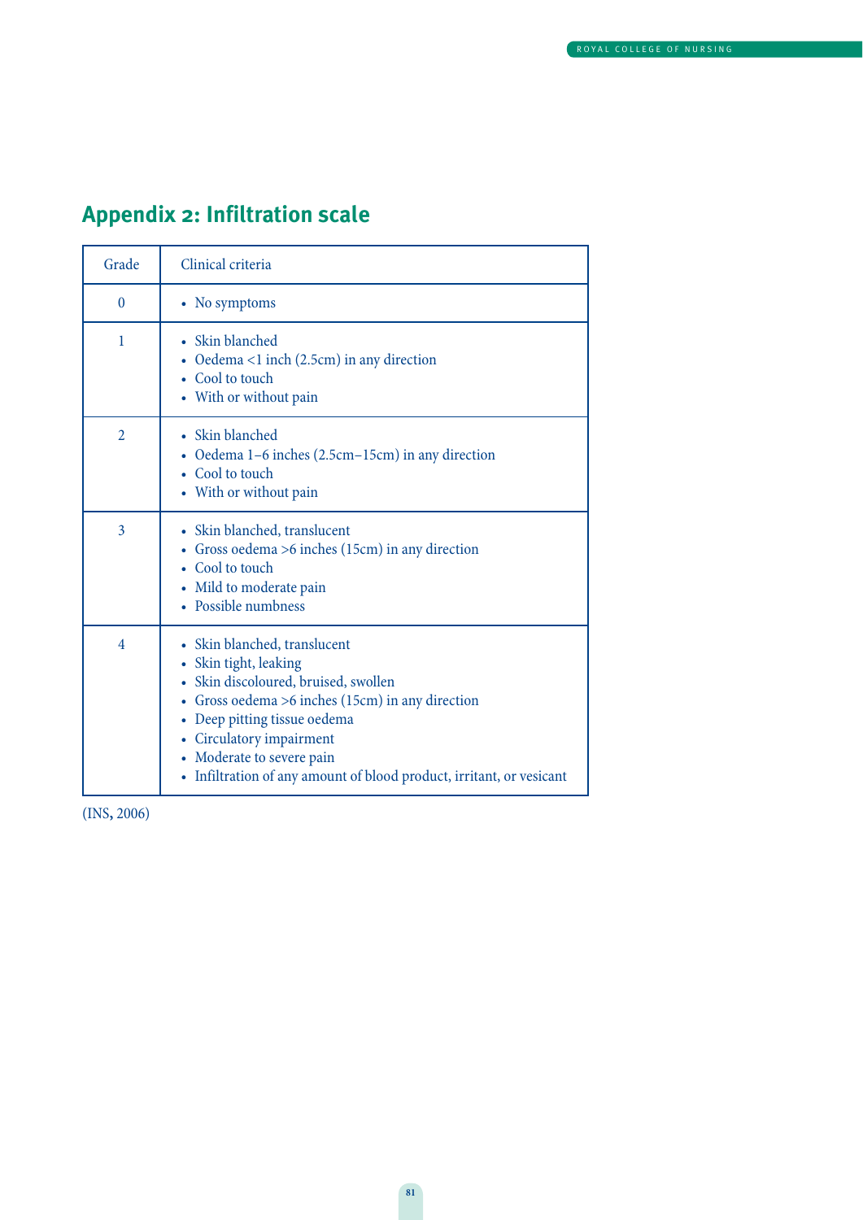## Appendix 2: Infiltration scale

| Grade | Clinical criteria |
|---|---|
| 0 | • No symptoms |
| 1 | • Skin blanched<br>• Oedema <1 inch (2.5cm) in any direction<br>• Cool to touch<br>• With or without pain |
| 2 | • Skin blanched<br>• Oedema 1–6 inches (2.5cm–15cm) in any direction<br>• Cool to touch<br>• With or without pain |
| 3 | • Skin blanched, translucent<br>• Gross oedema >6 inches (15cm) in any direction<br>• Cool to touch<br>• Mild to moderate pain<br>• Possible numbness |
| 4 | • Skin blanched, translucent<br>• Skin tight, leaking<br>• Skin discoloured, bruised, swollen<br>• Gross oedema >6 inches (15cm) in any direction<br>• Deep pitting tissue oedema<br>• Circulatory impairment<br>• Moderate to severe pain<br>• Infiltration of any amount of blood product, irritant, or vesicant |

(INS, 2006)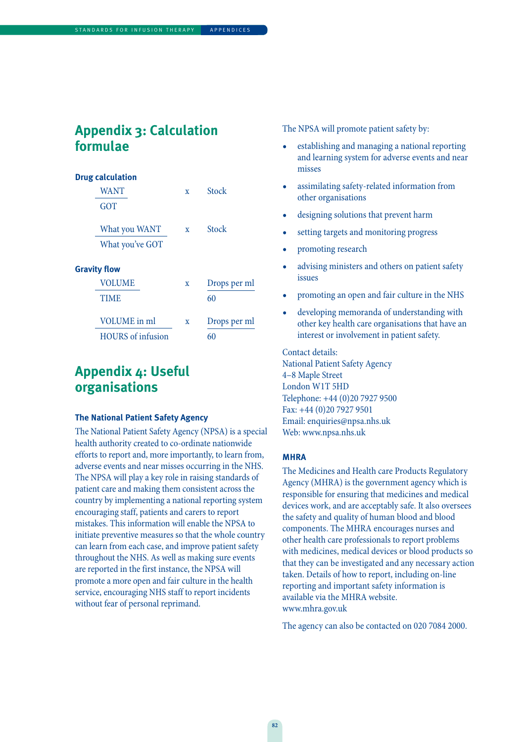## Appendix 3: Calculation formulae

### Drug calculation

$$\frac{\text{WANT}}{\text{GOT}} \times \text{Stock}$$

$$\frac{\text{What you WANT}}{\text{What you've GOT}} \times \text{Stock}$$

### Gravity flow

$$\frac{\text{VOLUME}}{\text{TIME}} \times \frac{\text{Drops per ml}}{60}$$

$$\frac{\text{VOLUME in ml}}{\text{HOURS of infusion}} \times \frac{\text{Drops per ml}}{60}$$

## Appendix 4: Useful organisations

### The National Patient Safety Agency

The National Patient Safety Agency (NPSA) is a special health authority created to co-ordinate nationwide efforts to report and, more importantly, to learn from, adverse events and near misses occurring in the NHS. The NPSA will play a key role in raising standards of patient care and making them consistent across the country by implementing a national reporting system encouraging staff, patients and carers to report mistakes. This information will enable the NPSA to initiate preventive measures so that the whole country can learn from each case, and improve patient safety throughout the NHS. As well as making sure events are reported in the first instance, the NPSA will promote a more open and fair culture in the health service, encouraging NHS staff to report incidents without fear of personal reprimand.

The NPSA will promote patient safety by:

- establishing and managing a national reporting and learning system for adverse events and near misses
- assimilating safety-related information from other organisations
- designing solutions that prevent harm
- setting targets and monitoring progress
- promoting research
- advising ministers and others on patient safety issues
- promoting an open and fair culture in the NHS
- developing memoranda of understanding with other key health care organisations that have an interest or involvement in patient safety.

Contact details:
National Patient Safety Agency
4–8 Maple Street
London W1T 5HD
Telephone: +44 (0)20 7927 9500
Fax: +44 (0)20 7927 9501
Email: enquiries@npsa.nhs.uk
Web: www.npsa.nhs.uk

### MHRA

The Medicines and Health care Products Regulatory Agency (MHRA) is the government agency which is responsible for ensuring that medicines and medical devices work, and are acceptably safe. It also oversees the safety and quality of human blood and blood components. The MHRA encourages nurses and other health care professionals to report problems with medicines, medical devices or blood products so that they can be investigated and any necessary action taken. Details of how to report, including on-line reporting and important safety information is available via the MHRA website.
www.mhra.gov.uk

The agency can also be contacted on 020 7084 2000.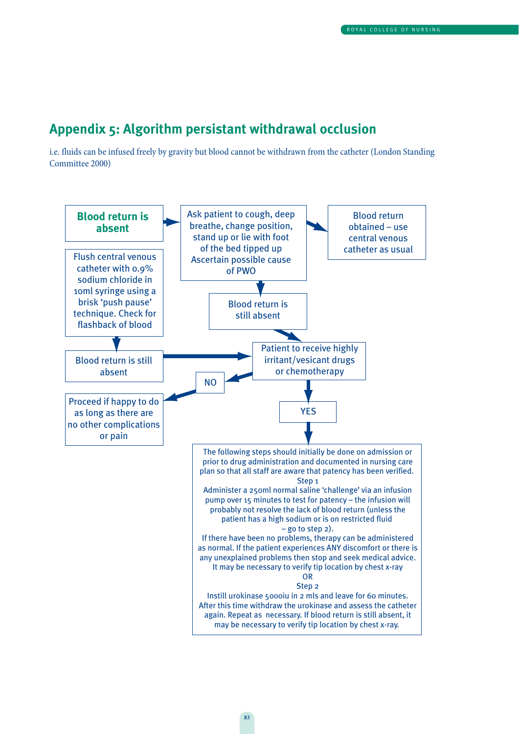## Appendix 5: Algorithm persistant withdrawal occlusion

i.e. fluids can be infused freely by gravity but blood cannot be withdrawn from the catheter (London Standing Committee 2000)

**Blood return is absent**

→ Ask patient to cough, deep breathe, change position, stand up or lie with foot of the bed tipped up. Ascertain possible cause of PWO

→ Blood return obtained – use central venous catheter as usual

↓ Blood return is still absent

→ Patient to receive highly irritant/vesicant drugs or chemotherapy

Flush central venous catheter with 0.9% sodium chloride in 10ml syringe using a brisk 'push pause' technique. Check for flashback of blood

↓ Blood return is still absent

→ Patient to receive highly irritant/vesicant drugs or chemotherapy

**NO** → Proceed if happy to do as long as there are no other complications or pain

**YES** →

The following steps should initially be done on admission or prior to drug administration and documented in nursing care plan so that all staff are aware that patency has been verified.

Step 1

Administer a 250ml normal saline 'challenge' via an infusion pump over 15 minutes to test for patency – the infusion will probably not resolve the lack of blood return (unless the patient has a high sodium or is on restricted fluid – go to step 2).

If there have been no problems, therapy can be administered as normal. If the patient experiences ANY discomfort or there is any unexplained problems then stop and seek medical advice. It may be necessary to verify tip location by chest x-ray

OR

Step 2

Instill urokinase 5000iu in 2 mls and leave for 60 minutes. After this time withdraw the urokinase and assess the catheter again. Repeat as necessary. If blood return is still absent, it may be necessary to verify tip location by chest x-ray.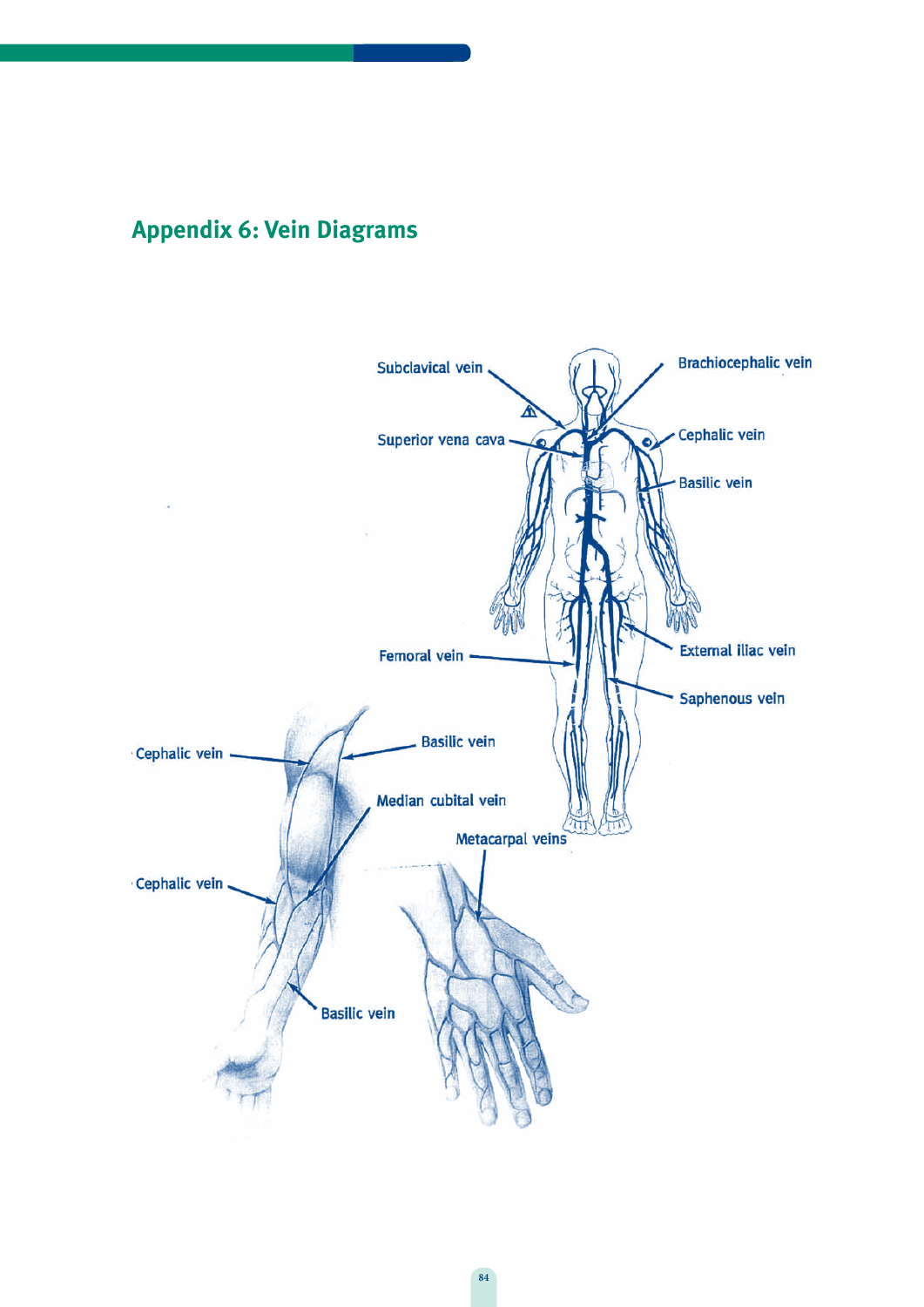## Appendix 6: Vein Diagrams

Subclavical vein

Brachiocephalic vein

Superior vena cava

Cephalic vein

Basilic vein

Femoral vein

External iliac vein

Saphenous vein

Cephalic vein

Basilic vein

Median cubital vein

Metacarpal veins

Cephalic vein

Basilic vein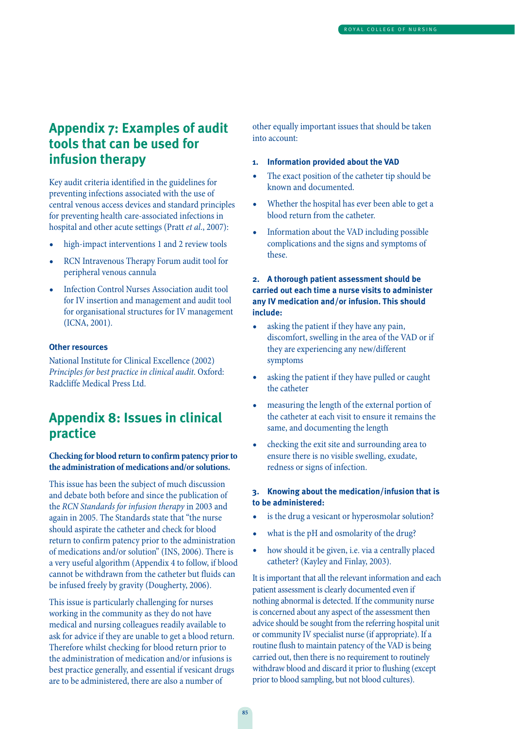## Appendix 7: Examples of audit tools that can be used for infusion therapy

Key audit criteria identified in the guidelines for preventing infections associated with the use of central venous access devices and standard principles for preventing health care-associated infections in hospital and other acute settings (Pratt *et al.*, 2007):

- high-impact interventions 1 and 2 review tools
- RCN Intravenous Therapy Forum audit tool for peripheral venous cannula
- Infection Control Nurses Association audit tool for IV insertion and management and audit tool for organisational structures for IV management (ICNA, 2001).

### Other resources

National Institute for Clinical Excellence (2002) *Principles for best practice in clinical audit*. Oxford: Radcliffe Medical Press Ltd.

## Appendix 8: Issues in clinical practice

**Checking for blood return to confirm patency prior to the administration of medications and/or solutions.**

This issue has been the subject of much discussion and debate both before and since the publication of the *RCN Standards for infusion therapy* in 2003 and again in 2005. The Standards state that "the nurse should aspirate the catheter and check for blood return to confirm patency prior to the administration of medications and/or solution" (INS, 2006). There is a very useful algorithm (Appendix 4 to follow, if blood cannot be withdrawn from the catheter but fluids can be infused freely by gravity (Dougherty, 2006).

This issue is particularly challenging for nurses working in the community as they do not have medical and nursing colleagues readily available to ask for advice if they are unable to get a blood return. Therefore whilst checking for blood return prior to the administration of medication and/or infusions is best practice generally, and essential if vesicant drugs are to be administered, there are also a number of other equally important issues that should be taken into account:

**1. Information provided about the VAD**

- The exact position of the catheter tip should be known and documented.
- Whether the hospital has ever been able to get a blood return from the catheter.
- Information about the VAD including possible complications and the signs and symptoms of these.

**2. A thorough patient assessment should be carried out each time a nurse visits to administer any IV medication and/or infusion. This should include:**

- asking the patient if they have any pain, discomfort, swelling in the area of the VAD or if they are experiencing any new/different symptoms
- asking the patient if they have pulled or caught the catheter
- measuring the length of the external portion of the catheter at each visit to ensure it remains the same, and documenting the length
- checking the exit site and surrounding area to ensure there is no visible swelling, exudate, redness or signs of infection.

**3. Knowing about the medication/infusion that is to be administered:**

- is the drug a vesicant or hyperosmolar solution?
- what is the pH and osmolarity of the drug?
- how should it be given, i.e. via a centrally placed catheter? (Kayley and Finlay, 2003).

It is important that all the relevant information and each patient assessment is clearly documented even if nothing abnormal is detected. If the community nurse is concerned about any aspect of the assessment then advice should be sought from the referring hospital unit or community IV specialist nurse (if appropriate). If a routine flush to maintain patency of the VAD is being carried out, then there is no requirement to routinely withdraw blood and discard it prior to flushing (except prior to blood sampling, but not blood cultures).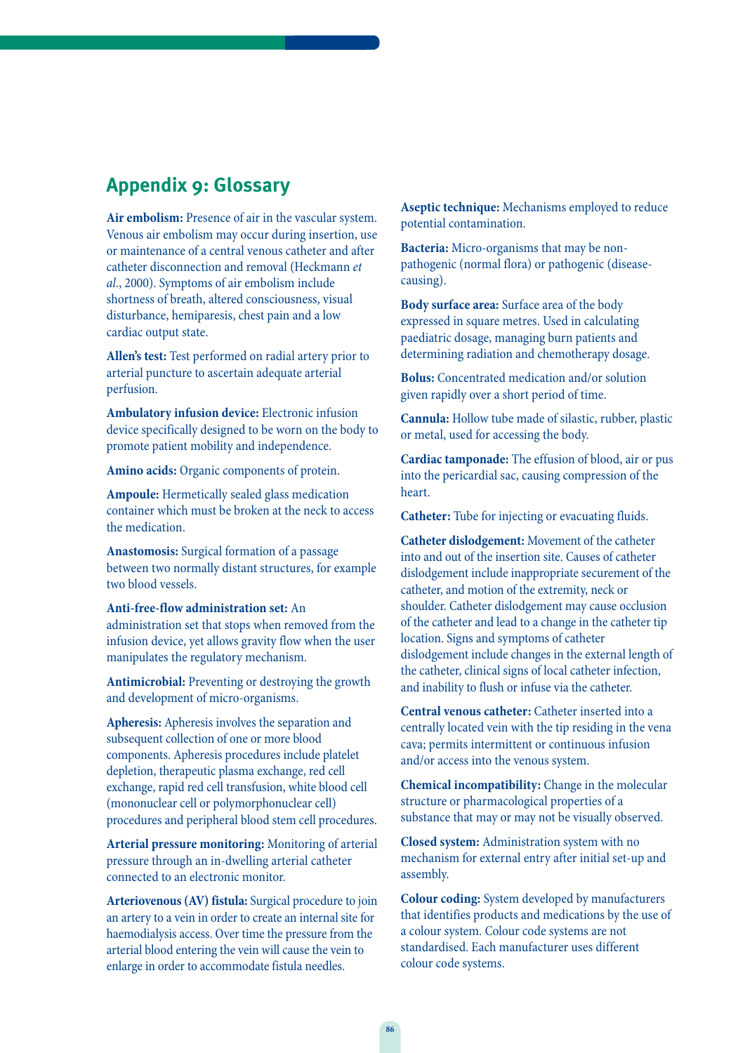## Appendix 9: Glossary

**Air embolism:** Presence of air in the vascular system. Venous air embolism may occur during insertion, use or maintenance of a central venous catheter and after catheter disconnection and removal (Heckmann *et al.*, 2000). Symptoms of air embolism include shortness of breath, altered consciousness, visual disturbance, hemiparesis, chest pain and a low cardiac output state.

**Allen's test:** Test performed on radial artery prior to arterial puncture to ascertain adequate arterial perfusion.

**Ambulatory infusion device:** Electronic infusion device specifically designed to be worn on the body to promote patient mobility and independence.

**Amino acids:** Organic components of protein.

**Ampoule:** Hermetically sealed glass medication container which must be broken at the neck to access the medication.

**Anastomosis:** Surgical formation of a passage between two normally distant structures, for example two blood vessels.

**Anti-free-flow administration set:** An administration set that stops when removed from the infusion device, yet allows gravity flow when the user manipulates the regulatory mechanism.

**Antimicrobial:** Preventing or destroying the growth and development of micro-organisms.

**Apheresis:** Apheresis involves the separation and subsequent collection of one or more blood components. Apheresis procedures include platelet depletion, therapeutic plasma exchange, red cell exchange, rapid red cell transfusion, white blood cell (mononuclear cell or polymorphonuclear cell) procedures and peripheral blood stem cell procedures.

**Arterial pressure monitoring:** Monitoring of arterial pressure through an in-dwelling arterial catheter connected to an electronic monitor.

**Arteriovenous (AV) fistula:** Surgical procedure to join an artery to a vein in order to create an internal site for haemodialysis access. Over time the pressure from the arterial blood entering the vein will cause the vein to enlarge in order to accommodate fistula needles.

**Aseptic technique:** Mechanisms employed to reduce potential contamination.

**Bacteria:** Micro-organisms that may be non-pathogenic (normal flora) or pathogenic (disease-causing).

**Body surface area:** Surface area of the body expressed in square metres. Used in calculating paediatric dosage, managing burn patients and determining radiation and chemotherapy dosage.

**Bolus:** Concentrated medication and/or solution given rapidly over a short period of time.

**Cannula:** Hollow tube made of silastic, rubber, plastic or metal, used for accessing the body.

**Cardiac tamponade:** The effusion of blood, air or pus into the pericardial sac, causing compression of the heart.

**Catheter:** Tube for injecting or evacuating fluids.

**Catheter dislodgement:** Movement of the catheter into and out of the insertion site. Causes of catheter dislodgement include inappropriate securement of the catheter, and motion of the extremity, neck or shoulder. Catheter dislodgement may cause occlusion of the catheter and lead to a change in the catheter tip location. Signs and symptoms of catheter dislodgement include changes in the external length of the catheter, clinical signs of local catheter infection, and inability to flush or infuse via the catheter.

**Central venous catheter:** Catheter inserted into a centrally located vein with the tip residing in the vena cava; permits intermittent or continuous infusion and/or access into the venous system.

**Chemical incompatibility:** Change in the molecular structure or pharmacological properties of a substance that may or may not be visually observed.

**Closed system:** Administration system with no mechanism for external entry after initial set-up and assembly.

**Colour coding:** System developed by manufacturers that identifies products and medications by the use of a colour system. Colour code systems are not standardised. Each manufacturer uses different colour code systems.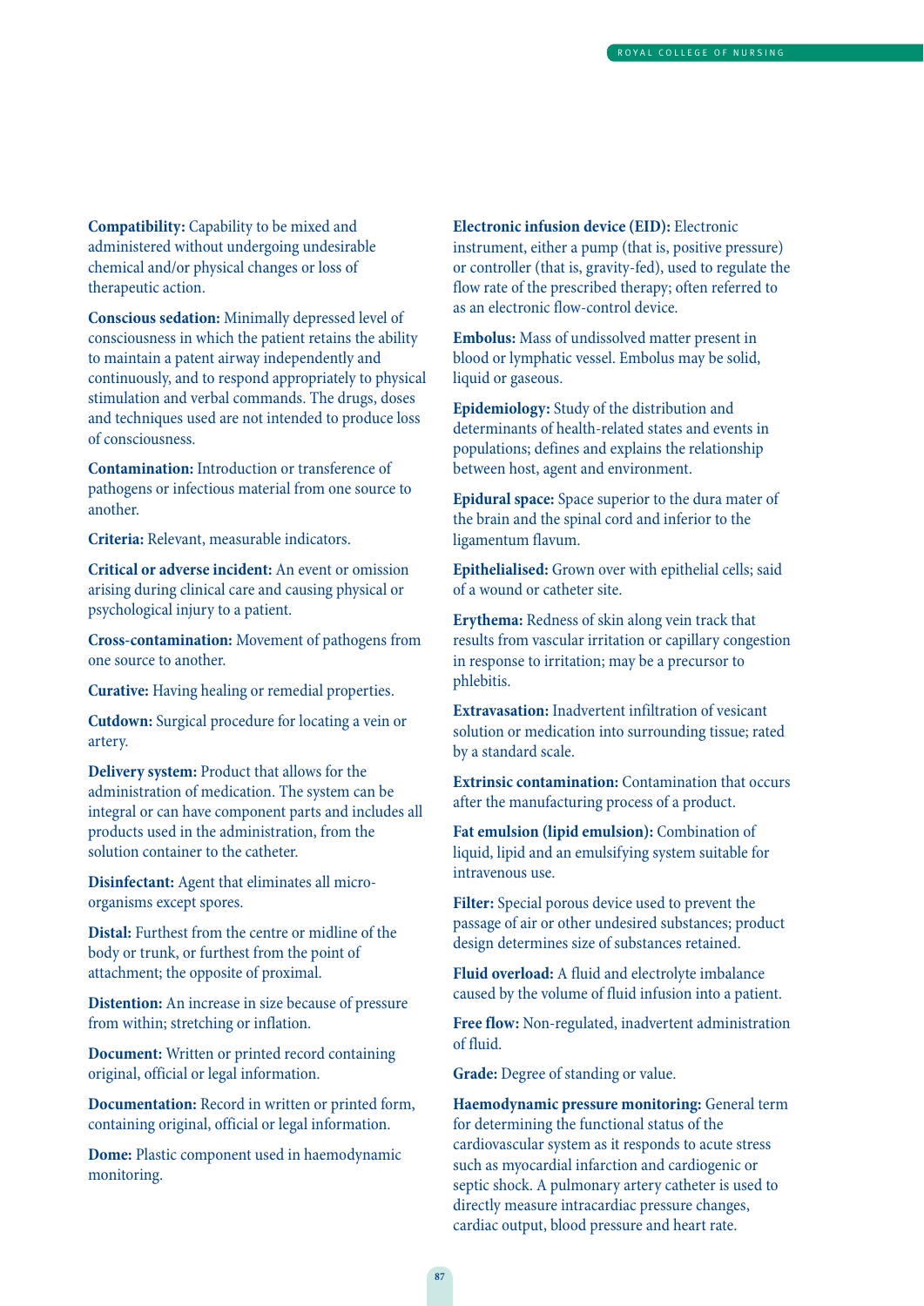**Compatibility:** Capability to be mixed and administered without undergoing undesirable chemical and/or physical changes or loss of therapeutic action.

**Conscious sedation:** Minimally depressed level of consciousness in which the patient retains the ability to maintain a patent airway independently and continuously, and to respond appropriately to physical stimulation and verbal commands. The drugs, doses and techniques used are not intended to produce loss of consciousness.

**Contamination:** Introduction or transference of pathogens or infectious material from one source to another.

**Criteria:** Relevant, measurable indicators.

**Critical or adverse incident:** An event or omission arising during clinical care and causing physical or psychological injury to a patient.

**Cross-contamination:** Movement of pathogens from one source to another.

**Curative:** Having healing or remedial properties.

**Cutdown:** Surgical procedure for locating a vein or artery.

**Delivery system:** Product that allows for the administration of medication. The system can be integral or can have component parts and includes all products used in the administration, from the solution container to the catheter.

**Disinfectant:** Agent that eliminates all micro-organisms except spores.

**Distal:** Furthest from the centre or midline of the body or trunk, or furthest from the point of attachment; the opposite of proximal.

**Distention:** An increase in size because of pressure from within; stretching or inflation.

**Document:** Written or printed record containing original, official or legal information.

**Documentation:** Record in written or printed form, containing original, official or legal information.

**Dome:** Plastic component used in haemodynamic monitoring.

**Electronic infusion device (EID):** Electronic instrument, either a pump (that is, positive pressure) or controller (that is, gravity-fed), used to regulate the flow rate of the prescribed therapy; often referred to as an electronic flow-control device.

**Embolus:** Mass of undissolved matter present in blood or lymphatic vessel. Embolus may be solid, liquid or gaseous.

**Epidemiology:** Study of the distribution and determinants of health-related states and events in populations; defines and explains the relationship between host, agent and environment.

**Epidural space:** Space superior to the dura mater of the brain and the spinal cord and inferior to the ligamentum flavum.

**Epithelialised:** Grown over with epithelial cells; said of a wound or catheter site.

**Erythema:** Redness of skin along vein track that results from vascular irritation or capillary congestion in response to irritation; may be a precursor to phlebitis.

**Extravasation:** Inadvertent infiltration of vesicant solution or medication into surrounding tissue; rated by a standard scale.

**Extrinsic contamination:** Contamination that occurs after the manufacturing process of a product.

**Fat emulsion (lipid emulsion):** Combination of liquid, lipid and an emulsifying system suitable for intravenous use.

**Filter:** Special porous device used to prevent the passage of air or other undesired substances; product design determines size of substances retained.

**Fluid overload:** A fluid and electrolyte imbalance caused by the volume of fluid infusion into a patient.

**Free flow:** Non-regulated, inadvertent administration of fluid.

**Grade:** Degree of standing or value.

**Haemodynamic pressure monitoring:** General term for determining the functional status of the cardiovascular system as it responds to acute stress such as myocardial infarction and cardiogenic or septic shock. A pulmonary artery catheter is used to directly measure intracardiac pressure changes, cardiac output, blood pressure and heart rate.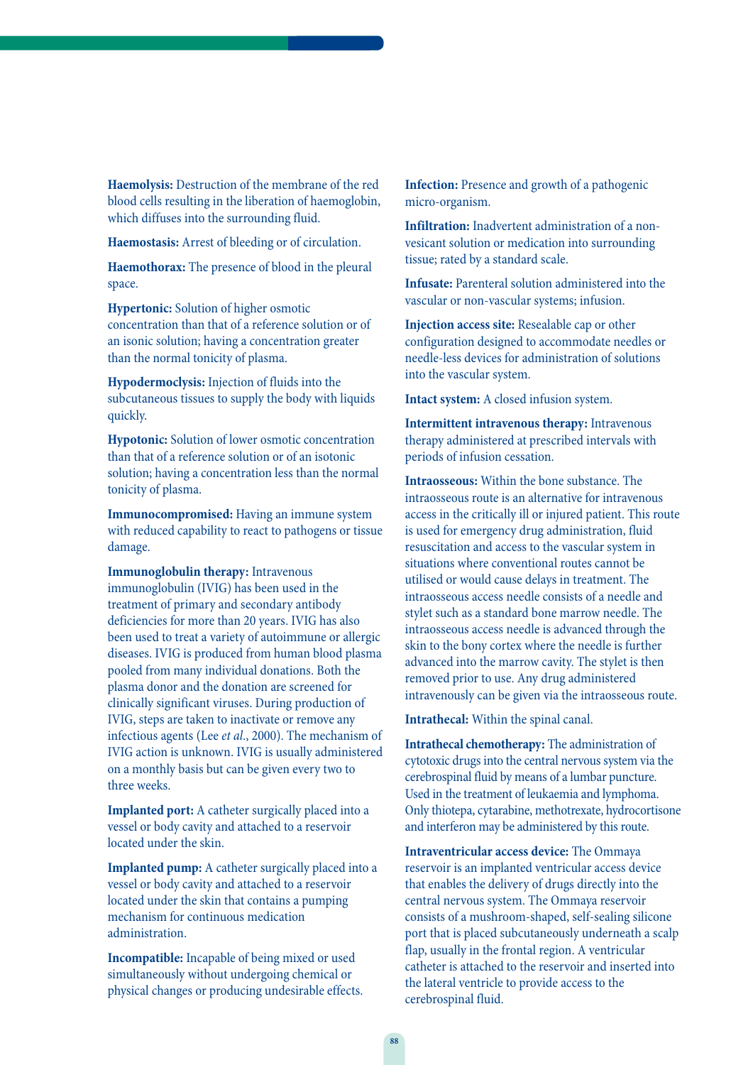**Haemolysis:** Destruction of the membrane of the red blood cells resulting in the liberation of haemoglobin, which diffuses into the surrounding fluid.

**Haemostasis:** Arrest of bleeding or of circulation.

**Haemothorax:** The presence of blood in the pleural space.

**Hypertonic:** Solution of higher osmotic concentration than that of a reference solution or of an isonic solution; having a concentration greater than the normal tonicity of plasma.

**Hypodermoclysis:** Injection of fluids into the subcutaneous tissues to supply the body with liquids quickly.

**Hypotonic:** Solution of lower osmotic concentration than that of a reference solution or of an isotonic solution; having a concentration less than the normal tonicity of plasma.

**Immunocompromised:** Having an immune system with reduced capability to react to pathogens or tissue damage.

**Immunoglobulin therapy:** Intravenous immunoglobulin (IVIG) has been used in the treatment of primary and secondary antibody deficiencies for more than 20 years. IVIG has also been used to treat a variety of autoimmune or allergic diseases. IVIG is produced from human blood plasma pooled from many individual donations. Both the plasma donor and the donation are screened for clinically significant viruses. During production of IVIG, steps are taken to inactivate or remove any infectious agents (Lee *et al*., 2000). The mechanism of IVIG action is unknown. IVIG is usually administered on a monthly basis but can be given every two to three weeks.

**Implanted port:** A catheter surgically placed into a vessel or body cavity and attached to a reservoir located under the skin.

**Implanted pump:** A catheter surgically placed into a vessel or body cavity and attached to a reservoir located under the skin that contains a pumping mechanism for continuous medication administration.

**Incompatible:** Incapable of being mixed or used simultaneously without undergoing chemical or physical changes or producing undesirable effects.

**Infection:** Presence and growth of a pathogenic micro-organism.

**Infiltration:** Inadvertent administration of a non-vesicant solution or medication into surrounding tissue; rated by a standard scale.

**Infusate:** Parenteral solution administered into the vascular or non-vascular systems; infusion.

**Injection access site:** Resealable cap or other configuration designed to accommodate needles or needle-less devices for administration of solutions into the vascular system.

**Intact system:** A closed infusion system.

**Intermittent intravenous therapy:** Intravenous therapy administered at prescribed intervals with periods of infusion cessation.

**Intraosseous:** Within the bone substance. The intraosseous route is an alternative for intravenous access in the critically ill or injured patient. This route is used for emergency drug administration, fluid resuscitation and access to the vascular system in situations where conventional routes cannot be utilised or would cause delays in treatment. The intraosseous access needle consists of a needle and stylet such as a standard bone marrow needle. The intraosseous access needle is advanced through the skin to the bony cortex where the needle is further advanced into the marrow cavity. The stylet is then removed prior to use. Any drug administered intravenously can be given via the intraosseous route.

**Intrathecal:** Within the spinal canal.

**Intrathecal chemotherapy:** The administration of cytotoxic drugs into the central nervous system via the cerebrospinal fluid by means of a lumbar puncture. Used in the treatment of leukaemia and lymphoma. Only thiotepa, cytarabine, methotrexate, hydrocortisone and interferon may be administered by this route.

**Intraventricular access device:** The Ommaya reservoir is an implanted ventricular access device that enables the delivery of drugs directly into the central nervous system. The Ommaya reservoir consists of a mushroom-shaped, self-sealing silicone port that is placed subcutaneously underneath a scalp flap, usually in the frontal region. A ventricular catheter is attached to the reservoir and inserted into the lateral ventricle to provide access to the cerebrospinal fluid.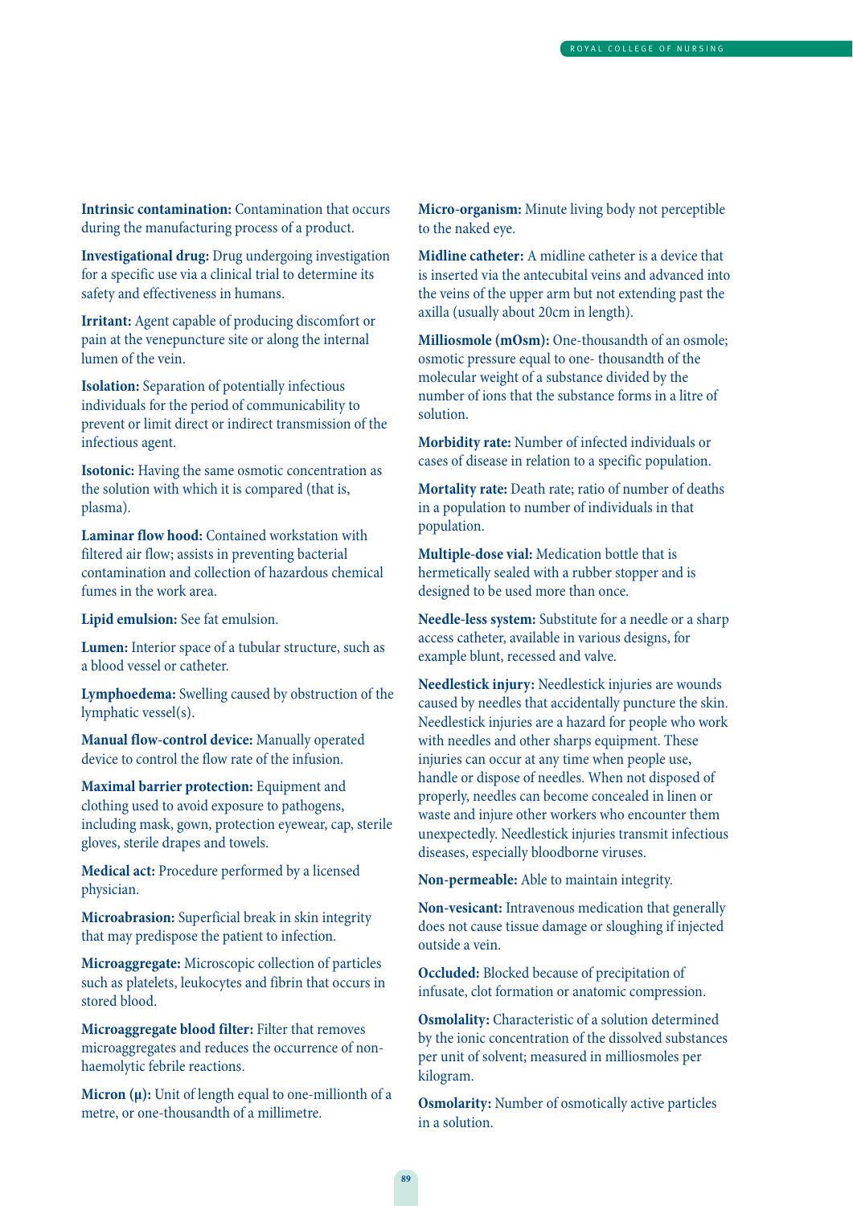**Intrinsic contamination:** Contamination that occurs during the manufacturing process of a product.

**Investigational drug:** Drug undergoing investigation for a specific use via a clinical trial to determine its safety and effectiveness in humans.

**Irritant:** Agent capable of producing discomfort or pain at the venepuncture site or along the internal lumen of the vein.

**Isolation:** Separation of potentially infectious individuals for the period of communicability to prevent or limit direct or indirect transmission of the infectious agent.

**Isotonic:** Having the same osmotic concentration as the solution with which it is compared (that is, plasma).

**Laminar flow hood:** Contained workstation with filtered air flow; assists in preventing bacterial contamination and collection of hazardous chemical fumes in the work area.

**Lipid emulsion:** See fat emulsion.

**Lumen:** Interior space of a tubular structure, such as a blood vessel or catheter.

**Lymphoedema:** Swelling caused by obstruction of the lymphatic vessel(s).

**Manual flow-control device:** Manually operated device to control the flow rate of the infusion.

**Maximal barrier protection:** Equipment and clothing used to avoid exposure to pathogens, including mask, gown, protection eyewear, cap, sterile gloves, sterile drapes and towels.

**Medical act:** Procedure performed by a licensed physician.

**Microabrasion:** Superficial break in skin integrity that may predispose the patient to infection.

**Microaggregate:** Microscopic collection of particles such as platelets, leukocytes and fibrin that occurs in stored blood.

**Microaggregate blood filter:** Filter that removes microaggregates and reduces the occurrence of non-haemolytic febrile reactions.

**Micron (μ):** Unit of length equal to one-millionth of a metre, or one-thousandth of a millimetre.

**Micro-organism:** Minute living body not perceptible to the naked eye.

**Midline catheter:** A midline catheter is a device that is inserted via the antecubital veins and advanced into the veins of the upper arm but not extending past the axilla (usually about 20cm in length).

**Milliosmole (mOsm):** One-thousandth of an osmole; osmotic pressure equal to one- thousandth of the molecular weight of a substance divided by the number of ions that the substance forms in a litre of solution.

**Morbidity rate:** Number of infected individuals or cases of disease in relation to a specific population.

**Mortality rate:** Death rate; ratio of number of deaths in a population to number of individuals in that population.

**Multiple-dose vial:** Medication bottle that is hermetically sealed with a rubber stopper and is designed to be used more than once.

**Needle-less system:** Substitute for a needle or a sharp access catheter, available in various designs, for example blunt, recessed and valve.

**Needlestick injury:** Needlestick injuries are wounds caused by needles that accidentally puncture the skin. Needlestick injuries are a hazard for people who work with needles and other sharps equipment. These injuries can occur at any time when people use, handle or dispose of needles. When not disposed of properly, needles can become concealed in linen or waste and injure other workers who encounter them unexpectedly. Needlestick injuries transmit infectious diseases, especially bloodborne viruses.

**Non-permeable:** Able to maintain integrity.

**Non-vesicant:** Intravenous medication that generally does not cause tissue damage or sloughing if injected outside a vein.

**Occluded:** Blocked because of precipitation of infusate, clot formation or anatomic compression.

**Osmolality:** Characteristic of a solution determined by the ionic concentration of the dissolved substances per unit of solvent; measured in milliosmoles per kilogram.

**Osmolarity:** Number of osmotically active particles in a solution.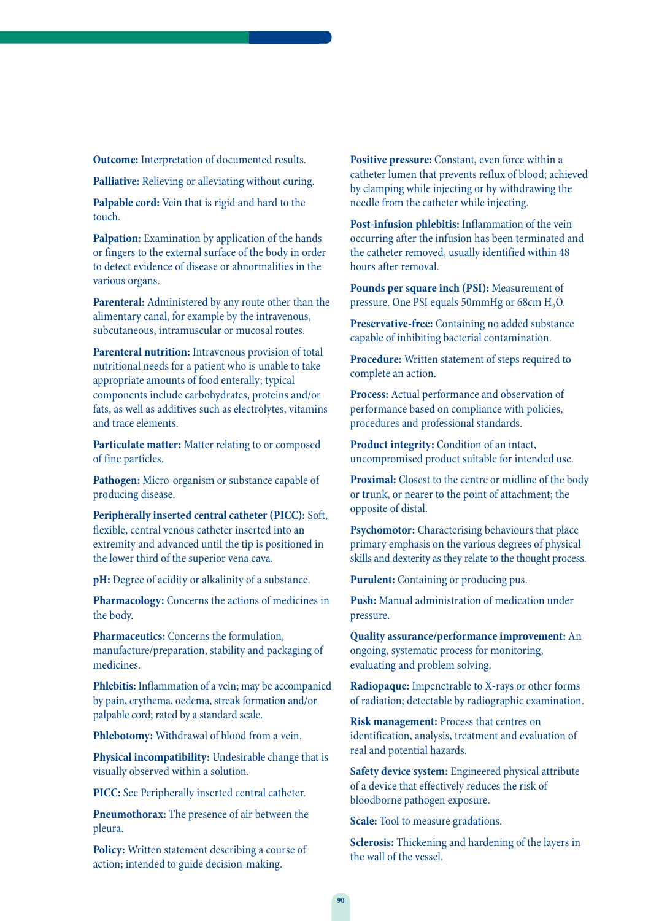**Outcome:** Interpretation of documented results.

**Palliative:** Relieving or alleviating without curing.

**Palpable cord:** Vein that is rigid and hard to the touch.

**Palpation:** Examination by application of the hands or fingers to the external surface of the body in order to detect evidence of disease or abnormalities in the various organs.

**Parenteral:** Administered by any route other than the alimentary canal, for example by the intravenous, subcutaneous, intramuscular or mucosal routes.

**Parenteral nutrition:** Intravenous provision of total nutritional needs for a patient who is unable to take appropriate amounts of food enterally; typical components include carbohydrates, proteins and/or fats, as well as additives such as electrolytes, vitamins and trace elements.

**Particulate matter:** Matter relating to or composed of fine particles.

**Pathogen:** Micro-organism or substance capable of producing disease.

**Peripherally inserted central catheter (PICC):** Soft, flexible, central venous catheter inserted into an extremity and advanced until the tip is positioned in the lower third of the superior vena cava.

**pH:** Degree of acidity or alkalinity of a substance.

**Pharmacology:** Concerns the actions of medicines in the body.

**Pharmaceutics:** Concerns the formulation, manufacture/preparation, stability and packaging of medicines.

**Phlebitis:** Inflammation of a vein; may be accompanied by pain, erythema, oedema, streak formation and/or palpable cord; rated by a standard scale.

**Phlebotomy:** Withdrawal of blood from a vein.

**Physical incompatibility:** Undesirable change that is visually observed within a solution.

**PICC:** See Peripherally inserted central catheter.

**Pneumothorax:** The presence of air between the pleura.

**Policy:** Written statement describing a course of action; intended to guide decision-making.

**Positive pressure:** Constant, even force within a catheter lumen that prevents reflux of blood; achieved by clamping while injecting or by withdrawing the needle from the catheter while injecting.

**Post-infusion phlebitis:** Inflammation of the vein occurring after the infusion has been terminated and the catheter removed, usually identified within 48 hours after removal.

**Pounds per square inch (PSI):** Measurement of pressure. One PSI equals 50mmHg or 68cm $H_2O$.

**Preservative-free:** Containing no added substance capable of inhibiting bacterial contamination.

**Procedure:** Written statement of steps required to complete an action.

**Process:** Actual performance and observation of performance based on compliance with policies, procedures and professional standards.

**Product integrity:** Condition of an intact, uncompromised product suitable for intended use.

**Proximal:** Closest to the centre or midline of the body or trunk, or nearer to the point of attachment; the opposite of distal.

**Psychomotor:** Characterising behaviours that place primary emphasis on the various degrees of physical skills and dexterity as they relate to the thought process.

**Purulent:** Containing or producing pus.

**Push:** Manual administration of medication under pressure.

**Quality assurance/performance improvement:** An ongoing, systematic process for monitoring, evaluating and problem solving.

**Radiopaque:** Impenetrable to X-rays or other forms of radiation; detectable by radiographic examination.

**Risk management:** Process that centres on identification, analysis, treatment and evaluation of real and potential hazards.

**Safety device system:** Engineered physical attribute of a device that effectively reduces the risk of bloodborne pathogen exposure.

**Scale:** Tool to measure gradations.

**Sclerosis:** Thickening and hardening of the layers in the wall of the vessel.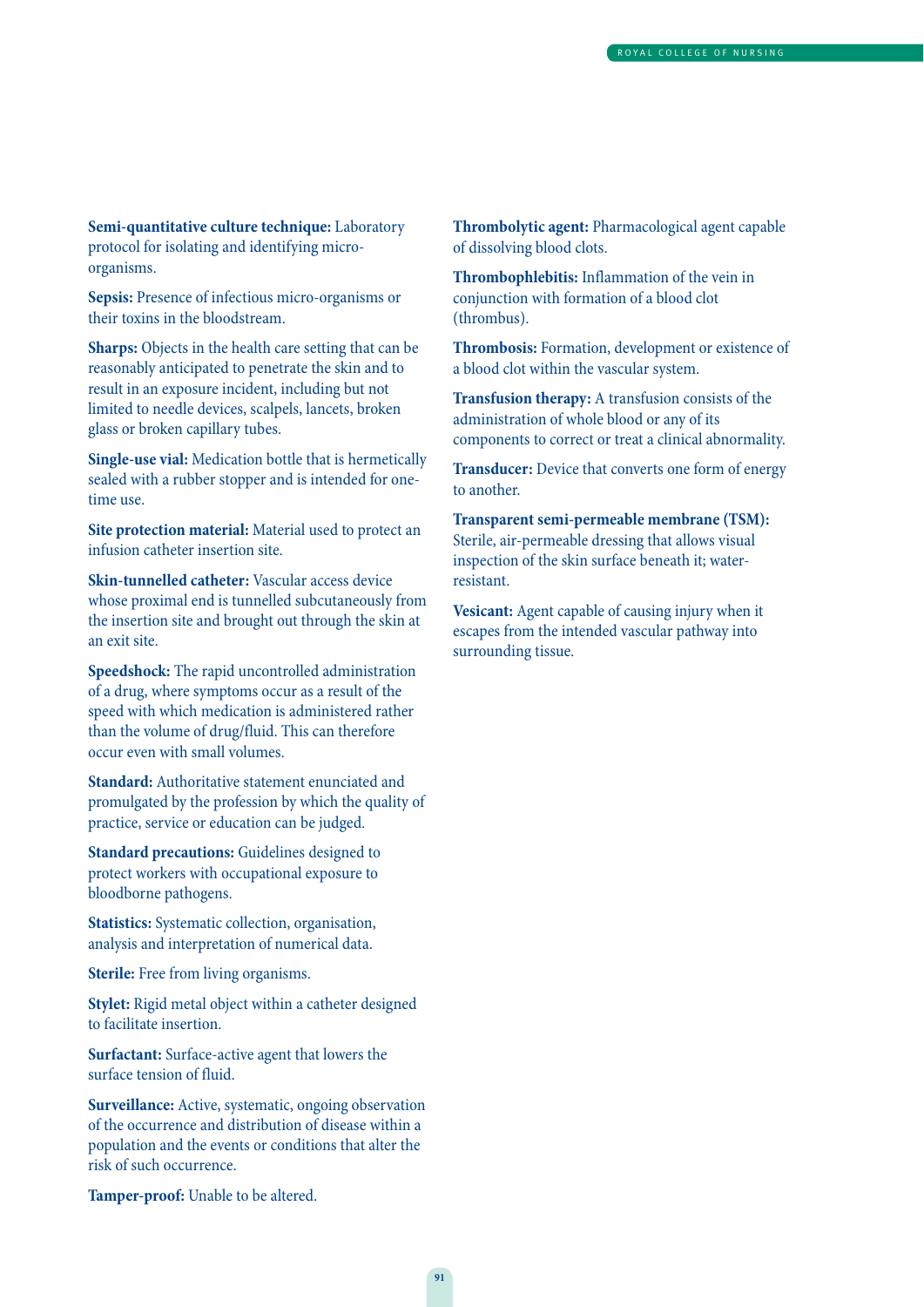**Semi-quantitative culture technique:** Laboratory protocol for isolating and identifying micro-organisms.

**Sepsis:** Presence of infectious micro-organisms or their toxins in the bloodstream.

**Sharps:** Objects in the health care setting that can be reasonably anticipated to penetrate the skin and to result in an exposure incident, including but not limited to needle devices, scalpels, lancets, broken glass or broken capillary tubes.

**Single-use vial:** Medication bottle that is hermetically sealed with a rubber stopper and is intended for one-time use.

**Site protection material:** Material used to protect an infusion catheter insertion site.

**Skin-tunnelled catheter:** Vascular access device whose proximal end is tunnelled subcutaneously from the insertion site and brought out through the skin at an exit site.

**Speedshock:** The rapid uncontrolled administration of a drug, where symptoms occur as a result of the speed with which medication is administered rather than the volume of drug/fluid. This can therefore occur even with small volumes.

**Standard:** Authoritative statement enunciated and promulgated by the profession by which the quality of practice, service or education can be judged.

**Standard precautions:** Guidelines designed to protect workers with occupational exposure to bloodborne pathogens.

**Statistics:** Systematic collection, organisation, analysis and interpretation of numerical data.

**Sterile:** Free from living organisms.

**Stylet:** Rigid metal object within a catheter designed to facilitate insertion.

**Surfactant:** Surface-active agent that lowers the surface tension of fluid.

**Surveillance:** Active, systematic, ongoing observation of the occurrence and distribution of disease within a population and the events or conditions that alter the risk of such occurrence.

**Tamper-proof:** Unable to be altered.

**Thrombolytic agent:** Pharmacological agent capable of dissolving blood clots.

**Thrombophlebitis:** Inflammation of the vein in conjunction with formation of a blood clot (thrombus).

**Thrombosis:** Formation, development or existence of a blood clot within the vascular system.

**Transfusion therapy:** A transfusion consists of the administration of whole blood or any of its components to correct or treat a clinical abnormality.

**Transducer:** Device that converts one form of energy to another.

**Transparent semi-permeable membrane (TSM):** Sterile, air-permeable dressing that allows visual inspection of the skin surface beneath it; water-resistant.

**Vesicant:** Agent capable of causing injury when it escapes from the intended vascular pathway into surrounding tissue.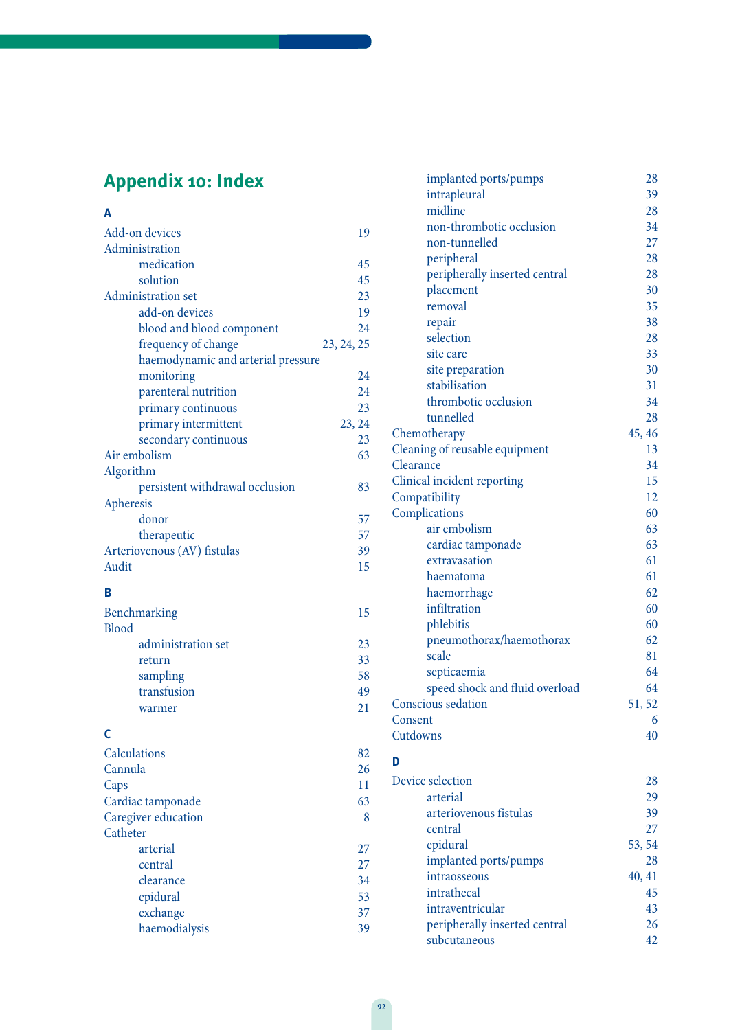## Appendix 10: Index

**A**

Add-on devices 19
Administration
- medication 45
- solution 45

Administration set 23
- add-on devices 19
- blood and blood component 24
- frequency of change 23, 24, 25
- haemodynamic and arterial pressure monitoring 24
- parenteral nutrition 24
- primary continuous 23
- primary intermittent 23, 24
- secondary continuous 23

Air embolism 63
Algorithm
- persistent withdrawal occlusion 83

Apheresis
- donor 57
- therapeutic 57

Arteriovenous (AV) fistulas 39
Audit 15

**B**

Benchmarking 15
Blood
- administration set 23
- return 33
- sampling 58
- transfusion 49
- warmer 21

**C**

Calculations 82
Cannula 26
Caps 11
Cardiac tamponade 63
Caregiver education 8
Catheter
- arterial 27
- central 27
- clearance 34
- epidural 53
- exchange 37
- haemodialysis 39
- implanted ports/pumps 28
- intrapleural 39
- midline 28
- non-thrombotic occlusion 34
- non-tunnelled 27
- peripheral 28
- peripherally inserted central 28
- placement 30
- removal 35
- repair 38
- selection 28
- site care 33
- site preparation 30
- stabilisation 31
- thrombotic occlusion 34
- tunnelled 28

Chemotherapy 45, 46
Cleaning of reusable equipment 13
Clearance 34
Clinical incident reporting 15
Compatibility 12
Complications 60
- air embolism 63
- cardiac tamponade 63
- extravasation 61
- haematoma 61
- haemorrhage 62
- infiltration 60
- phlebitis 60
- pneumothorax/haemothorax 62
- scale 81
- septicaemia 64
- speed shock and fluid overload 64

Conscious sedation 51, 52
Consent 6
Cutdowns 40

**D**

Device selection 28
- arterial 29
- arteriovenous fistulas 39
- central 27
- epidural 53, 54
- implanted ports/pumps 28
- intraosseous 40, 41
- intrathecal 45
- intraventricular 43
- peripherally inserted central 26
- subcutaneous 42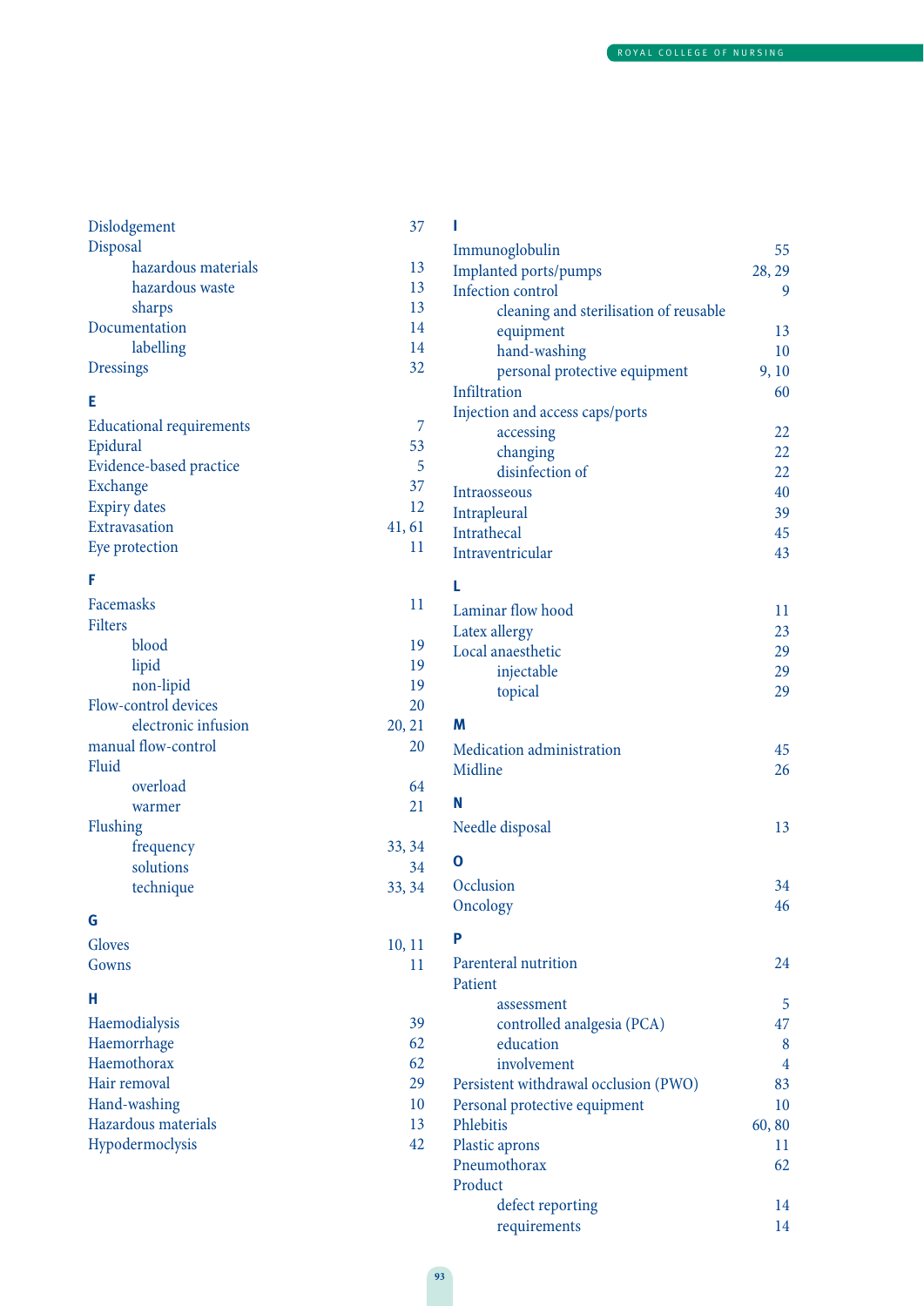Dislodgement 37
Disposal
- hazardous materials 13
- hazardous waste 13
- sharps 13

Documentation 14
- labelling 14

Dressings 32

**E**

Educational requirements 7
Epidural 53
Evidence-based practice 5
Exchange 37
Expiry dates 12
Extravasation 41, 61
Eye protection 11

**F**

Facemasks 11
Filters
- blood 19
- lipid 19
- non-lipid 19

Flow-control devices 20
- electronic infusion 20, 21

manual flow-control 20
Fluid
- overload 64
- warmer 21

Flushing
- frequency 33, 34
- solutions 34
- technique 33, 34

**G**

Gloves 10, 11
Gowns 11

**H**

Haemodialysis 39
Haemorrhage 62
Haemothorax 62
Hair removal 29
Hand-washing 10
Hazardous materials 13
Hypodermoclysis 42

**I**

Immunoglobulin 55
Implanted ports/pumps 28, 29
Infection control 9
- cleaning and sterilisation of reusable equipment 13
- hand-washing 10
- personal protective equipment 9, 10

Infiltration 60
Injection and access caps/ports
- accessing 22
- changing 22
- disinfection of 22

Intraosseous 40
Intrapleural 39
Intrathecal 45
Intraventricular 43

**L**

Laminar flow hood 11
Latex allergy 23
Local anaesthetic 29
- injectable 29
- topical 29

**M**

Medication administration 45
Midline 26

**N**

Needle disposal 13

**O**

Occlusion 34
Oncology 46

**P**

Parenteral nutrition 24
Patient
- assessment 5
- controlled analgesia (PCA) 47
- education 8
- involvement 4

Persistent withdrawal occlusion (PWO) 83
Personal protective equipment 10
Phlebitis 60, 80
Plastic aprons 11
Pneumothorax 62
Product
- defect reporting 14
- requirements 14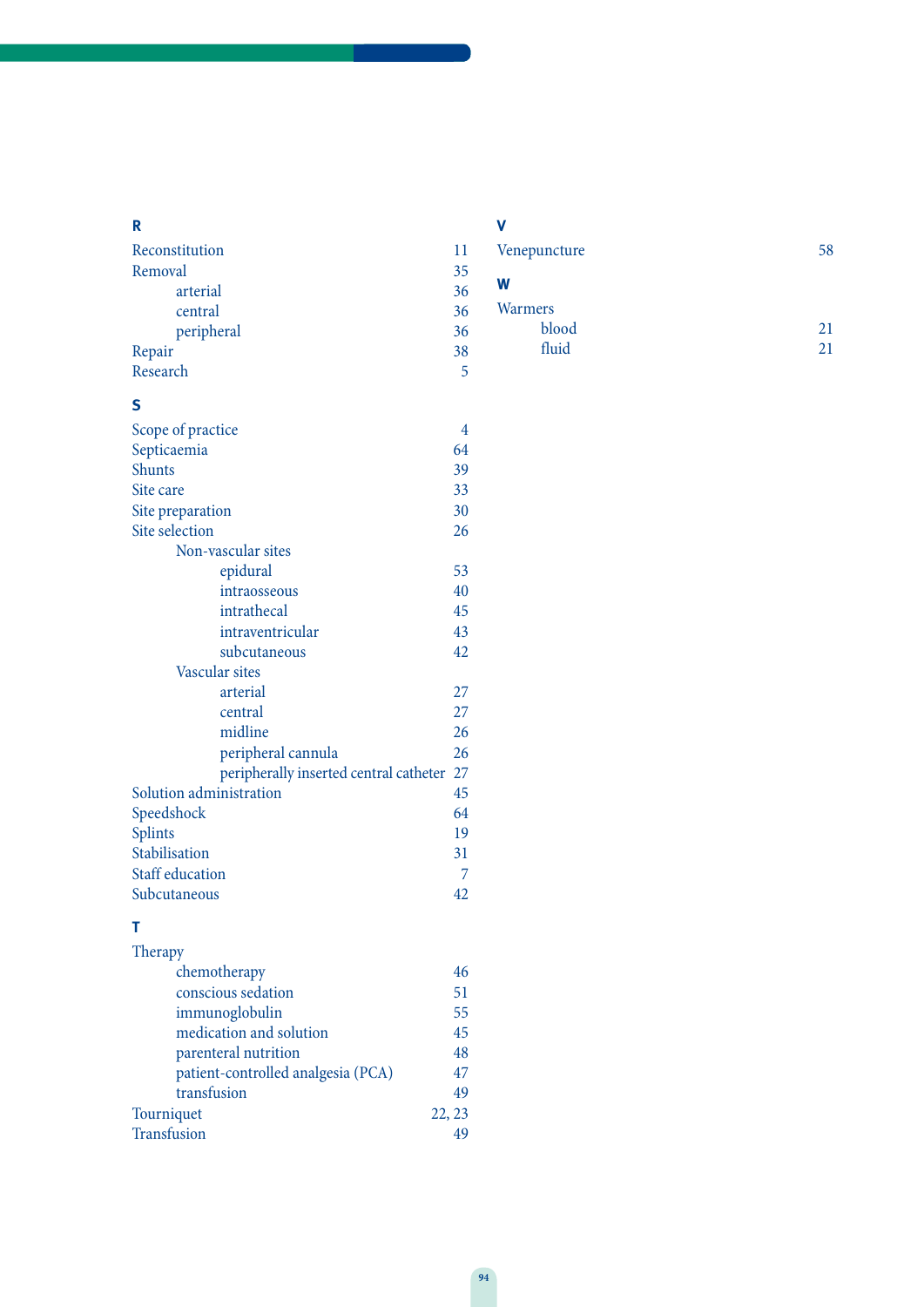## R

Reconstitution 11
Removal 35
- arterial 36
- central 36
- peripheral 36

Repair 38
Research 5

## S

Scope of practice 4
Septicaemia 64
Shunts 39
Site care 33
Site preparation 30
Site selection 26
- Non-vascular sites
  - epidural 53
  - intraosseous 40
  - intrathecal 45
  - intraventricular 43
  - subcutaneous 42
- Vascular sites
  - arterial 27
  - central 27
  - midline 26
  - peripheral cannula 26
  - peripherally inserted central catheter 27

Solution administration 45
Speedshock 64
Splints 19
Stabilisation 31
Staff education 7
Subcutaneous 42

## T

Therapy
- chemotherapy 46
- conscious sedation 51
- immunoglobulin 55
- medication and solution 45
- parenteral nutrition 48
- patient-controlled analgesia (PCA) 47
- transfusion 49

Tourniquet 22, 23
Transfusion 49

## V

Venepuncture 58

## W

Warmers
- blood 21
- fluid 21